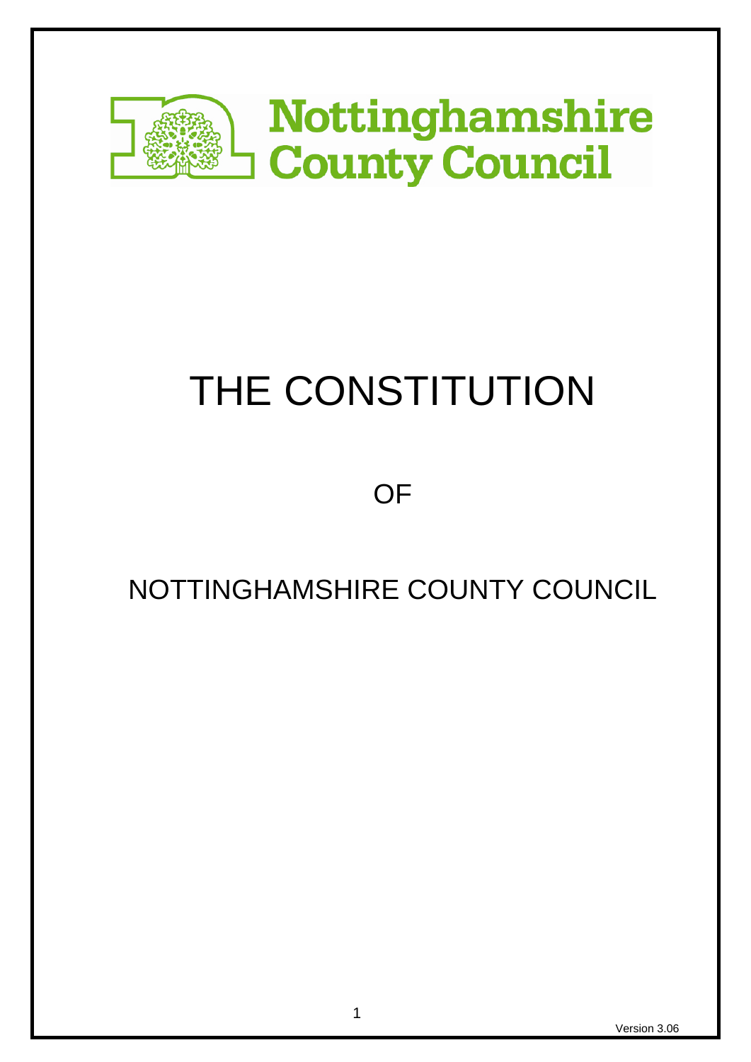Nottinghamshire County Council

# THE CONSTITUTION

OF

NOTTINGHAMSHIRE COUNTY COUNCIL

Version 3.06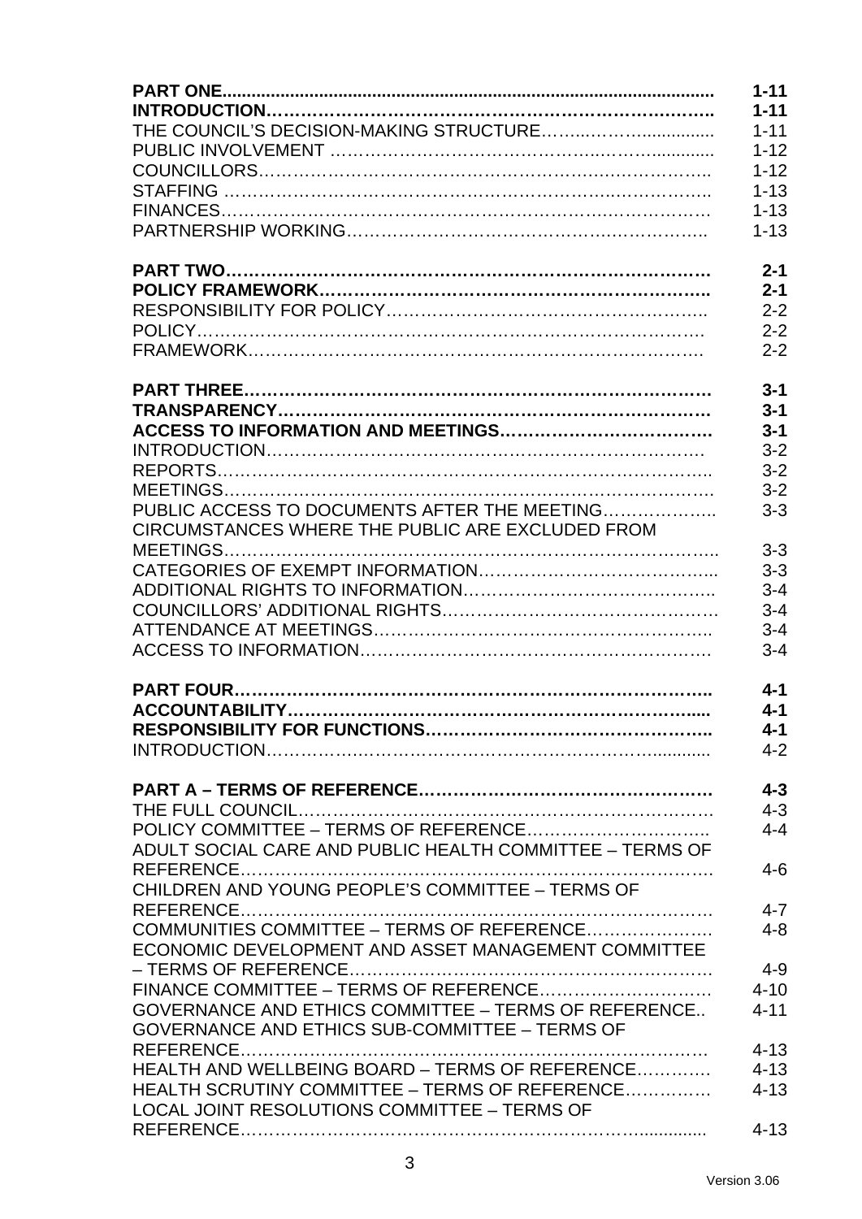| | |
|---|---|
| **PART ONE** | **1-11** |
| **INTRODUCTION** | **1-11** |
| THE COUNCIL'S DECISION-MAKING STRUCTURE | 1-11 |
| PUBLIC INVOLVEMENT | 1-12 |
| COUNCILLORS | 1-12 |
| STAFFING | 1-13 |
| FINANCES | 1-13 |
| PARTNERSHIP WORKING | 1-13 |
| | |
| **PART TWO** | **2-1** |
| **POLICY FRAMEWORK** | **2-1** |
| RESPONSIBILITY FOR POLICY | 2-2 |
| POLICY | 2-2 |
| FRAMEWORK | 2-2 |
| | |
| **PART THREE** | **3-1** |
| **TRANSPARENCY** | **3-1** |
| **ACCESS TO INFORMATION AND MEETINGS** | **3-1** |
| INTRODUCTION | 3-2 |
| REPORTS | 3-2 |
| MEETINGS | 3-2 |
| PUBLIC ACCESS TO DOCUMENTS AFTER THE MEETING | 3-3 |
| CIRCUMSTANCES WHERE THE PUBLIC ARE EXCLUDED FROM MEETINGS | 3-3 |
| CATEGORIES OF EXEMPT INFORMATION | 3-3 |
| ADDITIONAL RIGHTS TO INFORMATION | 3-4 |
| COUNCILLORS' ADDITIONAL RIGHTS | 3-4 |
| ATTENDANCE AT MEETINGS | 3-4 |
| ACCESS TO INFORMATION | 3-4 |
| | |
| **PART FOUR** | **4-1** |
| **ACCOUNTABILITY** | **4-1** |
| **RESPONSIBILITY FOR FUNCTIONS** | **4-1** |
| INTRODUCTION | 4-2 |
| | |
| **PART A – TERMS OF REFERENCE** | **4-3** |
| THE FULL COUNCIL | 4-3 |
| POLICY COMMITTEE – TERMS OF REFERENCE | 4-4 |
| ADULT SOCIAL CARE AND PUBLIC HEALTH COMMITTEE – TERMS OF REFERENCE | 4-6 |
| CHILDREN AND YOUNG PEOPLE'S COMMITTEE – TERMS OF REFERENCE | 4-7 |
| COMMUNITIES COMMITTEE – TERMS OF REFERENCE | 4-8 |
| ECONOMIC DEVELOPMENT AND ASSET MANAGEMENT COMMITTEE – TERMS OF REFERENCE | 4-9 |
| FINANCE COMMITTEE – TERMS OF REFERENCE | 4-10 |
| GOVERNANCE AND ETHICS COMMITTEE – TERMS OF REFERENCE | 4-11 |
| GOVERNANCE AND ETHICS SUB-COMMITTEE – TERMS OF REFERENCE | 4-13 |
| HEALTH AND WELLBEING BOARD – TERMS OF REFERENCE | 4-13 |
| HEALTH SCRUTINY COMMITTEE – TERMS OF REFERENCE | 4-13 |
| LOCAL JOINT RESOLUTIONS COMMITTEE – TERMS OF REFERENCE | 4-13 |

Version 3.06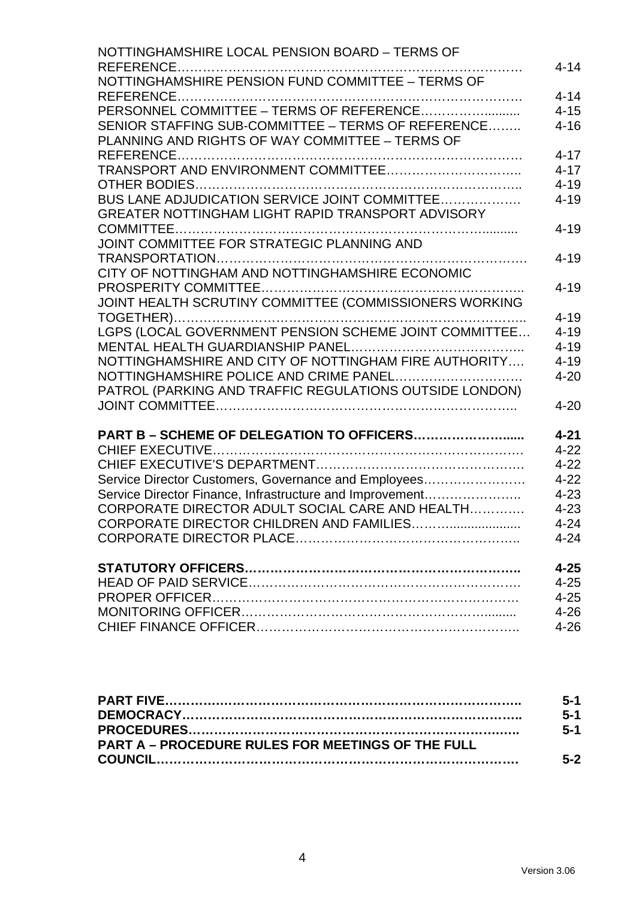| | |
|---|---|
| NOTTINGHAMSHIRE LOCAL PENSION BOARD – TERMS OF REFERENCE………………………………………………………………… | 4-14 |
| NOTTINGHAMSHIRE PENSION FUND COMMITTEE – TERMS OF REFERENCE………………………………………………………………… | 4-14 |
| PERSONNEL COMMITTEE – TERMS OF REFERENCE……………......... | 4-15 |
| SENIOR STAFFING SUB-COMMITTEE – TERMS OF REFERENCE…….. | 4-16 |
| PLANNING AND RIGHTS OF WAY COMMITTEE – TERMS OF REFERENCE………………………………………………………………… | 4-17 |
| TRANSPORT AND ENVIRONMENT COMMITTEE………………………….. | 4-17 |
| OTHER BODIES……………………………………………………………….. | 4-19 |
| BUS LANE ADJUDICATION SERVICE JOINT COMMITTEE………………. | 4-19 |
| GREATER NOTTINGHAM LIGHT RAPID TRANSPORT ADVISORY COMMITTEE………………………………………………………………......... | 4-19 |
| JOINT COMMITTEE FOR STRATEGIC PLANNING AND TRANSPORTATION……………………………………………………………. | 4-19 |
| CITY OF NOTTINGHAM AND NOTTINGHAMSHIRE ECONOMIC PROSPERITY COMMITTEE……………………………………………………….. | 4-19 |
| JOINT HEALTH SCRUTINY COMMITTEE (COMMISSIONERS WORKING TOGETHER)……………………………………………………………………….. | 4-19 |
| LGPS (LOCAL GOVERNMENT PENSION SCHEME JOINT COMMITTEE… | 4-19 |
| MENTAL HEALTH GUARDIANSHIP PANEL………………………………….. | 4-19 |
| NOTTINGHAMSHIRE AND CITY OF NOTTINGHAM FIRE AUTHORITY…. | 4-19 |
| NOTTINGHAMSHIRE POLICE AND CRIME PANEL……………………….. | 4-20 |
| PATROL (PARKING AND TRAFFIC REGULATIONS OUTSIDE LONDON) JOINT COMMITTEE……………………………………………………………….. | 4-20 |
| **PART B – SCHEME OF DELEGATION TO OFFICERS…………………......** | **4-21** |
| CHIEF EXECUTIVE……………………………………………………………. | 4-22 |
| CHIEF EXECUTIVE'S DEPARTMENT………………………………………. | 4-22 |
| Service Director Customers, Governance and Employees…………………. | 4-22 |
| Service Director Finance, Infrastructure and Improvement………………….. | 4-23 |
| CORPORATE DIRECTOR ADULT SOCIAL CARE AND HEALTH…………. | 4-23 |
| CORPORATE DIRECTOR CHILDREN AND FAMILIES……….................. | 4-24 |
| CORPORATE DIRECTOR PLACE…………………………………………….. | 4-24 |
| **STATUTORY OFFICERS……………………………………………………..** | **4-25** |
| HEAD OF PAID SERVICE……………………………………………………. | 4-25 |
| PROPER OFFICER……………………………………………………………. | 4-25 |
| MONITORING OFFICER……………………………………………………...... | 4-26 |
| CHIEF FINANCE OFFICER………………………………………………….. | 4-26 |

| | |
|---|---|
| **PART FIVE………………………………………………………………………..** | **5-1** |
| **DEMOCRACY……………………………………………………………………..** | **5-1** |
| **PROCEDURES…………………………………………………………………..** | **5-1** |
| **PART A – PROCEDURE RULES FOR MEETINGS OF THE FULL COUNCIL……………………………………………………………………….** | **5-2** |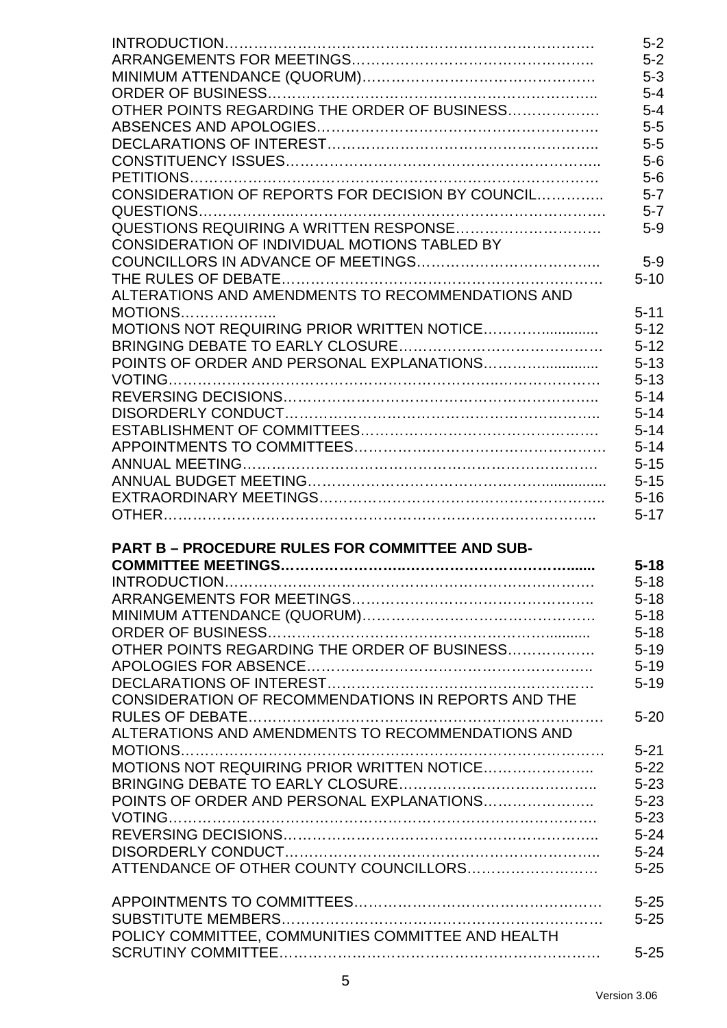| | |
|---|---|
| INTRODUCTION | 5-2 |
| ARRANGEMENTS FOR MEETINGS | 5-2 |
| MINIMUM ATTENDANCE (QUORUM) | 5-3 |
| ORDER OF BUSINESS | 5-4 |
| OTHER POINTS REGARDING THE ORDER OF BUSINESS | 5-4 |
| ABSENCES AND APOLOGIES | 5-5 |
| DECLARATIONS OF INTEREST | 5-5 |
| CONSTITUENCY ISSUES | 5-6 |
| PETITIONS | 5-6 |
| CONSIDERATION OF REPORTS FOR DECISION BY COUNCIL | 5-7 |
| QUESTIONS | 5-7 |
| QUESTIONS REQUIRING A WRITTEN RESPONSE | 5-9 |
| CONSIDERATION OF INDIVIDUAL MOTIONS TABLED BY COUNCILLORS IN ADVANCE OF MEETINGS | 5-9 |
| THE RULES OF DEBATE | 5-10 |
| ALTERATIONS AND AMENDMENTS TO RECOMMENDATIONS AND MOTIONS | 5-11 |
| MOTIONS NOT REQUIRING PRIOR WRITTEN NOTICE | 5-12 |
| BRINGING DEBATE TO EARLY CLOSURE | 5-12 |
| POINTS OF ORDER AND PERSONAL EXPLANATIONS | 5-13 |
| VOTING | 5-13 |
| REVERSING DECISIONS | 5-14 |
| DISORDERLY CONDUCT | 5-14 |
| ESTABLISHMENT OF COMMITTEES | 5-14 |
| APPOINTMENTS TO COMMITTEES | 5-14 |
| ANNUAL MEETING | 5-15 |
| ANNUAL BUDGET MEETING | 5-15 |
| EXTRAORDINARY MEETINGS | 5-16 |
| OTHER | 5-17 |

| | |
|---|---|
| **PART B – PROCEDURE RULES FOR COMMITTEE AND SUB-COMMITTEE MEETINGS** | **5-18** |
| INTRODUCTION | 5-18 |
| ARRANGEMENTS FOR MEETINGS | 5-18 |
| MINIMUM ATTENDANCE (QUORUM) | 5-18 |
| ORDER OF BUSINESS | 5-18 |
| OTHER POINTS REGARDING THE ORDER OF BUSINESS | 5-19 |
| APOLOGIES FOR ABSENCE | 5-19 |
| DECLARATIONS OF INTEREST | 5-19 |
| CONSIDERATION OF RECOMMENDATIONS IN REPORTS AND THE RULES OF DEBATE | 5-20 |
| ALTERATIONS AND AMENDMENTS TO RECOMMENDATIONS AND MOTIONS | 5-21 |
| MOTIONS NOT REQUIRING PRIOR WRITTEN NOTICE | 5-22 |
| BRINGING DEBATE TO EARLY CLOSURE | 5-23 |
| POINTS OF ORDER AND PERSONAL EXPLANATIONS | 5-23 |
| VOTING | 5-23 |
| REVERSING DECISIONS | 5-24 |
| DISORDERLY CONDUCT | 5-24 |
| ATTENDANCE OF OTHER COUNTY COUNCILLORS | 5-25 |
| APPOINTMENTS TO COMMITTEES | 5-25 |
| SUBSTITUTE MEMBERS | 5-25 |
| POLICY COMMITTEE, COMMUNITIES COMMITTEE AND HEALTH SCRUTINY COMMITTEE | 5-25 |

Version 3.06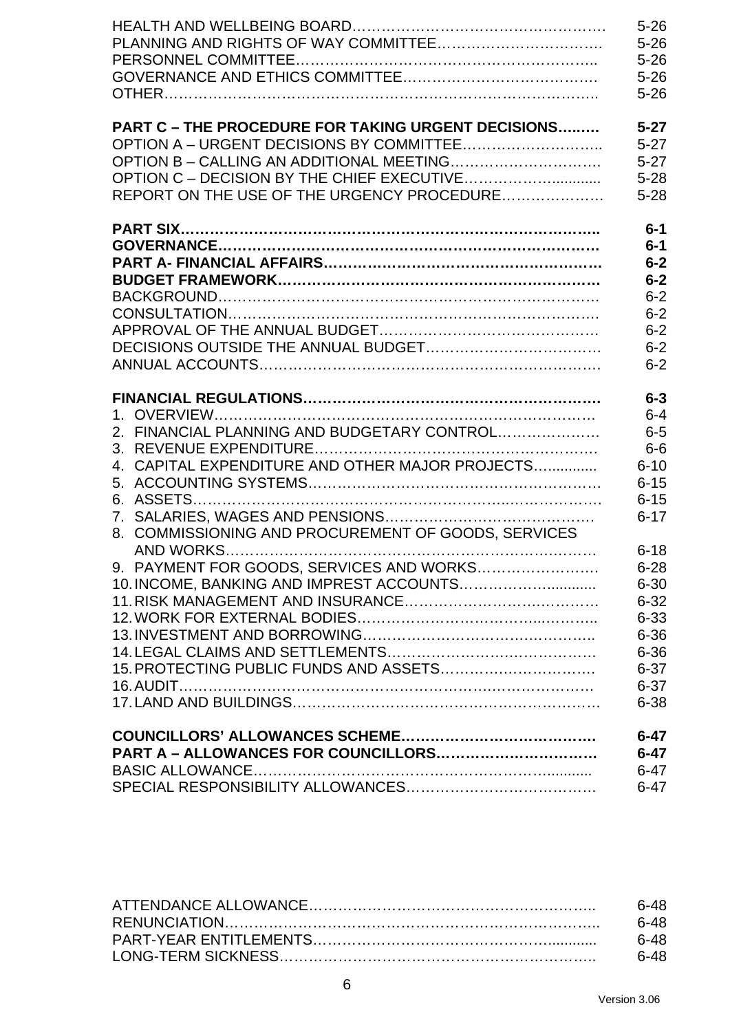| | |
|---|---|
| HEALTH AND WELLBEING BOARD………………………………………… | 5-26 |
| PLANNING AND RIGHTS OF WAY COMMITTEE……………………………. | 5-26 |
| PERSONNEL COMMITTEE…………………………………………………….. | 5-26 |
| GOVERNANCE AND ETHICS COMMITTEE………………………………. | 5-26 |
| OTHER…………………………………………………………………………….. | 5-26 |
| | |
| **PART C – THE PROCEDURE FOR TAKING URGENT DECISIONS………** | **5-27** |
| OPTION A – URGENT DECISIONS BY COMMITTEE……………………….. | 5-27 |
| OPTION B – CALLING AN ADDITIONAL MEETING…………………………. | 5-27 |
| OPTION C – DECISION BY THE CHIEF EXECUTIVE……………............. | 5-28 |
| REPORT ON THE USE OF THE URGENCY PROCEDURE………………. | 5-28 |
| | |
| **PART SIX……………………………………………………………………….** | **6-1** |
| **GOVERNANCE………………………………………………………………….** | **6-1** |
| **PART A- FINANCIAL AFFAIRS………………………………………………….** | **6-2** |
| **BUDGET FRAMEWORK……………………………………………………….** | **6-2** |
| BACKGROUND……………………………………………………………………. | 6-2 |
| CONSULTATION………………………………………………………………… | 6-2 |
| APPROVAL OF THE ANNUAL BUDGET……………………………………… | 6-2 |
| DECISIONS OUTSIDE THE ANNUAL BUDGET……………………………… | 6-2 |
| ANNUAL ACCOUNTS……………………………………………………………. | 6-2 |
| | |
| **FINANCIAL REGULATIONS…………………………………………………….** | **6-3** |
| 1. OVERVIEW………………………………………………………………… | 6-4 |
| 2. FINANCIAL PLANNING AND BUDGETARY CONTROL………………… | 6-5 |
| 3. REVENUE EXPENDITURE……………………………………………………… | 6-6 |
| 4. CAPITAL EXPENDITURE AND OTHER MAJOR PROJECTS…............ | 6-10 |
| 5. ACCOUNTING SYSTEMS………………………………………………… | 6-15 |
| 6. ASSETS…………………………………………………………………………. | 6-15 |
| 7. SALARIES, WAGES AND PENSIONS…………………………………… | 6-17 |
| 8. COMMISSIONING AND PROCUREMENT OF GOODS, SERVICES AND WORKS………………………………………………………………… | 6-18 |
| 9. PAYMENT FOR GOODS, SERVICES AND WORKS……………………. | 6-28 |
| 10. INCOME, BANKING AND IMPREST ACCOUNTS………………........... | 6-30 |
| 11. RISK MANAGEMENT AND INSURANCE…………………………………. | 6-32 |
| 12. WORK FOR EXTERNAL BODIES…………………………………………….. | 6-33 |
| 13. INVESTMENT AND BORROWING…………………………………………….. | 6-36 |
| 14. LEGAL CLAIMS AND SETTLEMENTS……………………………………… | 6-36 |
| 15. PROTECTING PUBLIC FUNDS AND ASSETS………………………… | 6-37 |
| 16. AUDIT……………………………………………………………………………. | 6-37 |
| 17. LAND AND BUILDINGS………………………………………………………… | 6-38 |
| | |
| **COUNCILLORS' ALLOWANCES SCHEME………………………………….** | **6-47** |
| **PART A – ALLOWANCES FOR COUNCILLORS……………………………** | **6-47** |
| BASIC ALLOWANCE……………………………………………………............ | 6-47 |
| SPECIAL RESPONSIBILITY ALLOWANCES………………………………… | 6-47 |
| ATTENDANCE ALLOWANCE……………………………………………………. | 6-48 |
| RENUNCIATION…………………………………………………………………….. | 6-48 |
| PART-YEAR ENTITLEMENTS……………………………………………........... | 6-48 |
| LONG-TERM SICKNESS…………………………………………………………. | 6-48 |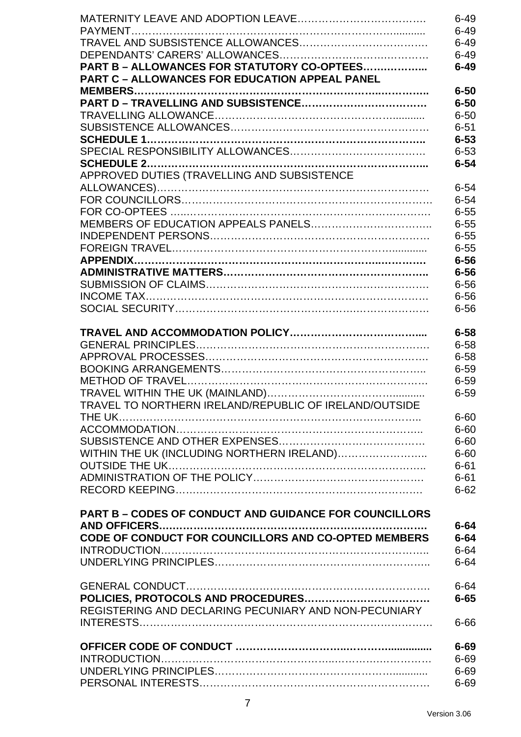| | |
|---|---|
| MATERNITY LEAVE AND ADOPTION LEAVE | 6-49 |
| PAYMENT | 6-49 |
| TRAVEL AND SUBSISTENCE ALLOWANCES | 6-49 |
| DEPENDANTS' CARERS' ALLOWANCES | 6-49 |
| **PART B – ALLOWANCES FOR STATUTORY CO-OPTEES** | **6-49** |
| **PART C – ALLOWANCES FOR EDUCATION APPEAL PANEL MEMBERS** | **6-50** |
| **PART D – TRAVELLING AND SUBSISTENCE** | **6-50** |
| TRAVELLING ALLOWANCE | 6-50 |
| SUBSISTENCE ALLOWANCES | 6-51 |
| **SCHEDULE 1** | **6-53** |
| SPECIAL RESPONSIBILITY ALLOWANCES | 6-53 |
| **SCHEDULE 2** | **6-54** |
| APPROVED DUTIES (TRAVELLING AND SUBSISTENCE ALLOWANCES) | 6-54 |
| FOR COUNCILLORS | 6-54 |
| FOR CO-OPTEES | 6-55 |
| MEMBERS OF EDUCATION APPEALS PANELS | 6-55 |
| INDEPENDENT PERSONS | 6-55 |
| FOREIGN TRAVEL | 6-55 |
| **APPENDIX** | **6-56** |
| **ADMINISTRATIVE MATTERS** | **6-56** |
| SUBMISSION OF CLAIMS | 6-56 |
| INCOME TAX | 6-56 |
| SOCIAL SECURITY | 6-56 |
| | |
| **TRAVEL AND ACCOMMODATION POLICY** | **6-58** |
| GENERAL PRINCIPLES | 6-58 |
| APPROVAL PROCESSES | 6-58 |
| BOOKING ARRANGEMENTS | 6-59 |
| METHOD OF TRAVEL | 6-59 |
| TRAVEL WITHIN THE UK (MAINLAND) | 6-59 |
| TRAVEL TO NORTHERN IRELAND/REPUBLIC OF IRELAND/OUTSIDE THE UK | 6-60 |
| ACCOMMODATION | 6-60 |
| SUBSISTENCE AND OTHER EXPENSES | 6-60 |
| WITHIN THE UK (INCLUDING NORTHERN IRELAND) | 6-60 |
| OUTSIDE THE UK | 6-61 |
| ADMINISTRATION OF THE POLICY | 6-61 |
| RECORD KEEPING | 6-62 |
| | |
| **PART B – CODES OF CONDUCT AND GUIDANCE FOR COUNCILLORS AND OFFICERS** | **6-64** |
| **CODE OF CONDUCT FOR COUNCILLORS AND CO-OPTED MEMBERS** | **6-64** |
| INTRODUCTION | 6-64 |
| UNDERLYING PRINCIPLES | 6-64 |
| | |
| GENERAL CONDUCT | 6-64 |
| **POLICIES, PROTOCOLS AND PROCEDURES** | **6-65** |
| REGISTERING AND DECLARING PECUNIARY AND NON-PECUNIARY INTERESTS | 6-66 |
| | |
| **OFFICER CODE OF CONDUCT** | **6-69** |
| INTRODUCTION | 6-69 |
| UNDERLYING PRINCIPLES | 6-69 |
| PERSONAL INTERESTS | 6-69 |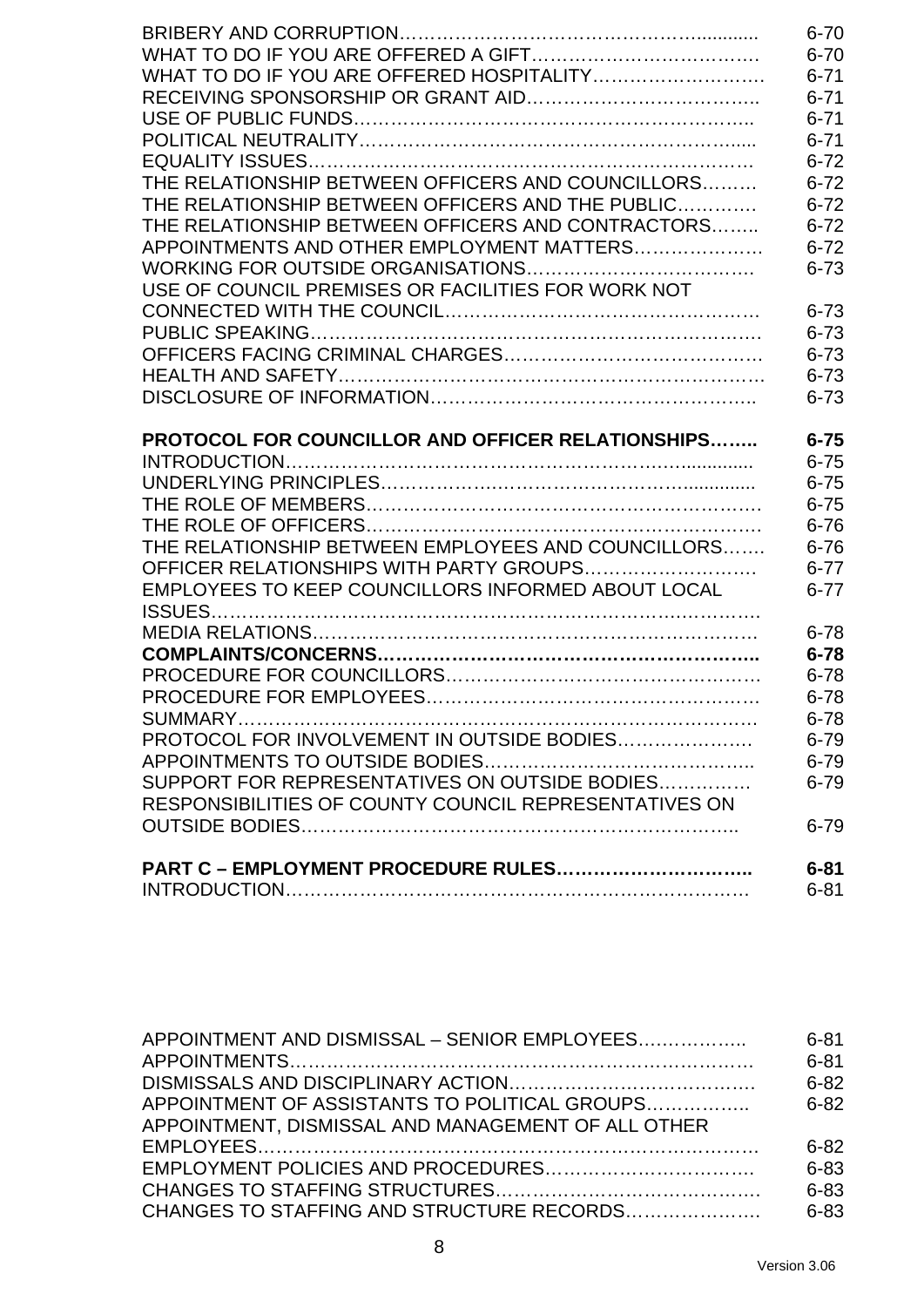| | |
|---|---|
| BRIBERY AND CORRUPTION………………………………………............ | 6-70 |
| WHAT TO DO IF YOU ARE OFFERED A GIFT……………………………… | 6-70 |
| WHAT TO DO IF YOU ARE OFFERED HOSPITALITY………………………. | 6-71 |
| RECEIVING SPONSORSHIP OR GRANT AID………………………………. | 6-71 |
| USE OF PUBLIC FUNDS……………………………………………………….. | 6-71 |
| POLITICAL NEUTRALITY……………………………………………………..... | 6-71 |
| EQUALITY ISSUES…………………………………………………………… | 6-72 |
| THE RELATIONSHIP BETWEEN OFFICERS AND COUNCILLORS……… | 6-72 |
| THE RELATIONSHIP BETWEEN OFFICERS AND THE PUBLIC………… | 6-72 |
| THE RELATIONSHIP BETWEEN OFFICERS AND CONTRACTORS…….. | 6-72 |
| APPOINTMENTS AND OTHER EMPLOYMENT MATTERS………………. | 6-72 |
| WORKING FOR OUTSIDE ORGANISATIONS………………………………. | 6-73 |
| USE OF COUNCIL PREMISES OR FACILITIES FOR WORK NOT CONNECTED WITH THE COUNCIL…………………………………………. | 6-73 |
| PUBLIC SPEAKING……………………………………………………………. | 6-73 |
| OFFICERS FACING CRIMINAL CHARGES………………………………… | 6-73 |
| HEALTH AND SAFETY………………………………………………………… | 6-73 |
| DISCLOSURE OF INFORMATION…………………………………………….. | 6-73 |
| | |
| **PROTOCOL FOR COUNCILLOR AND OFFICER RELATIONSHIPS……..** | **6-75** |
| INTRODUCTION…………………………………………………............... | 6-75 |
| UNDERLYING PRINCIPLES………………………………………............. | 6-75 |
| THE ROLE OF MEMBERS……………………………………………………. | 6-75 |
| THE ROLE OF OFFICERS……………………………………………………. | 6-76 |
| THE RELATIONSHIP BETWEEN EMPLOYEES AND COUNCILLORS……. | 6-76 |
| OFFICER RELATIONSHIPS WITH PARTY GROUPS……………………… | 6-77 |
| EMPLOYEES TO KEEP COUNCILLORS INFORMED ABOUT LOCAL ISSUES………………………………………………………………………. | 6-77 |
| MEDIA RELATIONS……………………………………………………………. | 6-78 |
| **COMPLAINTS/CONCERNS………………………………………………….** | **6-78** |
| PROCEDURE FOR COUNCILLORS…………………………………………. | 6-78 |
| PROCEDURE FOR EMPLOYEES……………………………………………. | 6-78 |
| SUMMARY……………………………………………………………………. | 6-78 |
| PROTOCOL FOR INVOLVEMENT IN OUTSIDE BODIES…………………. | 6-79 |
| APPOINTMENTS TO OUTSIDE BODIES…………………………………….. | 6-79 |
| SUPPORT FOR REPRESENTATIVES ON OUTSIDE BODIES…………… | 6-79 |
| RESPONSIBILITIES OF COUNTY COUNCIL REPRESENTATIVES ON OUTSIDE BODIES……………………………………………………………. | 6-79 |
| | |
| **PART C – EMPLOYMENT PROCEDURE RULES…………………………..** | **6-81** |
| INTRODUCTION……………………………………………………………… | 6-81 |
| APPOINTMENT AND DISMISSAL – SENIOR EMPLOYEES……………….. | 6-81 |
| APPOINTMENTS………………………………………………………………. | 6-81 |
| DISMISSALS AND DISCIPLINARY ACTION………………………………… | 6-82 |
| APPOINTMENT OF ASSISTANTS TO POLITICAL GROUPS……………. | 6-82 |
| APPOINTMENT, DISMISSAL AND MANAGEMENT OF ALL OTHER EMPLOYEES……………………………………………………………… | 6-82 |
| EMPLOYMENT POLICIES AND PROCEDURES…………………………… | 6-83 |
| CHANGES TO STAFFING STRUCTURES…………………………………… | 6-83 |
| CHANGES TO STAFFING AND STRUCTURE RECORDS…………………. | 6-83 |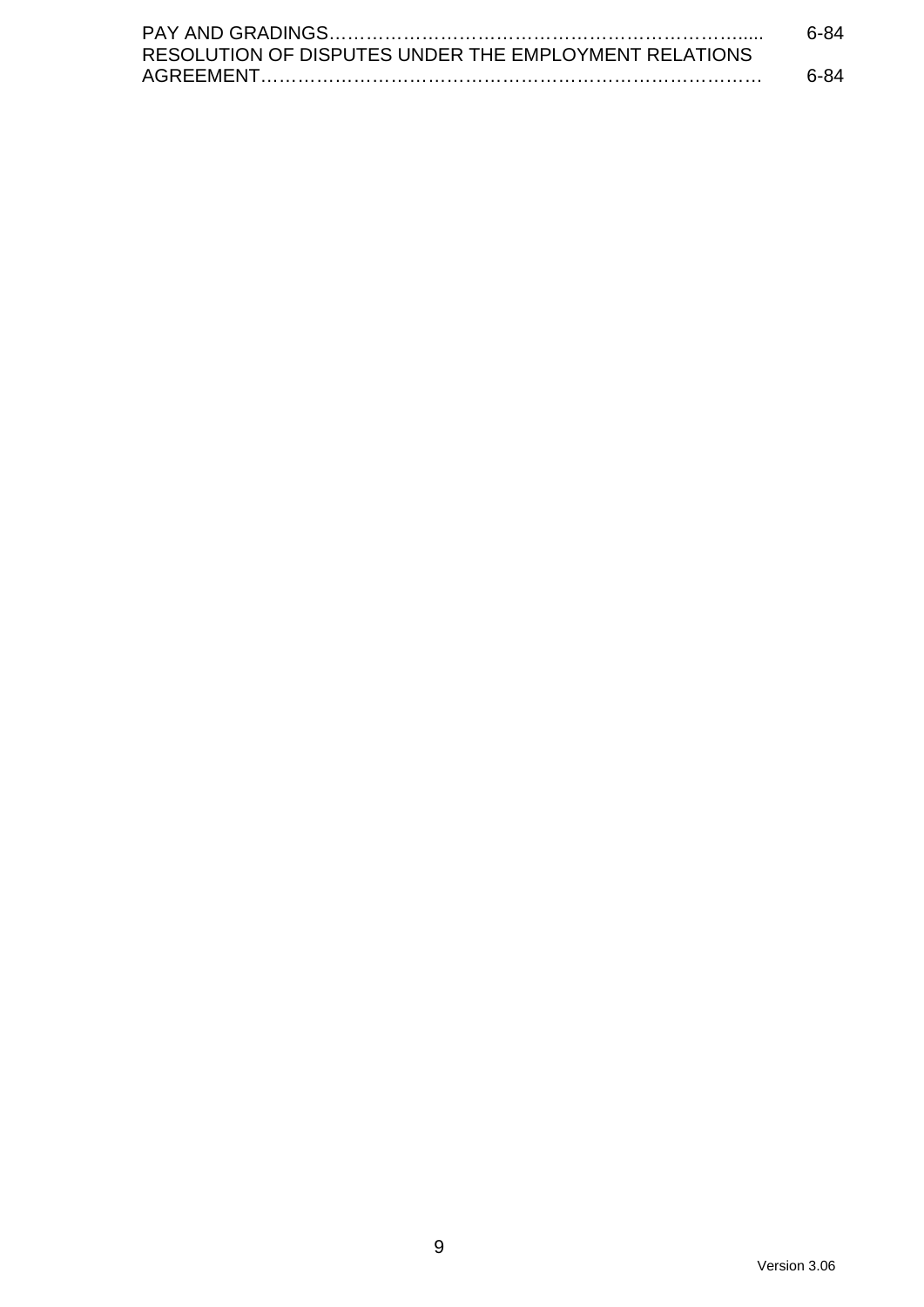PAY AND GRADINGS……………………………………………………………..... 6-84
RESOLUTION OF DISPUTES UNDER THE EMPLOYMENT RELATIONS AGREEMENT……………………………………………………………………… 6-84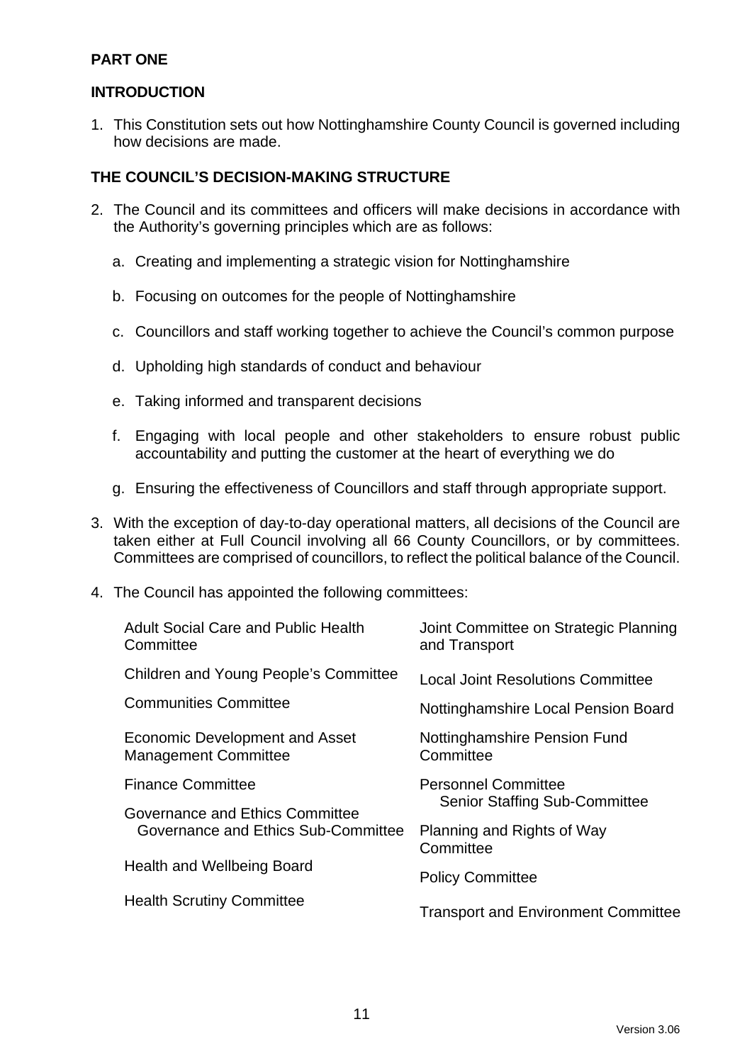**PART ONE**

**INTRODUCTION**

1. This Constitution sets out how Nottinghamshire County Council is governed including how decisions are made.

**THE COUNCIL'S DECISION-MAKING STRUCTURE**

2. The Council and its committees and officers will make decisions in accordance with the Authority's governing principles which are as follows:

   a. Creating and implementing a strategic vision for Nottinghamshire

   b. Focusing on outcomes for the people of Nottinghamshire

   c. Councillors and staff working together to achieve the Council's common purpose

   d. Upholding high standards of conduct and behaviour

   e. Taking informed and transparent decisions

   f. Engaging with local people and other stakeholders to ensure robust public accountability and putting the customer at the heart of everything we do

   g. Ensuring the effectiveness of Councillors and staff through appropriate support.

3. With the exception of day-to-day operational matters, all decisions of the Council are taken either at Full Council involving all 66 County Councillors, or by committees. Committees are comprised of councillors, to reflect the political balance of the Council.

4. The Council has appointed the following committees:

   - Adult Social Care and Public Health Committee
   - Children and Young People's Committee
   - Communities Committee
   - Economic Development and Asset Management Committee
   - Finance Committee
   - Governance and Ethics Committee
     - Governance and Ethics Sub-Committee
   - Health and Wellbeing Board
   - Health Scrutiny Committee
   - Joint Committee on Strategic Planning and Transport
   - Local Joint Resolutions Committee
   - Nottinghamshire Local Pension Board
   - Nottinghamshire Pension Fund Committee
   - Personnel Committee
     - Senior Staffing Sub-Committee
   - Planning and Rights of Way Committee
   - Policy Committee
   - Transport and Environment Committee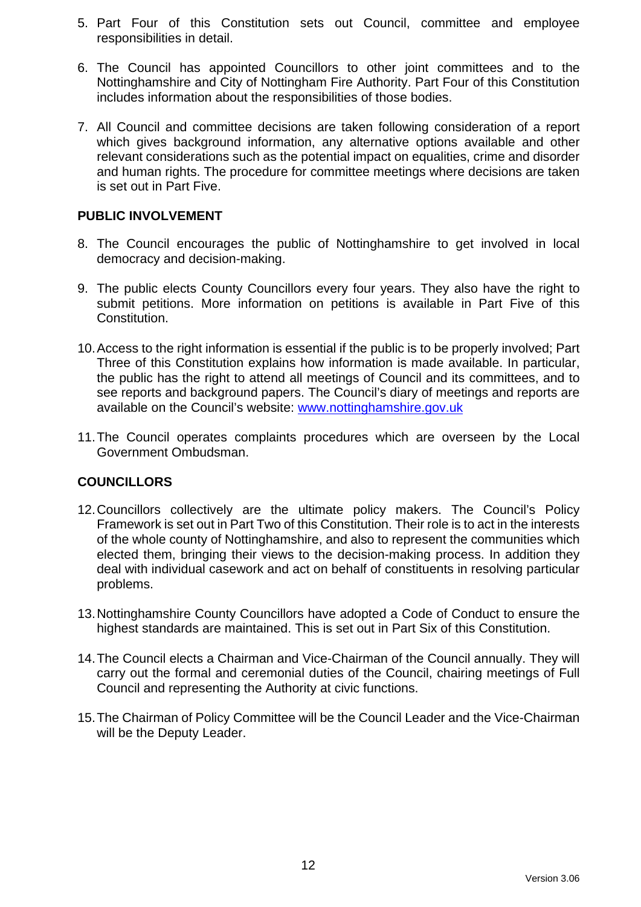5. Part Four of this Constitution sets out Council, committee and employee responsibilities in detail.

6. The Council has appointed Councillors to other joint committees and to the Nottinghamshire and City of Nottingham Fire Authority. Part Four of this Constitution includes information about the responsibilities of those bodies.

7. All Council and committee decisions are taken following consideration of a report which gives background information, any alternative options available and other relevant considerations such as the potential impact on equalities, crime and disorder and human rights. The procedure for committee meetings where decisions are taken is set out in Part Five.

## PUBLIC INVOLVEMENT

8. The Council encourages the public of Nottinghamshire to get involved in local democracy and decision-making.

9. The public elects County Councillors every four years. They also have the right to submit petitions. More information on petitions is available in Part Five of this Constitution.

10. Access to the right information is essential if the public is to be properly involved; Part Three of this Constitution explains how information is made available. In particular, the public has the right to attend all meetings of Council and its committees, and to see reports and background papers. The Council's diary of meetings and reports are available on the Council's website: [www.nottinghamshire.gov.uk](http://www.nottinghamshire.gov.uk)

11. The Council operates complaints procedures which are overseen by the Local Government Ombudsman.

## COUNCILLORS

12. Councillors collectively are the ultimate policy makers. The Council's Policy Framework is set out in Part Two of this Constitution. Their role is to act in the interests of the whole county of Nottinghamshire, and also to represent the communities which elected them, bringing their views to the decision-making process. In addition they deal with individual casework and act on behalf of constituents in resolving particular problems.

13. Nottinghamshire County Councillors have adopted a Code of Conduct to ensure the highest standards are maintained. This is set out in Part Six of this Constitution.

14. The Council elects a Chairman and Vice-Chairman of the Council annually. They will carry out the formal and ceremonial duties of the Council, chairing meetings of Full Council and representing the Authority at civic functions.

15. The Chairman of Policy Committee will be the Council Leader and the Vice-Chairman will be the Deputy Leader.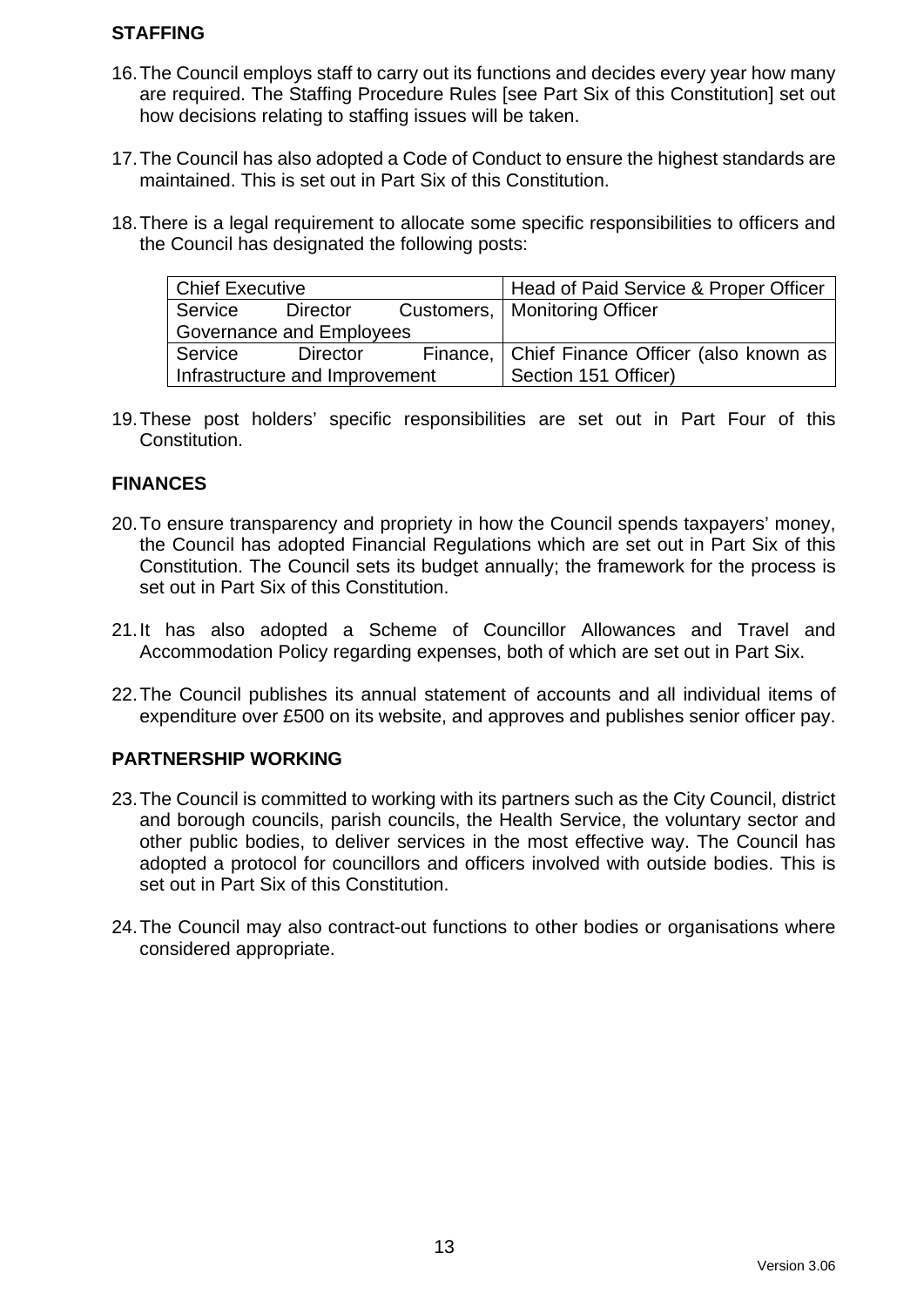## STAFFING

16. The Council employs staff to carry out its functions and decides every year how many are required. The Staffing Procedure Rules [see Part Six of this Constitution] set out how decisions relating to staffing issues will be taken.

17. The Council has also adopted a Code of Conduct to ensure the highest standards are maintained. This is set out in Part Six of this Constitution.

18. There is a legal requirement to allocate some specific responsibilities to officers and the Council has designated the following posts:

| Chief Executive | Head of Paid Service & Proper Officer |
|---|---|
| Service Director Customers, Governance and Employees | Monitoring Officer |
| Service Director Finance, Infrastructure and Improvement | Chief Finance Officer (also known as Section 151 Officer) |

19. These post holders' specific responsibilities are set out in Part Four of this Constitution.

## FINANCES

20. To ensure transparency and propriety in how the Council spends taxpayers' money, the Council has adopted Financial Regulations which are set out in Part Six of this Constitution. The Council sets its budget annually; the framework for the process is set out in Part Six of this Constitution.

21. It has also adopted a Scheme of Councillor Allowances and Travel and Accommodation Policy regarding expenses, both of which are set out in Part Six.

22. The Council publishes its annual statement of accounts and all individual items of expenditure over £500 on its website, and approves and publishes senior officer pay.

## PARTNERSHIP WORKING

23. The Council is committed to working with its partners such as the City Council, district and borough councils, parish councils, the Health Service, the voluntary sector and other public bodies, to deliver services in the most effective way. The Council has adopted a protocol for councillors and officers involved with outside bodies. This is set out in Part Six of this Constitution.

24. The Council may also contract-out functions to other bodies or organisations where considered appropriate.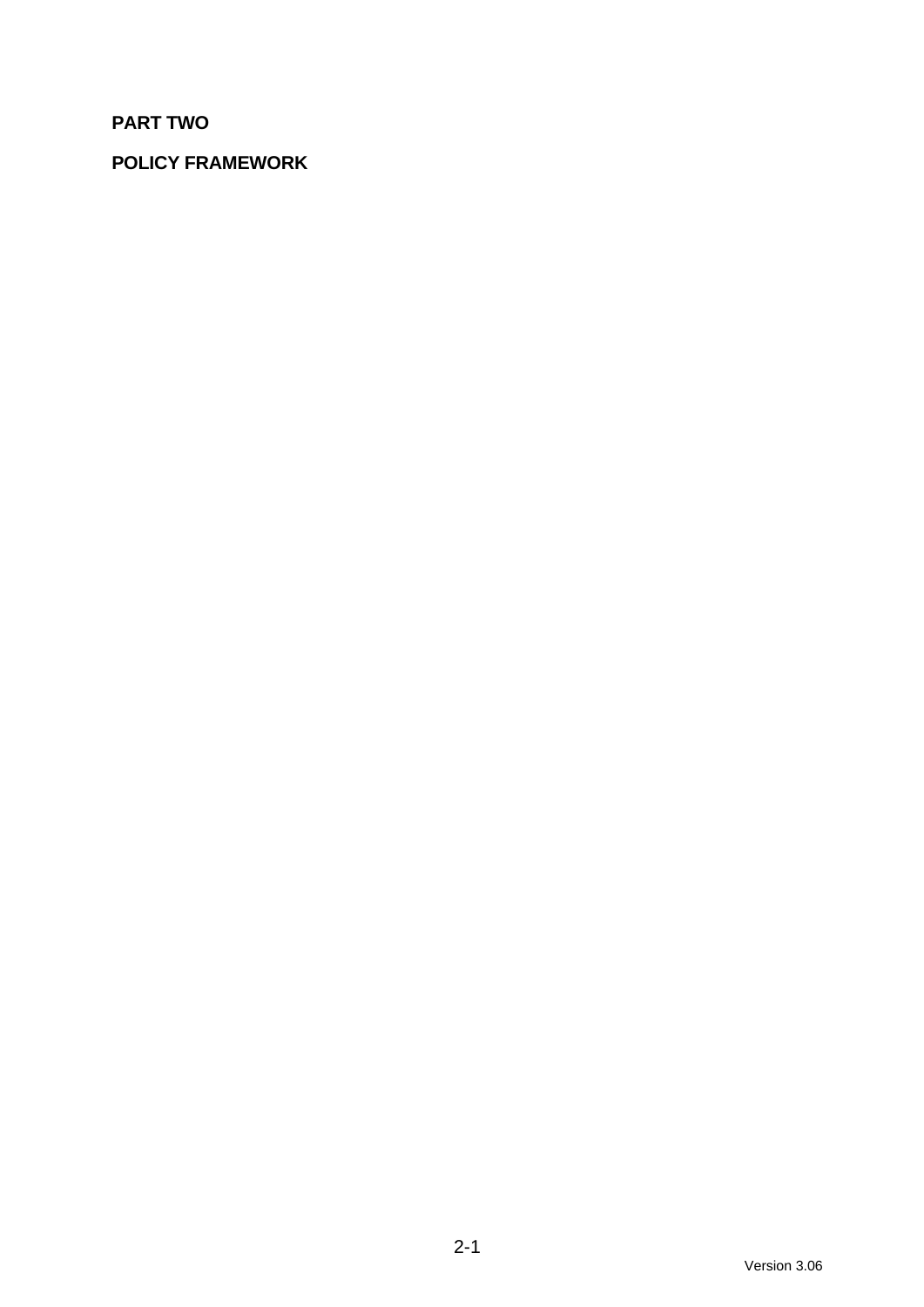**PART TWO**

**POLICY FRAMEWORK**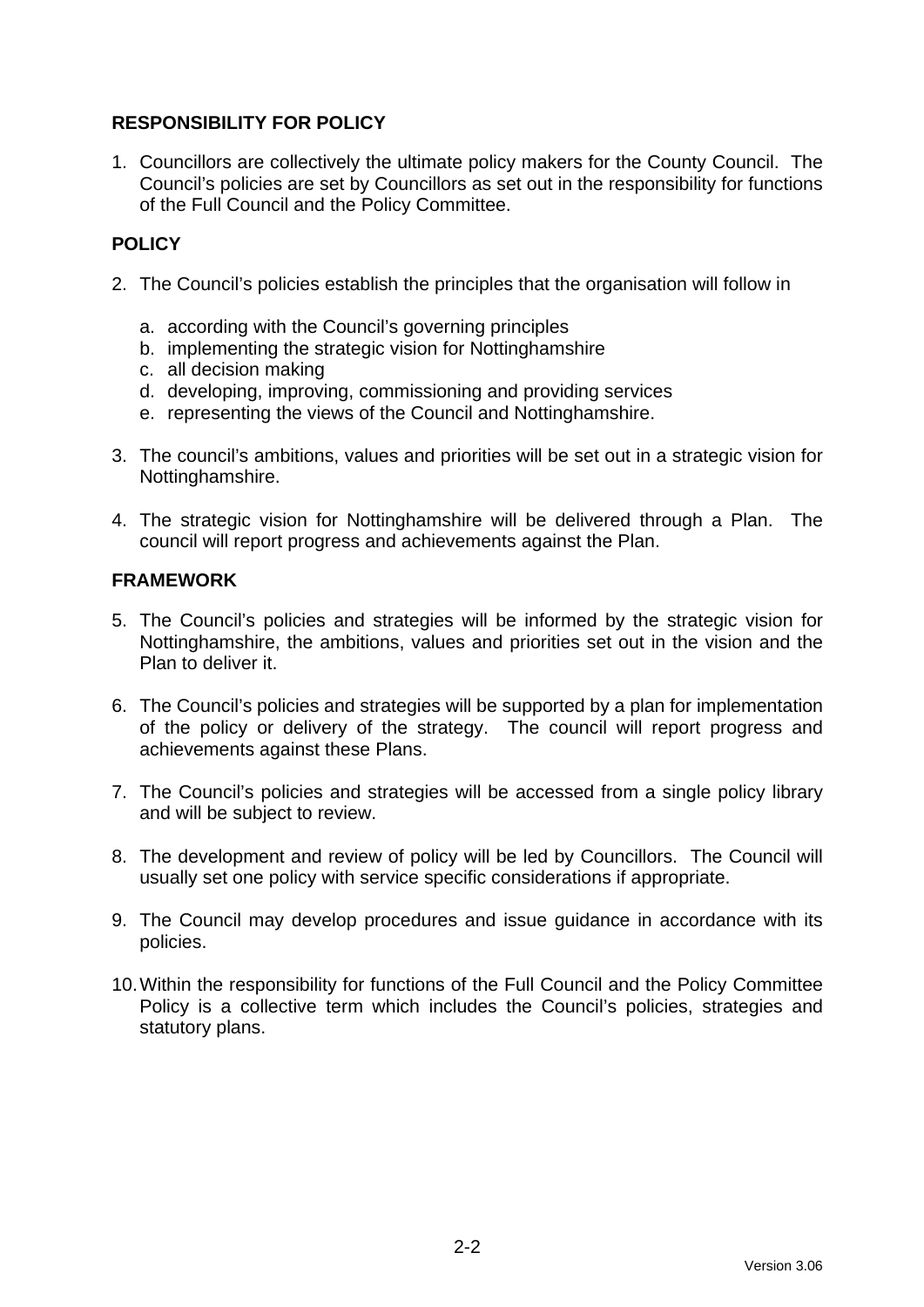## RESPONSIBILITY FOR POLICY

1. Councillors are collectively the ultimate policy makers for the County Council. The Council's policies are set by Councillors as set out in the responsibility for functions of the Full Council and the Policy Committee.

## POLICY

2. The Council's policies establish the principles that the organisation will follow in

   a. according with the Council's governing principles
   b. implementing the strategic vision for Nottinghamshire
   c. all decision making
   d. developing, improving, commissioning and providing services
   e. representing the views of the Council and Nottinghamshire.

3. The council's ambitions, values and priorities will be set out in a strategic vision for Nottinghamshire.

4. The strategic vision for Nottinghamshire will be delivered through a Plan. The council will report progress and achievements against the Plan.

## FRAMEWORK

5. The Council's policies and strategies will be informed by the strategic vision for Nottinghamshire, the ambitions, values and priorities set out in the vision and the Plan to deliver it.

6. The Council's policies and strategies will be supported by a plan for implementation of the policy or delivery of the strategy. The council will report progress and achievements against these Plans.

7. The Council's policies and strategies will be accessed from a single policy library and will be subject to review.

8. The development and review of policy will be led by Councillors. The Council will usually set one policy with service specific considerations if appropriate.

9. The Council may develop procedures and issue guidance in accordance with its policies.

10. Within the responsibility for functions of the Full Council and the Policy Committee Policy is a collective term which includes the Council's policies, strategies and statutory plans.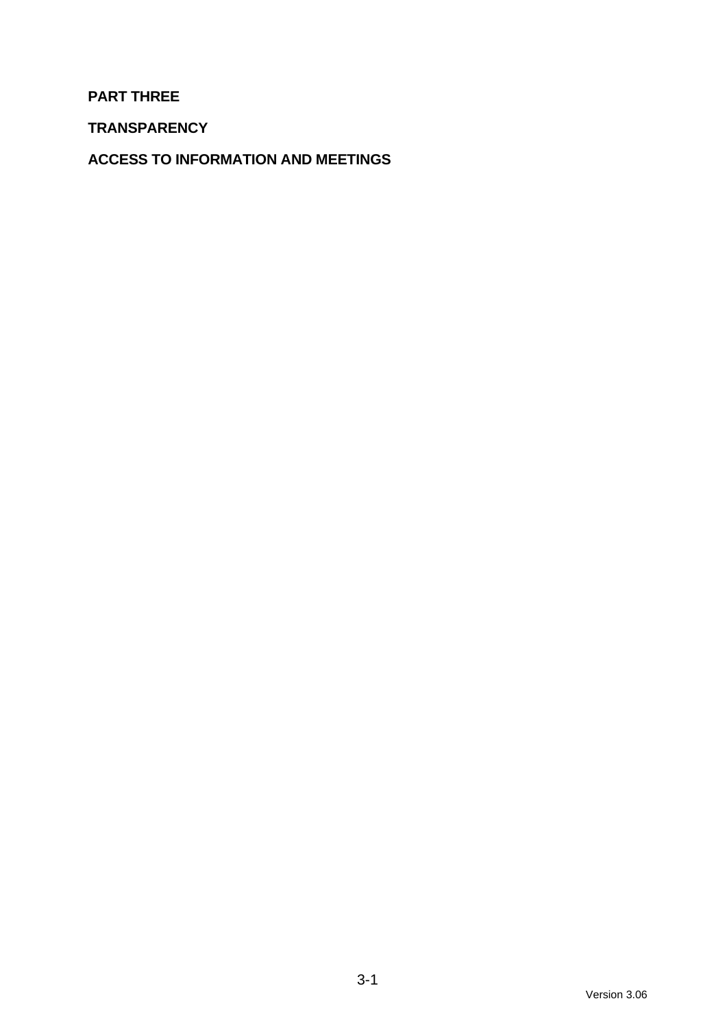**PART THREE**

**TRANSPARENCY**

**ACCESS TO INFORMATION AND MEETINGS**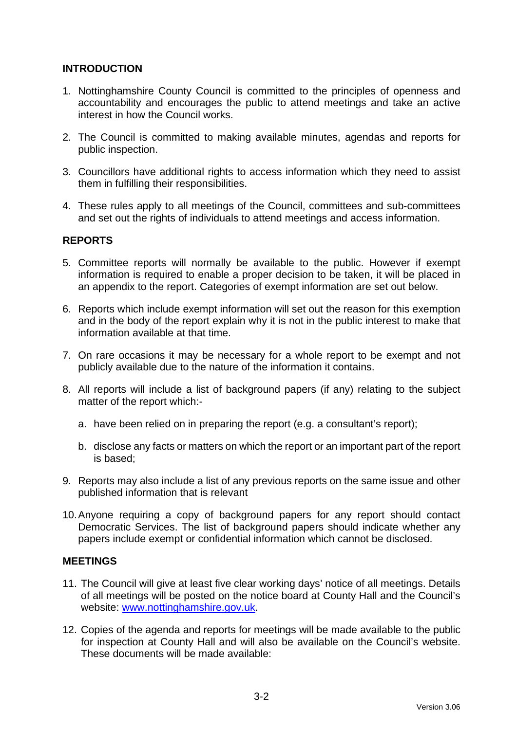## INTRODUCTION

1. Nottinghamshire County Council is committed to the principles of openness and accountability and encourages the public to attend meetings and take an active interest in how the Council works.

2. The Council is committed to making available minutes, agendas and reports for public inspection.

3. Councillors have additional rights to access information which they need to assist them in fulfilling their responsibilities.

4. These rules apply to all meetings of the Council, committees and sub-committees and set out the rights of individuals to attend meetings and access information.

## REPORTS

5. Committee reports will normally be available to the public. However if exempt information is required to enable a proper decision to be taken, it will be placed in an appendix to the report. Categories of exempt information are set out below.

6. Reports which include exempt information will set out the reason for this exemption and in the body of the report explain why it is not in the public interest to make that information available at that time.

7. On rare occasions it may be necessary for a whole report to be exempt and not publicly available due to the nature of the information it contains.

8. All reports will include a list of background papers (if any) relating to the subject matter of the report which:-

   a. have been relied on in preparing the report (e.g. a consultant's report);

   b. disclose any facts or matters on which the report or an important part of the report is based;

9. Reports may also include a list of any previous reports on the same issue and other published information that is relevant

10. Anyone requiring a copy of background papers for any report should contact Democratic Services. The list of background papers should indicate whether any papers include exempt or confidential information which cannot be disclosed.

## MEETINGS

11. The Council will give at least five clear working days' notice of all meetings. Details of all meetings will be posted on the notice board at County Hall and the Council's website: www.nottinghamshire.gov.uk.

12. Copies of the agenda and reports for meetings will be made available to the public for inspection at County Hall and will also be available on the Council's website. These documents will be made available: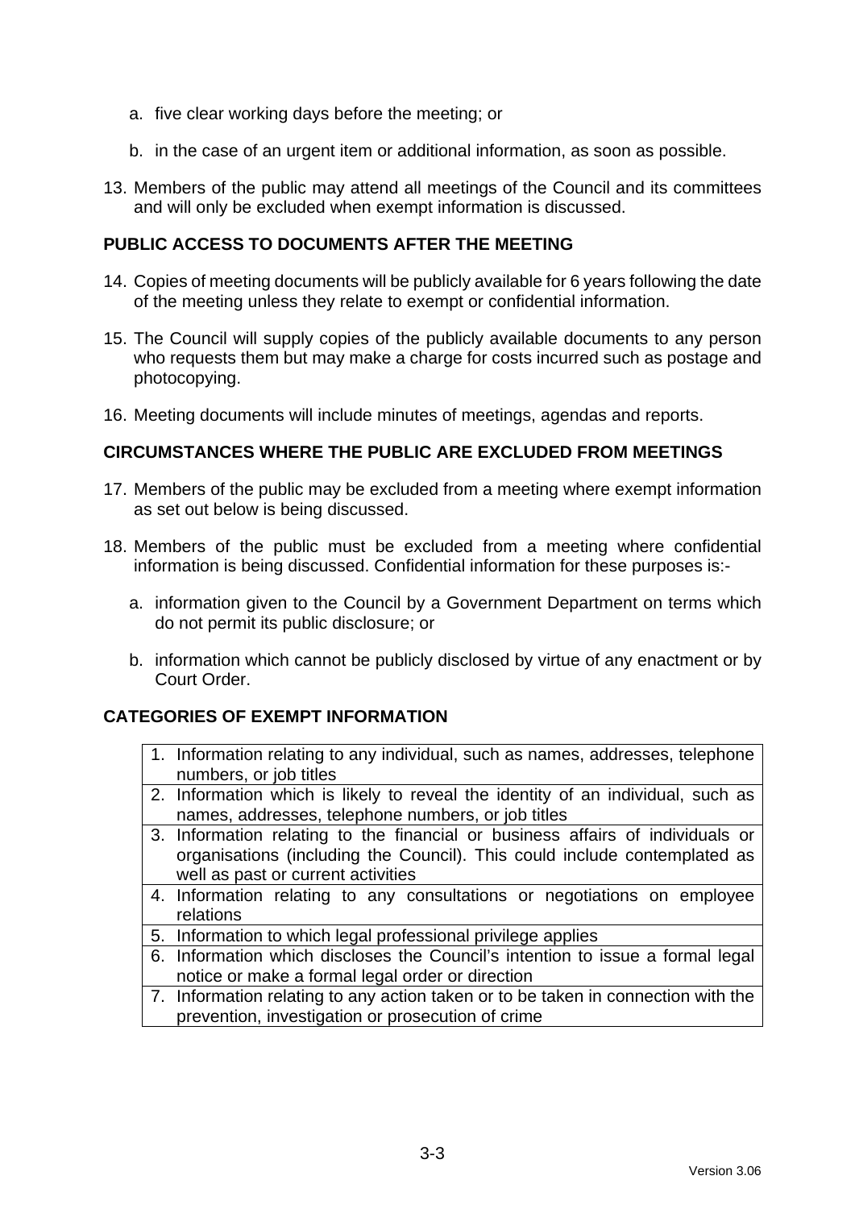a. five clear working days before the meeting; or

b. in the case of an urgent item or additional information, as soon as possible.

13. Members of the public may attend all meetings of the Council and its committees and will only be excluded when exempt information is discussed.

## PUBLIC ACCESS TO DOCUMENTS AFTER THE MEETING

14. Copies of meeting documents will be publicly available for 6 years following the date of the meeting unless they relate to exempt or confidential information.

15. The Council will supply copies of the publicly available documents to any person who requests them but may make a charge for costs incurred such as postage and photocopying.

16. Meeting documents will include minutes of meetings, agendas and reports.

## CIRCUMSTANCES WHERE THE PUBLIC ARE EXCLUDED FROM MEETINGS

17. Members of the public may be excluded from a meeting where exempt information as set out below is being discussed.

18. Members of the public must be excluded from a meeting where confidential information is being discussed. Confidential information for these purposes is:-

    a. information given to the Council by a Government Department on terms which do not permit its public disclosure; or

    b. information which cannot be publicly disclosed by virtue of any enactment or by Court Order.

## CATEGORIES OF EXEMPT INFORMATION

| |
|---|
| 1. Information relating to any individual, such as names, addresses, telephone numbers, or job titles |
| 2. Information which is likely to reveal the identity of an individual, such as names, addresses, telephone numbers, or job titles |
| 3. Information relating to the financial or business affairs of individuals or organisations (including the Council). This could include contemplated as well as past or current activities |
| 4. Information relating to any consultations or negotiations on employee relations |
| 5. Information to which legal professional privilege applies |
| 6. Information which discloses the Council's intention to issue a formal legal notice or make a formal legal order or direction |
| 7. Information relating to any action taken or to be taken in connection with the prevention, investigation or prosecution of crime |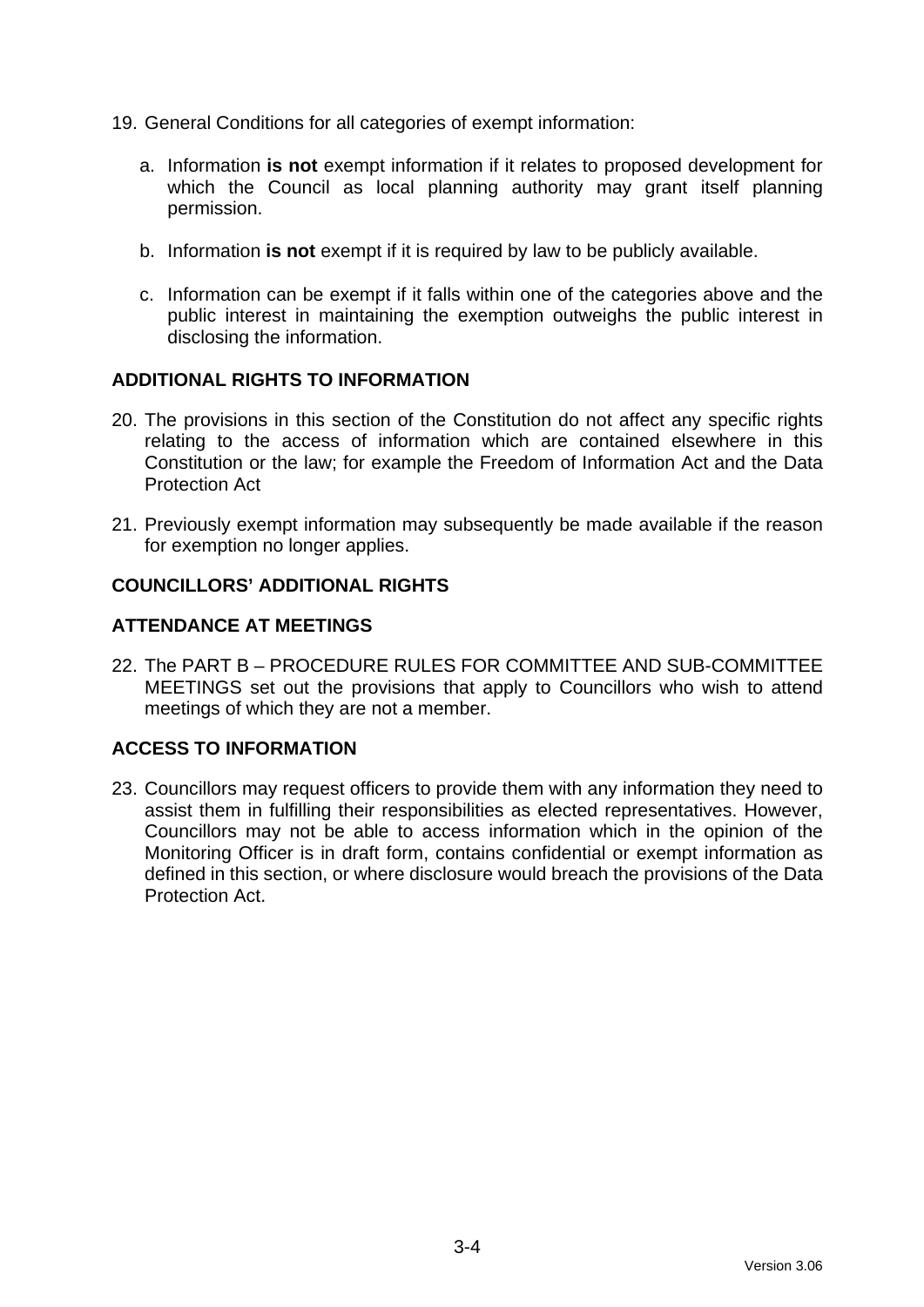19. General Conditions for all categories of exempt information:

    a. Information **is not** exempt information if it relates to proposed development for which the Council as local planning authority may grant itself planning permission.

    b. Information **is not** exempt if it is required by law to be publicly available.

    c. Information can be exempt if it falls within one of the categories above and the public interest in maintaining the exemption outweighs the public interest in disclosing the information.

**ADDITIONAL RIGHTS TO INFORMATION**

20. The provisions in this section of the Constitution do not affect any specific rights relating to the access of information which are contained elsewhere in this Constitution or the law; for example the Freedom of Information Act and the Data Protection Act

21. Previously exempt information may subsequently be made available if the reason for exemption no longer applies.

**COUNCILLORS' ADDITIONAL RIGHTS**

**ATTENDANCE AT MEETINGS**

22. The PART B – PROCEDURE RULES FOR COMMITTEE AND SUB-COMMITTEE MEETINGS set out the provisions that apply to Councillors who wish to attend meetings of which they are not a member.

**ACCESS TO INFORMATION**

23. Councillors may request officers to provide them with any information they need to assist them in fulfilling their responsibilities as elected representatives. However, Councillors may not be able to access information which in the opinion of the Monitoring Officer is in draft form, contains confidential or exempt information as defined in this section, or where disclosure would breach the provisions of the Data Protection Act.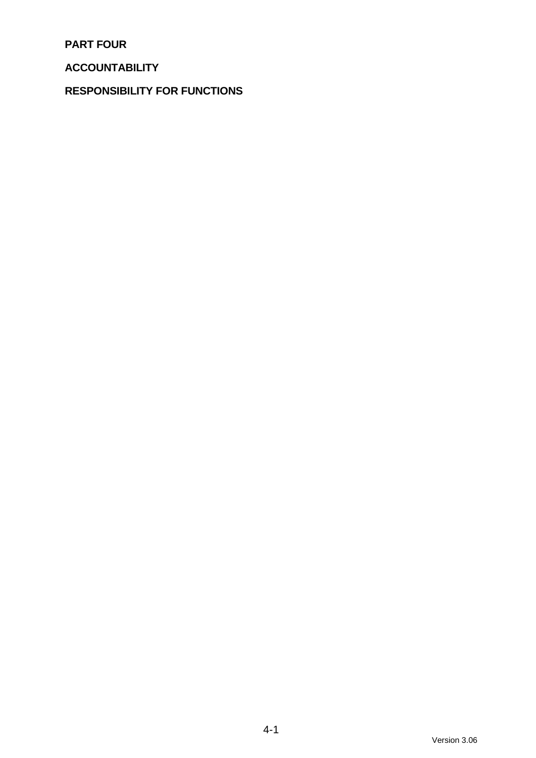# PART FOUR

## ACCOUNTABILITY

## RESPONSIBILITY FOR FUNCTIONS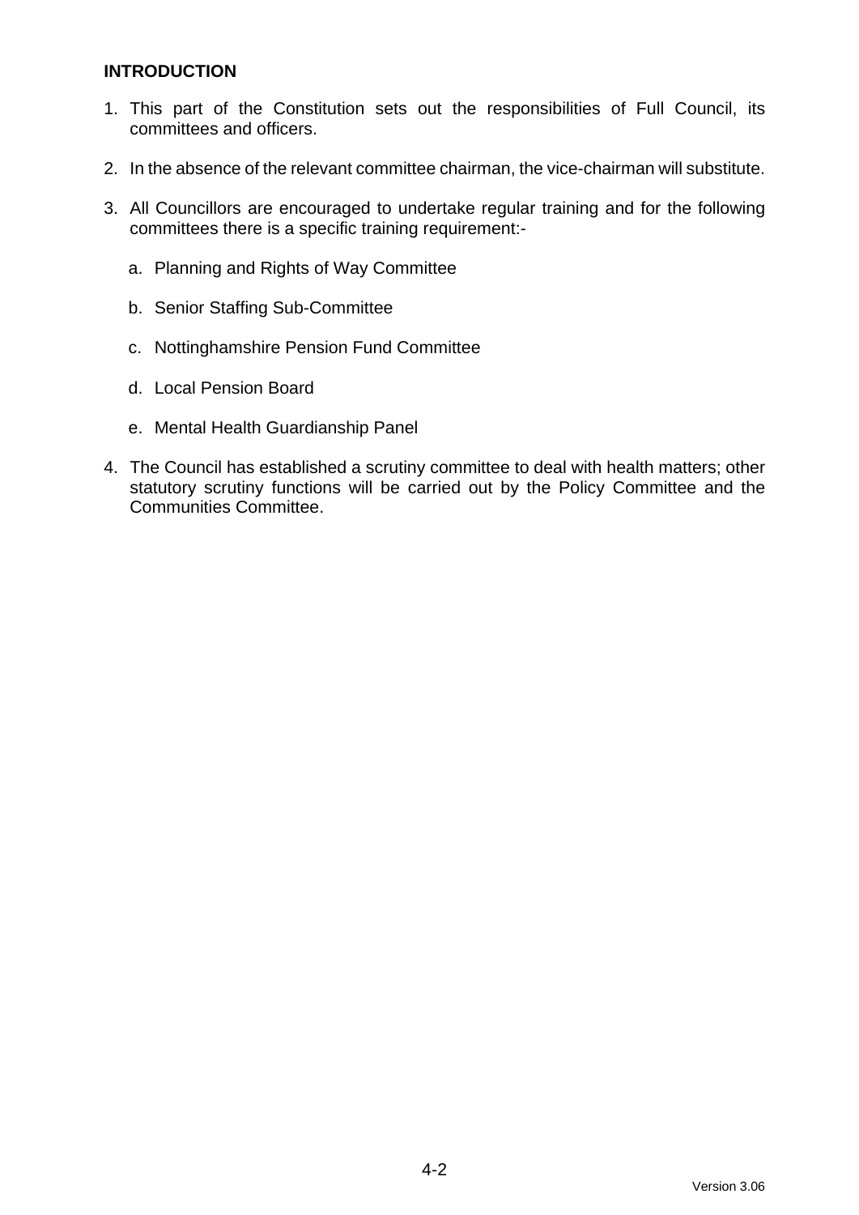## INTRODUCTION

1. This part of the Constitution sets out the responsibilities of Full Council, its committees and officers.

2. In the absence of the relevant committee chairman, the vice-chairman will substitute.

3. All Councillors are encouraged to undertake regular training and for the following committees there is a specific training requirement:-

   a. Planning and Rights of Way Committee

   b. Senior Staffing Sub-Committee

   c. Nottinghamshire Pension Fund Committee

   d. Local Pension Board

   e. Mental Health Guardianship Panel

4. The Council has established a scrutiny committee to deal with health matters; other statutory scrutiny functions will be carried out by the Policy Committee and the Communities Committee.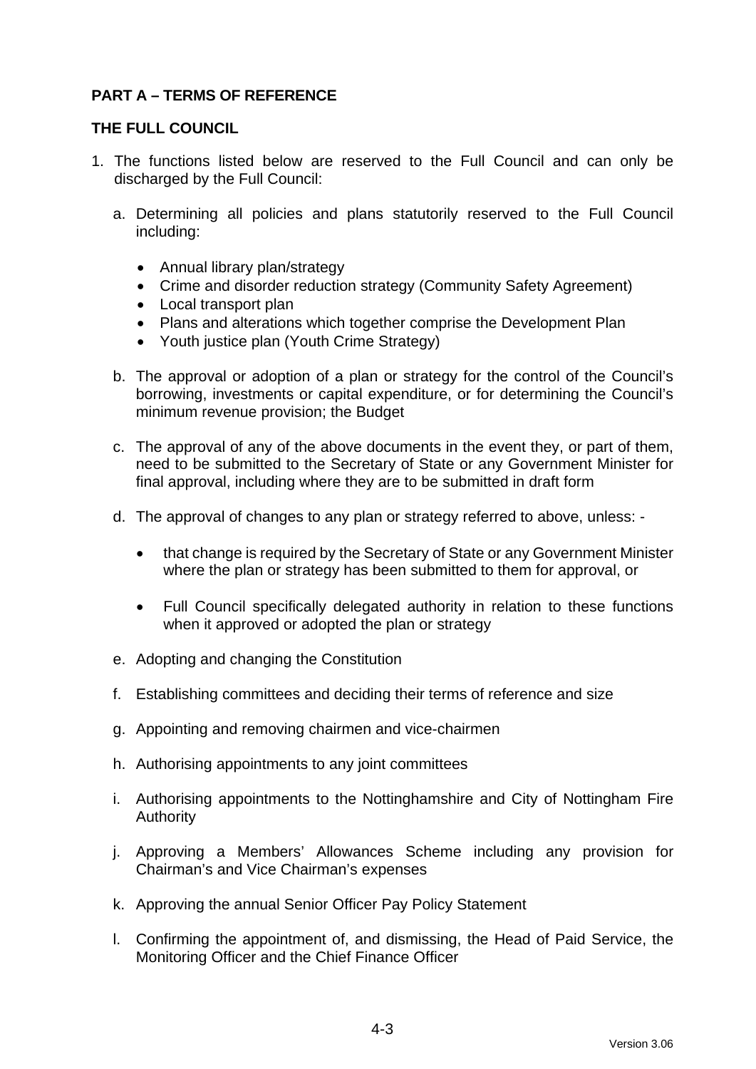## PART A – TERMS OF REFERENCE

### THE FULL COUNCIL

1. The functions listed below are reserved to the Full Council and can only be discharged by the Full Council:

   a. Determining all policies and plans statutorily reserved to the Full Council including:

      - Annual library plan/strategy
      - Crime and disorder reduction strategy (Community Safety Agreement)
      - Local transport plan
      - Plans and alterations which together comprise the Development Plan
      - Youth justice plan (Youth Crime Strategy)

   b. The approval or adoption of a plan or strategy for the control of the Council's borrowing, investments or capital expenditure, or for determining the Council's minimum revenue provision; the Budget

   c. The approval of any of the above documents in the event they, or part of them, need to be submitted to the Secretary of State or any Government Minister for final approval, including where they are to be submitted in draft form

   d. The approval of changes to any plan or strategy referred to above, unless: -

      - that change is required by the Secretary of State or any Government Minister where the plan or strategy has been submitted to them for approval, or

      - Full Council specifically delegated authority in relation to these functions when it approved or adopted the plan or strategy

   e. Adopting and changing the Constitution

   f. Establishing committees and deciding their terms of reference and size

   g. Appointing and removing chairmen and vice-chairmen

   h. Authorising appointments to any joint committees

   i. Authorising appointments to the Nottinghamshire and City of Nottingham Fire Authority

   j. Approving a Members' Allowances Scheme including any provision for Chairman's and Vice Chairman's expenses

   k. Approving the annual Senior Officer Pay Policy Statement

   l. Confirming the appointment of, and dismissing, the Head of Paid Service, the Monitoring Officer and the Chief Finance Officer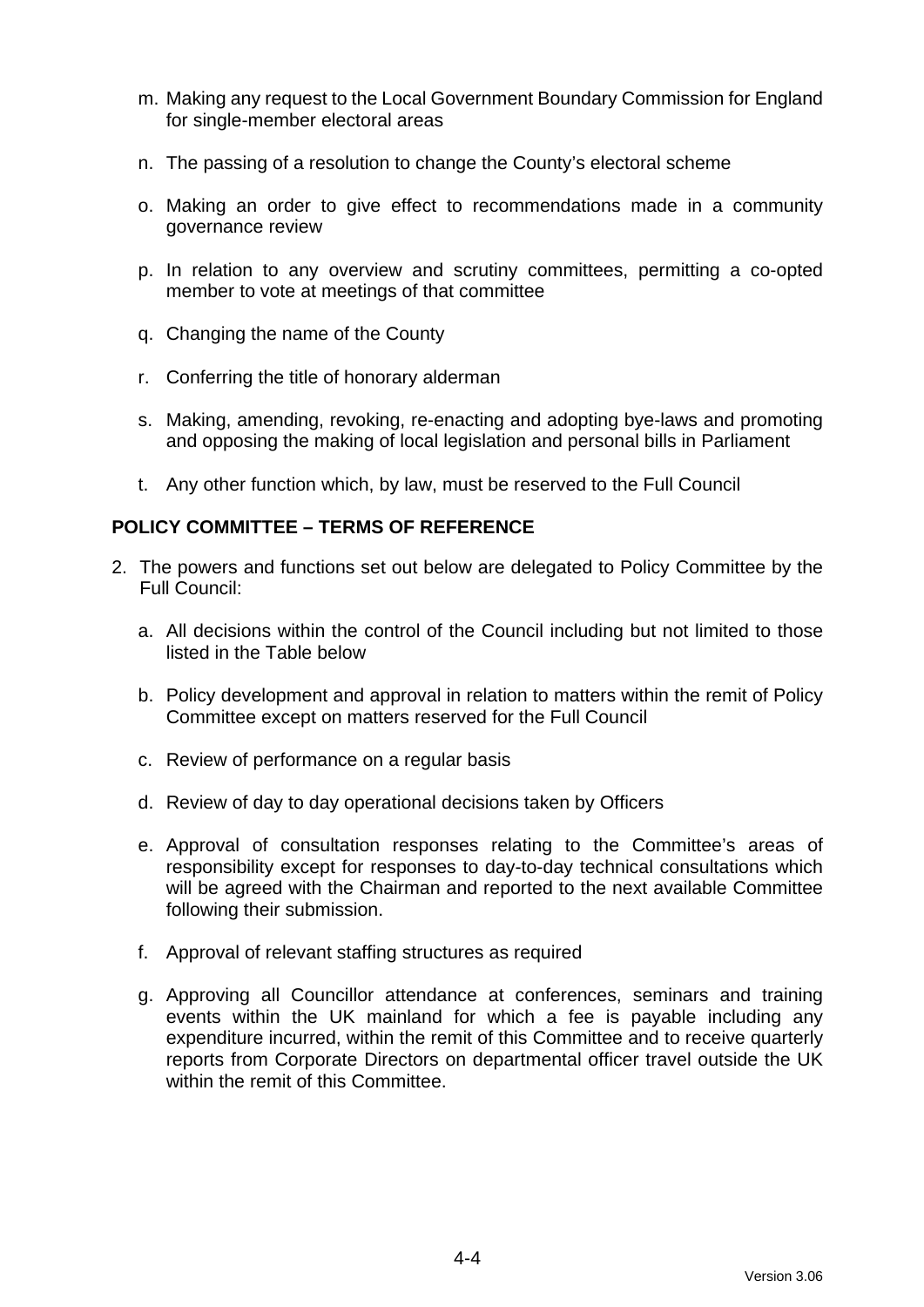m. Making any request to the Local Government Boundary Commission for England for single-member electoral areas

n. The passing of a resolution to change the County's electoral scheme

o. Making an order to give effect to recommendations made in a community governance review

p. In relation to any overview and scrutiny committees, permitting a co-opted member to vote at meetings of that committee

q. Changing the name of the County

r. Conferring the title of honorary alderman

s. Making, amending, revoking, re-enacting and adopting bye-laws and promoting and opposing the making of local legislation and personal bills in Parliament

t. Any other function which, by law, must be reserved to the Full Council

**POLICY COMMITTEE – TERMS OF REFERENCE**

2. The powers and functions set out below are delegated to Policy Committee by the Full Council:

   a. All decisions within the control of the Council including but not limited to those listed in the Table below

   b. Policy development and approval in relation to matters within the remit of Policy Committee except on matters reserved for the Full Council

   c. Review of performance on a regular basis

   d. Review of day to day operational decisions taken by Officers

   e. Approval of consultation responses relating to the Committee's areas of responsibility except for responses to day-to-day technical consultations which will be agreed with the Chairman and reported to the next available Committee following their submission.

   f. Approval of relevant staffing structures as required

   g. Approving all Councillor attendance at conferences, seminars and training events within the UK mainland for which a fee is payable including any expenditure incurred, within the remit of this Committee and to receive quarterly reports from Corporate Directors on departmental officer travel outside the UK within the remit of this Committee.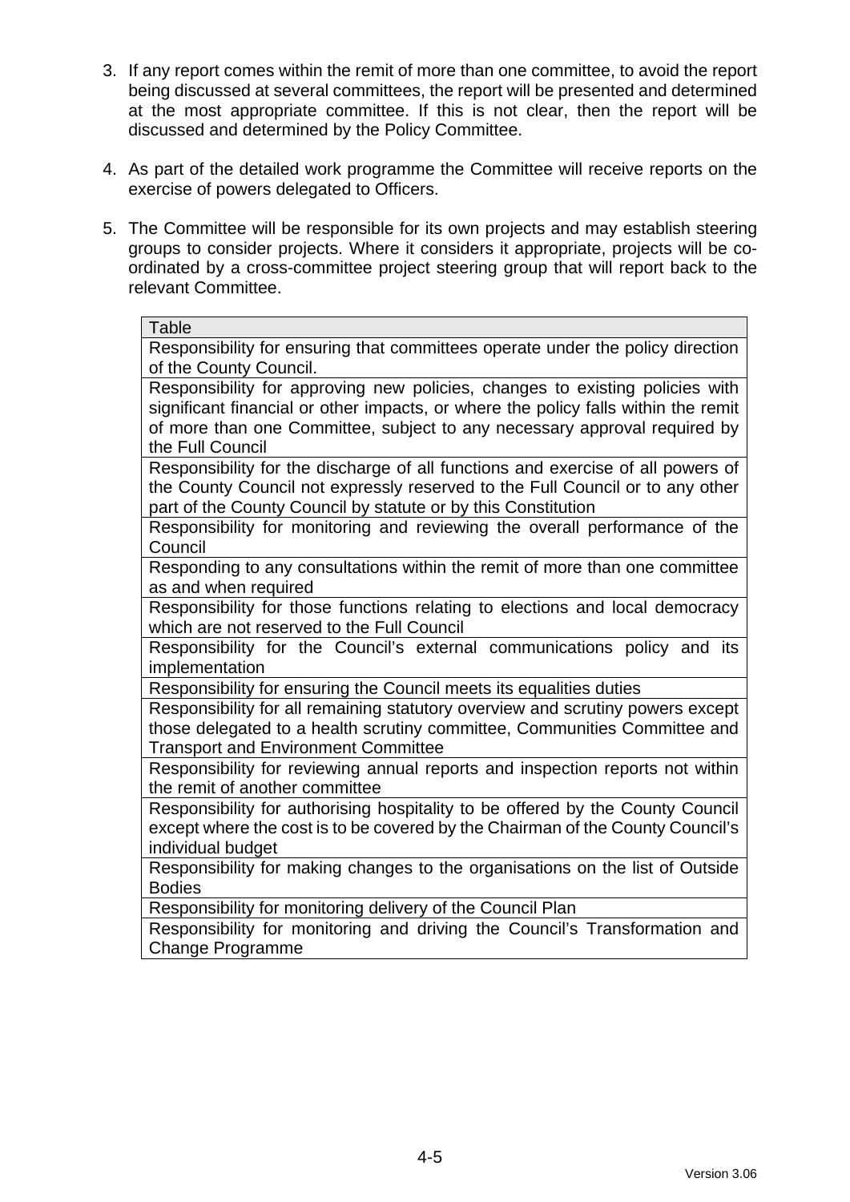3. If any report comes within the remit of more than one committee, to avoid the report being discussed at several committees, the report will be presented and determined at the most appropriate committee. If this is not clear, then the report will be discussed and determined by the Policy Committee.

4. As part of the detailed work programme the Committee will receive reports on the exercise of powers delegated to Officers.

5. The Committee will be responsible for its own projects and may establish steering groups to consider projects. Where it considers it appropriate, projects will be co-ordinated by a cross-committee project steering group that will report back to the relevant Committee.

| Table |
|---|
| Responsibility for ensuring that committees operate under the policy direction of the County Council. |
| Responsibility for approving new policies, changes to existing policies with significant financial or other impacts, or where the policy falls within the remit of more than one Committee, subject to any necessary approval required by the Full Council |
| Responsibility for the discharge of all functions and exercise of all powers of the County Council not expressly reserved to the Full Council or to any other part of the County Council by statute or by this Constitution |
| Responsibility for monitoring and reviewing the overall performance of the Council |
| Responding to any consultations within the remit of more than one committee as and when required |
| Responsibility for those functions relating to elections and local democracy which are not reserved to the Full Council |
| Responsibility for the Council's external communications policy and its implementation |
| Responsibility for ensuring the Council meets its equalities duties |
| Responsibility for all remaining statutory overview and scrutiny powers except those delegated to a health scrutiny committee, Communities Committee and Transport and Environment Committee |
| Responsibility for reviewing annual reports and inspection reports not within the remit of another committee |
| Responsibility for authorising hospitality to be offered by the County Council except where the cost is to be covered by the Chairman of the County Council's individual budget |
| Responsibility for making changes to the organisations on the list of Outside Bodies |
| Responsibility for monitoring delivery of the Council Plan |
| Responsibility for monitoring and driving the Council's Transformation and Change Programme |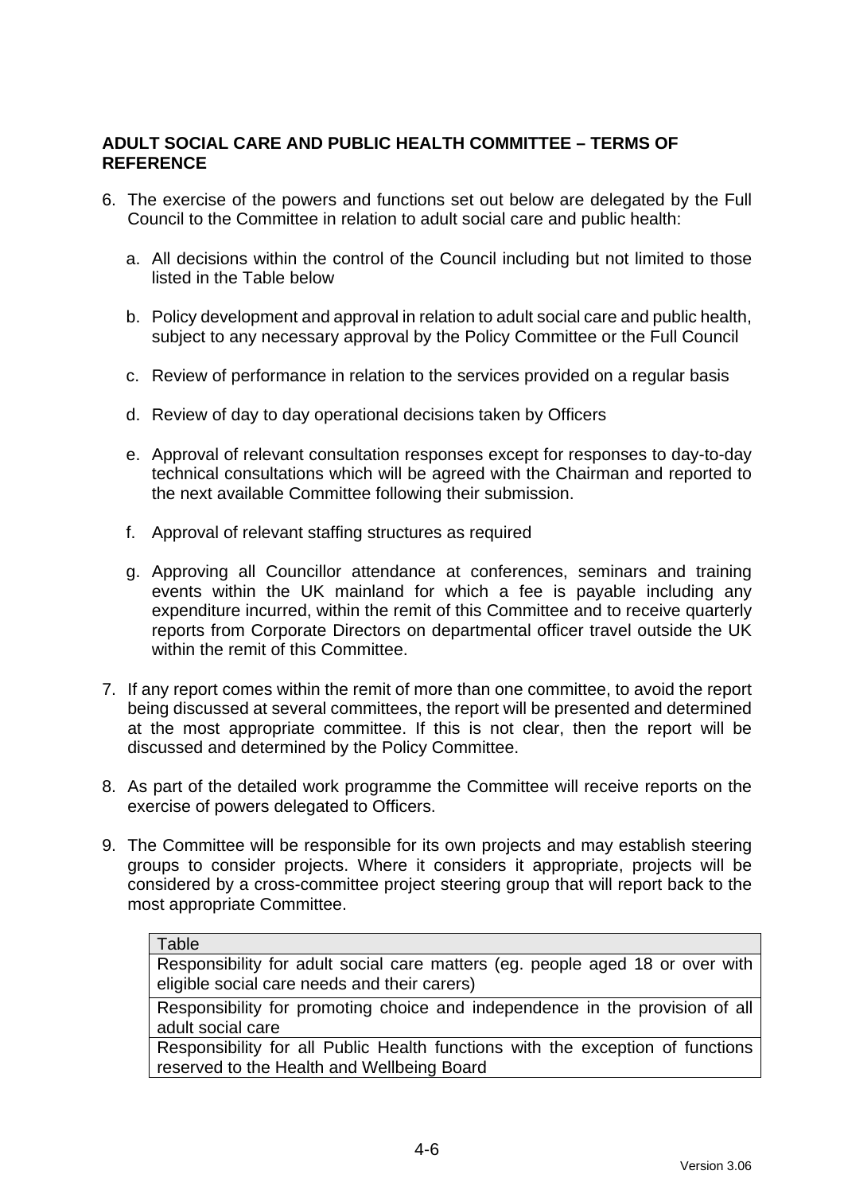**ADULT SOCIAL CARE AND PUBLIC HEALTH COMMITTEE – TERMS OF REFERENCE**

6. The exercise of the powers and functions set out below are delegated by the Full Council to the Committee in relation to adult social care and public health:

   a. All decisions within the control of the Council including but not limited to those listed in the Table below

   b. Policy development and approval in relation to adult social care and public health, subject to any necessary approval by the Policy Committee or the Full Council

   c. Review of performance in relation to the services provided on a regular basis

   d. Review of day to day operational decisions taken by Officers

   e. Approval of relevant consultation responses except for responses to day-to-day technical consultations which will be agreed with the Chairman and reported to the next available Committee following their submission.

   f. Approval of relevant staffing structures as required

   g. Approving all Councillor attendance at conferences, seminars and training events within the UK mainland for which a fee is payable including any expenditure incurred, within the remit of this Committee and to receive quarterly reports from Corporate Directors on departmental officer travel outside the UK within the remit of this Committee.

7. If any report comes within the remit of more than one committee, to avoid the report being discussed at several committees, the report will be presented and determined at the most appropriate committee. If this is not clear, then the report will be discussed and determined by the Policy Committee.

8. As part of the detailed work programme the Committee will receive reports on the exercise of powers delegated to Officers.

9. The Committee will be responsible for its own projects and may establish steering groups to consider projects. Where it considers it appropriate, projects will be considered by a cross-committee project steering group that will report back to the most appropriate Committee.

| Table |
|---|
| Responsibility for adult social care matters (eg. people aged 18 or over with eligible social care needs and their carers) |
| Responsibility for promoting choice and independence in the provision of all adult social care |
| Responsibility for all Public Health functions with the exception of functions reserved to the Health and Wellbeing Board |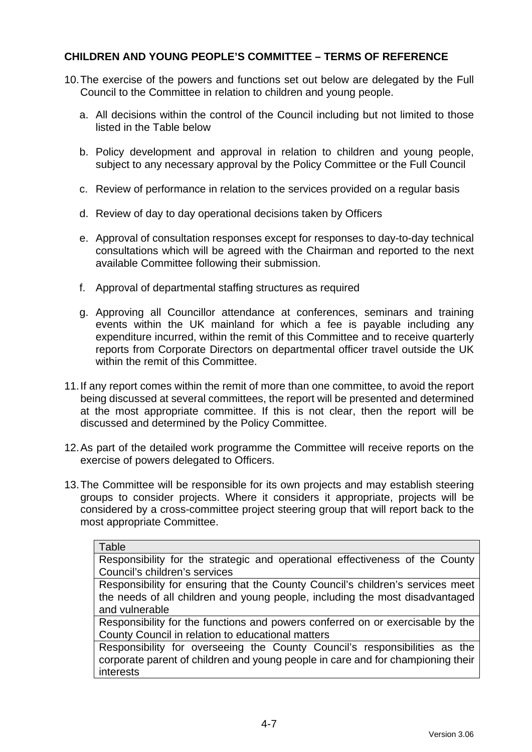## CHILDREN AND YOUNG PEOPLE'S COMMITTEE – TERMS OF REFERENCE

10. The exercise of the powers and functions set out below are delegated by the Full Council to the Committee in relation to children and young people.

    a. All decisions within the control of the Council including but not limited to those listed in the Table below

    b. Policy development and approval in relation to children and young people, subject to any necessary approval by the Policy Committee or the Full Council

    c. Review of performance in relation to the services provided on a regular basis

    d. Review of day to day operational decisions taken by Officers

    e. Approval of consultation responses except for responses to day-to-day technical consultations which will be agreed with the Chairman and reported to the next available Committee following their submission.

    f. Approval of departmental staffing structures as required

    g. Approving all Councillor attendance at conferences, seminars and training events within the UK mainland for which a fee is payable including any expenditure incurred, within the remit of this Committee and to receive quarterly reports from Corporate Directors on departmental officer travel outside the UK within the remit of this Committee.

11. If any report comes within the remit of more than one committee, to avoid the report being discussed at several committees, the report will be presented and determined at the most appropriate committee. If this is not clear, then the report will be discussed and determined by the Policy Committee.

12. As part of the detailed work programme the Committee will receive reports on the exercise of powers delegated to Officers.

13. The Committee will be responsible for its own projects and may establish steering groups to consider projects. Where it considers it appropriate, projects will be considered by a cross-committee project steering group that will report back to the most appropriate Committee.

| Table |
|---|
| Responsibility for the strategic and operational effectiveness of the County Council's children's services |
| Responsibility for ensuring that the County Council's children's services meet the needs of all children and young people, including the most disadvantaged and vulnerable |
| Responsibility for the functions and powers conferred on or exercisable by the County Council in relation to educational matters |
| Responsibility for overseeing the County Council's responsibilities as the corporate parent of children and young people in care and for championing their interests |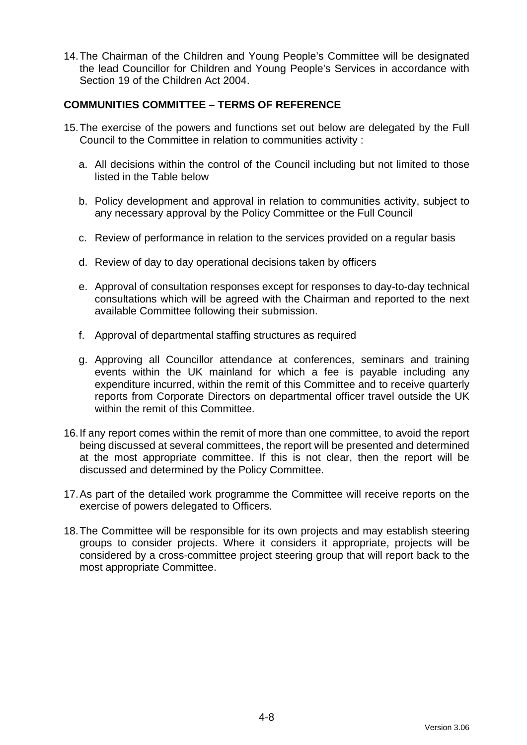14. The Chairman of the Children and Young People's Committee will be designated the lead Councillor for Children and Young People's Services in accordance with Section 19 of the Children Act 2004.

**COMMUNITIES COMMITTEE – TERMS OF REFERENCE**

15. The exercise of the powers and functions set out below are delegated by the Full Council to the Committee in relation to communities activity :

    a. All decisions within the control of the Council including but not limited to those listed in the Table below

    b. Policy development and approval in relation to communities activity, subject to any necessary approval by the Policy Committee or the Full Council

    c. Review of performance in relation to the services provided on a regular basis

    d. Review of day to day operational decisions taken by officers

    e. Approval of consultation responses except for responses to day-to-day technical consultations which will be agreed with the Chairman and reported to the next available Committee following their submission.

    f. Approval of departmental staffing structures as required

    g. Approving all Councillor attendance at conferences, seminars and training events within the UK mainland for which a fee is payable including any expenditure incurred, within the remit of this Committee and to receive quarterly reports from Corporate Directors on departmental officer travel outside the UK within the remit of this Committee.

16. If any report comes within the remit of more than one committee, to avoid the report being discussed at several committees, the report will be presented and determined at the most appropriate committee. If this is not clear, then the report will be discussed and determined by the Policy Committee.

17. As part of the detailed work programme the Committee will receive reports on the exercise of powers delegated to Officers.

18. The Committee will be responsible for its own projects and may establish steering groups to consider projects. Where it considers it appropriate, projects will be considered by a cross-committee project steering group that will report back to the most appropriate Committee.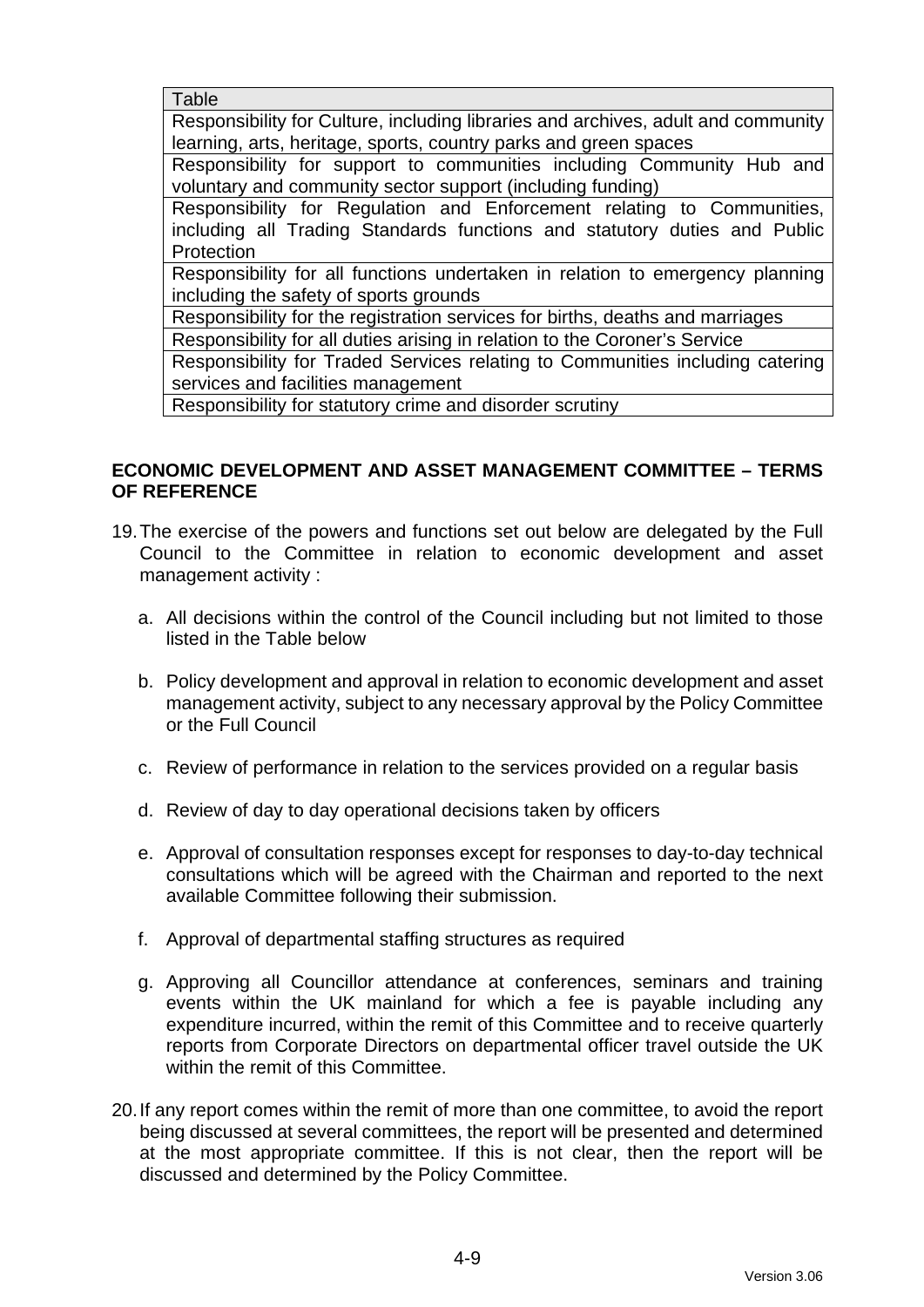| Table |
| --- |
| Responsibility for Culture, including libraries and archives, adult and community learning, arts, heritage, sports, country parks and green spaces |
| Responsibility for support to communities including Community Hub and voluntary and community sector support (including funding) |
| Responsibility for Regulation and Enforcement relating to Communities, including all Trading Standards functions and statutory duties and Public Protection |
| Responsibility for all functions undertaken in relation to emergency planning including the safety of sports grounds |
| Responsibility for the registration services for births, deaths and marriages |
| Responsibility for all duties arising in relation to the Coroner's Service |
| Responsibility for Traded Services relating to Communities including catering services and facilities management |
| Responsibility for statutory crime and disorder scrutiny |

**ECONOMIC DEVELOPMENT AND ASSET MANAGEMENT COMMITTEE – TERMS OF REFERENCE**

19. The exercise of the powers and functions set out below are delegated by the Full Council to the Committee in relation to economic development and asset management activity :

    a. All decisions within the control of the Council including but not limited to those listed in the Table below

    b. Policy development and approval in relation to economic development and asset management activity, subject to any necessary approval by the Policy Committee or the Full Council

    c. Review of performance in relation to the services provided on a regular basis

    d. Review of day to day operational decisions taken by officers

    e. Approval of consultation responses except for responses to day-to-day technical consultations which will be agreed with the Chairman and reported to the next available Committee following their submission.

    f. Approval of departmental staffing structures as required

    g. Approving all Councillor attendance at conferences, seminars and training events within the UK mainland for which a fee is payable including any expenditure incurred, within the remit of this Committee and to receive quarterly reports from Corporate Directors on departmental officer travel outside the UK within the remit of this Committee.

20. If any report comes within the remit of more than one committee, to avoid the report being discussed at several committees, the report will be presented and determined at the most appropriate committee. If this is not clear, then the report will be discussed and determined by the Policy Committee.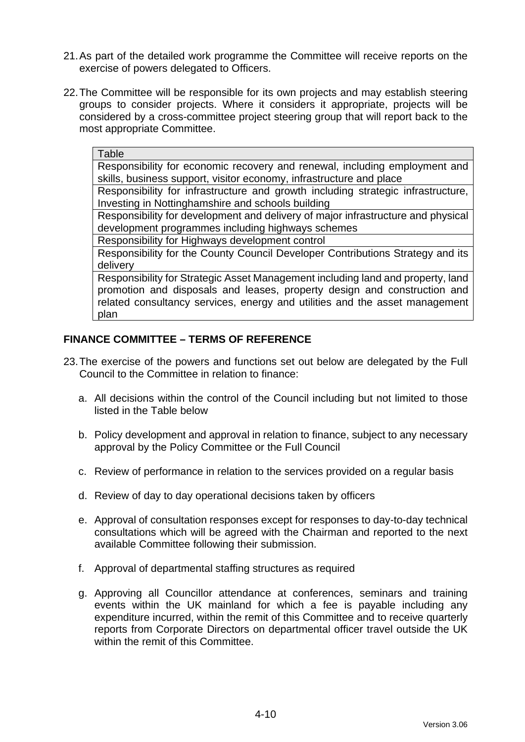21. As part of the detailed work programme the Committee will receive reports on the exercise of powers delegated to Officers.

22. The Committee will be responsible for its own projects and may establish steering groups to consider projects. Where it considers it appropriate, projects will be considered by a cross-committee project steering group that will report back to the most appropriate Committee.

| Table |
| --- |
| Responsibility for economic recovery and renewal, including employment and skills, business support, visitor economy, infrastructure and place |
| Responsibility for infrastructure and growth including strategic infrastructure, Investing in Nottinghamshire and schools building |
| Responsibility for development and delivery of major infrastructure and physical development programmes including highways schemes |
| Responsibility for Highways development control |
| Responsibility for the County Council Developer Contributions Strategy and its delivery |
| Responsibility for Strategic Asset Management including land and property, land promotion and disposals and leases, property design and construction and related consultancy services, energy and utilities and the asset management plan |

## FINANCE COMMITTEE – TERMS OF REFERENCE

23. The exercise of the powers and functions set out below are delegated by the Full Council to the Committee in relation to finance:

    a. All decisions within the control of the Council including but not limited to those listed in the Table below

    b. Policy development and approval in relation to finance, subject to any necessary approval by the Policy Committee or the Full Council

    c. Review of performance in relation to the services provided on a regular basis

    d. Review of day to day operational decisions taken by officers

    e. Approval of consultation responses except for responses to day-to-day technical consultations which will be agreed with the Chairman and reported to the next available Committee following their submission.

    f. Approval of departmental staffing structures as required

    g. Approving all Councillor attendance at conferences, seminars and training events within the UK mainland for which a fee is payable including any expenditure incurred, within the remit of this Committee and to receive quarterly reports from Corporate Directors on departmental officer travel outside the UK within the remit of this Committee.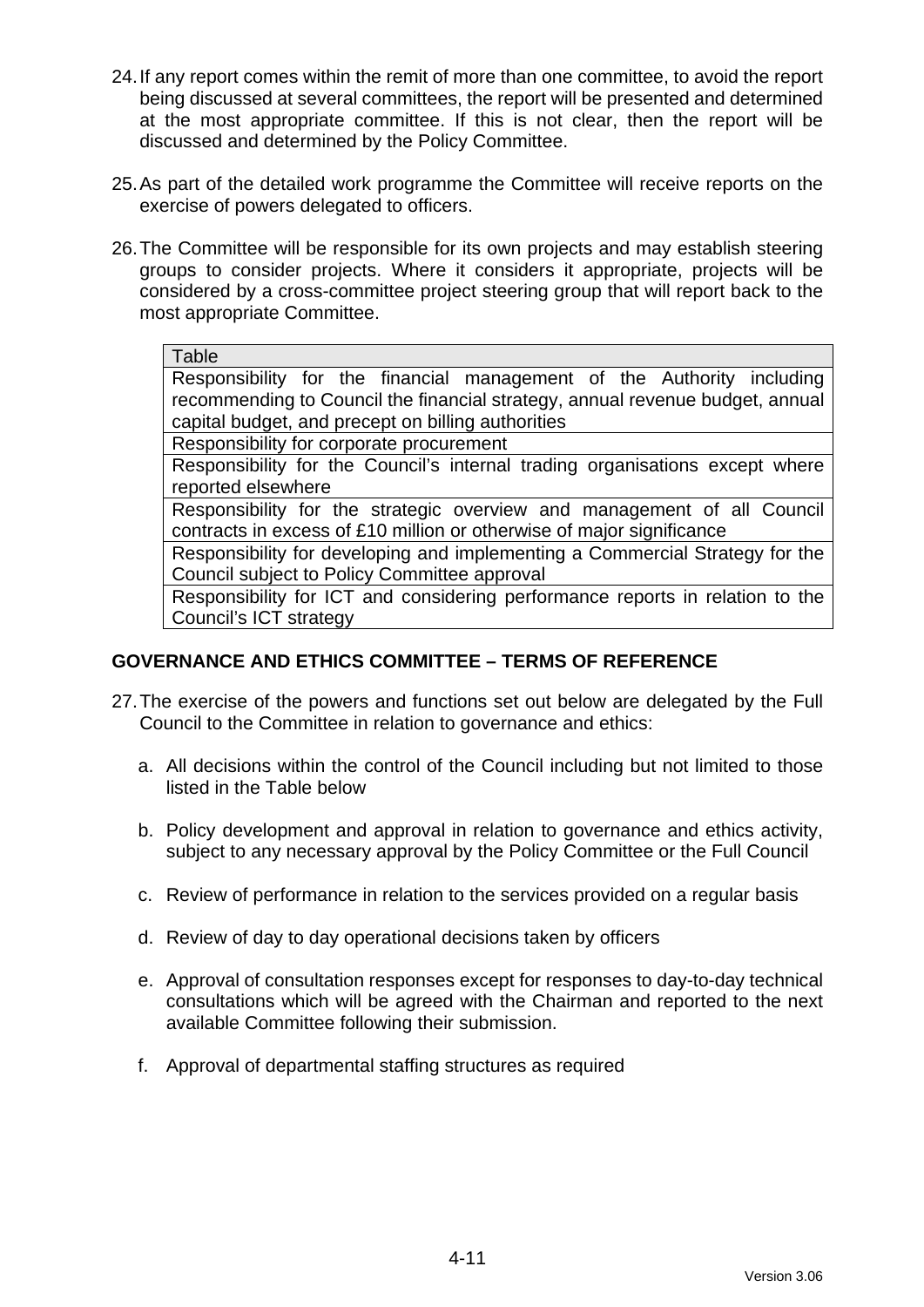24. If any report comes within the remit of more than one committee, to avoid the report being discussed at several committees, the report will be presented and determined at the most appropriate committee. If this is not clear, then the report will be discussed and determined by the Policy Committee.

25. As part of the detailed work programme the Committee will receive reports on the exercise of powers delegated to officers.

26. The Committee will be responsible for its own projects and may establish steering groups to consider projects. Where it considers it appropriate, projects will be considered by a cross-committee project steering group that will report back to the most appropriate Committee.

| Table |
| --- |
| Responsibility for the financial management of the Authority including recommending to Council the financial strategy, annual revenue budget, annual capital budget, and precept on billing authorities |
| Responsibility for corporate procurement |
| Responsibility for the Council's internal trading organisations except where reported elsewhere |
| Responsibility for the strategic overview and management of all Council contracts in excess of £10 million or otherwise of major significance |
| Responsibility for developing and implementing a Commercial Strategy for the Council subject to Policy Committee approval |
| Responsibility for ICT and considering performance reports in relation to the Council's ICT strategy |

## GOVERNANCE AND ETHICS COMMITTEE – TERMS OF REFERENCE

27. The exercise of the powers and functions set out below are delegated by the Full Council to the Committee in relation to governance and ethics:

    a. All decisions within the control of the Council including but not limited to those listed in the Table below

    b. Policy development and approval in relation to governance and ethics activity, subject to any necessary approval by the Policy Committee or the Full Council

    c. Review of performance in relation to the services provided on a regular basis

    d. Review of day to day operational decisions taken by officers

    e. Approval of consultation responses except for responses to day-to-day technical consultations which will be agreed with the Chairman and reported to the next available Committee following their submission.

    f. Approval of departmental staffing structures as required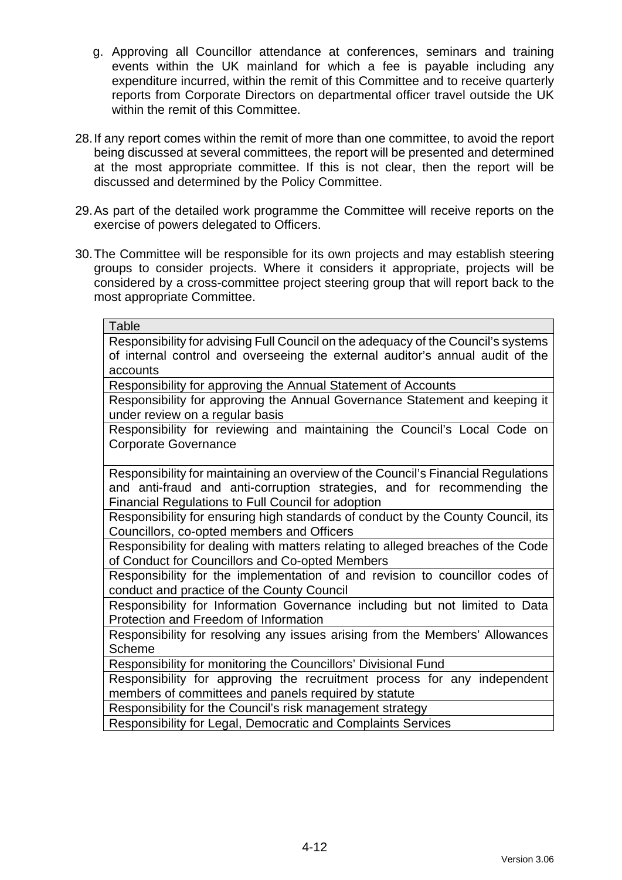g. Approving all Councillor attendance at conferences, seminars and training events within the UK mainland for which a fee is payable including any expenditure incurred, within the remit of this Committee and to receive quarterly reports from Corporate Directors on departmental officer travel outside the UK within the remit of this Committee.

28. If any report comes within the remit of more than one committee, to avoid the report being discussed at several committees, the report will be presented and determined at the most appropriate committee. If this is not clear, then the report will be discussed and determined by the Policy Committee.

29. As part of the detailed work programme the Committee will receive reports on the exercise of powers delegated to Officers.

30. The Committee will be responsible for its own projects and may establish steering groups to consider projects. Where it considers it appropriate, projects will be considered by a cross-committee project steering group that will report back to the most appropriate Committee.

| Table |
|---|
| Responsibility for advising Full Council on the adequacy of the Council's systems of internal control and overseeing the external auditor's annual audit of the accounts |
| Responsibility for approving the Annual Statement of Accounts |
| Responsibility for approving the Annual Governance Statement and keeping it under review on a regular basis |
| Responsibility for reviewing and maintaining the Council's Local Code on Corporate Governance |
| Responsibility for maintaining an overview of the Council's Financial Regulations and anti-fraud and anti-corruption strategies, and for recommending the Financial Regulations to Full Council for adoption |
| Responsibility for ensuring high standards of conduct by the County Council, its Councillors, co-opted members and Officers |
| Responsibility for dealing with matters relating to alleged breaches of the Code of Conduct for Councillors and Co-opted Members |
| Responsibility for the implementation of and revision to councillor codes of conduct and practice of the County Council |
| Responsibility for Information Governance including but not limited to Data Protection and Freedom of Information |
| Responsibility for resolving any issues arising from the Members' Allowances Scheme |
| Responsibility for monitoring the Councillors' Divisional Fund |
| Responsibility for approving the recruitment process for any independent members of committees and panels required by statute |
| Responsibility for the Council's risk management strategy |
| Responsibility for Legal, Democratic and Complaints Services |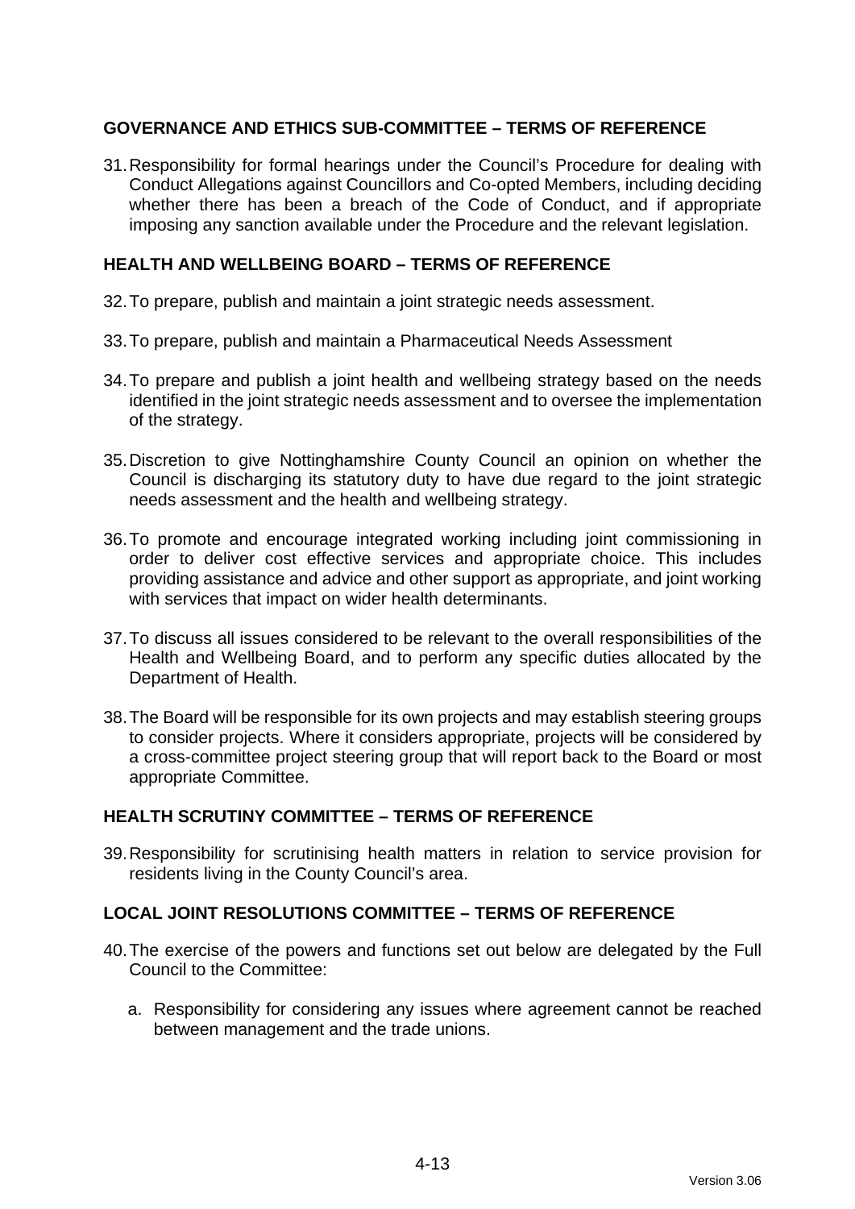## GOVERNANCE AND ETHICS SUB-COMMITTEE – TERMS OF REFERENCE

31. Responsibility for formal hearings under the Council's Procedure for dealing with Conduct Allegations against Councillors and Co-opted Members, including deciding whether there has been a breach of the Code of Conduct, and if appropriate imposing any sanction available under the Procedure and the relevant legislation.

## HEALTH AND WELLBEING BOARD – TERMS OF REFERENCE

32. To prepare, publish and maintain a joint strategic needs assessment.

33. To prepare, publish and maintain a Pharmaceutical Needs Assessment

34. To prepare and publish a joint health and wellbeing strategy based on the needs identified in the joint strategic needs assessment and to oversee the implementation of the strategy.

35. Discretion to give Nottinghamshire County Council an opinion on whether the Council is discharging its statutory duty to have due regard to the joint strategic needs assessment and the health and wellbeing strategy.

36. To promote and encourage integrated working including joint commissioning in order to deliver cost effective services and appropriate choice. This includes providing assistance and advice and other support as appropriate, and joint working with services that impact on wider health determinants.

37. To discuss all issues considered to be relevant to the overall responsibilities of the Health and Wellbeing Board, and to perform any specific duties allocated by the Department of Health.

38. The Board will be responsible for its own projects and may establish steering groups to consider projects. Where it considers appropriate, projects will be considered by a cross-committee project steering group that will report back to the Board or most appropriate Committee.

## HEALTH SCRUTINY COMMITTEE – TERMS OF REFERENCE

39. Responsibility for scrutinising health matters in relation to service provision for residents living in the County Council's area.

## LOCAL JOINT RESOLUTIONS COMMITTEE – TERMS OF REFERENCE

40. The exercise of the powers and functions set out below are delegated by the Full Council to the Committee:

    a. Responsibility for considering any issues where agreement cannot be reached between management and the trade unions.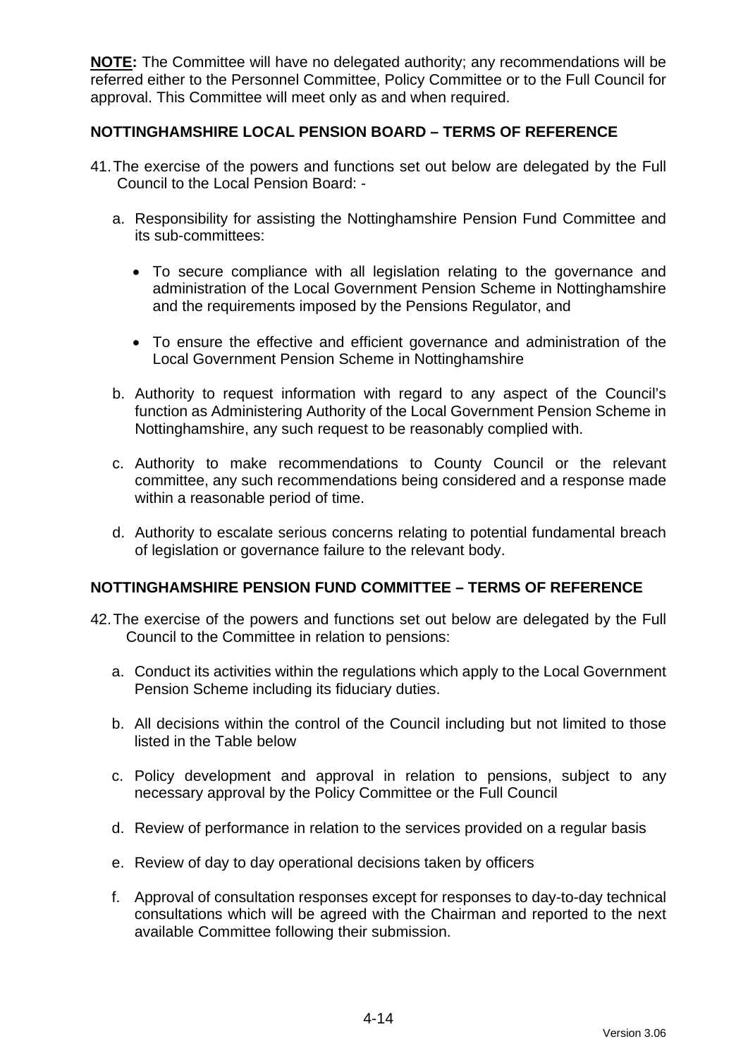**NOTE:** The Committee will have no delegated authority; any recommendations will be referred either to the Personnel Committee, Policy Committee or to the Full Council for approval. This Committee will meet only as and when required.

## NOTTINGHAMSHIRE LOCAL PENSION BOARD – TERMS OF REFERENCE

41. The exercise of the powers and functions set out below are delegated by the Full Council to the Local Pension Board: -

    a. Responsibility for assisting the Nottinghamshire Pension Fund Committee and its sub-committees:

    - To secure compliance with all legislation relating to the governance and administration of the Local Government Pension Scheme in Nottinghamshire and the requirements imposed by the Pensions Regulator, and
    - To ensure the effective and efficient governance and administration of the Local Government Pension Scheme in Nottinghamshire

    b. Authority to request information with regard to any aspect of the Council's function as Administering Authority of the Local Government Pension Scheme in Nottinghamshire, any such request to be reasonably complied with.

    c. Authority to make recommendations to County Council or the relevant committee, any such recommendations being considered and a response made within a reasonable period of time.

    d. Authority to escalate serious concerns relating to potential fundamental breach of legislation or governance failure to the relevant body.

## NOTTINGHAMSHIRE PENSION FUND COMMITTEE – TERMS OF REFERENCE

42. The exercise of the powers and functions set out below are delegated by the Full Council to the Committee in relation to pensions:

    a. Conduct its activities within the regulations which apply to the Local Government Pension Scheme including its fiduciary duties.

    b. All decisions within the control of the Council including but not limited to those listed in the Table below

    c. Policy development and approval in relation to pensions, subject to any necessary approval by the Policy Committee or the Full Council

    d. Review of performance in relation to the services provided on a regular basis

    e. Review of day to day operational decisions taken by officers

    f. Approval of consultation responses except for responses to day-to-day technical consultations which will be agreed with the Chairman and reported to the next available Committee following their submission.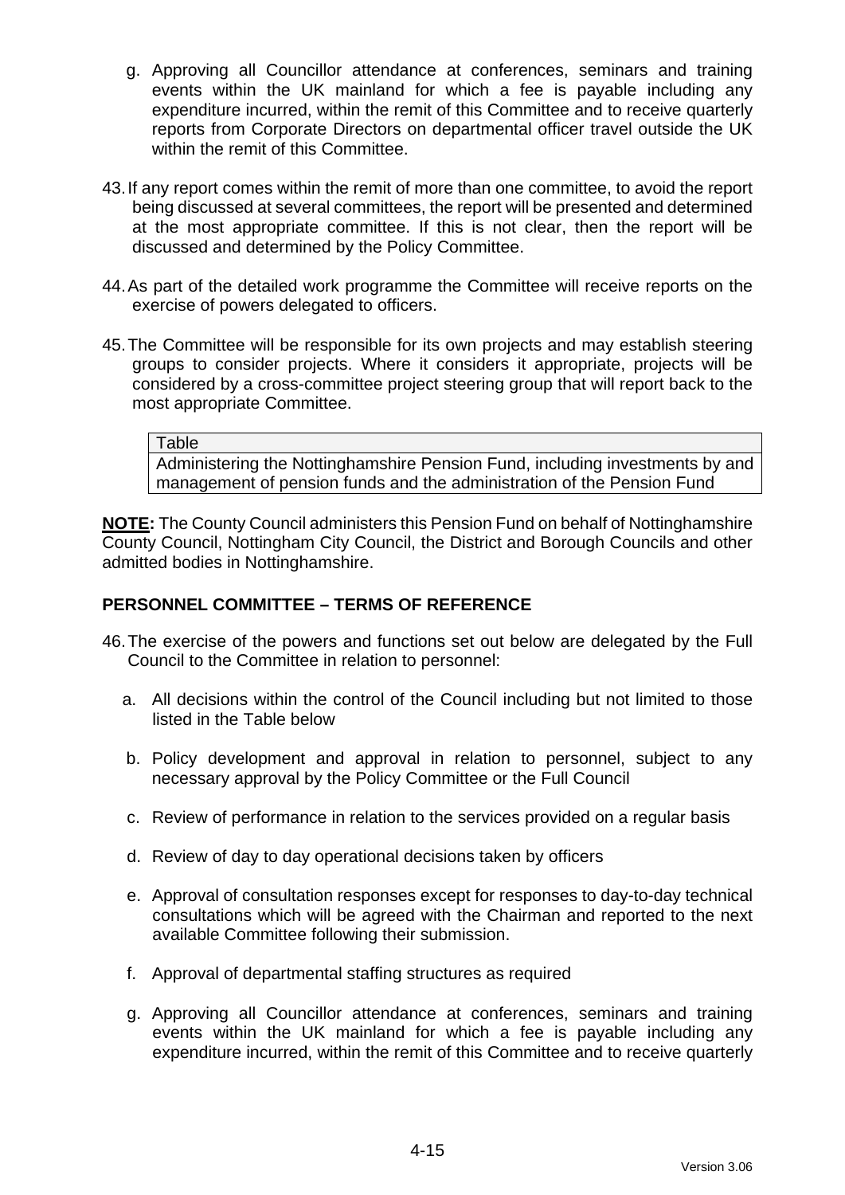g. Approving all Councillor attendance at conferences, seminars and training events within the UK mainland for which a fee is payable including any expenditure incurred, within the remit of this Committee and to receive quarterly reports from Corporate Directors on departmental officer travel outside the UK within the remit of this Committee.

43. If any report comes within the remit of more than one committee, to avoid the report being discussed at several committees, the report will be presented and determined at the most appropriate committee. If this is not clear, then the report will be discussed and determined by the Policy Committee.

44. As part of the detailed work programme the Committee will receive reports on the exercise of powers delegated to officers.

45. The Committee will be responsible for its own projects and may establish steering groups to consider projects. Where it considers it appropriate, projects will be considered by a cross-committee project steering group that will report back to the most appropriate Committee.

| Table |
| --- |
| Administering the Nottinghamshire Pension Fund, including investments by and management of pension funds and the administration of the Pension Fund |

**NOTE:** The County Council administers this Pension Fund on behalf of Nottinghamshire County Council, Nottingham City Council, the District and Borough Councils and other admitted bodies in Nottinghamshire.

## PERSONNEL COMMITTEE – TERMS OF REFERENCE

46. The exercise of the powers and functions set out below are delegated by the Full Council to the Committee in relation to personnel:

a. All decisions within the control of the Council including but not limited to those listed in the Table below

b. Policy development and approval in relation to personnel, subject to any necessary approval by the Policy Committee or the Full Council

c. Review of performance in relation to the services provided on a regular basis

d. Review of day to day operational decisions taken by officers

e. Approval of consultation responses except for responses to day-to-day technical consultations which will be agreed with the Chairman and reported to the next available Committee following their submission.

f. Approval of departmental staffing structures as required

g. Approving all Councillor attendance at conferences, seminars and training events within the UK mainland for which a fee is payable including any expenditure incurred, within the remit of this Committee and to receive quarterly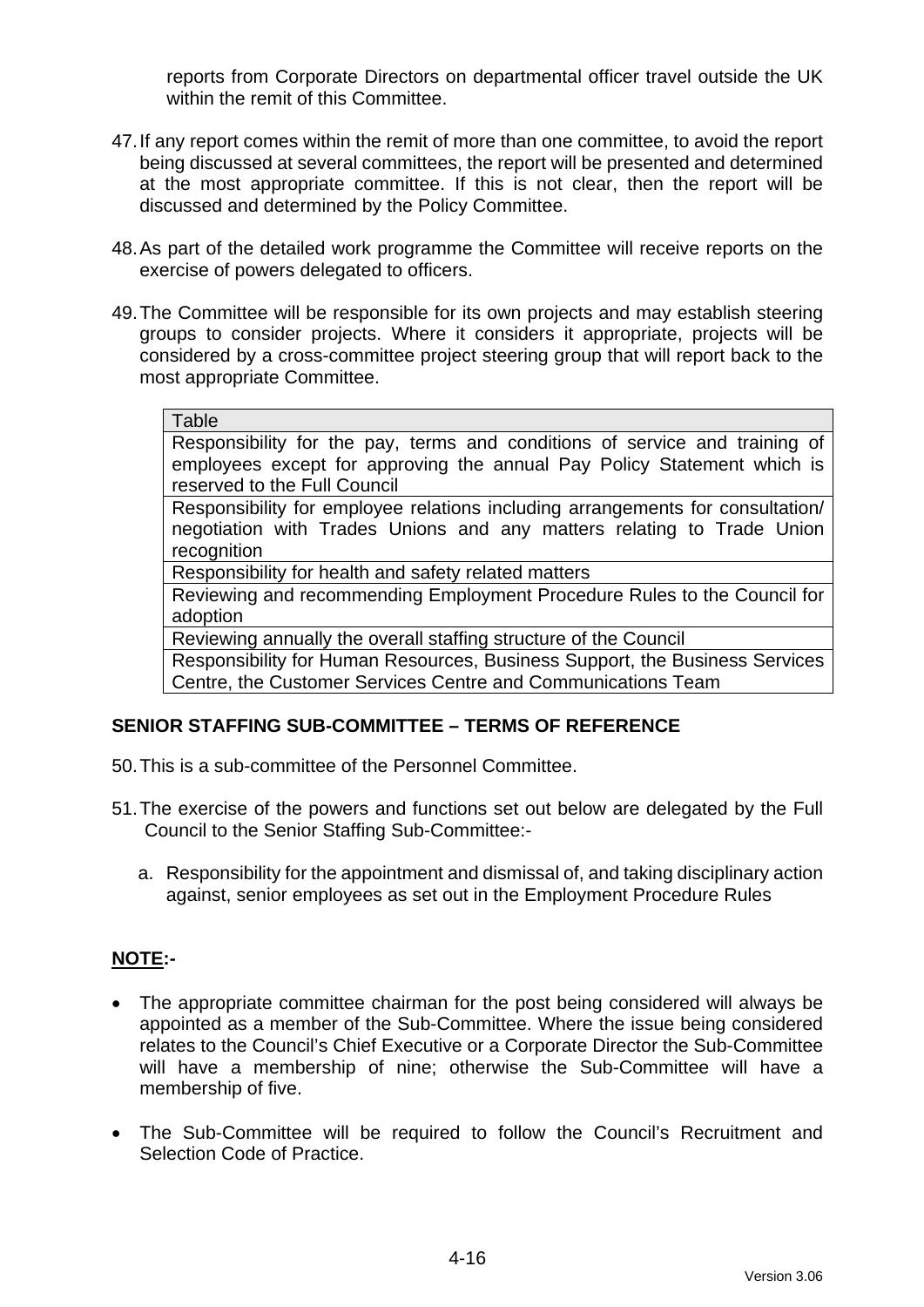reports from Corporate Directors on departmental officer travel outside the UK within the remit of this Committee.

47. If any report comes within the remit of more than one committee, to avoid the report being discussed at several committees, the report will be presented and determined at the most appropriate committee. If this is not clear, then the report will be discussed and determined by the Policy Committee.

48. As part of the detailed work programme the Committee will receive reports on the exercise of powers delegated to officers.

49. The Committee will be responsible for its own projects and may establish steering groups to consider projects. Where it considers it appropriate, projects will be considered by a cross-committee project steering group that will report back to the most appropriate Committee.

| Table |
|---|
| Responsibility for the pay, terms and conditions of service and training of employees except for approving the annual Pay Policy Statement which is reserved to the Full Council |
| Responsibility for employee relations including arrangements for consultation/ negotiation with Trades Unions and any matters relating to Trade Union recognition |
| Responsibility for health and safety related matters |
| Reviewing and recommending Employment Procedure Rules to the Council for adoption |
| Reviewing annually the overall staffing structure of the Council |
| Responsibility for Human Resources, Business Support, the Business Services Centre, the Customer Services Centre and Communications Team |

**SENIOR STAFFING SUB-COMMITTEE – TERMS OF REFERENCE**

50. This is a sub-committee of the Personnel Committee.

51. The exercise of the powers and functions set out below are delegated by the Full Council to the Senior Staffing Sub-Committee:-

   a. Responsibility for the appointment and dismissal of, and taking disciplinary action against, senior employees as set out in the Employment Procedure Rules

**NOTE:-**

- The appropriate committee chairman for the post being considered will always be appointed as a member of the Sub-Committee. Where the issue being considered relates to the Council's Chief Executive or a Corporate Director the Sub-Committee will have a membership of nine; otherwise the Sub-Committee will have a membership of five.

- The Sub-Committee will be required to follow the Council's Recruitment and Selection Code of Practice.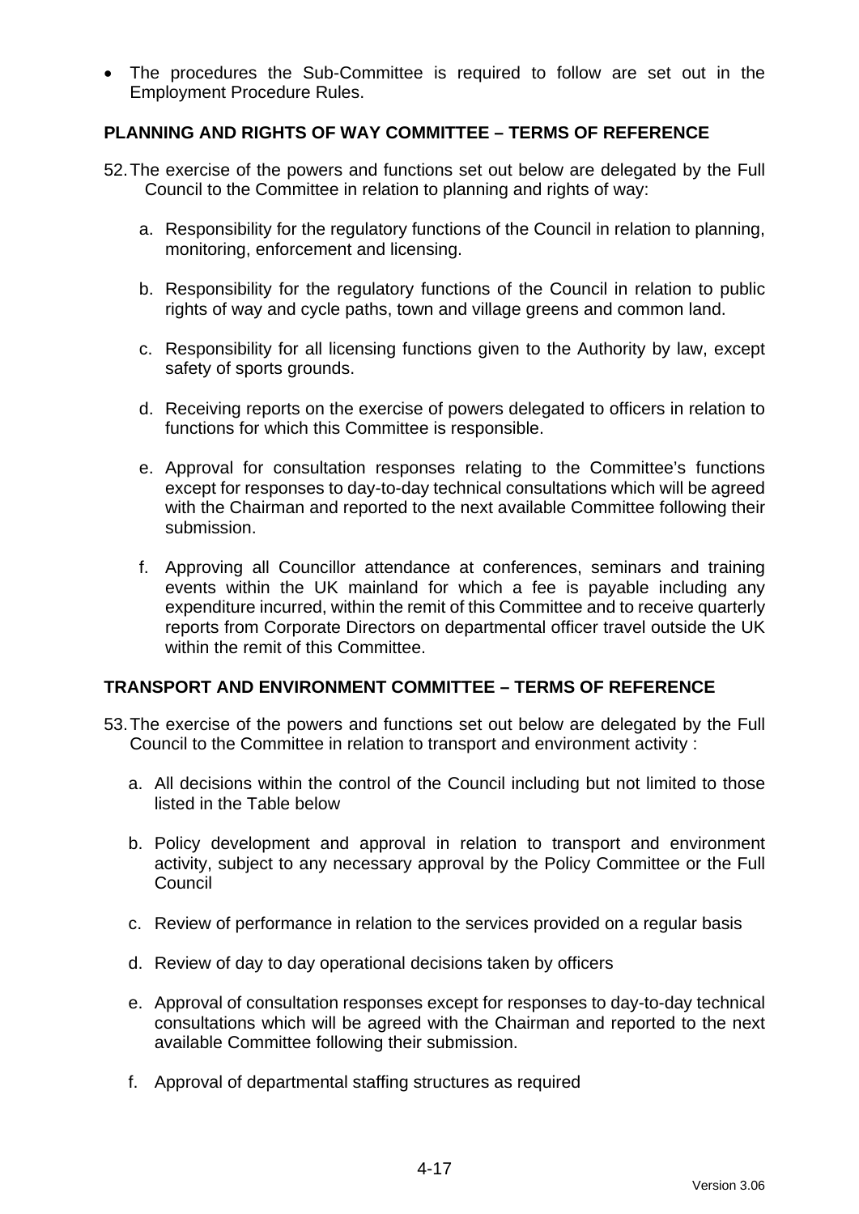- The procedures the Sub-Committee is required to follow are set out in the Employment Procedure Rules.

## PLANNING AND RIGHTS OF WAY COMMITTEE – TERMS OF REFERENCE

52. The exercise of the powers and functions set out below are delegated by the Full Council to the Committee in relation to planning and rights of way:

    a. Responsibility for the regulatory functions of the Council in relation to planning, monitoring, enforcement and licensing.

    b. Responsibility for the regulatory functions of the Council in relation to public rights of way and cycle paths, town and village greens and common land.

    c. Responsibility for all licensing functions given to the Authority by law, except safety of sports grounds.

    d. Receiving reports on the exercise of powers delegated to officers in relation to functions for which this Committee is responsible.

    e. Approval for consultation responses relating to the Committee's functions except for responses to day-to-day technical consultations which will be agreed with the Chairman and reported to the next available Committee following their submission.

    f. Approving all Councillor attendance at conferences, seminars and training events within the UK mainland for which a fee is payable including any expenditure incurred, within the remit of this Committee and to receive quarterly reports from Corporate Directors on departmental officer travel outside the UK within the remit of this Committee.

## TRANSPORT AND ENVIRONMENT COMMITTEE – TERMS OF REFERENCE

53. The exercise of the powers and functions set out below are delegated by the Full Council to the Committee in relation to transport and environment activity :

    a. All decisions within the control of the Council including but not limited to those listed in the Table below

    b. Policy development and approval in relation to transport and environment activity, subject to any necessary approval by the Policy Committee or the Full Council

    c. Review of performance in relation to the services provided on a regular basis

    d. Review of day to day operational decisions taken by officers

    e. Approval of consultation responses except for responses to day-to-day technical consultations which will be agreed with the Chairman and reported to the next available Committee following their submission.

    f. Approval of departmental staffing structures as required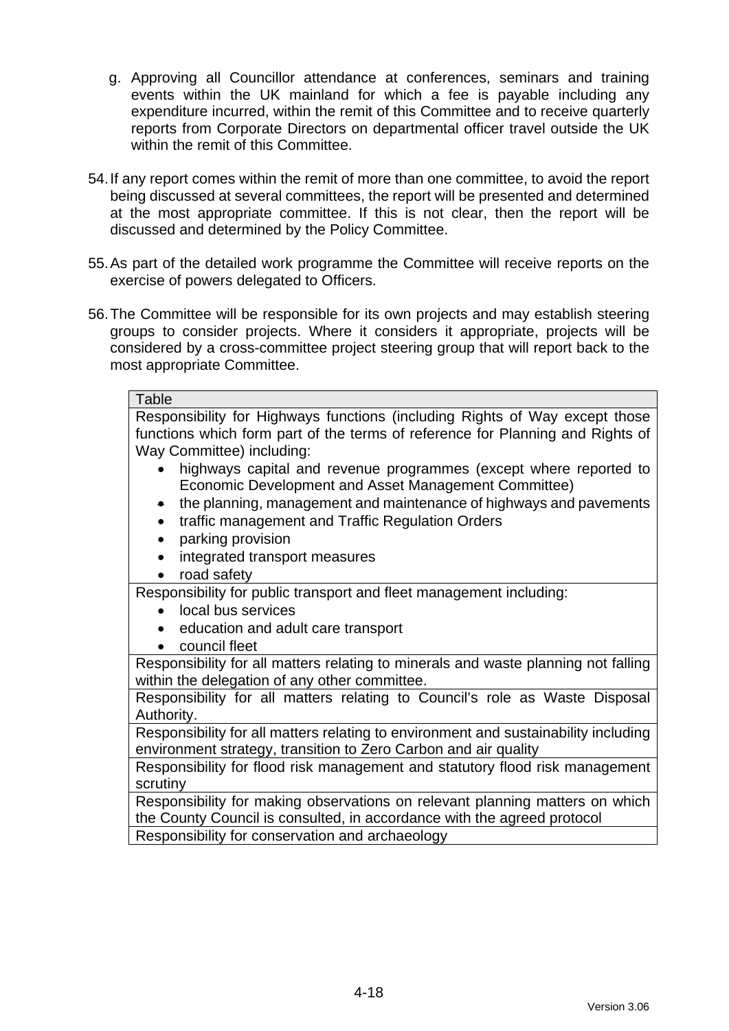g. Approving all Councillor attendance at conferences, seminars and training events within the UK mainland for which a fee is payable including any expenditure incurred, within the remit of this Committee and to receive quarterly reports from Corporate Directors on departmental officer travel outside the UK within the remit of this Committee.

54. If any report comes within the remit of more than one committee, to avoid the report being discussed at several committees, the report will be presented and determined at the most appropriate committee. If this is not clear, then the report will be discussed and determined by the Policy Committee.

55. As part of the detailed work programme the Committee will receive reports on the exercise of powers delegated to Officers.

56. The Committee will be responsible for its own projects and may establish steering groups to consider projects. Where it considers it appropriate, projects will be considered by a cross-committee project steering group that will report back to the most appropriate Committee.

| Table |
|---|
| Responsibility for Highways functions (including Rights of Way except those functions which form part of the terms of reference for Planning and Rights of Way Committee) including:<br>• highways capital and revenue programmes (except where reported to Economic Development and Asset Management Committee)<br>• the planning, management and maintenance of highways and pavements<br>• traffic management and Traffic Regulation Orders<br>• parking provision<br>• integrated transport measures<br>• road safety |
| Responsibility for public transport and fleet management including:<br>• local bus services<br>• education and adult care transport<br>• council fleet |
| Responsibility for all matters relating to minerals and waste planning not falling within the delegation of any other committee. |
| Responsibility for all matters relating to Council's role as Waste Disposal Authority. |
| Responsibility for all matters relating to environment and sustainability including environment strategy, transition to Zero Carbon and air quality |
| Responsibility for flood risk management and statutory flood risk management scrutiny |
| Responsibility for making observations on relevant planning matters on which the County Council is consulted, in accordance with the agreed protocol |
| Responsibility for conservation and archaeology |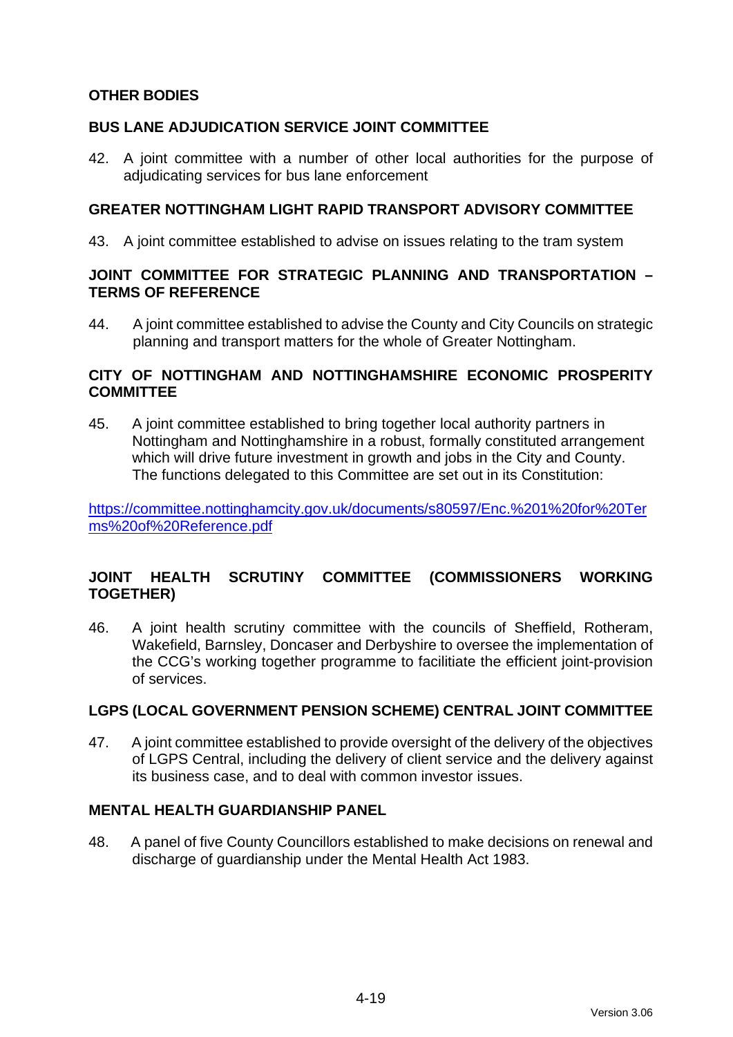## OTHER BODIES

### BUS LANE ADJUDICATION SERVICE JOINT COMMITTEE

42. A joint committee with a number of other local authorities for the purpose of adjudicating services for bus lane enforcement

### GREATER NOTTINGHAM LIGHT RAPID TRANSPORT ADVISORY COMMITTEE

43. A joint committee established to advise on issues relating to the tram system

### JOINT COMMITTEE FOR STRATEGIC PLANNING AND TRANSPORTATION – TERMS OF REFERENCE

44. A joint committee established to advise the County and City Councils on strategic planning and transport matters for the whole of Greater Nottingham.

### CITY OF NOTTINGHAM AND NOTTINGHAMSHIRE ECONOMIC PROSPERITY COMMITTEE

45. A joint committee established to bring together local authority partners in Nottingham and Nottinghamshire in a robust, formally constituted arrangement which will drive future investment in growth and jobs in the City and County. The functions delegated to this Committee are set out in its Constitution:

[https://committee.nottinghamcity.gov.uk/documents/s80597/Enc.%201%20for%20Terms%20of%20Reference.pdf](https://committee.nottinghamcity.gov.uk/documents/s80597/Enc.%201%20for%20Terms%20of%20Reference.pdf)

### JOINT HEALTH SCRUTINY COMMITTEE (COMMISSIONERS WORKING TOGETHER)

46. A joint health scrutiny committee with the councils of Sheffield, Rotheram, Wakefield, Barnsley, Doncaser and Derbyshire to oversee the implementation of the CCG's working together programme to facilitiate the efficient joint-provision of services.

### LGPS (LOCAL GOVERNMENT PENSION SCHEME) CENTRAL JOINT COMMITTEE

47. A joint committee established to provide oversight of the delivery of the objectives of LGPS Central, including the delivery of client service and the delivery against its business case, and to deal with common investor issues.

### MENTAL HEALTH GUARDIANSHIP PANEL

48. A panel of five County Councillors established to make decisions on renewal and discharge of guardianship under the Mental Health Act 1983.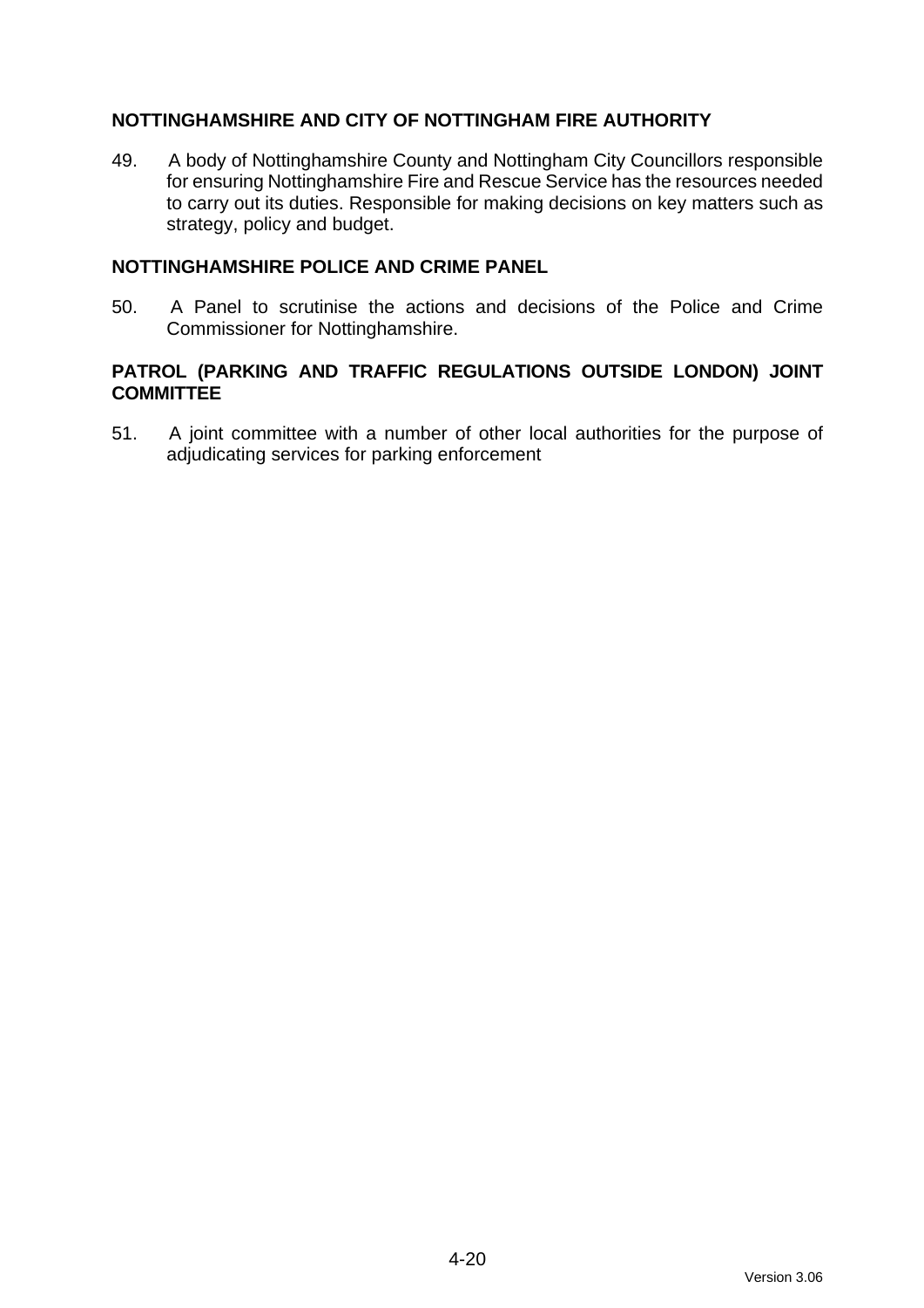**NOTTINGHAMSHIRE AND CITY OF NOTTINGHAM FIRE AUTHORITY**

49. A body of Nottinghamshire County and Nottingham City Councillors responsible for ensuring Nottinghamshire Fire and Rescue Service has the resources needed to carry out its duties. Responsible for making decisions on key matters such as strategy, policy and budget.

**NOTTINGHAMSHIRE POLICE AND CRIME PANEL**

50. A Panel to scrutinise the actions and decisions of the Police and Crime Commissioner for Nottinghamshire.

**PATROL (PARKING AND TRAFFIC REGULATIONS OUTSIDE LONDON) JOINT COMMITTEE**

51. A joint committee with a number of other local authorities for the purpose of adjudicating services for parking enforcement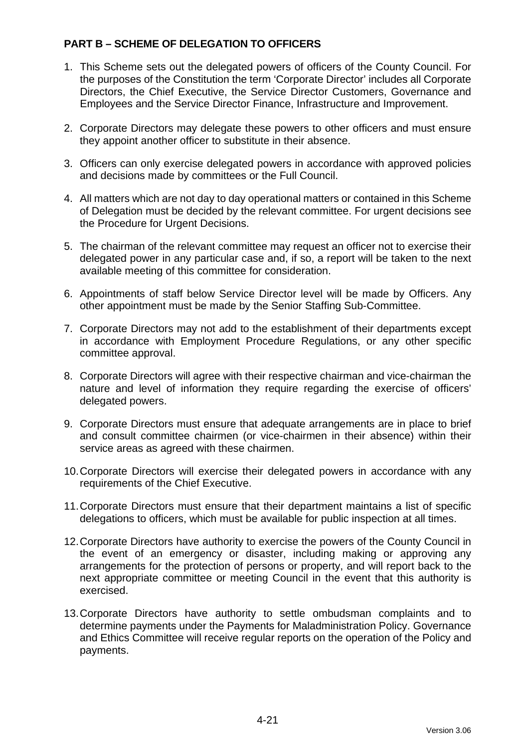**PART B – SCHEME OF DELEGATION TO OFFICERS**

1. This Scheme sets out the delegated powers of officers of the County Council. For the purposes of the Constitution the term 'Corporate Director' includes all Corporate Directors, the Chief Executive, the Service Director Customers, Governance and Employees and the Service Director Finance, Infrastructure and Improvement.

2. Corporate Directors may delegate these powers to other officers and must ensure they appoint another officer to substitute in their absence.

3. Officers can only exercise delegated powers in accordance with approved policies and decisions made by committees or the Full Council.

4. All matters which are not day to day operational matters or contained in this Scheme of Delegation must be decided by the relevant committee. For urgent decisions see the Procedure for Urgent Decisions.

5. The chairman of the relevant committee may request an officer not to exercise their delegated power in any particular case and, if so, a report will be taken to the next available meeting of this committee for consideration.

6. Appointments of staff below Service Director level will be made by Officers. Any other appointment must be made by the Senior Staffing Sub-Committee.

7. Corporate Directors may not add to the establishment of their departments except in accordance with Employment Procedure Regulations, or any other specific committee approval.

8. Corporate Directors will agree with their respective chairman and vice-chairman the nature and level of information they require regarding the exercise of officers' delegated powers.

9. Corporate Directors must ensure that adequate arrangements are in place to brief and consult committee chairmen (or vice-chairmen in their absence) within their service areas as agreed with these chairmen.

10. Corporate Directors will exercise their delegated powers in accordance with any requirements of the Chief Executive.

11. Corporate Directors must ensure that their department maintains a list of specific delegations to officers, which must be available for public inspection at all times.

12. Corporate Directors have authority to exercise the powers of the County Council in the event of an emergency or disaster, including making or approving any arrangements for the protection of persons or property, and will report back to the next appropriate committee or meeting Council in the event that this authority is exercised.

13. Corporate Directors have authority to settle ombudsman complaints and to determine payments under the Payments for Maladministration Policy. Governance and Ethics Committee will receive regular reports on the operation of the Policy and payments.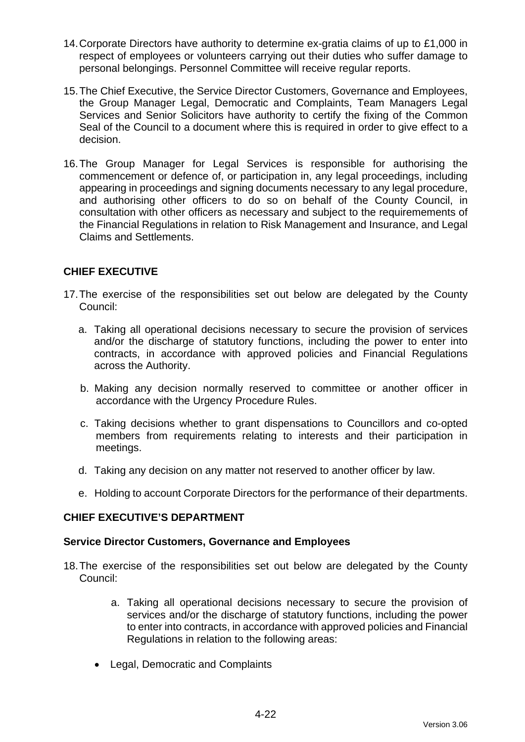14. Corporate Directors have authority to determine ex-gratia claims of up to £1,000 in respect of employees or volunteers carrying out their duties who suffer damage to personal belongings. Personnel Committee will receive regular reports.

15. The Chief Executive, the Service Director Customers, Governance and Employees, the Group Manager Legal, Democratic and Complaints, Team Managers Legal Services and Senior Solicitors have authority to certify the fixing of the Common Seal of the Council to a document where this is required in order to give effect to a decision.

16. The Group Manager for Legal Services is responsible for authorising the commencement or defence of, or participation in, any legal proceedings, including appearing in proceedings and signing documents necessary to any legal procedure, and authorising other officers to do so on behalf of the County Council, in consultation with other officers as necessary and subject to the requiremements of the Financial Regulations in relation to Risk Management and Insurance, and Legal Claims and Settlements.

## CHIEF EXECUTIVE

17. The exercise of the responsibilities set out below are delegated by the County Council:

    a. Taking all operational decisions necessary to secure the provision of services and/or the discharge of statutory functions, including the power to enter into contracts, in accordance with approved policies and Financial Regulations across the Authority.

    b. Making any decision normally reserved to committee or another officer in accordance with the Urgency Procedure Rules.

    c. Taking decisions whether to grant dispensations to Councillors and co-opted members from requirements relating to interests and their participation in meetings.

    d. Taking any decision on any matter not reserved to another officer by law.

    e. Holding to account Corporate Directors for the performance of their departments.

## CHIEF EXECUTIVE'S DEPARTMENT

### Service Director Customers, Governance and Employees

18. The exercise of the responsibilities set out below are delegated by the County Council:

    a. Taking all operational decisions necessary to secure the provision of services and/or the discharge of statutory functions, including the power to enter into contracts, in accordance with approved policies and Financial Regulations in relation to the following areas:

    - Legal, Democratic and Complaints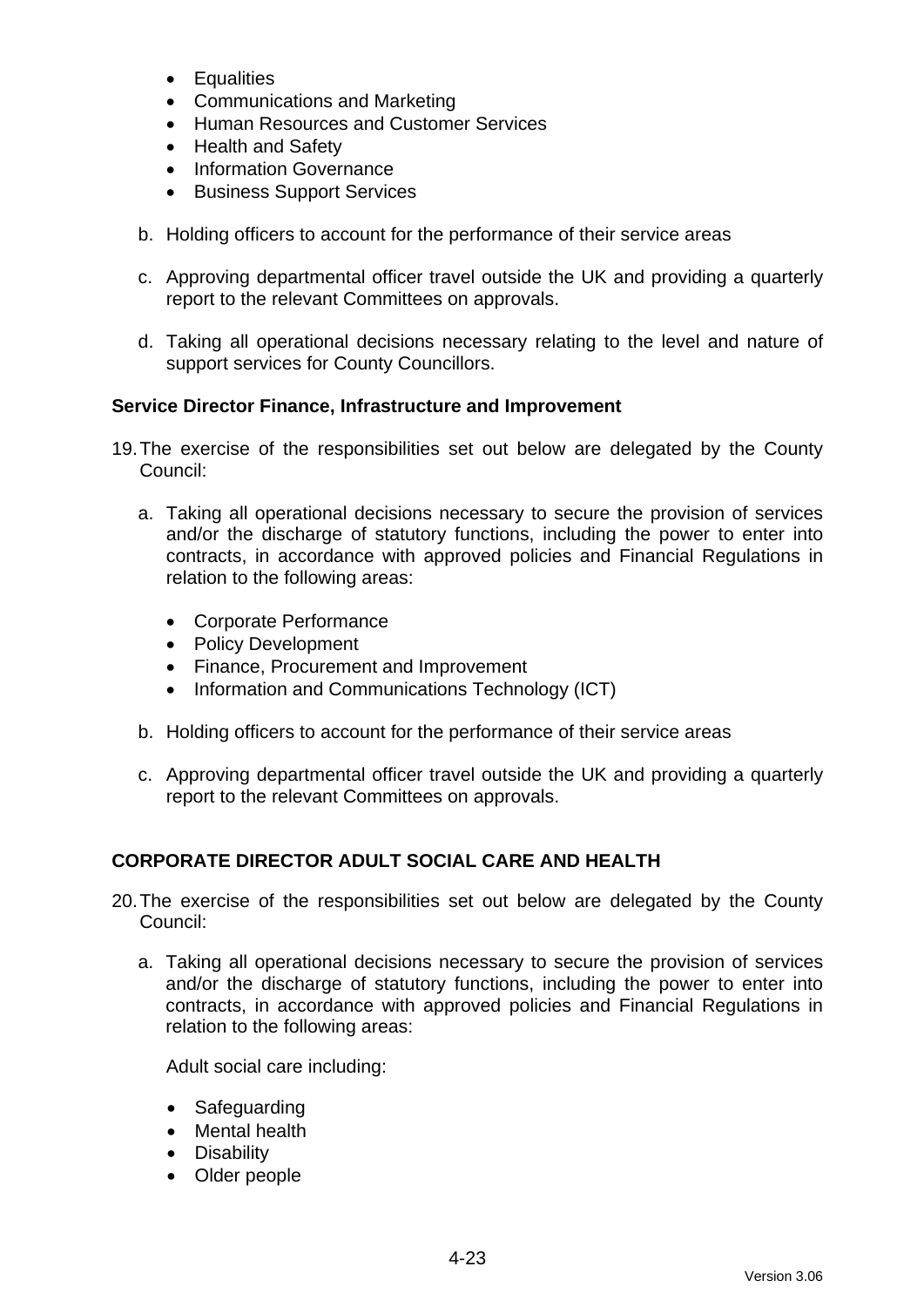- Equalities
- Communications and Marketing
- Human Resources and Customer Services
- Health and Safety
- Information Governance
- Business Support Services

b. Holding officers to account for the performance of their service areas

c. Approving departmental officer travel outside the UK and providing a quarterly report to the relevant Committees on approvals.

d. Taking all operational decisions necessary relating to the level and nature of support services for County Councillors.

**Service Director Finance, Infrastructure and Improvement**

19. The exercise of the responsibilities set out below are delegated by the County Council:

    a. Taking all operational decisions necessary to secure the provision of services and/or the discharge of statutory functions, including the power to enter into contracts, in accordance with approved policies and Financial Regulations in relation to the following areas:

    - Corporate Performance
    - Policy Development
    - Finance, Procurement and Improvement
    - Information and Communications Technology (ICT)

    b. Holding officers to account for the performance of their service areas

    c. Approving departmental officer travel outside the UK and providing a quarterly report to the relevant Committees on approvals.

**CORPORATE DIRECTOR ADULT SOCIAL CARE AND HEALTH**

20. The exercise of the responsibilities set out below are delegated by the County Council:

    a. Taking all operational decisions necessary to secure the provision of services and/or the discharge of statutory functions, including the power to enter into contracts, in accordance with approved policies and Financial Regulations in relation to the following areas:

    Adult social care including:

    - Safeguarding
    - Mental health
    - Disability
    - Older people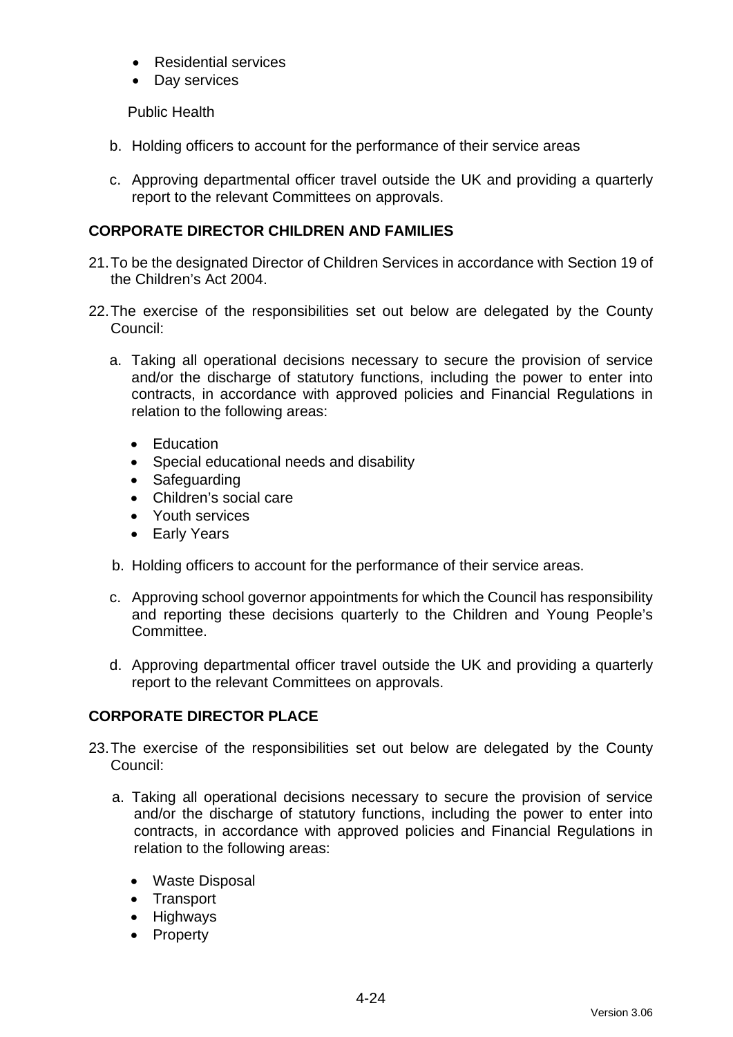- Residential services
- Day services

Public Health

b. Holding officers to account for the performance of their service areas

c. Approving departmental officer travel outside the UK and providing a quarterly report to the relevant Committees on approvals.

**CORPORATE DIRECTOR CHILDREN AND FAMILIES**

21. To be the designated Director of Children Services in accordance with Section 19 of the Children's Act 2004.

22. The exercise of the responsibilities set out below are delegated by the County Council:

   a. Taking all operational decisions necessary to secure the provision of service and/or the discharge of statutory functions, including the power to enter into contracts, in accordance with approved policies and Financial Regulations in relation to the following areas:

      - Education
      - Special educational needs and disability
      - Safeguarding
      - Children's social care
      - Youth services
      - Early Years

   b. Holding officers to account for the performance of their service areas.

   c. Approving school governor appointments for which the Council has responsibility and reporting these decisions quarterly to the Children and Young People's Committee.

   d. Approving departmental officer travel outside the UK and providing a quarterly report to the relevant Committees on approvals.

**CORPORATE DIRECTOR PLACE**

23. The exercise of the responsibilities set out below are delegated by the County Council:

   a. Taking all operational decisions necessary to secure the provision of service and/or the discharge of statutory functions, including the power to enter into contracts, in accordance with approved policies and Financial Regulations in relation to the following areas:

      - Waste Disposal
      - Transport
      - Highways
      - Property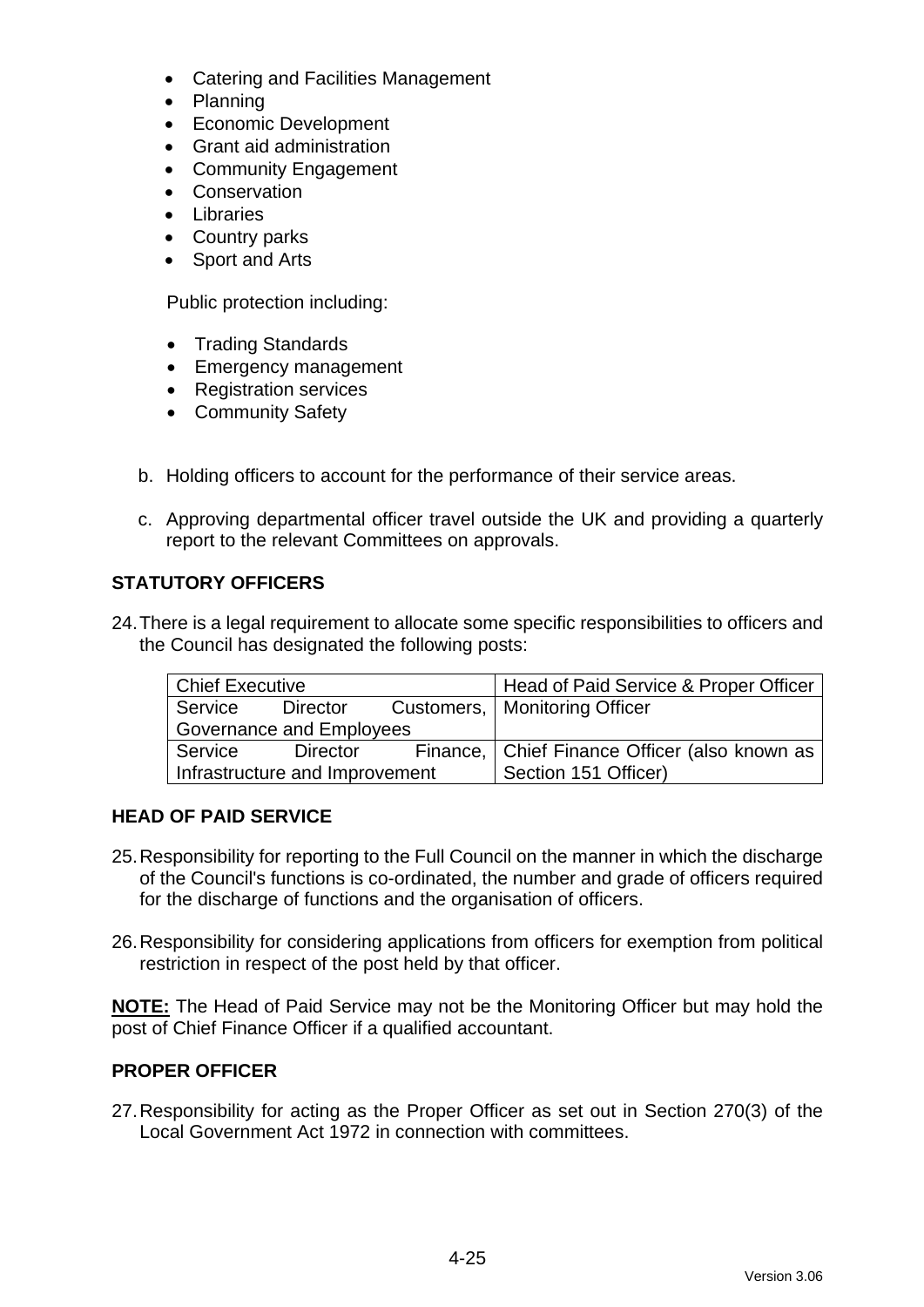- Catering and Facilities Management
- Planning
- Economic Development
- Grant aid administration
- Community Engagement
- Conservation
- Libraries
- Country parks
- Sport and Arts

Public protection including:

- Trading Standards
- Emergency management
- Registration services
- Community Safety

b. Holding officers to account for the performance of their service areas.

c. Approving departmental officer travel outside the UK and providing a quarterly report to the relevant Committees on approvals.

**STATUTORY OFFICERS**

24. There is a legal requirement to allocate some specific responsibilities to officers and the Council has designated the following posts:

| Chief Executive | Head of Paid Service & Proper Officer |
|---|---|
| Service Director Customers, Governance and Employees | Monitoring Officer |
| Service Director Finance, Infrastructure and Improvement | Chief Finance Officer (also known as Section 151 Officer) |

**HEAD OF PAID SERVICE**

25. Responsibility for reporting to the Full Council on the manner in which the discharge of the Council's functions is co-ordinated, the number and grade of officers required for the discharge of functions and the organisation of officers.

26. Responsibility for considering applications from officers for exemption from political restriction in respect of the post held by that officer.

**NOTE:** The Head of Paid Service may not be the Monitoring Officer but may hold the post of Chief Finance Officer if a qualified accountant.

**PROPER OFFICER**

27. Responsibility for acting as the Proper Officer as set out in Section 270(3) of the Local Government Act 1972 in connection with committees.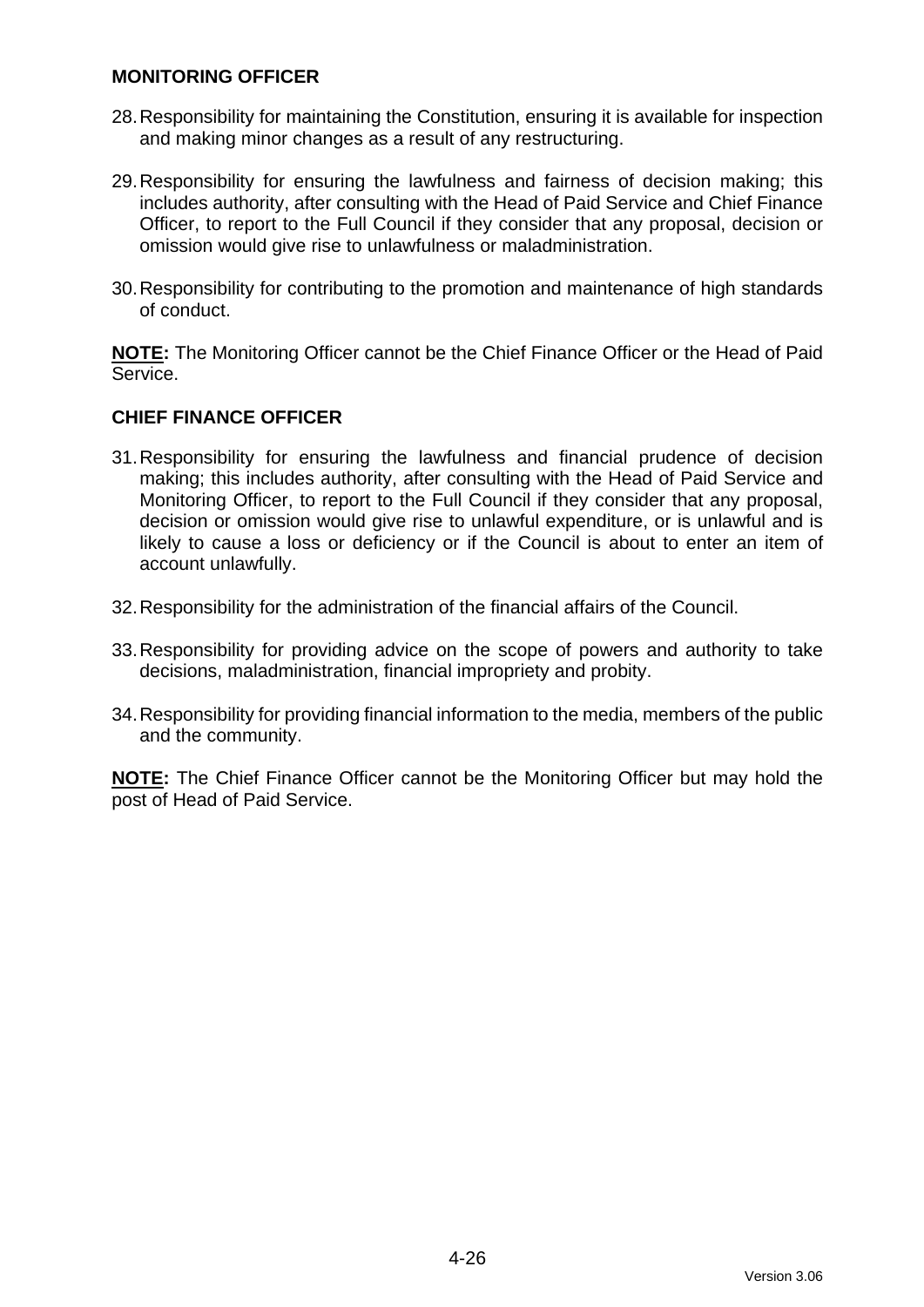## MONITORING OFFICER

28. Responsibility for maintaining the Constitution, ensuring it is available for inspection and making minor changes as a result of any restructuring.

29. Responsibility for ensuring the lawfulness and fairness of decision making; this includes authority, after consulting with the Head of Paid Service and Chief Finance Officer, to report to the Full Council if they consider that any proposal, decision or omission would give rise to unlawfulness or maladministration.

30. Responsibility for contributing to the promotion and maintenance of high standards of conduct.

**NOTE:** The Monitoring Officer cannot be the Chief Finance Officer or the Head of Paid Service.

## CHIEF FINANCE OFFICER

31. Responsibility for ensuring the lawfulness and financial prudence of decision making; this includes authority, after consulting with the Head of Paid Service and Monitoring Officer, to report to the Full Council if they consider that any proposal, decision or omission would give rise to unlawful expenditure, or is unlawful and is likely to cause a loss or deficiency or if the Council is about to enter an item of account unlawfully.

32. Responsibility for the administration of the financial affairs of the Council.

33. Responsibility for providing advice on the scope of powers and authority to take decisions, maladministration, financial impropriety and probity.

34. Responsibility for providing financial information to the media, members of the public and the community.

**NOTE:** The Chief Finance Officer cannot be the Monitoring Officer but may hold the post of Head of Paid Service.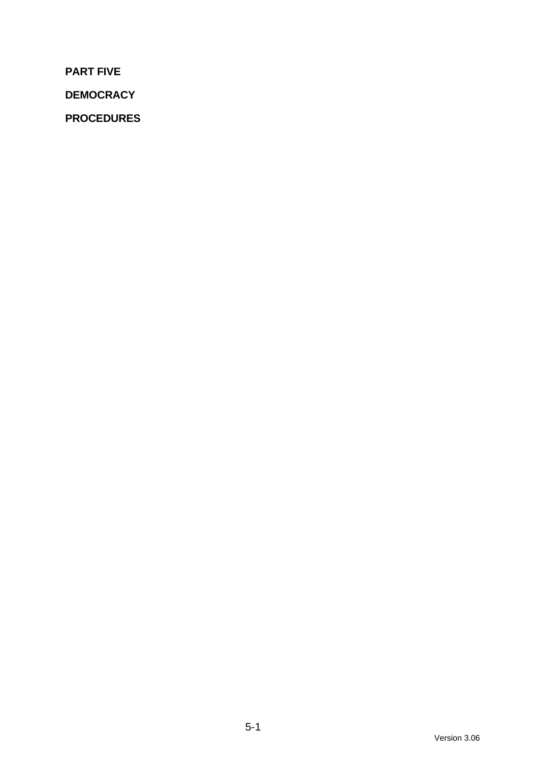**PART FIVE**

**DEMOCRACY**

**PROCEDURES**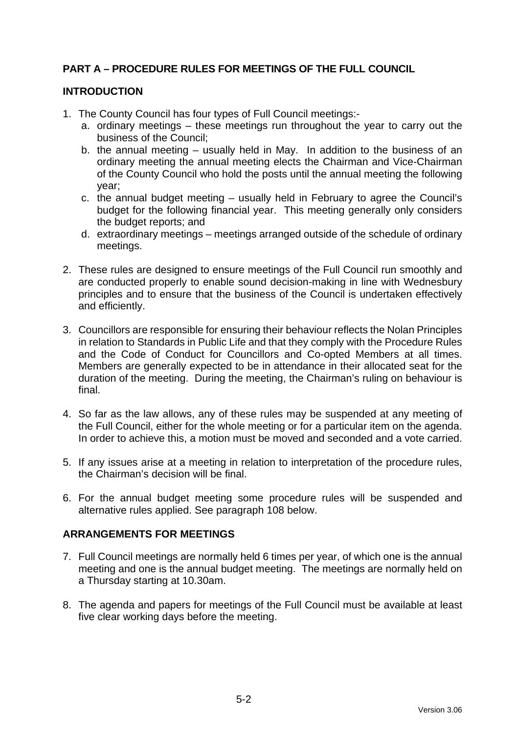## PART A – PROCEDURE RULES FOR MEETINGS OF THE FULL COUNCIL

### INTRODUCTION

1. The County Council has four types of Full Council meetings:-
   a. ordinary meetings – these meetings run throughout the year to carry out the business of the Council;
   b. the annual meeting – usually held in May. In addition to the business of an ordinary meeting the annual meeting elects the Chairman and Vice-Chairman of the County Council who hold the posts until the annual meeting the following year;
   c. the annual budget meeting – usually held in February to agree the Council's budget for the following financial year. This meeting generally only considers the budget reports; and
   d. extraordinary meetings – meetings arranged outside of the schedule of ordinary meetings.

2. These rules are designed to ensure meetings of the Full Council run smoothly and are conducted properly to enable sound decision-making in line with Wednesbury principles and to ensure that the business of the Council is undertaken effectively and efficiently.

3. Councillors are responsible for ensuring their behaviour reflects the Nolan Principles in relation to Standards in Public Life and that they comply with the Procedure Rules and the Code of Conduct for Councillors and Co-opted Members at all times. Members are generally expected to be in attendance in their allocated seat for the duration of the meeting. During the meeting, the Chairman's ruling on behaviour is final.

4. So far as the law allows, any of these rules may be suspended at any meeting of the Full Council, either for the whole meeting or for a particular item on the agenda. In order to achieve this, a motion must be moved and seconded and a vote carried.

5. If any issues arise at a meeting in relation to interpretation of the procedure rules, the Chairman's decision will be final.

6. For the annual budget meeting some procedure rules will be suspended and alternative rules applied. See paragraph 108 below.

### ARRANGEMENTS FOR MEETINGS

7. Full Council meetings are normally held 6 times per year, of which one is the annual meeting and one is the annual budget meeting. The meetings are normally held on a Thursday starting at 10.30am.

8. The agenda and papers for meetings of the Full Council must be available at least five clear working days before the meeting.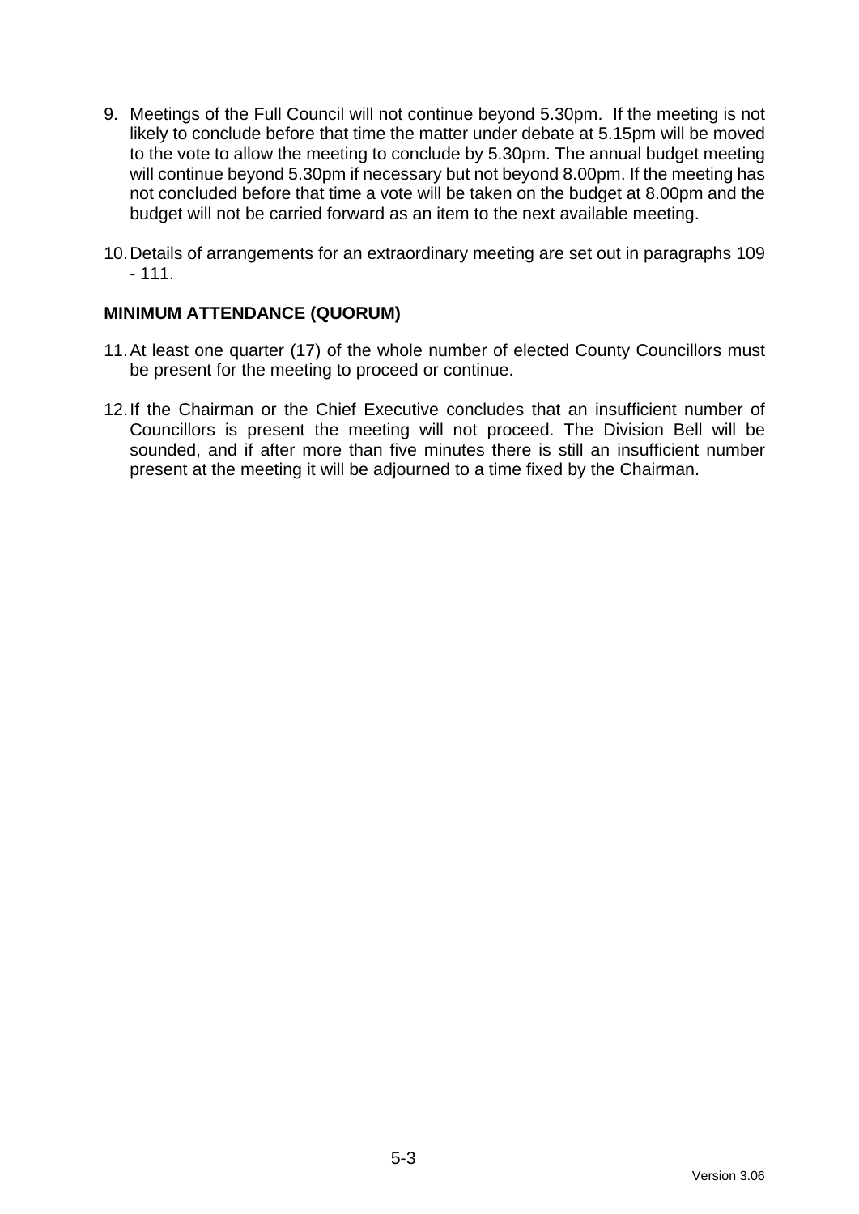9. Meetings of the Full Council will not continue beyond 5.30pm. If the meeting is not likely to conclude before that time the matter under debate at 5.15pm will be moved to the vote to allow the meeting to conclude by 5.30pm. The annual budget meeting will continue beyond 5.30pm if necessary but not beyond 8.00pm. If the meeting has not concluded before that time a vote will be taken on the budget at 8.00pm and the budget will not be carried forward as an item to the next available meeting.

10. Details of arrangements for an extraordinary meeting are set out in paragraphs 109 - 111.

## MINIMUM ATTENDANCE (QUORUM)

11. At least one quarter (17) of the whole number of elected County Councillors must be present for the meeting to proceed or continue.

12. If the Chairman or the Chief Executive concludes that an insufficient number of Councillors is present the meeting will not proceed. The Division Bell will be sounded, and if after more than five minutes there is still an insufficient number present at the meeting it will be adjourned to a time fixed by the Chairman.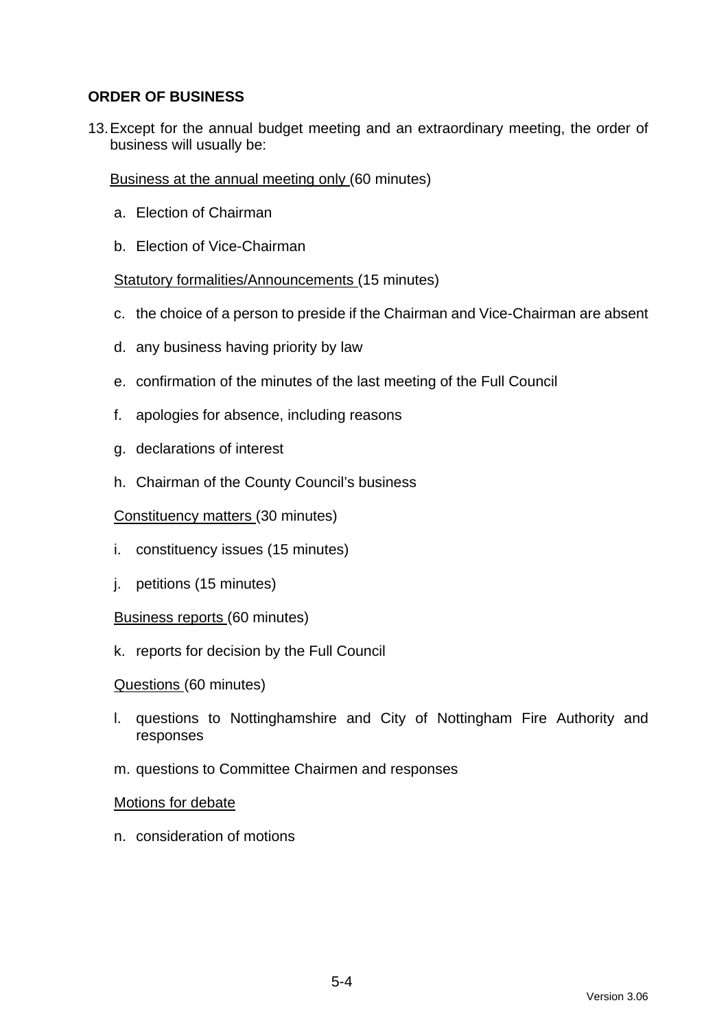**ORDER OF BUSINESS**

13. Except for the annual budget meeting and an extraordinary meeting, the order of business will usually be:

    Business at the annual meeting only (60 minutes)

    a. Election of Chairman

    b. Election of Vice-Chairman

    Statutory formalities/Announcements (15 minutes)

    c. the choice of a person to preside if the Chairman and Vice-Chairman are absent

    d. any business having priority by law

    e. confirmation of the minutes of the last meeting of the Full Council

    f. apologies for absence, including reasons

    g. declarations of interest

    h. Chairman of the County Council's business

    Constituency matters (30 minutes)

    i. constituency issues (15 minutes)

    j. petitions (15 minutes)

    Business reports (60 minutes)

    k. reports for decision by the Full Council

    Questions (60 minutes)

    l. questions to Nottinghamshire and City of Nottingham Fire Authority and responses

    m. questions to Committee Chairmen and responses

    Motions for debate

    n. consideration of motions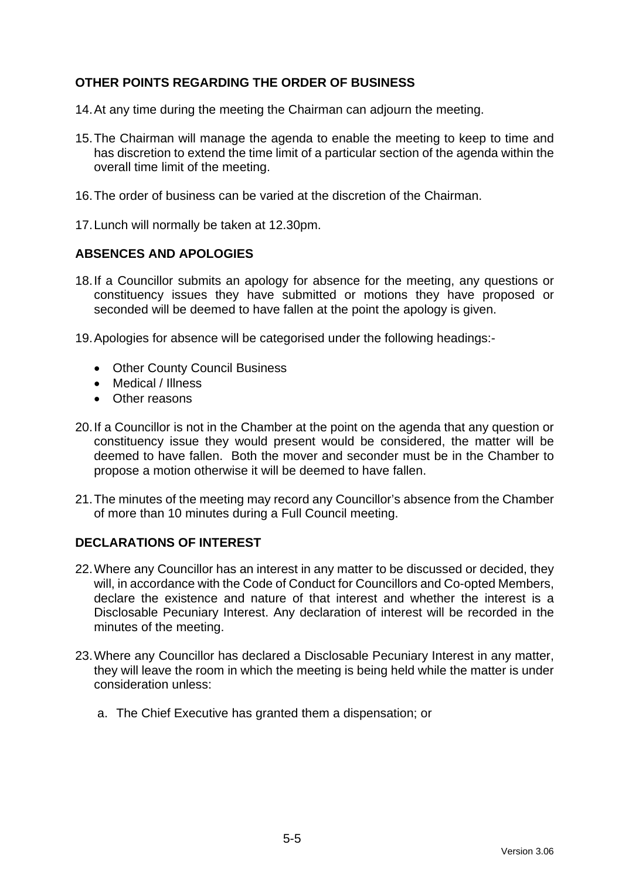## OTHER POINTS REGARDING THE ORDER OF BUSINESS

14. At any time during the meeting the Chairman can adjourn the meeting.

15. The Chairman will manage the agenda to enable the meeting to keep to time and has discretion to extend the time limit of a particular section of the agenda within the overall time limit of the meeting.

16. The order of business can be varied at the discretion of the Chairman.

17. Lunch will normally be taken at 12.30pm.

## ABSENCES AND APOLOGIES

18. If a Councillor submits an apology for absence for the meeting, any questions or constituency issues they have submitted or motions they have proposed or seconded will be deemed to have fallen at the point the apology is given.

19. Apologies for absence will be categorised under the following headings:-

    - Other County Council Business
    - Medical / Illness
    - Other reasons

20. If a Councillor is not in the Chamber at the point on the agenda that any question or constituency issue they would present would be considered, the matter will be deemed to have fallen. Both the mover and seconder must be in the Chamber to propose a motion otherwise it will be deemed to have fallen.

21. The minutes of the meeting may record any Councillor's absence from the Chamber of more than 10 minutes during a Full Council meeting.

## DECLARATIONS OF INTEREST

22. Where any Councillor has an interest in any matter to be discussed or decided, they will, in accordance with the Code of Conduct for Councillors and Co-opted Members, declare the existence and nature of that interest and whether the interest is a Disclosable Pecuniary Interest. Any declaration of interest will be recorded in the minutes of the meeting.

23. Where any Councillor has declared a Disclosable Pecuniary Interest in any matter, they will leave the room in which the meeting is being held while the matter is under consideration unless:

    a. The Chief Executive has granted them a dispensation; or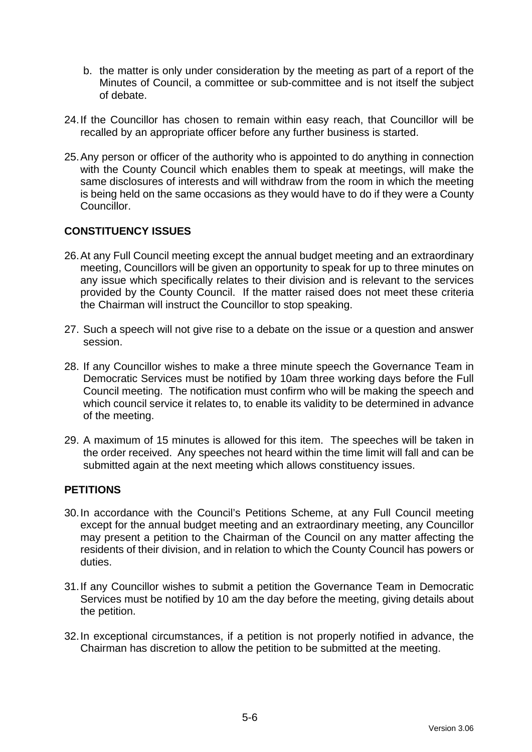b. the matter is only under consideration by the meeting as part of a report of the Minutes of Council, a committee or sub-committee and is not itself the subject of debate.

24. If the Councillor has chosen to remain within easy reach, that Councillor will be recalled by an appropriate officer before any further business is started.

25. Any person or officer of the authority who is appointed to do anything in connection with the County Council which enables them to speak at meetings, will make the same disclosures of interests and will withdraw from the room in which the meeting is being held on the same occasions as they would have to do if they were a County Councillor.

## CONSTITUENCY ISSUES

26. At any Full Council meeting except the annual budget meeting and an extraordinary meeting, Councillors will be given an opportunity to speak for up to three minutes on any issue which specifically relates to their division and is relevant to the services provided by the County Council. If the matter raised does not meet these criteria the Chairman will instruct the Councillor to stop speaking.

27. Such a speech will not give rise to a debate on the issue or a question and answer session.

28. If any Councillor wishes to make a three minute speech the Governance Team in Democratic Services must be notified by 10am three working days before the Full Council meeting. The notification must confirm who will be making the speech and which council service it relates to, to enable its validity to be determined in advance of the meeting.

29. A maximum of 15 minutes is allowed for this item. The speeches will be taken in the order received. Any speeches not heard within the time limit will fall and can be submitted again at the next meeting which allows constituency issues.

## PETITIONS

30. In accordance with the Council's Petitions Scheme, at any Full Council meeting except for the annual budget meeting and an extraordinary meeting, any Councillor may present a petition to the Chairman of the Council on any matter affecting the residents of their division, and in relation to which the County Council has powers or duties.

31. If any Councillor wishes to submit a petition the Governance Team in Democratic Services must be notified by 10 am the day before the meeting, giving details about the petition.

32. In exceptional circumstances, if a petition is not properly notified in advance, the Chairman has discretion to allow the petition to be submitted at the meeting.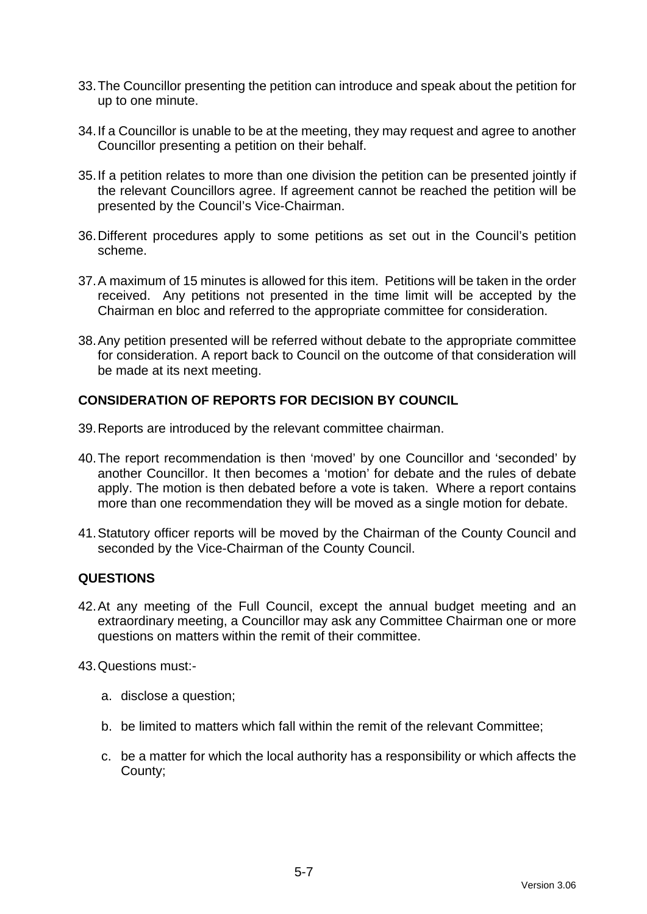33. The Councillor presenting the petition can introduce and speak about the petition for up to one minute.

34. If a Councillor is unable to be at the meeting, they may request and agree to another Councillor presenting a petition on their behalf.

35. If a petition relates to more than one division the petition can be presented jointly if the relevant Councillors agree. If agreement cannot be reached the petition will be presented by the Council's Vice-Chairman.

36. Different procedures apply to some petitions as set out in the Council's petition scheme.

37. A maximum of 15 minutes is allowed for this item. Petitions will be taken in the order received. Any petitions not presented in the time limit will be accepted by the Chairman en bloc and referred to the appropriate committee for consideration.

38. Any petition presented will be referred without debate to the appropriate committee for consideration. A report back to Council on the outcome of that consideration will be made at its next meeting.

## CONSIDERATION OF REPORTS FOR DECISION BY COUNCIL

39. Reports are introduced by the relevant committee chairman.

40. The report recommendation is then 'moved' by one Councillor and 'seconded' by another Councillor. It then becomes a 'motion' for debate and the rules of debate apply. The motion is then debated before a vote is taken. Where a report contains more than one recommendation they will be moved as a single motion for debate.

41. Statutory officer reports will be moved by the Chairman of the County Council and seconded by the Vice-Chairman of the County Council.

## QUESTIONS

42. At any meeting of the Full Council, except the annual budget meeting and an extraordinary meeting, a Councillor may ask any Committee Chairman one or more questions on matters within the remit of their committee.

43. Questions must:-

    a. disclose a question;

    b. be limited to matters which fall within the remit of the relevant Committee;

    c. be a matter for which the local authority has a responsibility or which affects the County;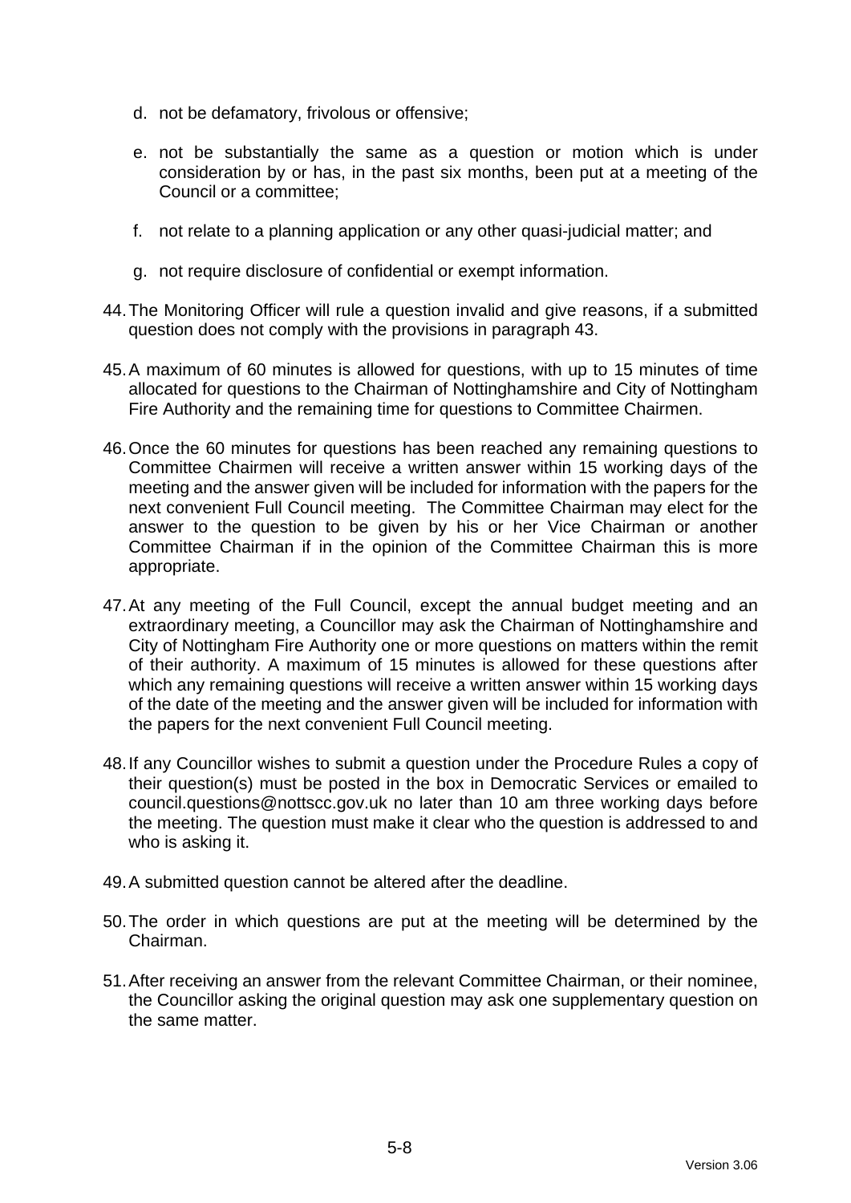d. not be defamatory, frivolous or offensive;

e. not be substantially the same as a question or motion which is under consideration by or has, in the past six months, been put at a meeting of the Council or a committee;

f. not relate to a planning application or any other quasi-judicial matter; and

g. not require disclosure of confidential or exempt information.

44. The Monitoring Officer will rule a question invalid and give reasons, if a submitted question does not comply with the provisions in paragraph 43.

45. A maximum of 60 minutes is allowed for questions, with up to 15 minutes of time allocated for questions to the Chairman of Nottinghamshire and City of Nottingham Fire Authority and the remaining time for questions to Committee Chairmen.

46. Once the 60 minutes for questions has been reached any remaining questions to Committee Chairmen will receive a written answer within 15 working days of the meeting and the answer given will be included for information with the papers for the next convenient Full Council meeting. The Committee Chairman may elect for the answer to the question to be given by his or her Vice Chairman or another Committee Chairman if in the opinion of the Committee Chairman this is more appropriate.

47. At any meeting of the Full Council, except the annual budget meeting and an extraordinary meeting, a Councillor may ask the Chairman of Nottinghamshire and City of Nottingham Fire Authority one or more questions on matters within the remit of their authority. A maximum of 15 minutes is allowed for these questions after which any remaining questions will receive a written answer within 15 working days of the date of the meeting and the answer given will be included for information with the papers for the next convenient Full Council meeting.

48. If any Councillor wishes to submit a question under the Procedure Rules a copy of their question(s) must be posted in the box in Democratic Services or emailed to council.questions@nottscc.gov.uk no later than 10 am three working days before the meeting. The question must make it clear who the question is addressed to and who is asking it.

49. A submitted question cannot be altered after the deadline.

50. The order in which questions are put at the meeting will be determined by the Chairman.

51. After receiving an answer from the relevant Committee Chairman, or their nominee, the Councillor asking the original question may ask one supplementary question on the same matter.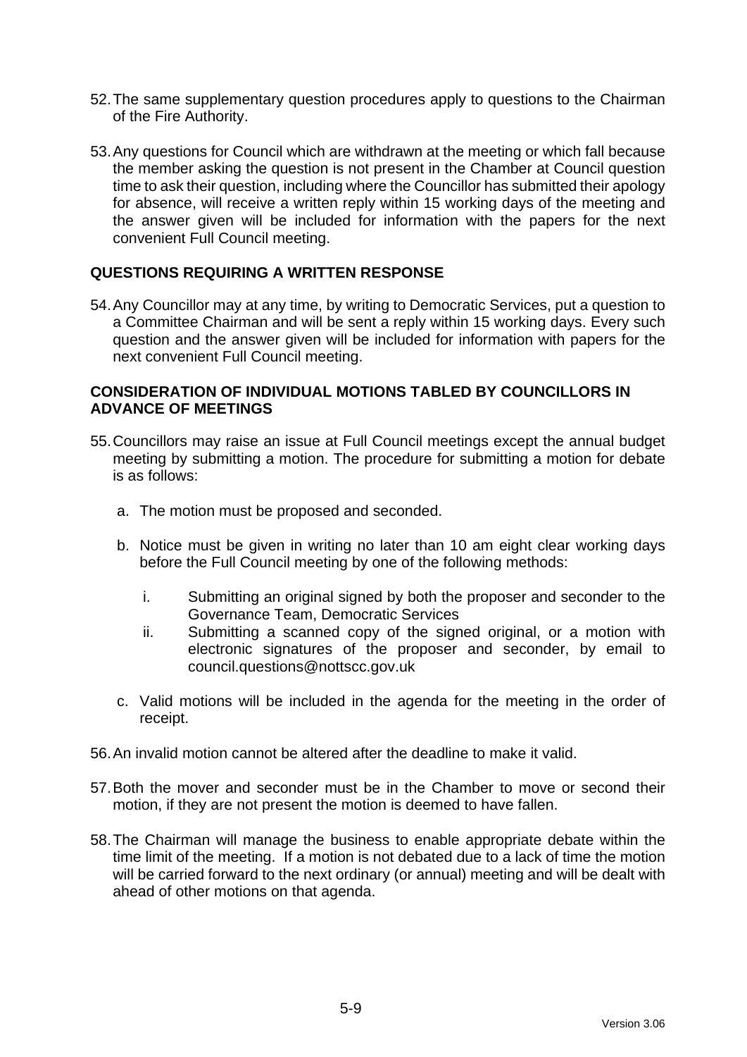52. The same supplementary question procedures apply to questions to the Chairman of the Fire Authority.

53. Any questions for Council which are withdrawn at the meeting or which fall because the member asking the question is not present in the Chamber at Council question time to ask their question, including where the Councillor has submitted their apology for absence, will receive a written reply within 15 working days of the meeting and the answer given will be included for information with the papers for the next convenient Full Council meeting.

## QUESTIONS REQUIRING A WRITTEN RESPONSE

54. Any Councillor may at any time, by writing to Democratic Services, put a question to a Committee Chairman and will be sent a reply within 15 working days. Every such question and the answer given will be included for information with papers for the next convenient Full Council meeting.

## CONSIDERATION OF INDIVIDUAL MOTIONS TABLED BY COUNCILLORS IN ADVANCE OF MEETINGS

55. Councillors may raise an issue at Full Council meetings except the annual budget meeting by submitting a motion. The procedure for submitting a motion for debate is as follows:

    a. The motion must be proposed and seconded.

    b. Notice must be given in writing no later than 10 am eight clear working days before the Full Council meeting by one of the following methods:

        i. Submitting an original signed by both the proposer and seconder to the Governance Team, Democratic Services
        ii. Submitting a scanned copy of the signed original, or a motion with electronic signatures of the proposer and seconder, by email to council.questions@nottscc.gov.uk

    c. Valid motions will be included in the agenda for the meeting in the order of receipt.

56. An invalid motion cannot be altered after the deadline to make it valid.

57. Both the mover and seconder must be in the Chamber to move or second their motion, if they are not present the motion is deemed to have fallen.

58. The Chairman will manage the business to enable appropriate debate within the time limit of the meeting. If a motion is not debated due to a lack of time the motion will be carried forward to the next ordinary (or annual) meeting and will be dealt with ahead of other motions on that agenda.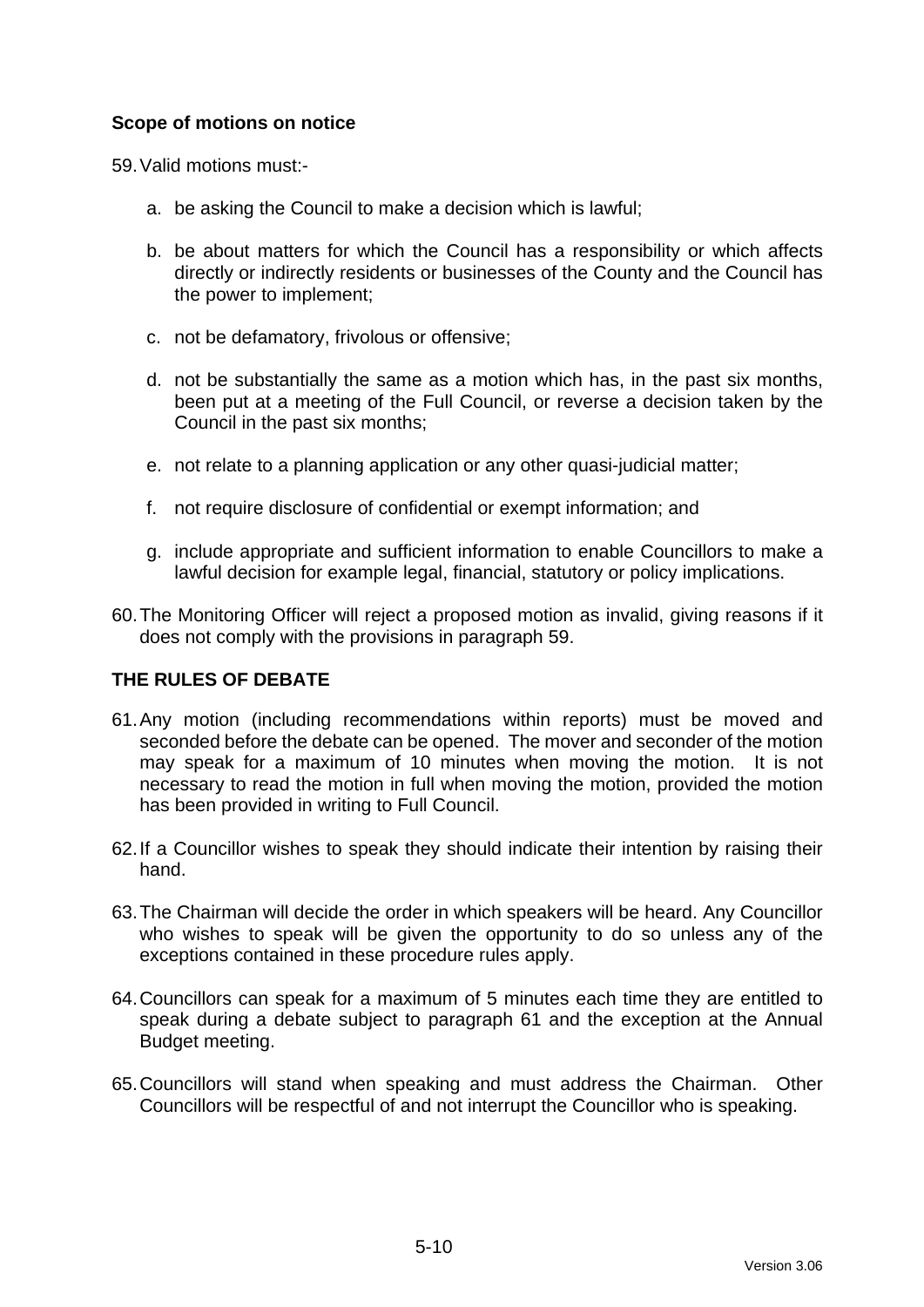**Scope of motions on notice**

59. Valid motions must:-

   a. be asking the Council to make a decision which is lawful;

   b. be about matters for which the Council has a responsibility or which affects directly or indirectly residents or businesses of the County and the Council has the power to implement;

   c. not be defamatory, frivolous or offensive;

   d. not be substantially the same as a motion which has, in the past six months, been put at a meeting of the Full Council, or reverse a decision taken by the Council in the past six months;

   e. not relate to a planning application or any other quasi-judicial matter;

   f. not require disclosure of confidential or exempt information; and

   g. include appropriate and sufficient information to enable Councillors to make a lawful decision for example legal, financial, statutory or policy implications.

60. The Monitoring Officer will reject a proposed motion as invalid, giving reasons if it does not comply with the provisions in paragraph 59.

**THE RULES OF DEBATE**

61. Any motion (including recommendations within reports) must be moved and seconded before the debate can be opened. The mover and seconder of the motion may speak for a maximum of 10 minutes when moving the motion. It is not necessary to read the motion in full when moving the motion, provided the motion has been provided in writing to Full Council.

62. If a Councillor wishes to speak they should indicate their intention by raising their hand.

63. The Chairman will decide the order in which speakers will be heard. Any Councillor who wishes to speak will be given the opportunity to do so unless any of the exceptions contained in these procedure rules apply.

64. Councillors can speak for a maximum of 5 minutes each time they are entitled to speak during a debate subject to paragraph 61 and the exception at the Annual Budget meeting.

65. Councillors will stand when speaking and must address the Chairman. Other Councillors will be respectful of and not interrupt the Councillor who is speaking.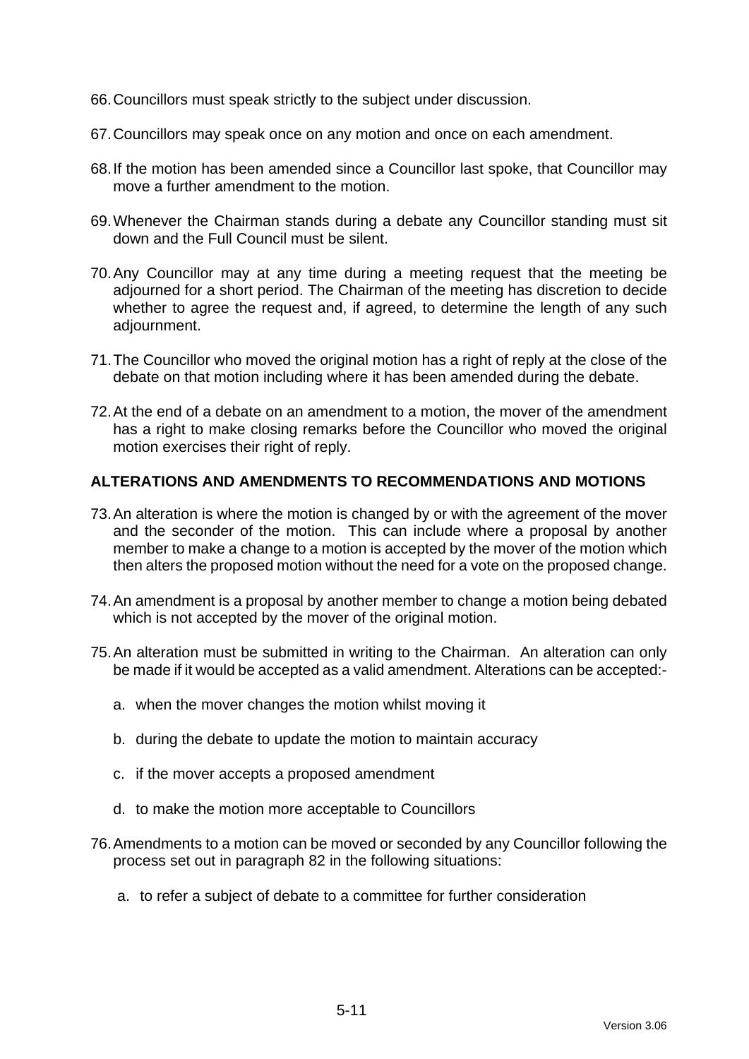66. Councillors must speak strictly to the subject under discussion.

67. Councillors may speak once on any motion and once on each amendment.

68. If the motion has been amended since a Councillor last spoke, that Councillor may move a further amendment to the motion.

69. Whenever the Chairman stands during a debate any Councillor standing must sit down and the Full Council must be silent.

70. Any Councillor may at any time during a meeting request that the meeting be adjourned for a short period. The Chairman of the meeting has discretion to decide whether to agree the request and, if agreed, to determine the length of any such adjournment.

71. The Councillor who moved the original motion has a right of reply at the close of the debate on that motion including where it has been amended during the debate.

72. At the end of a debate on an amendment to a motion, the mover of the amendment has a right to make closing remarks before the Councillor who moved the original motion exercises their right of reply.

## ALTERATIONS AND AMENDMENTS TO RECOMMENDATIONS AND MOTIONS

73. An alteration is where the motion is changed by or with the agreement of the mover and the seconder of the motion. This can include where a proposal by another member to make a change to a motion is accepted by the mover of the motion which then alters the proposed motion without the need for a vote on the proposed change.

74. An amendment is a proposal by another member to change a motion being debated which is not accepted by the mover of the original motion.

75. An alteration must be submitted in writing to the Chairman. An alteration can only be made if it would be accepted as a valid amendment. Alterations can be accepted:-

    a. when the mover changes the motion whilst moving it

    b. during the debate to update the motion to maintain accuracy

    c. if the mover accepts a proposed amendment

    d. to make the motion more acceptable to Councillors

76. Amendments to a motion can be moved or seconded by any Councillor following the process set out in paragraph 82 in the following situations:

    a. to refer a subject of debate to a committee for further consideration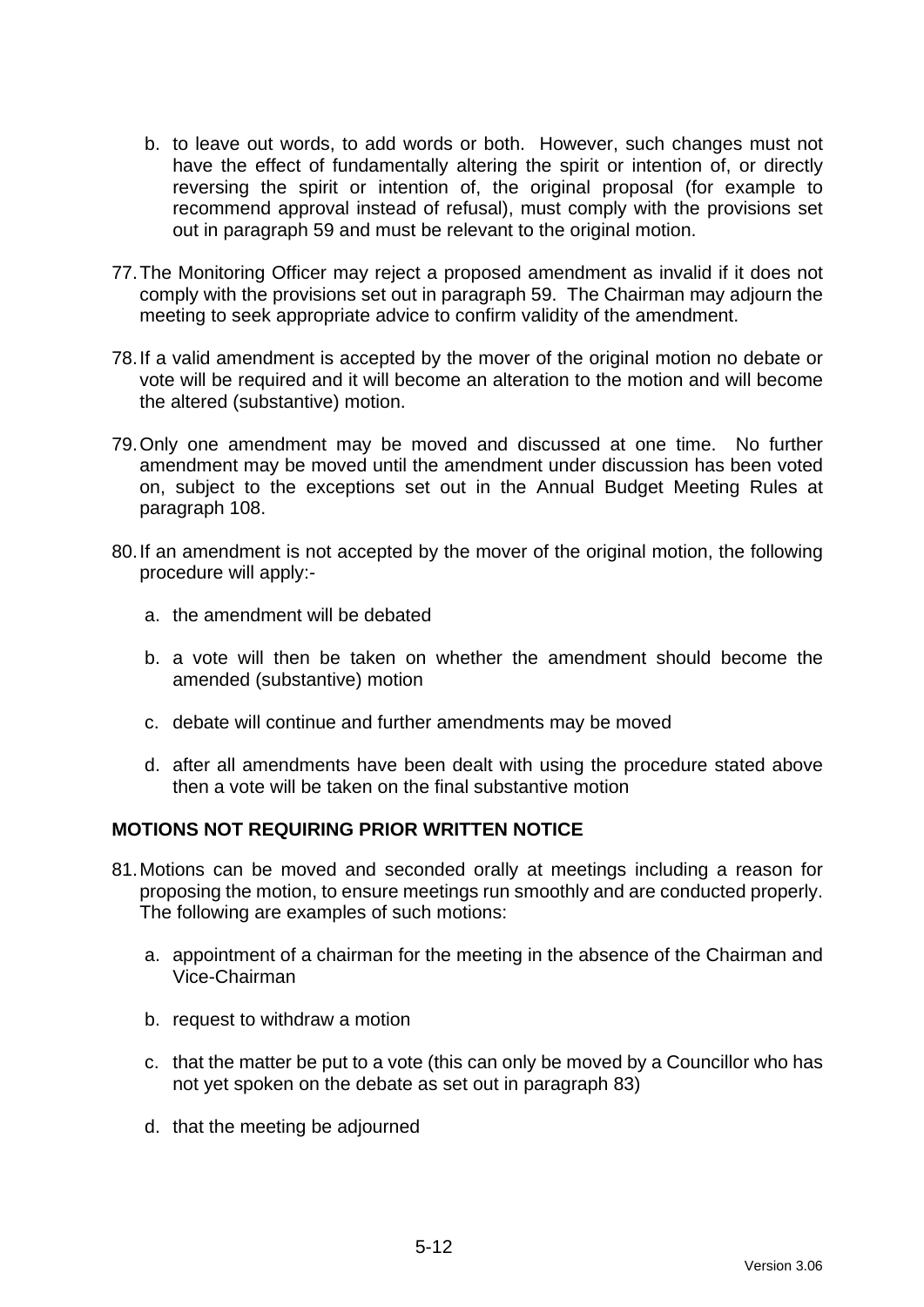b. to leave out words, to add words or both. However, such changes must not have the effect of fundamentally altering the spirit or intention of, or directly reversing the spirit or intention of, the original proposal (for example to recommend approval instead of refusal), must comply with the provisions set out in paragraph 59 and must be relevant to the original motion.

77. The Monitoring Officer may reject a proposed amendment as invalid if it does not comply with the provisions set out in paragraph 59. The Chairman may adjourn the meeting to seek appropriate advice to confirm validity of the amendment.

78. If a valid amendment is accepted by the mover of the original motion no debate or vote will be required and it will become an alteration to the motion and will become the altered (substantive) motion.

79. Only one amendment may be moved and discussed at one time. No further amendment may be moved until the amendment under discussion has been voted on, subject to the exceptions set out in the Annual Budget Meeting Rules at paragraph 108.

80. If an amendment is not accepted by the mover of the original motion, the following procedure will apply:-

   a. the amendment will be debated

   b. a vote will then be taken on whether the amendment should become the amended (substantive) motion

   c. debate will continue and further amendments may be moved

   d. after all amendments have been dealt with using the procedure stated above then a vote will be taken on the final substantive motion

**MOTIONS NOT REQUIRING PRIOR WRITTEN NOTICE**

81. Motions can be moved and seconded orally at meetings including a reason for proposing the motion, to ensure meetings run smoothly and are conducted properly. The following are examples of such motions:

   a. appointment of a chairman for the meeting in the absence of the Chairman and Vice-Chairman

   b. request to withdraw a motion

   c. that the matter be put to a vote (this can only be moved by a Councillor who has not yet spoken on the debate as set out in paragraph 83)

   d. that the meeting be adjourned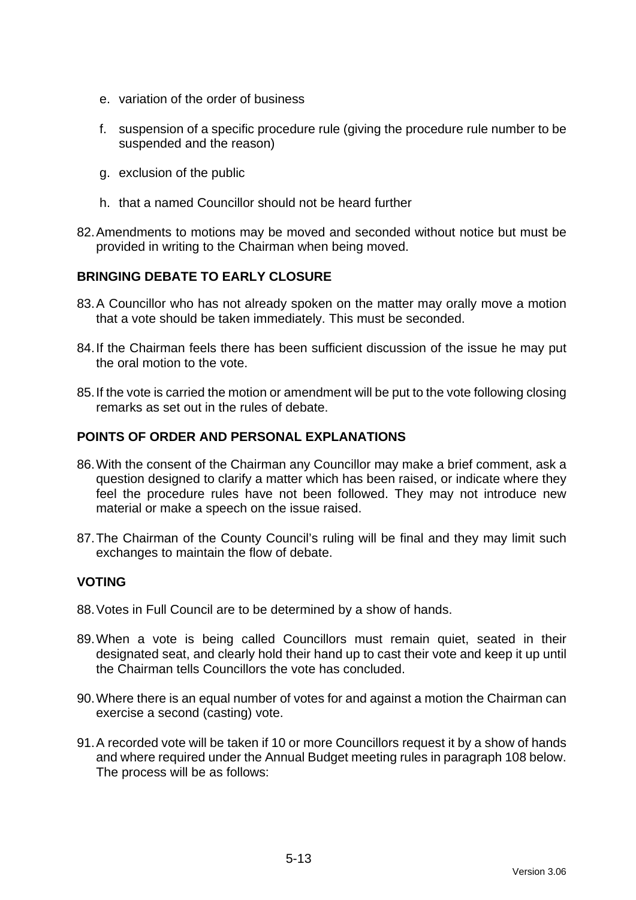e. variation of the order of business

f. suspension of a specific procedure rule (giving the procedure rule number to be suspended and the reason)

g. exclusion of the public

h. that a named Councillor should not be heard further

82. Amendments to motions may be moved and seconded without notice but must be provided in writing to the Chairman when being moved.

## BRINGING DEBATE TO EARLY CLOSURE

83. A Councillor who has not already spoken on the matter may orally move a motion that a vote should be taken immediately. This must be seconded.

84. If the Chairman feels there has been sufficient discussion of the issue he may put the oral motion to the vote.

85. If the vote is carried the motion or amendment will be put to the vote following closing remarks as set out in the rules of debate.

## POINTS OF ORDER AND PERSONAL EXPLANATIONS

86. With the consent of the Chairman any Councillor may make a brief comment, ask a question designed to clarify a matter which has been raised, or indicate where they feel the procedure rules have not been followed. They may not introduce new material or make a speech on the issue raised.

87. The Chairman of the County Council's ruling will be final and they may limit such exchanges to maintain the flow of debate.

## VOTING

88. Votes in Full Council are to be determined by a show of hands.

89. When a vote is being called Councillors must remain quiet, seated in their designated seat, and clearly hold their hand up to cast their vote and keep it up until the Chairman tells Councillors the vote has concluded.

90. Where there is an equal number of votes for and against a motion the Chairman can exercise a second (casting) vote.

91. A recorded vote will be taken if 10 or more Councillors request it by a show of hands and where required under the Annual Budget meeting rules in paragraph 108 below. The process will be as follows: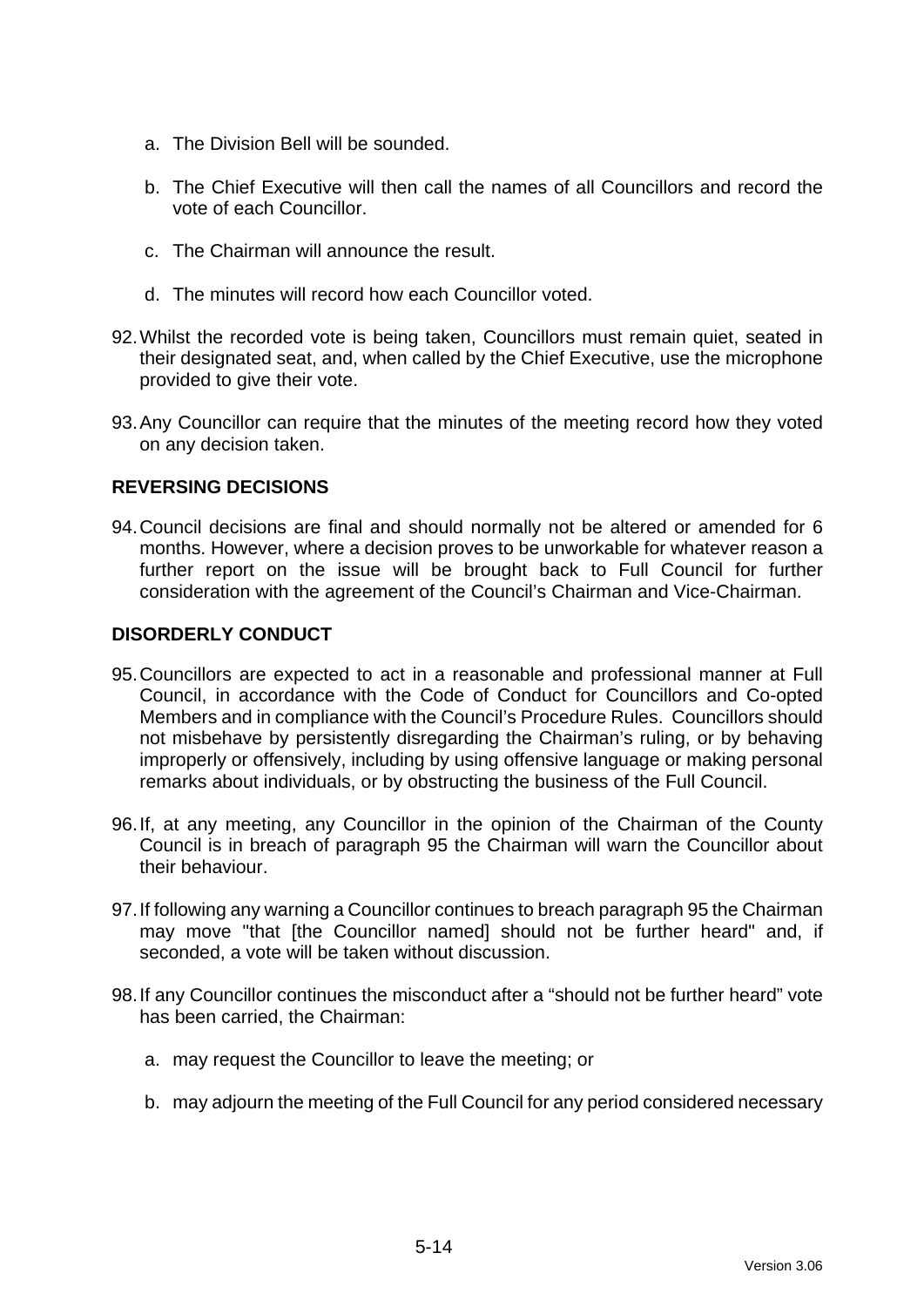a. The Division Bell will be sounded.

b. The Chief Executive will then call the names of all Councillors and record the vote of each Councillor.

c. The Chairman will announce the result.

d. The minutes will record how each Councillor voted.

92. Whilst the recorded vote is being taken, Councillors must remain quiet, seated in their designated seat, and, when called by the Chief Executive, use the microphone provided to give their vote.

93. Any Councillor can require that the minutes of the meeting record how they voted on any decision taken.

**REVERSING DECISIONS**

94. Council decisions are final and should normally not be altered or amended for 6 months. However, where a decision proves to be unworkable for whatever reason a further report on the issue will be brought back to Full Council for further consideration with the agreement of the Council's Chairman and Vice-Chairman.

**DISORDERLY CONDUCT**

95. Councillors are expected to act in a reasonable and professional manner at Full Council, in accordance with the Code of Conduct for Councillors and Co-opted Members and in compliance with the Council's Procedure Rules. Councillors should not misbehave by persistently disregarding the Chairman's ruling, or by behaving improperly or offensively, including by using offensive language or making personal remarks about individuals, or by obstructing the business of the Full Council.

96. If, at any meeting, any Councillor in the opinion of the Chairman of the County Council is in breach of paragraph 95 the Chairman will warn the Councillor about their behaviour.

97. If following any warning a Councillor continues to breach paragraph 95 the Chairman may move "that [the Councillor named] should not be further heard" and, if seconded, a vote will be taken without discussion.

98. If any Councillor continues the misconduct after a "should not be further heard" vote has been carried, the Chairman:

a. may request the Councillor to leave the meeting; or

b. may adjourn the meeting of the Full Council for any period considered necessary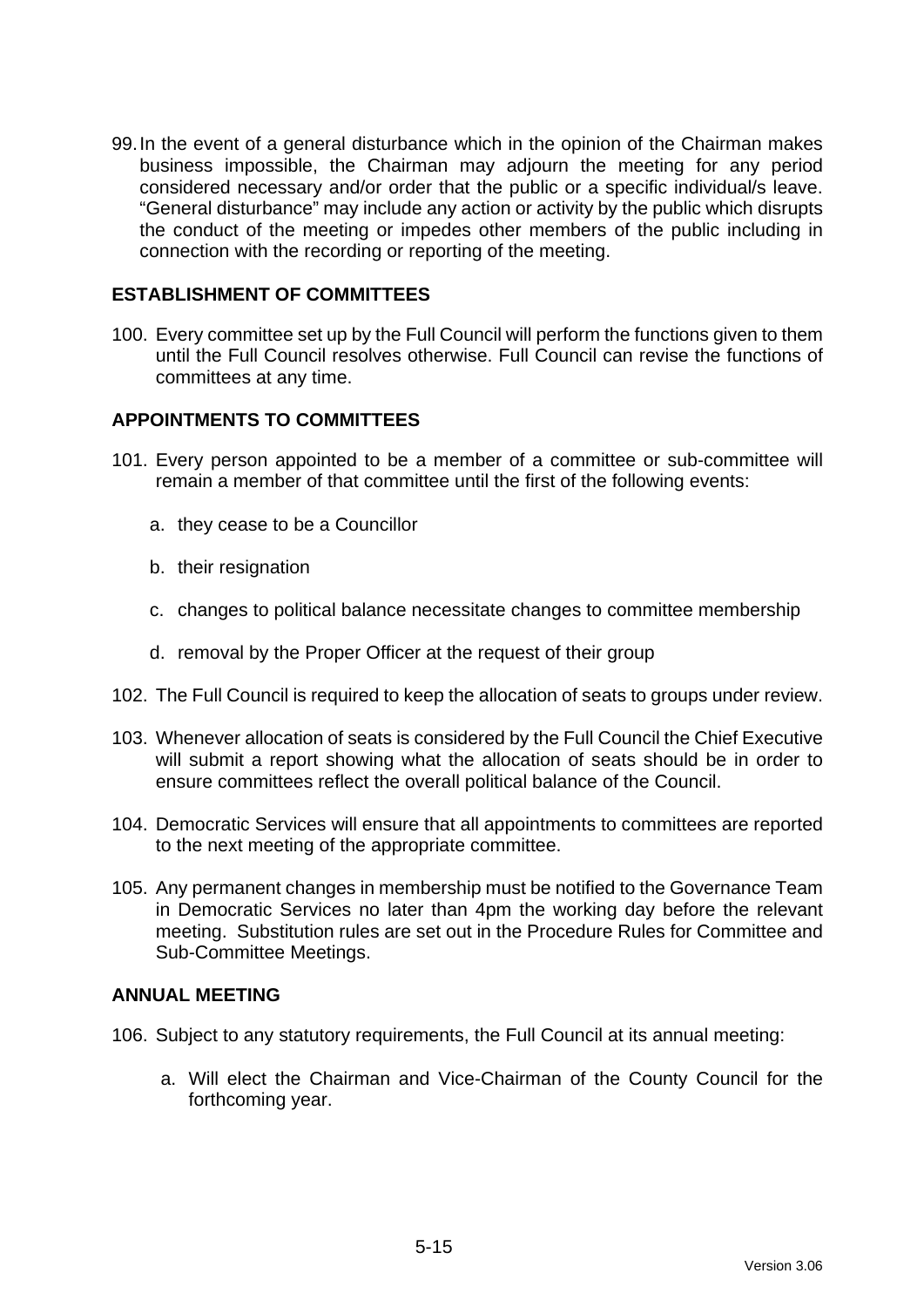99. In the event of a general disturbance which in the opinion of the Chairman makes business impossible, the Chairman may adjourn the meeting for any period considered necessary and/or order that the public or a specific individual/s leave. "General disturbance" may include any action or activity by the public which disrupts the conduct of the meeting or impedes other members of the public including in connection with the recording or reporting of the meeting.

## ESTABLISHMENT OF COMMITTEES

100. Every committee set up by the Full Council will perform the functions given to them until the Full Council resolves otherwise. Full Council can revise the functions of committees at any time.

## APPOINTMENTS TO COMMITTEES

101. Every person appointed to be a member of a committee or sub-committee will remain a member of that committee until the first of the following events:

    a. they cease to be a Councillor

    b. their resignation

    c. changes to political balance necessitate changes to committee membership

    d. removal by the Proper Officer at the request of their group

102. The Full Council is required to keep the allocation of seats to groups under review.

103. Whenever allocation of seats is considered by the Full Council the Chief Executive will submit a report showing what the allocation of seats should be in order to ensure committees reflect the overall political balance of the Council.

104. Democratic Services will ensure that all appointments to committees are reported to the next meeting of the appropriate committee.

105. Any permanent changes in membership must be notified to the Governance Team in Democratic Services no later than 4pm the working day before the relevant meeting. Substitution rules are set out in the Procedure Rules for Committee and Sub-Committee Meetings.

## ANNUAL MEETING

106. Subject to any statutory requirements, the Full Council at its annual meeting:

    a. Will elect the Chairman and Vice-Chairman of the County Council for the forthcoming year.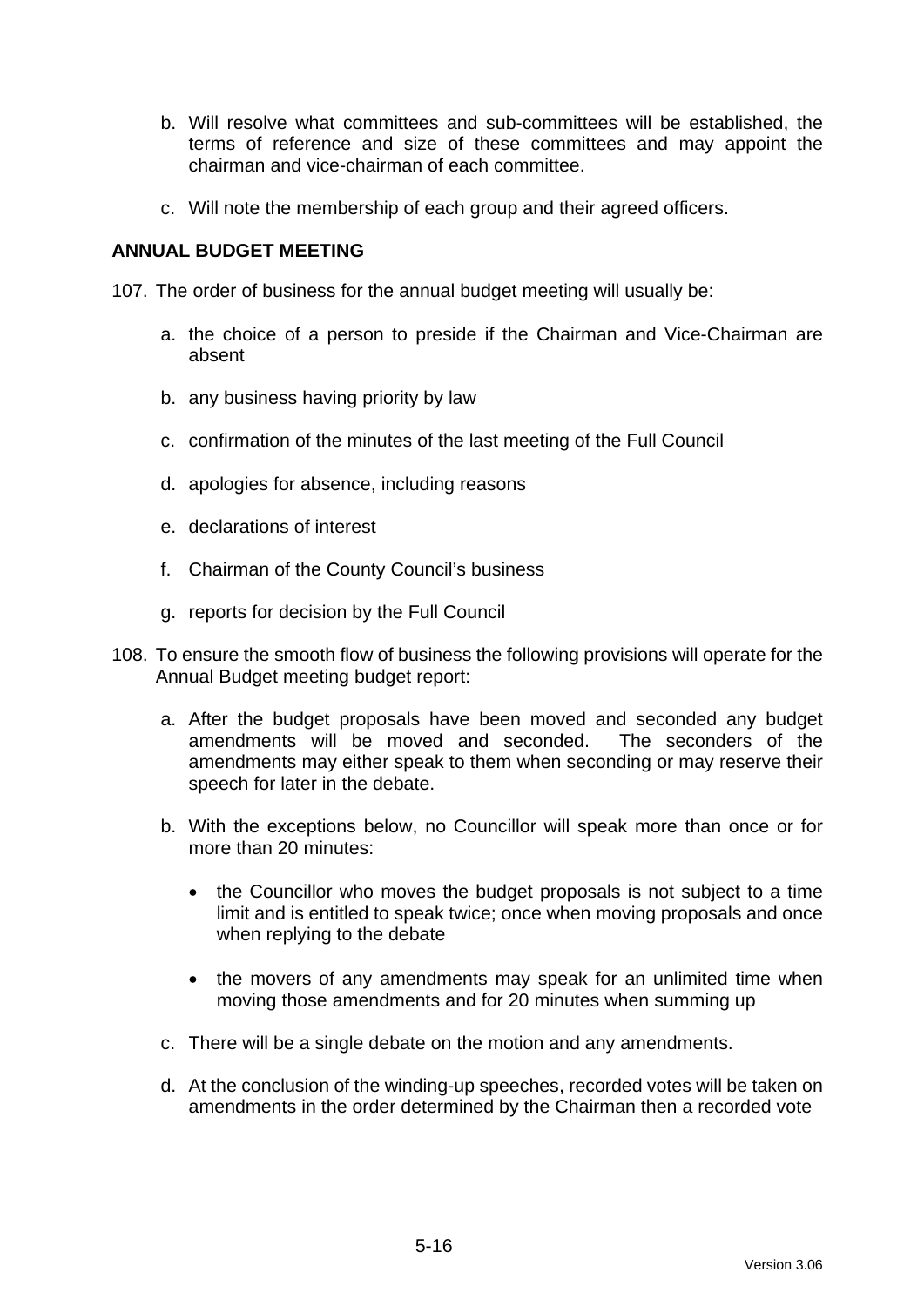b. Will resolve what committees and sub-committees will be established, the terms of reference and size of these committees and may appoint the chairman and vice-chairman of each committee.

c. Will note the membership of each group and their agreed officers.

## ANNUAL BUDGET MEETING

107. The order of business for the annual budget meeting will usually be:

a. the choice of a person to preside if the Chairman and Vice-Chairman are absent

b. any business having priority by law

c. confirmation of the minutes of the last meeting of the Full Council

d. apologies for absence, including reasons

e. declarations of interest

f. Chairman of the County Council's business

g. reports for decision by the Full Council

108. To ensure the smooth flow of business the following provisions will operate for the Annual Budget meeting budget report:

a. After the budget proposals have been moved and seconded any budget amendments will be moved and seconded. The seconders of the amendments may either speak to them when seconding or may reserve their speech for later in the debate.

b. With the exceptions below, no Councillor will speak more than once or for more than 20 minutes:

- the Councillor who moves the budget proposals is not subject to a time limit and is entitled to speak twice; once when moving proposals and once when replying to the debate

- the movers of any amendments may speak for an unlimited time when moving those amendments and for 20 minutes when summing up

c. There will be a single debate on the motion and any amendments.

d. At the conclusion of the winding-up speeches, recorded votes will be taken on amendments in the order determined by the Chairman then a recorded vote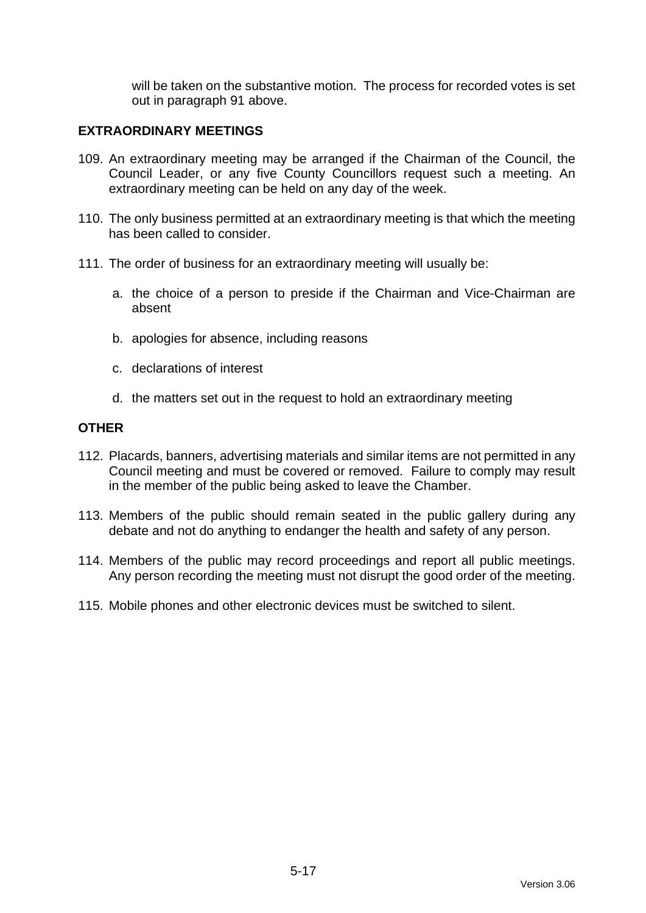will be taken on the substantive motion. The process for recorded votes is set out in paragraph 91 above.

## EXTRAORDINARY MEETINGS

109. An extraordinary meeting may be arranged if the Chairman of the Council, the Council Leader, or any five County Councillors request such a meeting. An extraordinary meeting can be held on any day of the week.

110. The only business permitted at an extraordinary meeting is that which the meeting has been called to consider.

111. The order of business for an extraordinary meeting will usually be:

    a. the choice of a person to preside if the Chairman and Vice-Chairman are absent

    b. apologies for absence, including reasons

    c. declarations of interest

    d. the matters set out in the request to hold an extraordinary meeting

## OTHER

112. Placards, banners, advertising materials and similar items are not permitted in any Council meeting and must be covered or removed. Failure to comply may result in the member of the public being asked to leave the Chamber.

113. Members of the public should remain seated in the public gallery during any debate and not do anything to endanger the health and safety of any person.

114. Members of the public may record proceedings and report all public meetings. Any person recording the meeting must not disrupt the good order of the meeting.

115. Mobile phones and other electronic devices must be switched to silent.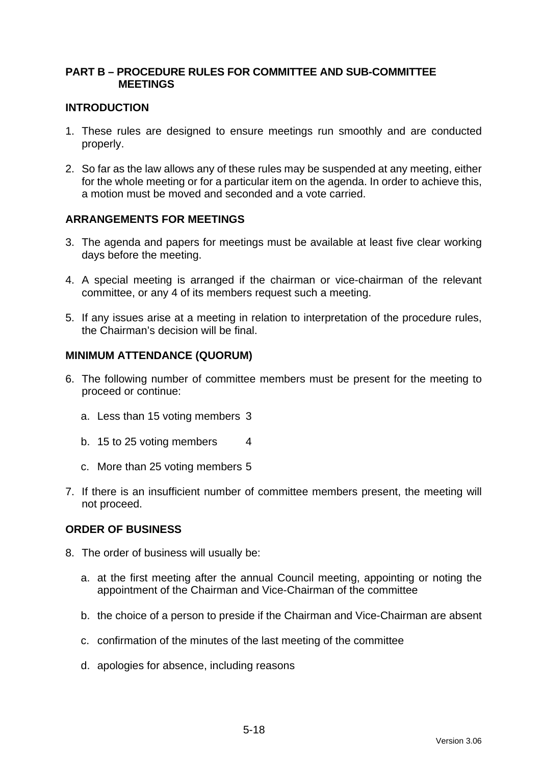## PART B – PROCEDURE RULES FOR COMMITTEE AND SUB-COMMITTEE MEETINGS

### INTRODUCTION

1. These rules are designed to ensure meetings run smoothly and are conducted properly.

2. So far as the law allows any of these rules may be suspended at any meeting, either for the whole meeting or for a particular item on the agenda. In order to achieve this, a motion must be moved and seconded and a vote carried.

### ARRANGEMENTS FOR MEETINGS

3. The agenda and papers for meetings must be available at least five clear working days before the meeting.

4. A special meeting is arranged if the chairman or vice-chairman of the relevant committee, or any 4 of its members request such a meeting.

5. If any issues arise at a meeting in relation to interpretation of the procedure rules, the Chairman's decision will be final.

### MINIMUM ATTENDANCE (QUORUM)

6. The following number of committee members must be present for the meeting to proceed or continue:

   a. Less than 15 voting members 3

   b. 15 to 25 voting members 4

   c. More than 25 voting members 5

7. If there is an insufficient number of committee members present, the meeting will not proceed.

### ORDER OF BUSINESS

8. The order of business will usually be:

   a. at the first meeting after the annual Council meeting, appointing or noting the appointment of the Chairman and Vice-Chairman of the committee

   b. the choice of a person to preside if the Chairman and Vice-Chairman are absent

   c. confirmation of the minutes of the last meeting of the committee

   d. apologies for absence, including reasons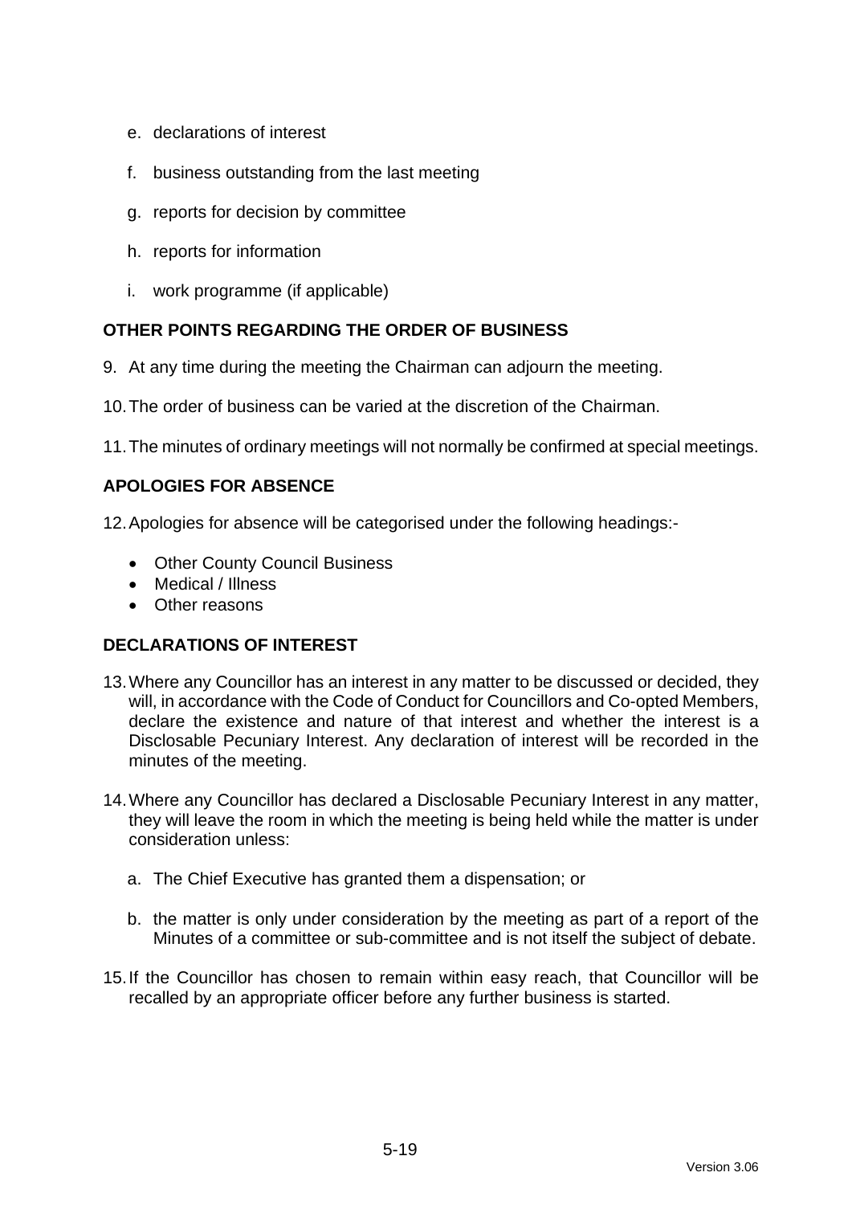e. declarations of interest

f. business outstanding from the last meeting

g. reports for decision by committee

h. reports for information

i. work programme (if applicable)

## OTHER POINTS REGARDING THE ORDER OF BUSINESS

9. At any time during the meeting the Chairman can adjourn the meeting.

10. The order of business can be varied at the discretion of the Chairman.

11. The minutes of ordinary meetings will not normally be confirmed at special meetings.

## APOLOGIES FOR ABSENCE

12. Apologies for absence will be categorised under the following headings:-

   - Other County Council Business
   - Medical / Illness
   - Other reasons

## DECLARATIONS OF INTEREST

13. Where any Councillor has an interest in any matter to be discussed or decided, they will, in accordance with the Code of Conduct for Councillors and Co-opted Members, declare the existence and nature of that interest and whether the interest is a Disclosable Pecuniary Interest. Any declaration of interest will be recorded in the minutes of the meeting.

14. Where any Councillor has declared a Disclosable Pecuniary Interest in any matter, they will leave the room in which the meeting is being held while the matter is under consideration unless:

    a. The Chief Executive has granted them a dispensation; or

    b. the matter is only under consideration by the meeting as part of a report of the Minutes of a committee or sub-committee and is not itself the subject of debate.

15. If the Councillor has chosen to remain within easy reach, that Councillor will be recalled by an appropriate officer before any further business is started.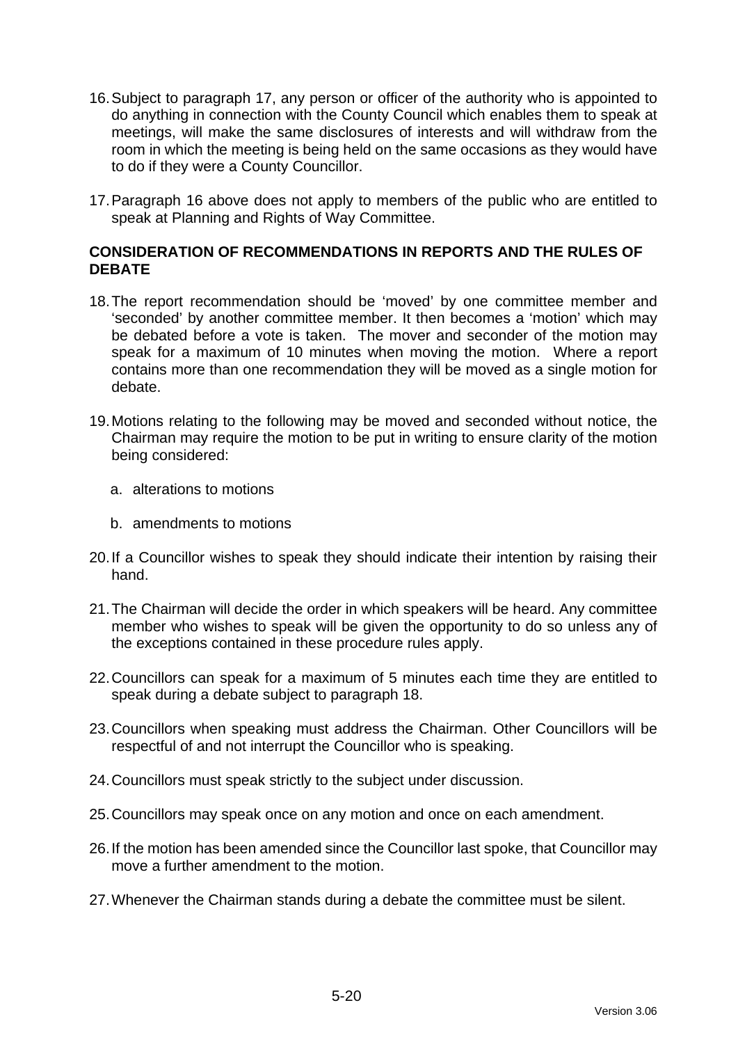16. Subject to paragraph 17, any person or officer of the authority who is appointed to do anything in connection with the County Council which enables them to speak at meetings, will make the same disclosures of interests and will withdraw from the room in which the meeting is being held on the same occasions as they would have to do if they were a County Councillor.

17. Paragraph 16 above does not apply to members of the public who are entitled to speak at Planning and Rights of Way Committee.

**CONSIDERATION OF RECOMMENDATIONS IN REPORTS AND THE RULES OF DEBATE**

18. The report recommendation should be 'moved' by one committee member and 'seconded' by another committee member. It then becomes a 'motion' which may be debated before a vote is taken. The mover and seconder of the motion may speak for a maximum of 10 minutes when moving the motion. Where a report contains more than one recommendation they will be moved as a single motion for debate.

19. Motions relating to the following may be moved and seconded without notice, the Chairman may require the motion to be put in writing to ensure clarity of the motion being considered:

    a. alterations to motions

    b. amendments to motions

20. If a Councillor wishes to speak they should indicate their intention by raising their hand.

21. The Chairman will decide the order in which speakers will be heard. Any committee member who wishes to speak will be given the opportunity to do so unless any of the exceptions contained in these procedure rules apply.

22. Councillors can speak for a maximum of 5 minutes each time they are entitled to speak during a debate subject to paragraph 18.

23. Councillors when speaking must address the Chairman. Other Councillors will be respectful of and not interrupt the Councillor who is speaking.

24. Councillors must speak strictly to the subject under discussion.

25. Councillors may speak once on any motion and once on each amendment.

26. If the motion has been amended since the Councillor last spoke, that Councillor may move a further amendment to the motion.

27. Whenever the Chairman stands during a debate the committee must be silent.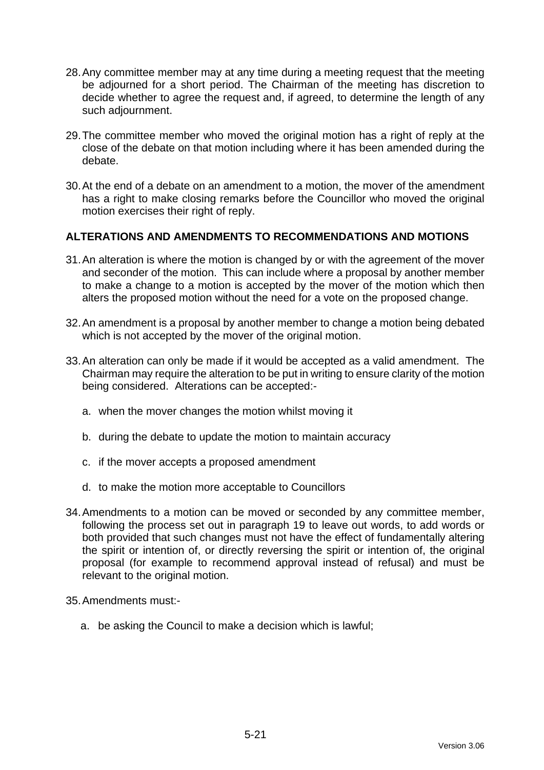28. Any committee member may at any time during a meeting request that the meeting be adjourned for a short period. The Chairman of the meeting has discretion to decide whether to agree the request and, if agreed, to determine the length of any such adjournment.

29. The committee member who moved the original motion has a right of reply at the close of the debate on that motion including where it has been amended during the debate.

30. At the end of a debate on an amendment to a motion, the mover of the amendment has a right to make closing remarks before the Councillor who moved the original motion exercises their right of reply.

## ALTERATIONS AND AMENDMENTS TO RECOMMENDATIONS AND MOTIONS

31. An alteration is where the motion is changed by or with the agreement of the mover and seconder of the motion. This can include where a proposal by another member to make a change to a motion is accepted by the mover of the motion which then alters the proposed motion without the need for a vote on the proposed change.

32. An amendment is a proposal by another member to change a motion being debated which is not accepted by the mover of the original motion.

33. An alteration can only be made if it would be accepted as a valid amendment. The Chairman may require the alteration to be put in writing to ensure clarity of the motion being considered. Alterations can be accepted:-

    a. when the mover changes the motion whilst moving it

    b. during the debate to update the motion to maintain accuracy

    c. if the mover accepts a proposed amendment

    d. to make the motion more acceptable to Councillors

34. Amendments to a motion can be moved or seconded by any committee member, following the process set out in paragraph 19 to leave out words, to add words or both provided that such changes must not have the effect of fundamentally altering the spirit or intention of, or directly reversing the spirit or intention of, the original proposal (for example to recommend approval instead of refusal) and must be relevant to the original motion.

35. Amendments must:-

    a. be asking the Council to make a decision which is lawful;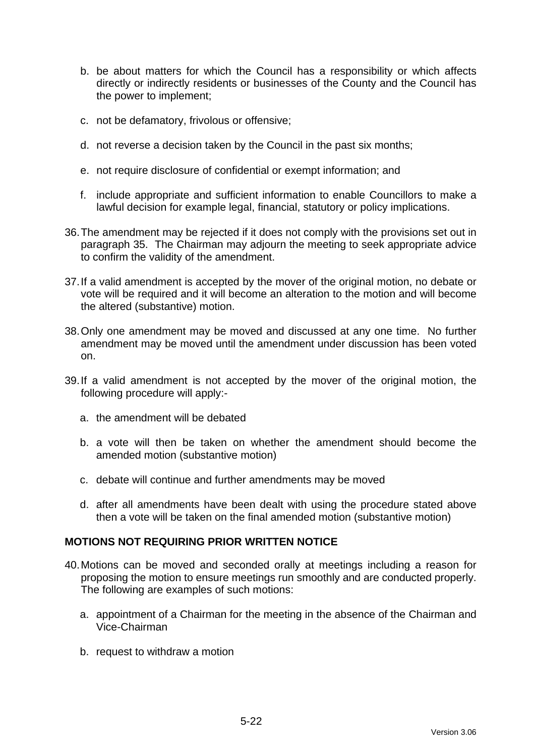b. be about matters for which the Council has a responsibility or which affects directly or indirectly residents or businesses of the County and the Council has the power to implement;

c. not be defamatory, frivolous or offensive;

d. not reverse a decision taken by the Council in the past six months;

e. not require disclosure of confidential or exempt information; and

f. include appropriate and sufficient information to enable Councillors to make a lawful decision for example legal, financial, statutory or policy implications.

36. The amendment may be rejected if it does not comply with the provisions set out in paragraph 35. The Chairman may adjourn the meeting to seek appropriate advice to confirm the validity of the amendment.

37. If a valid amendment is accepted by the mover of the original motion, no debate or vote will be required and it will become an alteration to the motion and will become the altered (substantive) motion.

38. Only one amendment may be moved and discussed at any one time. No further amendment may be moved until the amendment under discussion has been voted on.

39. If a valid amendment is not accepted by the mover of the original motion, the following procedure will apply:-

  a. the amendment will be debated

  b. a vote will then be taken on whether the amendment should become the amended motion (substantive motion)

  c. debate will continue and further amendments may be moved

  d. after all amendments have been dealt with using the procedure stated above then a vote will be taken on the final amended motion (substantive motion)

## MOTIONS NOT REQUIRING PRIOR WRITTEN NOTICE

40. Motions can be moved and seconded orally at meetings including a reason for proposing the motion to ensure meetings run smoothly and are conducted properly. The following are examples of such motions:

  a. appointment of a Chairman for the meeting in the absence of the Chairman and Vice-Chairman

  b. request to withdraw a motion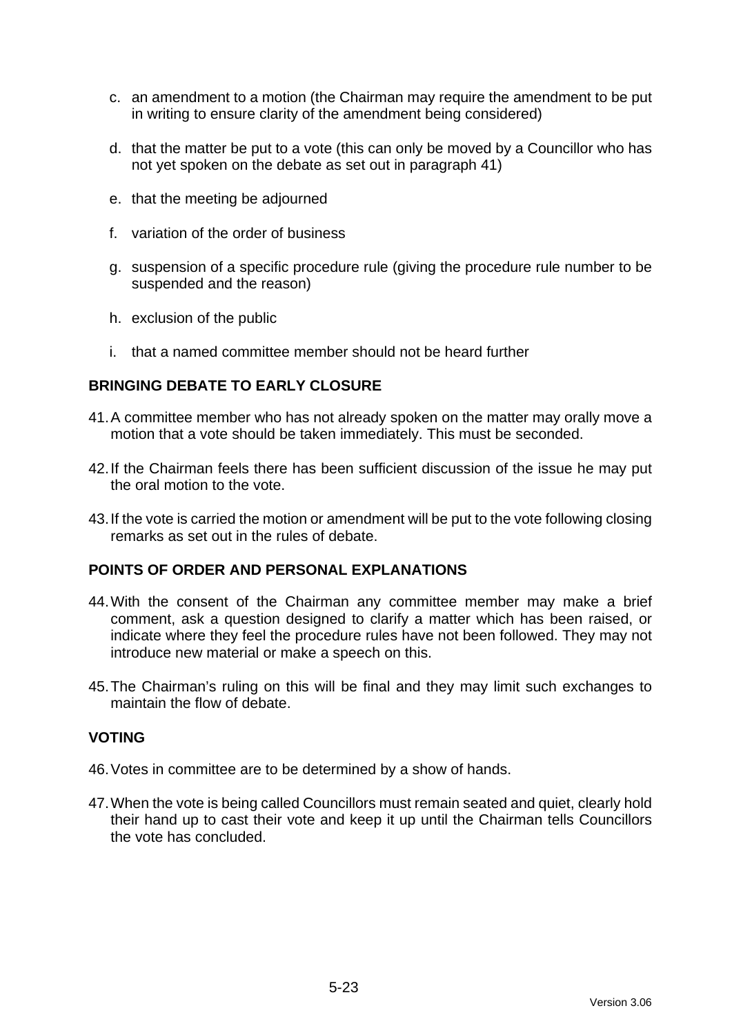c. an amendment to a motion (the Chairman may require the amendment to be put in writing to ensure clarity of the amendment being considered)

d. that the matter be put to a vote (this can only be moved by a Councillor who has not yet spoken on the debate as set out in paragraph 41)

e. that the meeting be adjourned

f. variation of the order of business

g. suspension of a specific procedure rule (giving the procedure rule number to be suspended and the reason)

h. exclusion of the public

i. that a named committee member should not be heard further

## BRINGING DEBATE TO EARLY CLOSURE

41. A committee member who has not already spoken on the matter may orally move a motion that a vote should be taken immediately. This must be seconded.

42. If the Chairman feels there has been sufficient discussion of the issue he may put the oral motion to the vote.

43. If the vote is carried the motion or amendment will be put to the vote following closing remarks as set out in the rules of debate.

## POINTS OF ORDER AND PERSONAL EXPLANATIONS

44. With the consent of the Chairman any committee member may make a brief comment, ask a question designed to clarify a matter which has been raised, or indicate where they feel the procedure rules have not been followed. They may not introduce new material or make a speech on this.

45. The Chairman's ruling on this will be final and they may limit such exchanges to maintain the flow of debate.

## VOTING

46. Votes in committee are to be determined by a show of hands.

47. When the vote is being called Councillors must remain seated and quiet, clearly hold their hand up to cast their vote and keep it up until the Chairman tells Councillors the vote has concluded.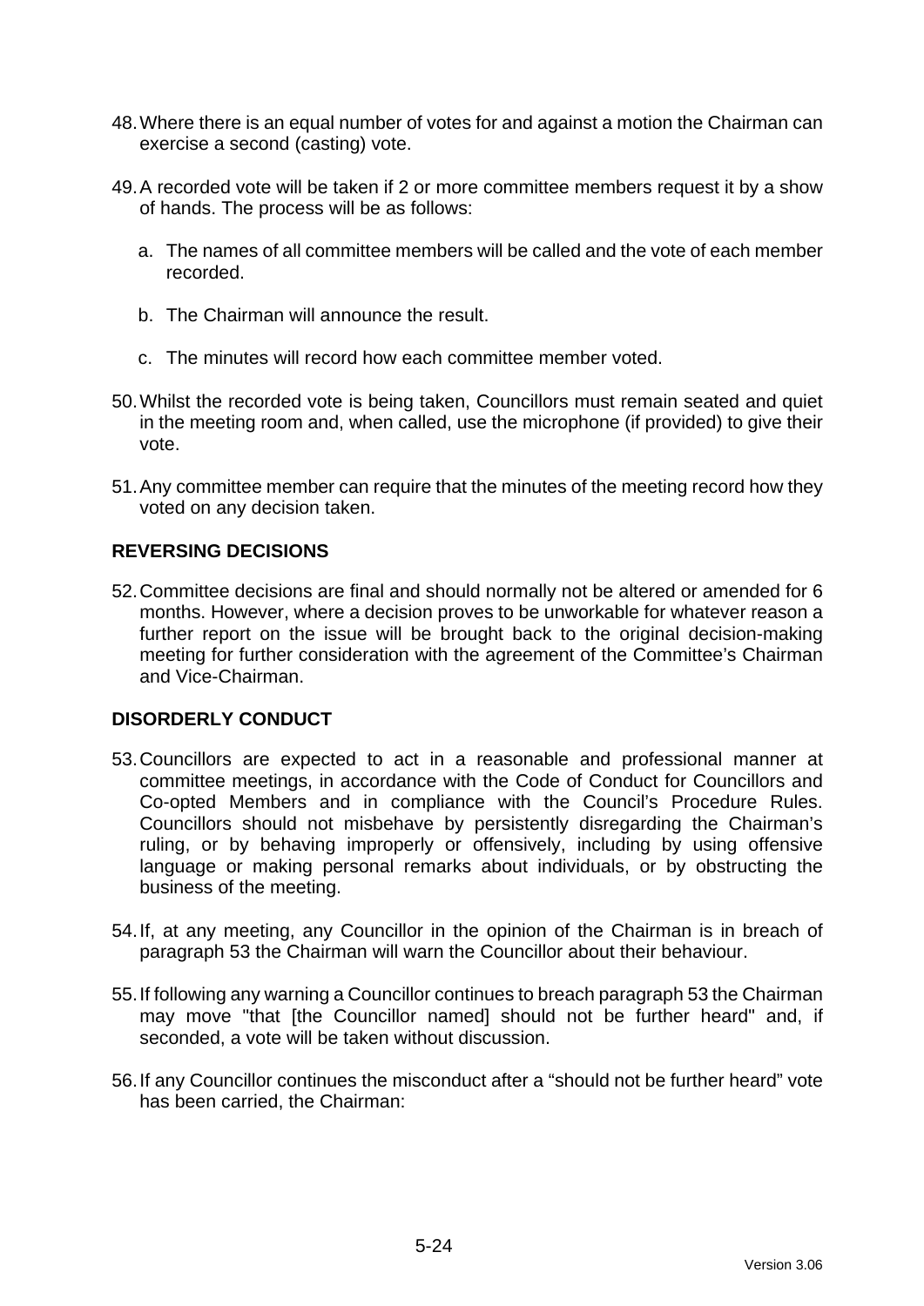48. Where there is an equal number of votes for and against a motion the Chairman can exercise a second (casting) vote.

49. A recorded vote will be taken if 2 or more committee members request it by a show of hands. The process will be as follows:

    a. The names of all committee members will be called and the vote of each member recorded.

    b. The Chairman will announce the result.

    c. The minutes will record how each committee member voted.

50. Whilst the recorded vote is being taken, Councillors must remain seated and quiet in the meeting room and, when called, use the microphone (if provided) to give their vote.

51. Any committee member can require that the minutes of the meeting record how they voted on any decision taken.

## REVERSING DECISIONS

52. Committee decisions are final and should normally not be altered or amended for 6 months. However, where a decision proves to be unworkable for whatever reason a further report on the issue will be brought back to the original decision-making meeting for further consideration with the agreement of the Committee's Chairman and Vice-Chairman.

## DISORDERLY CONDUCT

53. Councillors are expected to act in a reasonable and professional manner at committee meetings, in accordance with the Code of Conduct for Councillors and Co-opted Members and in compliance with the Council's Procedure Rules. Councillors should not misbehave by persistently disregarding the Chairman's ruling, or by behaving improperly or offensively, including by using offensive language or making personal remarks about individuals, or by obstructing the business of the meeting.

54. If, at any meeting, any Councillor in the opinion of the Chairman is in breach of paragraph 53 the Chairman will warn the Councillor about their behaviour.

55. If following any warning a Councillor continues to breach paragraph 53 the Chairman may move "that [the Councillor named] should not be further heard" and, if seconded, a vote will be taken without discussion.

56. If any Councillor continues the misconduct after a "should not be further heard" vote has been carried, the Chairman: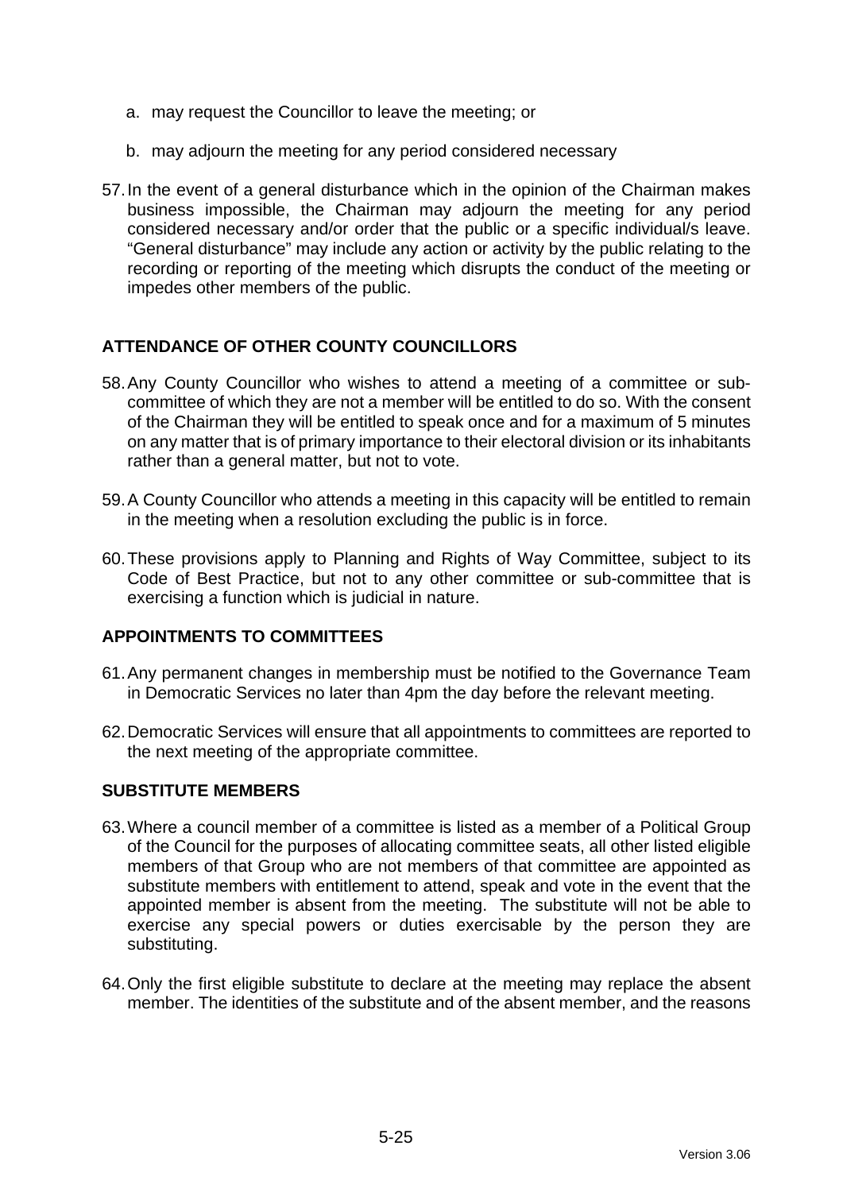a. may request the Councillor to leave the meeting; or

b. may adjourn the meeting for any period considered necessary

57. In the event of a general disturbance which in the opinion of the Chairman makes business impossible, the Chairman may adjourn the meeting for any period considered necessary and/or order that the public or a specific individual/s leave. "General disturbance" may include any action or activity by the public relating to the recording or reporting of the meeting which disrupts the conduct of the meeting or impedes other members of the public.

## ATTENDANCE OF OTHER COUNTY COUNCILLORS

58. Any County Councillor who wishes to attend a meeting of a committee or sub-committee of which they are not a member will be entitled to do so. With the consent of the Chairman they will be entitled to speak once and for a maximum of 5 minutes on any matter that is of primary importance to their electoral division or its inhabitants rather than a general matter, but not to vote.

59. A County Councillor who attends a meeting in this capacity will be entitled to remain in the meeting when a resolution excluding the public is in force.

60. These provisions apply to Planning and Rights of Way Committee, subject to its Code of Best Practice, but not to any other committee or sub-committee that is exercising a function which is judicial in nature.

## APPOINTMENTS TO COMMITTEES

61. Any permanent changes in membership must be notified to the Governance Team in Democratic Services no later than 4pm the day before the relevant meeting.

62. Democratic Services will ensure that all appointments to committees are reported to the next meeting of the appropriate committee.

## SUBSTITUTE MEMBERS

63. Where a council member of a committee is listed as a member of a Political Group of the Council for the purposes of allocating committee seats, all other listed eligible members of that Group who are not members of that committee are appointed as substitute members with entitlement to attend, speak and vote in the event that the appointed member is absent from the meeting. The substitute will not be able to exercise any special powers or duties exercisable by the person they are substituting.

64. Only the first eligible substitute to declare at the meeting may replace the absent member. The identities of the substitute and of the absent member, and the reasons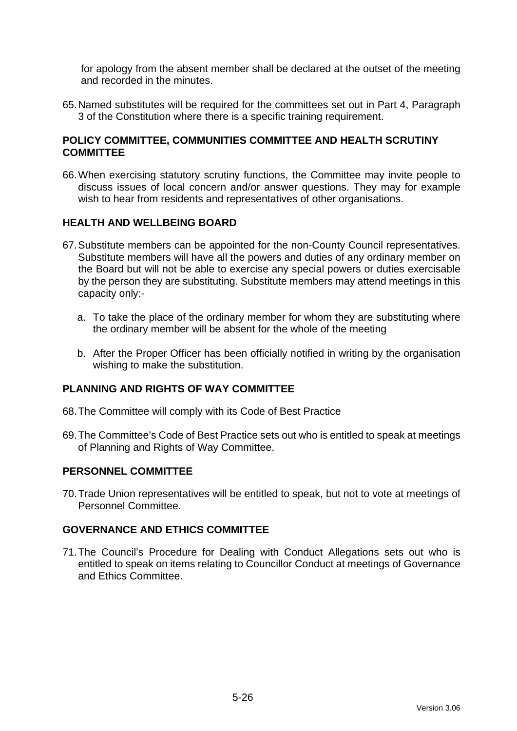for apology from the absent member shall be declared at the outset of the meeting and recorded in the minutes.

65. Named substitutes will be required for the committees set out in Part 4, Paragraph 3 of the Constitution where there is a specific training requirement.

## POLICY COMMITTEE, COMMUNITIES COMMITTEE AND HEALTH SCRUTINY COMMITTEE

66. When exercising statutory scrutiny functions, the Committee may invite people to discuss issues of local concern and/or answer questions. They may for example wish to hear from residents and representatives of other organisations.

## HEALTH AND WELLBEING BOARD

67. Substitute members can be appointed for the non-County Council representatives. Substitute members will have all the powers and duties of any ordinary member on the Board but will not be able to exercise any special powers or duties exercisable by the person they are substituting. Substitute members may attend meetings in this capacity only:-

    a. To take the place of the ordinary member for whom they are substituting where the ordinary member will be absent for the whole of the meeting

    b. After the Proper Officer has been officially notified in writing by the organisation wishing to make the substitution.

## PLANNING AND RIGHTS OF WAY COMMITTEE

68. The Committee will comply with its Code of Best Practice

69. The Committee's Code of Best Practice sets out who is entitled to speak at meetings of Planning and Rights of Way Committee.

## PERSONNEL COMMITTEE

70. Trade Union representatives will be entitled to speak, but not to vote at meetings of Personnel Committee.

## GOVERNANCE AND ETHICS COMMITTEE

71. The Council's Procedure for Dealing with Conduct Allegations sets out who is entitled to speak on items relating to Councillor Conduct at meetings of Governance and Ethics Committee.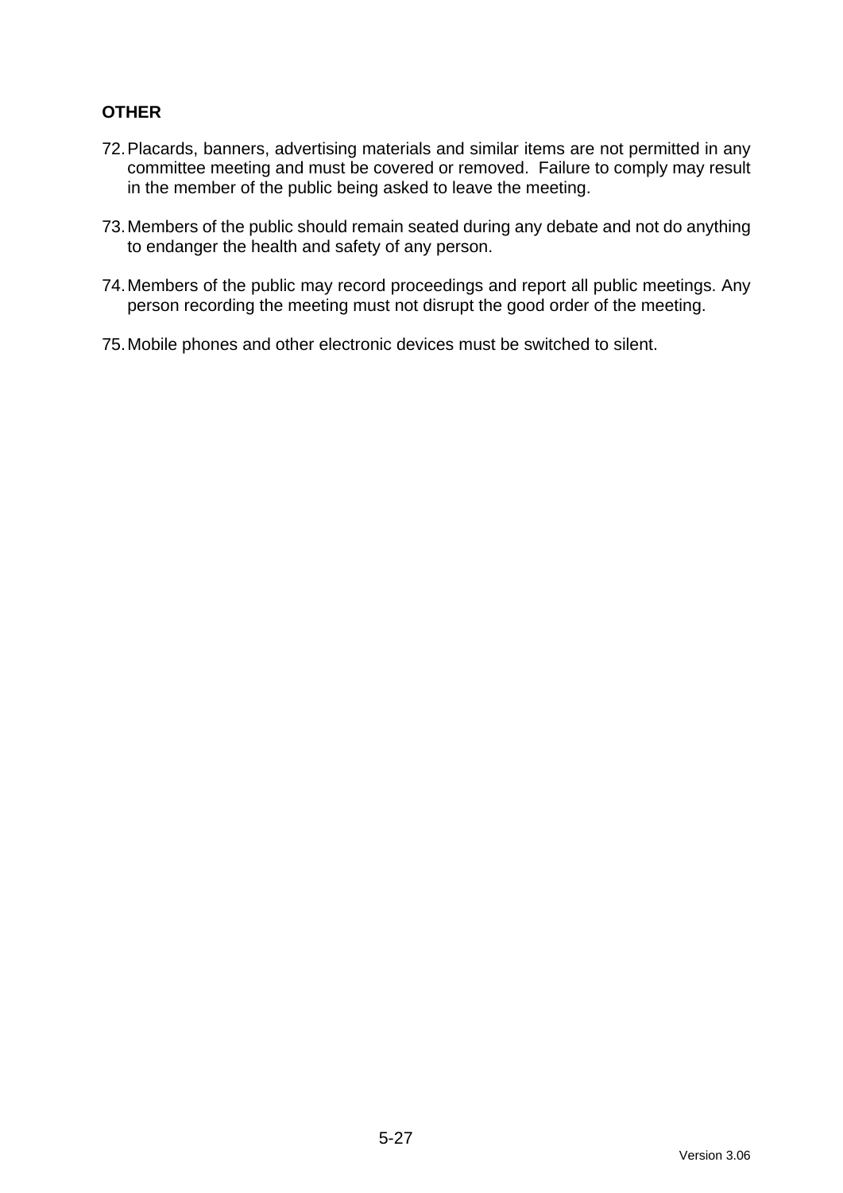**OTHER**

72. Placards, banners, advertising materials and similar items are not permitted in any committee meeting and must be covered or removed. Failure to comply may result in the member of the public being asked to leave the meeting.

73. Members of the public should remain seated during any debate and not do anything to endanger the health and safety of any person.

74. Members of the public may record proceedings and report all public meetings. Any person recording the meeting must not disrupt the good order of the meeting.

75. Mobile phones and other electronic devices must be switched to silent.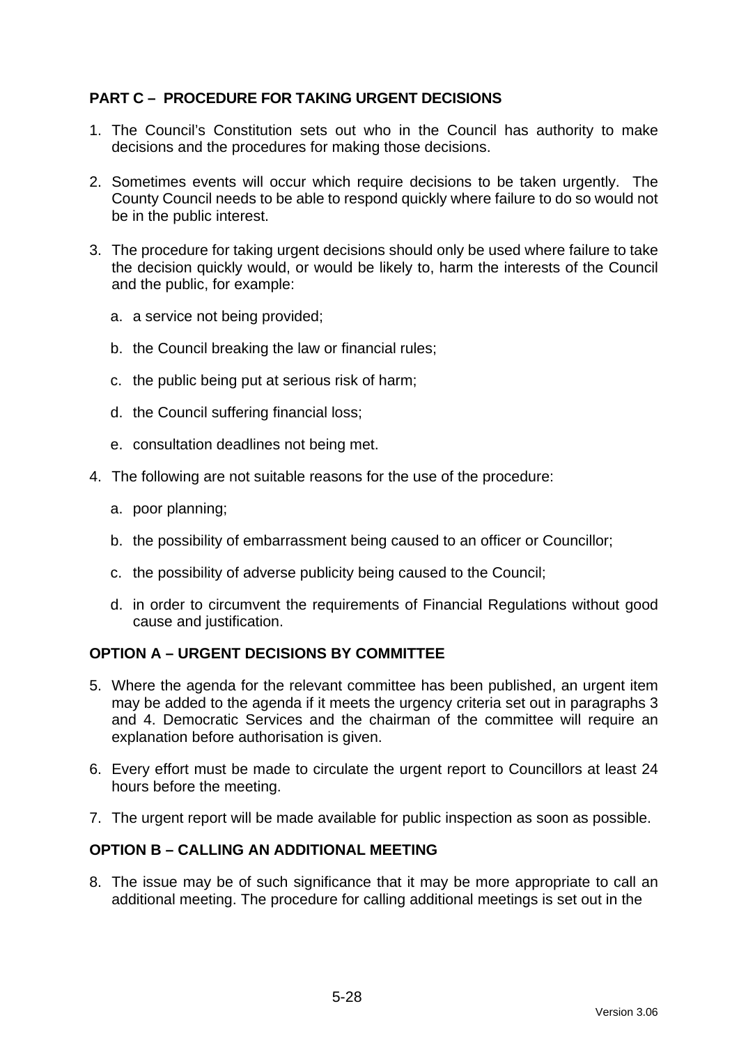## PART C – PROCEDURE FOR TAKING URGENT DECISIONS

1. The Council's Constitution sets out who in the Council has authority to make decisions and the procedures for making those decisions.

2. Sometimes events will occur which require decisions to be taken urgently. The County Council needs to be able to respond quickly where failure to do so would not be in the public interest.

3. The procedure for taking urgent decisions should only be used where failure to take the decision quickly would, or would be likely to, harm the interests of the Council and the public, for example:

   a. a service not being provided;

   b. the Council breaking the law or financial rules;

   c. the public being put at serious risk of harm;

   d. the Council suffering financial loss;

   e. consultation deadlines not being met.

4. The following are not suitable reasons for the use of the procedure:

   a. poor planning;

   b. the possibility of embarrassment being caused to an officer or Councillor;

   c. the possibility of adverse publicity being caused to the Council;

   d. in order to circumvent the requirements of Financial Regulations without good cause and justification.

### OPTION A – URGENT DECISIONS BY COMMITTEE

5. Where the agenda for the relevant committee has been published, an urgent item may be added to the agenda if it meets the urgency criteria set out in paragraphs 3 and 4. Democratic Services and the chairman of the committee will require an explanation before authorisation is given.

6. Every effort must be made to circulate the urgent report to Councillors at least 24 hours before the meeting.

7. The urgent report will be made available for public inspection as soon as possible.

### OPTION B – CALLING AN ADDITIONAL MEETING

8. The issue may be of such significance that it may be more appropriate to call an additional meeting. The procedure for calling additional meetings is set out in the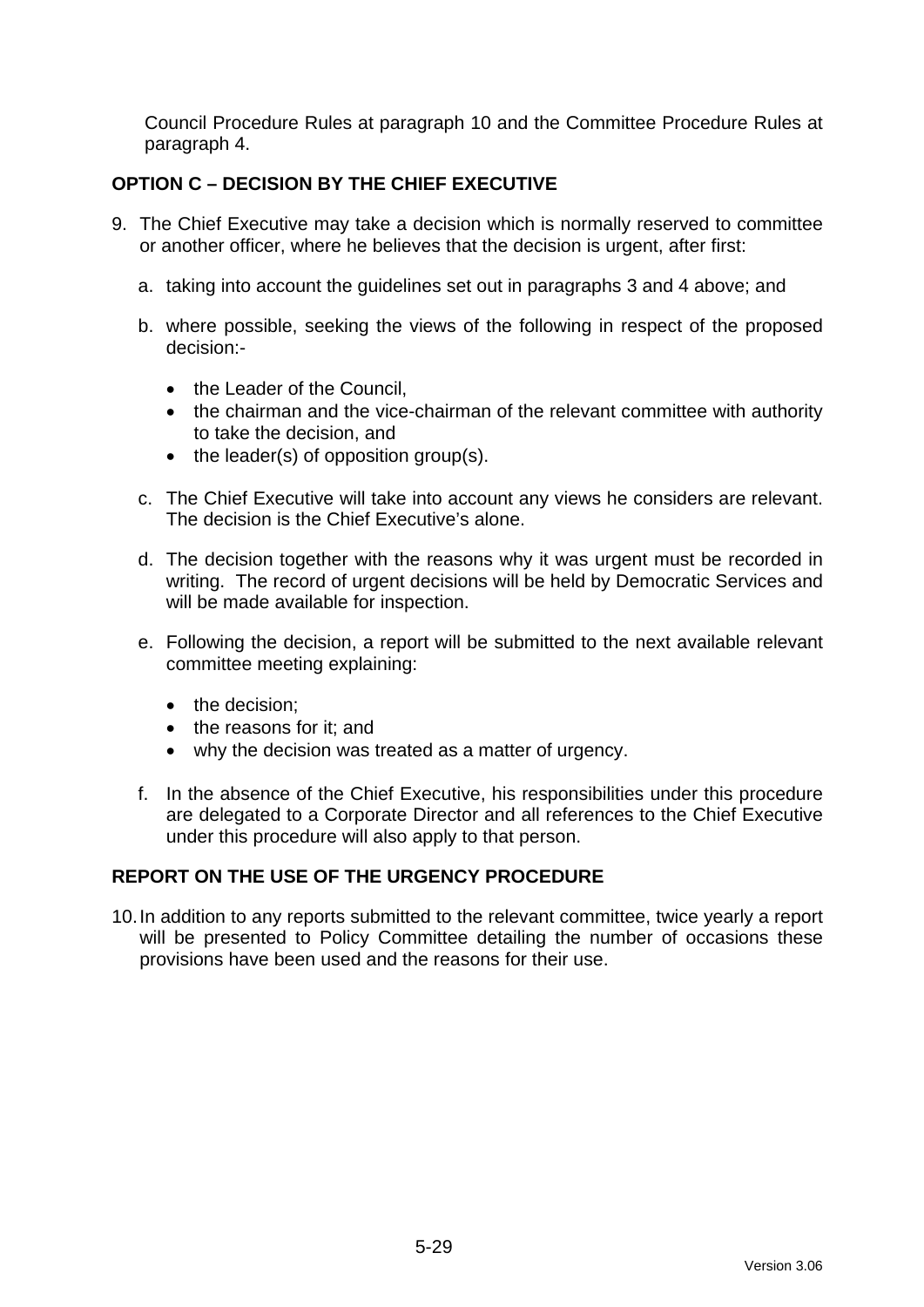Council Procedure Rules at paragraph 10 and the Committee Procedure Rules at paragraph 4.

## OPTION C – DECISION BY THE CHIEF EXECUTIVE

9. The Chief Executive may take a decision which is normally reserved to committee or another officer, where he believes that the decision is urgent, after first:

   a. taking into account the guidelines set out in paragraphs 3 and 4 above; and

   b. where possible, seeking the views of the following in respect of the proposed decision:-

      - the Leader of the Council,
      - the chairman and the vice-chairman of the relevant committee with authority to take the decision, and
      - the leader(s) of opposition group(s).

   c. The Chief Executive will take into account any views he considers are relevant. The decision is the Chief Executive's alone.

   d. The decision together with the reasons why it was urgent must be recorded in writing. The record of urgent decisions will be held by Democratic Services and will be made available for inspection.

   e. Following the decision, a report will be submitted to the next available relevant committee meeting explaining:

      - the decision;
      - the reasons for it; and
      - why the decision was treated as a matter of urgency.

   f. In the absence of the Chief Executive, his responsibilities under this procedure are delegated to a Corporate Director and all references to the Chief Executive under this procedure will also apply to that person.

## REPORT ON THE USE OF THE URGENCY PROCEDURE

10. In addition to any reports submitted to the relevant committee, twice yearly a report will be presented to Policy Committee detailing the number of occasions these provisions have been used and the reasons for their use.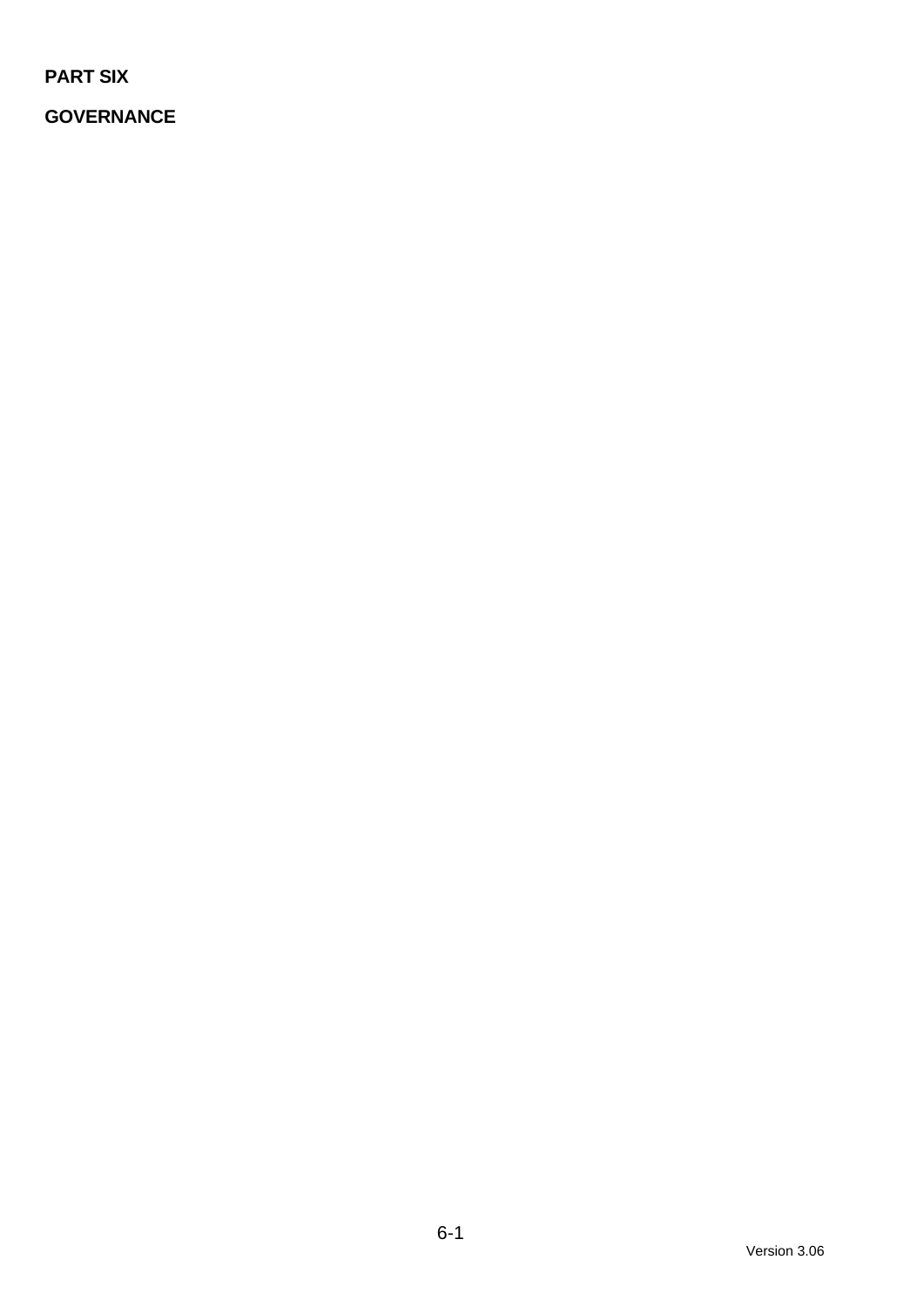**PART SIX**

**GOVERNANCE**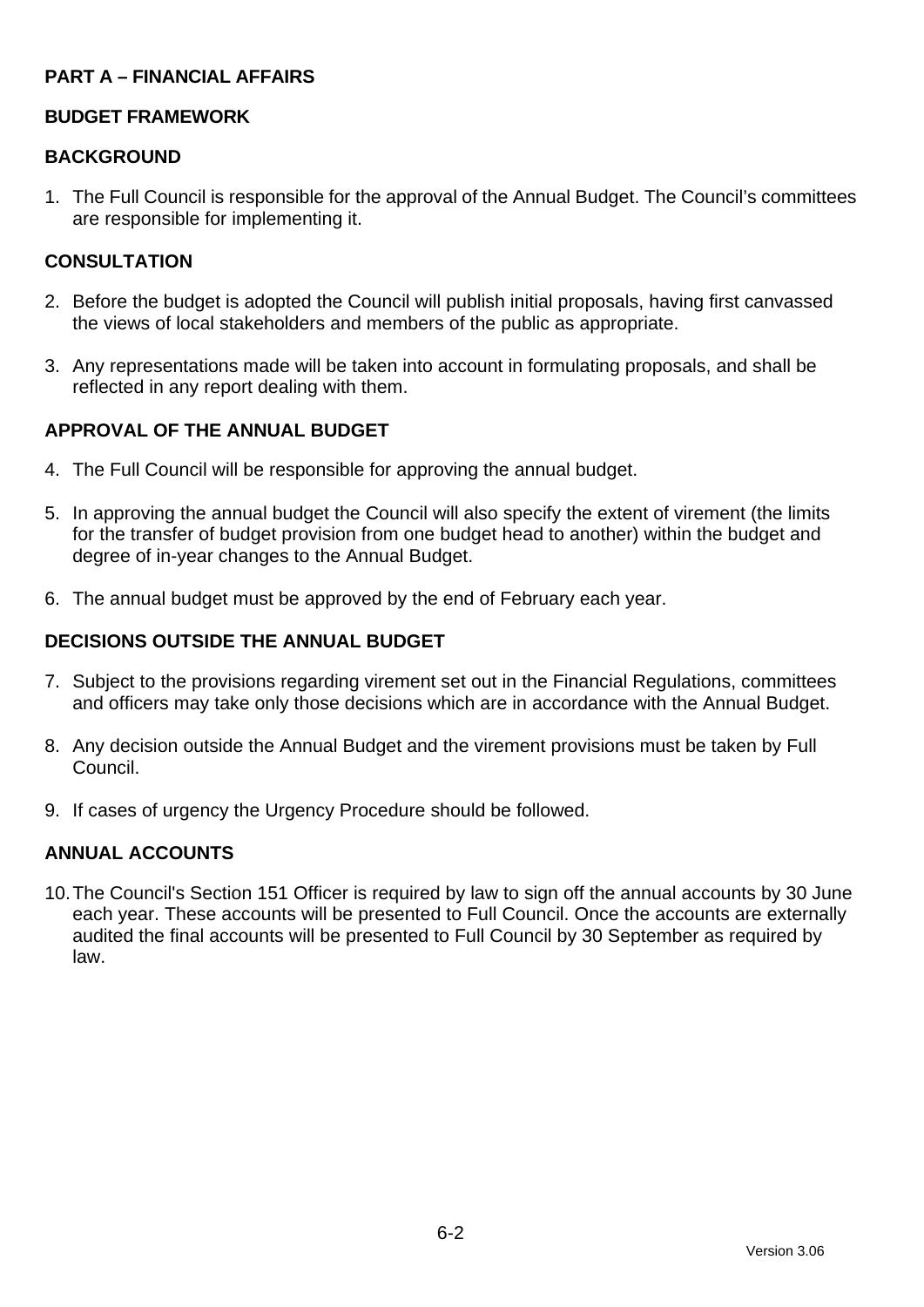## PART A – FINANCIAL AFFAIRS

### BUDGET FRAMEWORK

### BACKGROUND

1. The Full Council is responsible for the approval of the Annual Budget. The Council's committees are responsible for implementing it.

### CONSULTATION

2. Before the budget is adopted the Council will publish initial proposals, having first canvassed the views of local stakeholders and members of the public as appropriate.

3. Any representations made will be taken into account in formulating proposals, and shall be reflected in any report dealing with them.

### APPROVAL OF THE ANNUAL BUDGET

4. The Full Council will be responsible for approving the annual budget.

5. In approving the annual budget the Council will also specify the extent of virement (the limits for the transfer of budget provision from one budget head to another) within the budget and degree of in-year changes to the Annual Budget.

6. The annual budget must be approved by the end of February each year.

### DECISIONS OUTSIDE THE ANNUAL BUDGET

7. Subject to the provisions regarding virement set out in the Financial Regulations, committees and officers may take only those decisions which are in accordance with the Annual Budget.

8. Any decision outside the Annual Budget and the virement provisions must be taken by Full Council.

9. If cases of urgency the Urgency Procedure should be followed.

### ANNUAL ACCOUNTS

10. The Council's Section 151 Officer is required by law to sign off the annual accounts by 30 June each year. These accounts will be presented to Full Council. Once the accounts are externally audited the final accounts will be presented to Full Council by 30 September as required by law.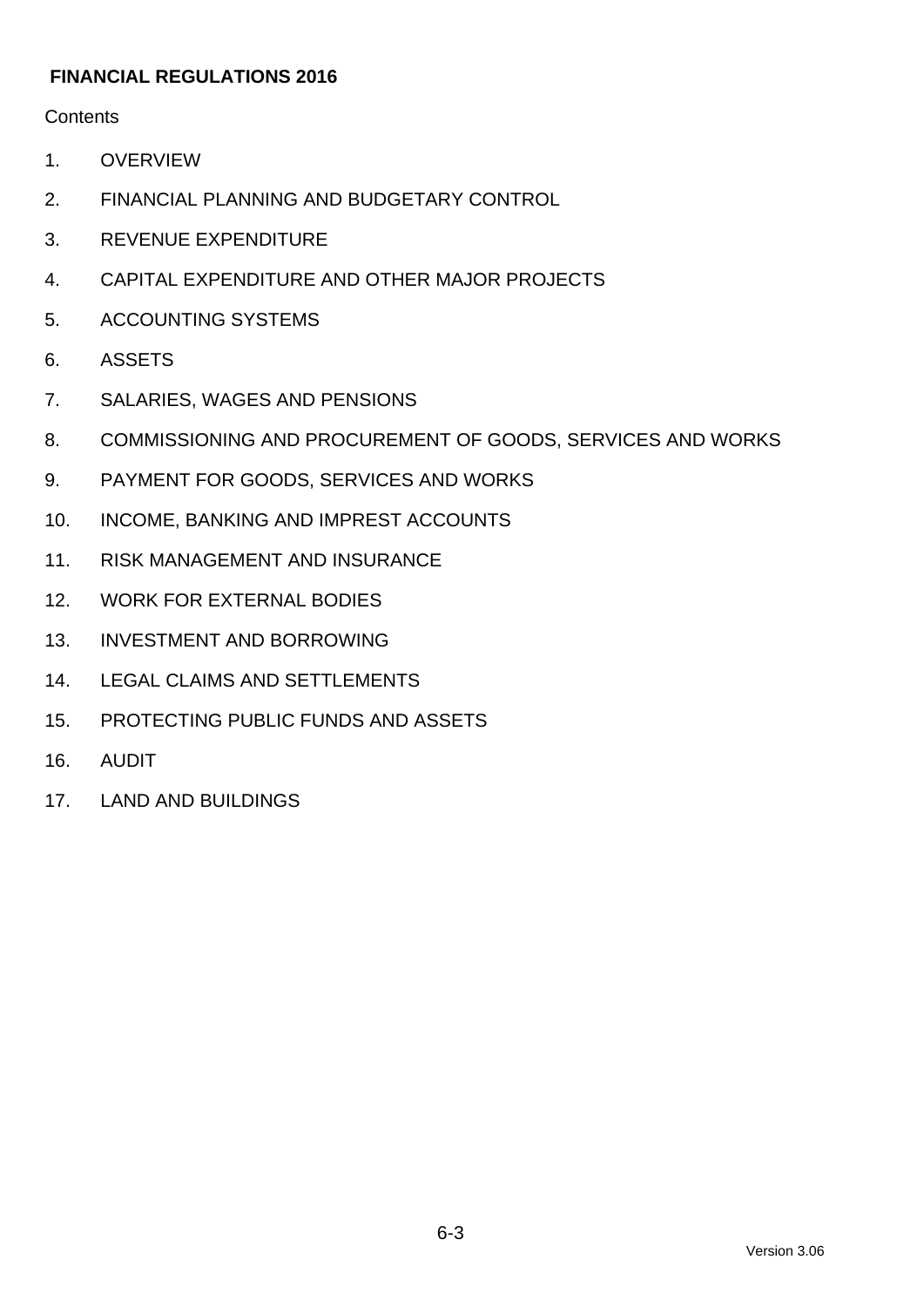## FINANCIAL REGULATIONS 2016

Contents

1. OVERVIEW
2. FINANCIAL PLANNING AND BUDGETARY CONTROL
3. REVENUE EXPENDITURE
4. CAPITAL EXPENDITURE AND OTHER MAJOR PROJECTS
5. ACCOUNTING SYSTEMS
6. ASSETS
7. SALARIES, WAGES AND PENSIONS
8. COMMISSIONING AND PROCUREMENT OF GOODS, SERVICES AND WORKS
9. PAYMENT FOR GOODS, SERVICES AND WORKS
10. INCOME, BANKING AND IMPREST ACCOUNTS
11. RISK MANAGEMENT AND INSURANCE
12. WORK FOR EXTERNAL BODIES
13. INVESTMENT AND BORROWING
14. LEGAL CLAIMS AND SETTLEMENTS
15. PROTECTING PUBLIC FUNDS AND ASSETS
16. AUDIT
17. LAND AND BUILDINGS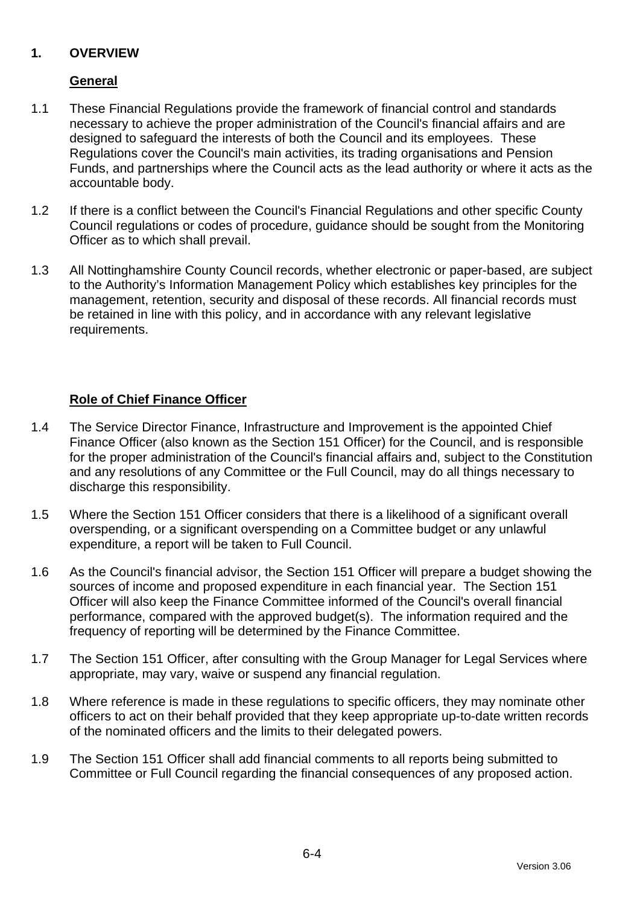## 1. OVERVIEW

### General

1.1 These Financial Regulations provide the framework of financial control and standards necessary to achieve the proper administration of the Council's financial affairs and are designed to safeguard the interests of both the Council and its employees. These Regulations cover the Council's main activities, its trading organisations and Pension Funds, and partnerships where the Council acts as the lead authority or where it acts as the accountable body.

1.2 If there is a conflict between the Council's Financial Regulations and other specific County Council regulations or codes of procedure, guidance should be sought from the Monitoring Officer as to which shall prevail.

1.3 All Nottinghamshire County Council records, whether electronic or paper-based, are subject to the Authority's Information Management Policy which establishes key principles for the management, retention, security and disposal of these records. All financial records must be retained in line with this policy, and in accordance with any relevant legislative requirements.

### Role of Chief Finance Officer

1.4 The Service Director Finance, Infrastructure and Improvement is the appointed Chief Finance Officer (also known as the Section 151 Officer) for the Council, and is responsible for the proper administration of the Council's financial affairs and, subject to the Constitution and any resolutions of any Committee or the Full Council, may do all things necessary to discharge this responsibility.

1.5 Where the Section 151 Officer considers that there is a likelihood of a significant overall overspending, or a significant overspending on a Committee budget or any unlawful expenditure, a report will be taken to Full Council.

1.6 As the Council's financial advisor, the Section 151 Officer will prepare a budget showing the sources of income and proposed expenditure in each financial year. The Section 151 Officer will also keep the Finance Committee informed of the Council's overall financial performance, compared with the approved budget(s). The information required and the frequency of reporting will be determined by the Finance Committee.

1.7 The Section 151 Officer, after consulting with the Group Manager for Legal Services where appropriate, may vary, waive or suspend any financial regulation.

1.8 Where reference is made in these regulations to specific officers, they may nominate other officers to act on their behalf provided that they keep appropriate up-to-date written records of the nominated officers and the limits to their delegated powers.

1.9 The Section 151 Officer shall add financial comments to all reports being submitted to Committee or Full Council regarding the financial consequences of any proposed action.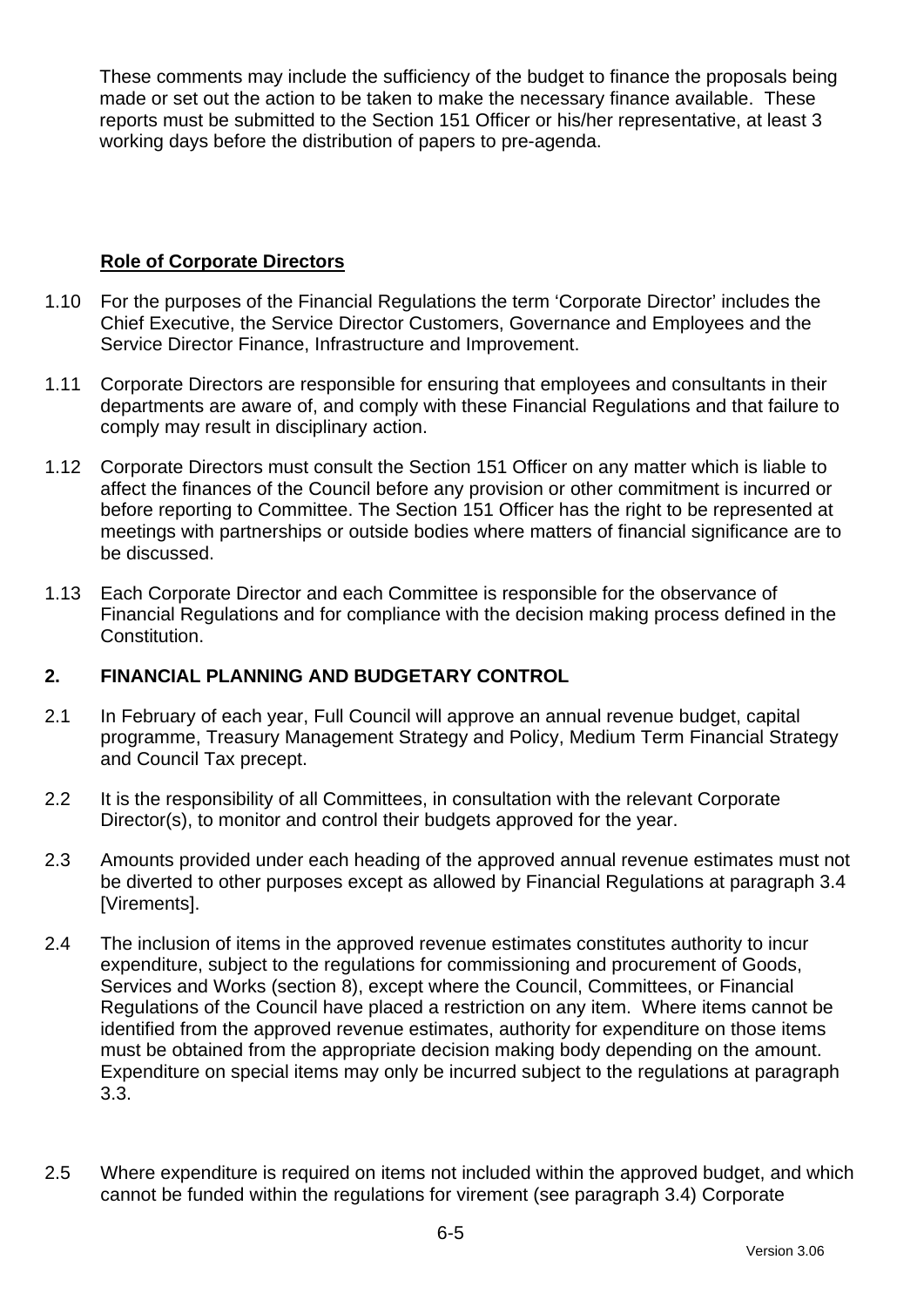These comments may include the sufficiency of the budget to finance the proposals being made or set out the action to be taken to make the necessary finance available. These reports must be submitted to the Section 151 Officer or his/her representative, at least 3 working days before the distribution of papers to pre-agenda.

**Role of Corporate Directors**

1.10 For the purposes of the Financial Regulations the term 'Corporate Director' includes the Chief Executive, the Service Director Customers, Governance and Employees and the Service Director Finance, Infrastructure and Improvement.

1.11 Corporate Directors are responsible for ensuring that employees and consultants in their departments are aware of, and comply with these Financial Regulations and that failure to comply may result in disciplinary action.

1.12 Corporate Directors must consult the Section 151 Officer on any matter which is liable to affect the finances of the Council before any provision or other commitment is incurred or before reporting to Committee. The Section 151 Officer has the right to be represented at meetings with partnerships or outside bodies where matters of financial significance are to be discussed.

1.13 Each Corporate Director and each Committee is responsible for the observance of Financial Regulations and for compliance with the decision making process defined in the Constitution.

## 2. FINANCIAL PLANNING AND BUDGETARY CONTROL

2.1 In February of each year, Full Council will approve an annual revenue budget, capital programme, Treasury Management Strategy and Policy, Medium Term Financial Strategy and Council Tax precept.

2.2 It is the responsibility of all Committees, in consultation with the relevant Corporate Director(s), to monitor and control their budgets approved for the year.

2.3 Amounts provided under each heading of the approved annual revenue estimates must not be diverted to other purposes except as allowed by Financial Regulations at paragraph 3.4 [Virements].

2.4 The inclusion of items in the approved revenue estimates constitutes authority to incur expenditure, subject to the regulations for commissioning and procurement of Goods, Services and Works (section 8), except where the Council, Committees, or Financial Regulations of the Council have placed a restriction on any item. Where items cannot be identified from the approved revenue estimates, authority for expenditure on those items must be obtained from the appropriate decision making body depending on the amount. Expenditure on special items may only be incurred subject to the regulations at paragraph 3.3.

2.5 Where expenditure is required on items not included within the approved budget, and which cannot be funded within the regulations for virement (see paragraph 3.4) Corporate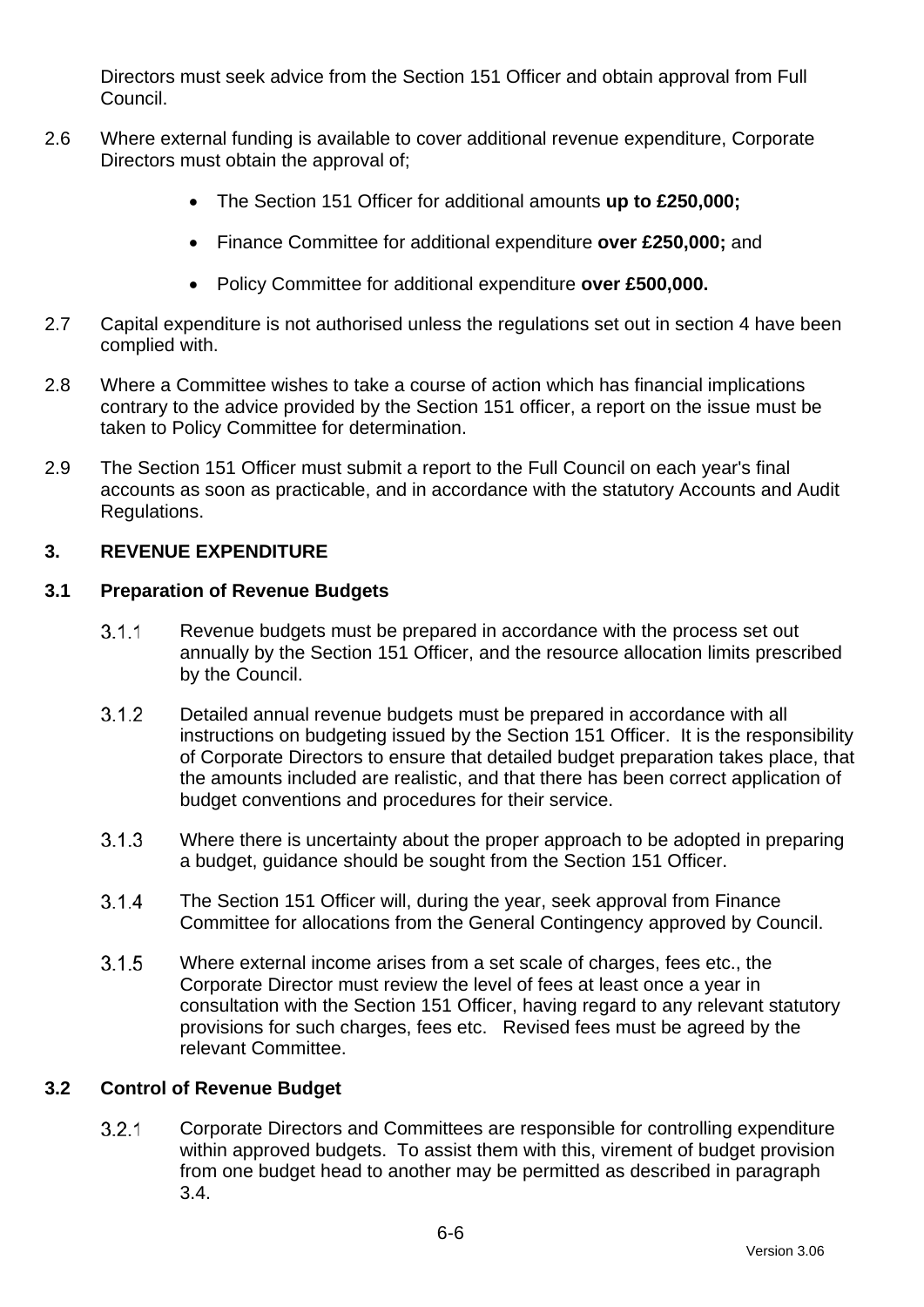Directors must seek advice from the Section 151 Officer and obtain approval from Full Council.

2.6 Where external funding is available to cover additional revenue expenditure, Corporate Directors must obtain the approval of;

- The Section 151 Officer for additional amounts **up to £250,000;**
- Finance Committee for additional expenditure **over £250,000;** and
- Policy Committee for additional expenditure **over £500,000.**

2.7 Capital expenditure is not authorised unless the regulations set out in section 4 have been complied with.

2.8 Where a Committee wishes to take a course of action which has financial implications contrary to the advice provided by the Section 151 officer, a report on the issue must be taken to Policy Committee for determination.

2.9 The Section 151 Officer must submit a report to the Full Council on each year's final accounts as soon as practicable, and in accordance with the statutory Accounts and Audit Regulations.

## 3. REVENUE EXPENDITURE

### 3.1 Preparation of Revenue Budgets

3.1.1 Revenue budgets must be prepared in accordance with the process set out annually by the Section 151 Officer, and the resource allocation limits prescribed by the Council.

3.1.2 Detailed annual revenue budgets must be prepared in accordance with all instructions on budgeting issued by the Section 151 Officer. It is the responsibility of Corporate Directors to ensure that detailed budget preparation takes place, that the amounts included are realistic, and that there has been correct application of budget conventions and procedures for their service.

3.1.3 Where there is uncertainty about the proper approach to be adopted in preparing a budget, guidance should be sought from the Section 151 Officer.

3.1.4 The Section 151 Officer will, during the year, seek approval from Finance Committee for allocations from the General Contingency approved by Council.

3.1.5 Where external income arises from a set scale of charges, fees etc., the Corporate Director must review the level of fees at least once a year in consultation with the Section 151 Officer, having regard to any relevant statutory provisions for such charges, fees etc. Revised fees must be agreed by the relevant Committee.

### 3.2 Control of Revenue Budget

3.2.1 Corporate Directors and Committees are responsible for controlling expenditure within approved budgets. To assist them with this, virement of budget provision from one budget head to another may be permitted as described in paragraph 3.4.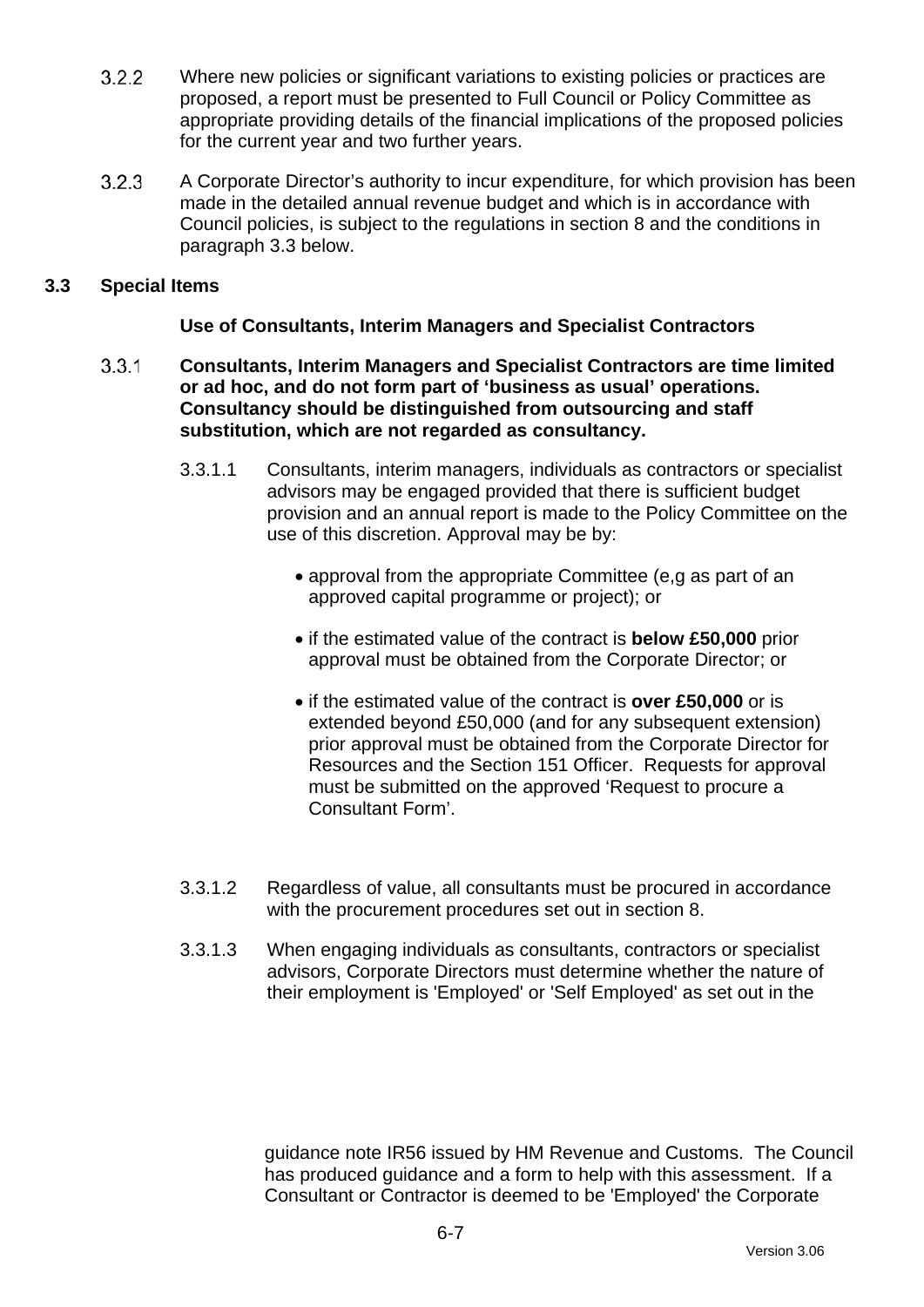3.2.2 Where new policies or significant variations to existing policies or practices are proposed, a report must be presented to Full Council or Policy Committee as appropriate providing details of the financial implications of the proposed policies for the current year and two further years.

3.2.3 A Corporate Director's authority to incur expenditure, for which provision has been made in the detailed annual revenue budget and which is in accordance with Council policies, is subject to the regulations in section 8 and the conditions in paragraph 3.3 below.

## 3.3 Special Items

**Use of Consultants, Interim Managers and Specialist Contractors**

3.3.1 **Consultants, Interim Managers and Specialist Contractors are time limited or ad hoc, and do not form part of 'business as usual' operations. Consultancy should be distinguished from outsourcing and staff substitution, which are not regarded as consultancy.**

3.3.1.1 Consultants, interim managers, individuals as contractors or specialist advisors may be engaged provided that there is sufficient budget provision and an annual report is made to the Policy Committee on the use of this discretion. Approval may be by:

- approval from the appropriate Committee (e,g as part of an approved capital programme or project); or
- if the estimated value of the contract is **below £50,000** prior approval must be obtained from the Corporate Director; or
- if the estimated value of the contract is **over £50,000** or is extended beyond £50,000 (and for any subsequent extension) prior approval must be obtained from the Corporate Director for Resources and the Section 151 Officer. Requests for approval must be submitted on the approved 'Request to procure a Consultant Form'.

3.3.1.2 Regardless of value, all consultants must be procured in accordance with the procurement procedures set out in section 8.

3.3.1.3 When engaging individuals as consultants, contractors or specialist advisors, Corporate Directors must determine whether the nature of their employment is 'Employed' or 'Self Employed' as set out in the guidance note IR56 issued by HM Revenue and Customs. The Council has produced guidance and a form to help with this assessment. If a Consultant or Contractor is deemed to be 'Employed' the Corporate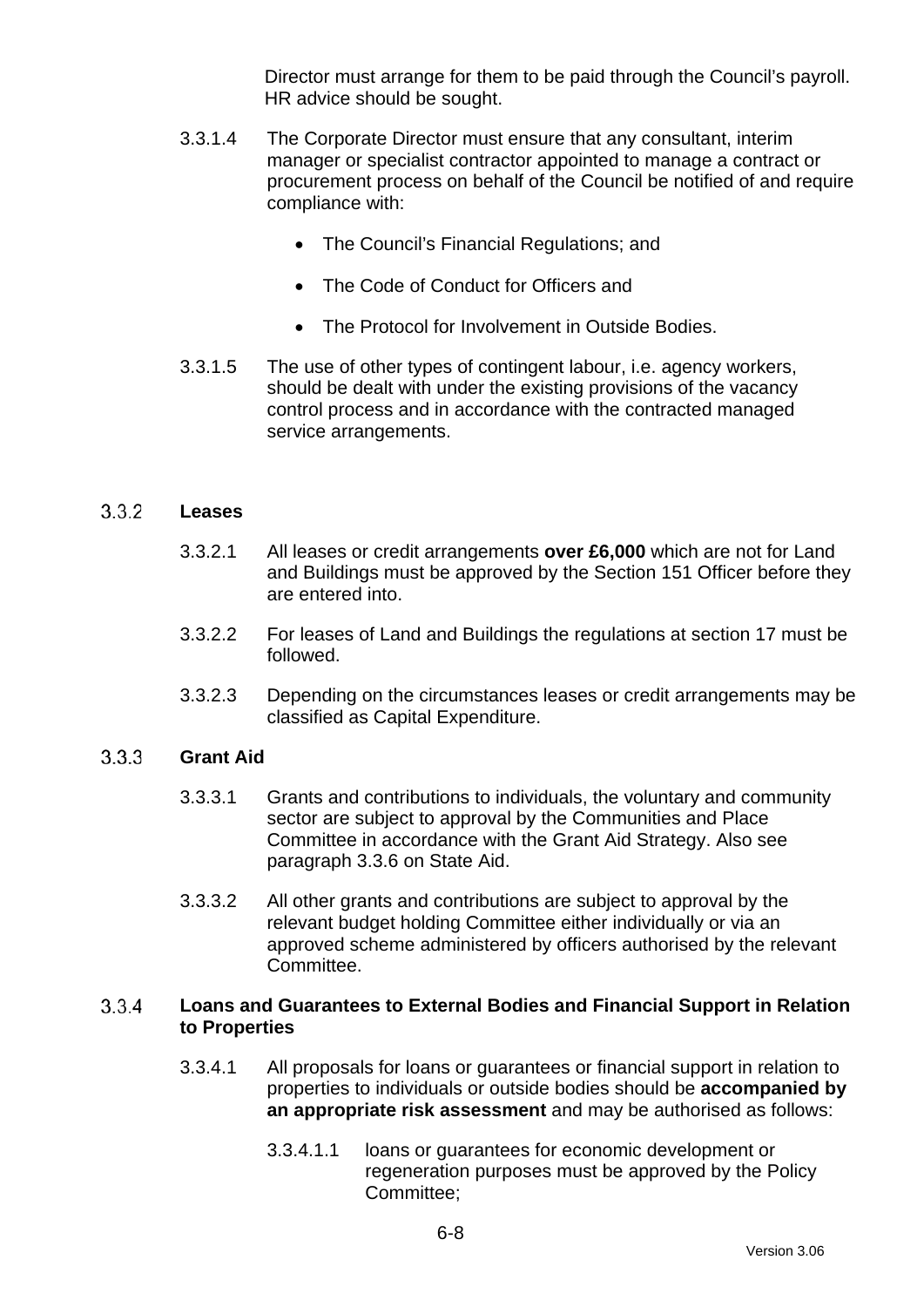Director must arrange for them to be paid through the Council's payroll. HR advice should be sought.

3.3.1.4 The Corporate Director must ensure that any consultant, interim manager or specialist contractor appointed to manage a contract or procurement process on behalf of the Council be notified of and require compliance with:

- The Council's Financial Regulations; and
- The Code of Conduct for Officers and
- The Protocol for Involvement in Outside Bodies.

3.3.1.5 The use of other types of contingent labour, i.e. agency workers, should be dealt with under the existing provisions of the vacancy control process and in accordance with the contracted managed service arrangements.

### 3.3.2 Leases

3.3.2.1 All leases or credit arrangements **over £6,000** which are not for Land and Buildings must be approved by the Section 151 Officer before they are entered into.

3.3.2.2 For leases of Land and Buildings the regulations at section 17 must be followed.

3.3.2.3 Depending on the circumstances leases or credit arrangements may be classified as Capital Expenditure.

### 3.3.3 Grant Aid

3.3.3.1 Grants and contributions to individuals, the voluntary and community sector are subject to approval by the Communities and Place Committee in accordance with the Grant Aid Strategy. Also see paragraph 3.3.6 on State Aid.

3.3.3.2 All other grants and contributions are subject to approval by the relevant budget holding Committee either individually or via an approved scheme administered by officers authorised by the relevant Committee.

### 3.3.4 Loans and Guarantees to External Bodies and Financial Support in Relation to Properties

3.3.4.1 All proposals for loans or guarantees or financial support in relation to properties to individuals or outside bodies should be **accompanied by an appropriate risk assessment** and may be authorised as follows:

3.3.4.1.1 loans or guarantees for economic development or regeneration purposes must be approved by the Policy Committee;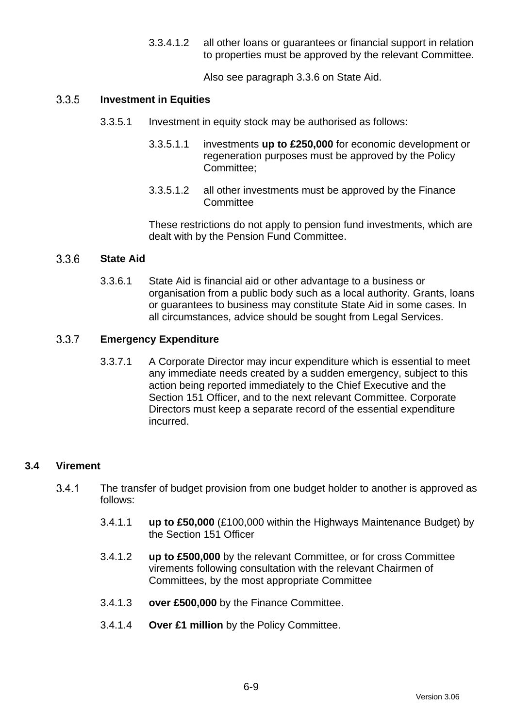3.3.4.1.2 all other loans or guarantees or financial support in relation to properties must be approved by the relevant Committee.

Also see paragraph 3.3.6 on State Aid.

### 3.3.5 Investment in Equities

3.3.5.1 Investment in equity stock may be authorised as follows:

3.3.5.1.1 investments **up to £250,000** for economic development or regeneration purposes must be approved by the Policy Committee;

3.3.5.1.2 all other investments must be approved by the Finance Committee

These restrictions do not apply to pension fund investments, which are dealt with by the Pension Fund Committee.

### 3.3.6 State Aid

3.3.6.1 State Aid is financial aid or other advantage to a business or organisation from a public body such as a local authority. Grants, loans or guarantees to business may constitute State Aid in some cases. In all circumstances, advice should be sought from Legal Services.

### 3.3.7 Emergency Expenditure

3.3.7.1 A Corporate Director may incur expenditure which is essential to meet any immediate needs created by a sudden emergency, subject to this action being reported immediately to the Chief Executive and the Section 151 Officer, and to the next relevant Committee. Corporate Directors must keep a separate record of the essential expenditure incurred.

## 3.4 Virement

3.4.1 The transfer of budget provision from one budget holder to another is approved as follows:

3.4.1.1 **up to £50,000** (£100,000 within the Highways Maintenance Budget) by the Section 151 Officer

3.4.1.2 **up to £500,000** by the relevant Committee, or for cross Committee virements following consultation with the relevant Chairmen of Committees, by the most appropriate Committee

3.4.1.3 **over £500,000** by the Finance Committee.

3.4.1.4 **Over £1 million** by the Policy Committee.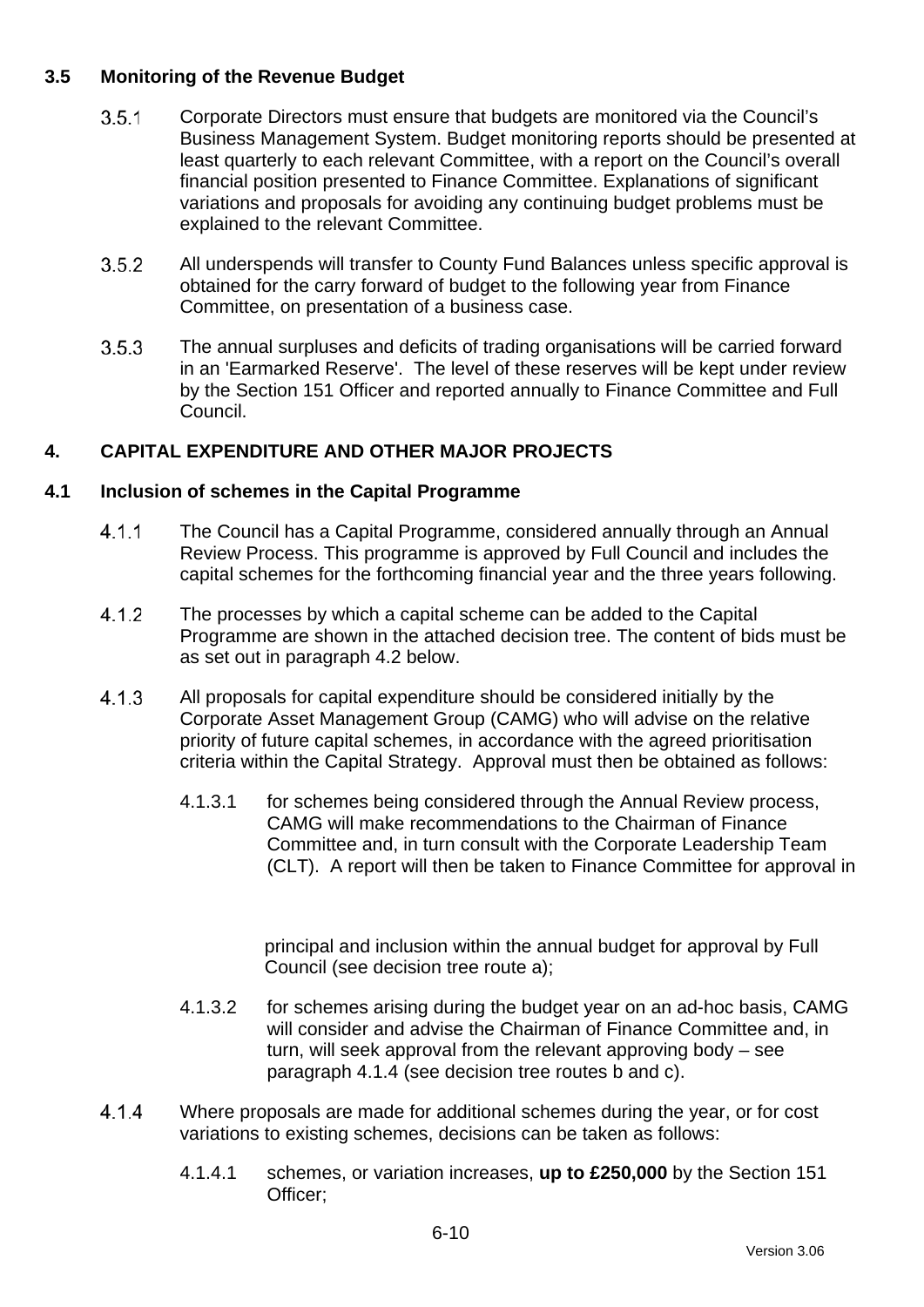### 3.5 Monitoring of the Revenue Budget

3.5.1 Corporate Directors must ensure that budgets are monitored via the Council's Business Management System. Budget monitoring reports should be presented at least quarterly to each relevant Committee, with a report on the Council's overall financial position presented to Finance Committee. Explanations of significant variations and proposals for avoiding any continuing budget problems must be explained to the relevant Committee.

3.5.2 All underspends will transfer to County Fund Balances unless specific approval is obtained for the carry forward of budget to the following year from Finance Committee, on presentation of a business case.

3.5.3 The annual surpluses and deficits of trading organisations will be carried forward in an 'Earmarked Reserve'. The level of these reserves will be kept under review by the Section 151 Officer and reported annually to Finance Committee and Full Council.

## 4. CAPITAL EXPENDITURE AND OTHER MAJOR PROJECTS

### 4.1 Inclusion of schemes in the Capital Programme

4.1.1 The Council has a Capital Programme, considered annually through an Annual Review Process. This programme is approved by Full Council and includes the capital schemes for the forthcoming financial year and the three years following.

4.1.2 The processes by which a capital scheme can be added to the Capital Programme are shown in the attached decision tree. The content of bids must be as set out in paragraph 4.2 below.

4.1.3 All proposals for capital expenditure should be considered initially by the Corporate Asset Management Group (CAMG) who will advise on the relative priority of future capital schemes, in accordance with the agreed prioritisation criteria within the Capital Strategy. Approval must then be obtained as follows:

4.1.3.1 for schemes being considered through the Annual Review process, CAMG will make recommendations to the Chairman of Finance Committee and, in turn consult with the Corporate Leadership Team (CLT). A report will then be taken to Finance Committee for approval in principal and inclusion within the annual budget for approval by Full Council (see decision tree route a);

4.1.3.2 for schemes arising during the budget year on an ad-hoc basis, CAMG will consider and advise the Chairman of Finance Committee and, in turn, will seek approval from the relevant approving body – see paragraph 4.1.4 (see decision tree routes b and c).

4.1.4 Where proposals are made for additional schemes during the year, or for cost variations to existing schemes, decisions can be taken as follows:

4.1.4.1 schemes, or variation increases, **up to £250,000** by the Section 151 Officer;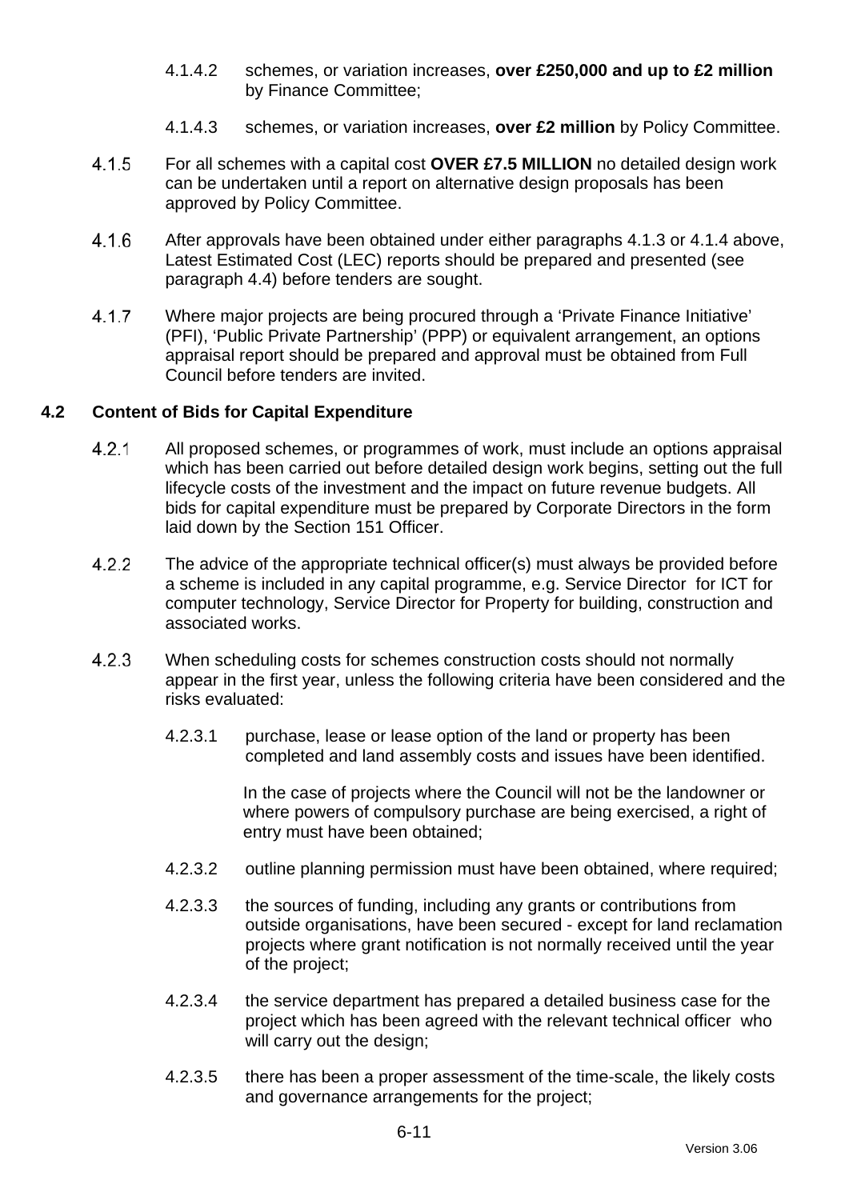4.1.4.2 schemes, or variation increases, **over £250,000 and up to £2 million** by Finance Committee;

4.1.4.3 schemes, or variation increases, **over £2 million** by Policy Committee.

4.1.5 For all schemes with a capital cost **OVER £7.5 MILLION** no detailed design work can be undertaken until a report on alternative design proposals has been approved by Policy Committee.

4.1.6 After approvals have been obtained under either paragraphs 4.1.3 or 4.1.4 above, Latest Estimated Cost (LEC) reports should be prepared and presented (see paragraph 4.4) before tenders are sought.

4.1.7 Where major projects are being procured through a 'Private Finance Initiative' (PFI), 'Public Private Partnership' (PPP) or equivalent arrangement, an options appraisal report should be prepared and approval must be obtained from Full Council before tenders are invited.

## 4.2 Content of Bids for Capital Expenditure

4.2.1 All proposed schemes, or programmes of work, must include an options appraisal which has been carried out before detailed design work begins, setting out the full lifecycle costs of the investment and the impact on future revenue budgets. All bids for capital expenditure must be prepared by Corporate Directors in the form laid down by the Section 151 Officer.

4.2.2 The advice of the appropriate technical officer(s) must always be provided before a scheme is included in any capital programme, e.g. Service Director for ICT for computer technology, Service Director for Property for building, construction and associated works.

4.2.3 When scheduling costs for schemes construction costs should not normally appear in the first year, unless the following criteria have been considered and the risks evaluated:

4.2.3.1 purchase, lease or lease option of the land or property has been completed and land assembly costs and issues have been identified.

In the case of projects where the Council will not be the landowner or where powers of compulsory purchase are being exercised, a right of entry must have been obtained;

4.2.3.2 outline planning permission must have been obtained, where required;

4.2.3.3 the sources of funding, including any grants or contributions from outside organisations, have been secured - except for land reclamation projects where grant notification is not normally received until the year of the project;

4.2.3.4 the service department has prepared a detailed business case for the project which has been agreed with the relevant technical officer who will carry out the design;

4.2.3.5 there has been a proper assessment of the time-scale, the likely costs and governance arrangements for the project;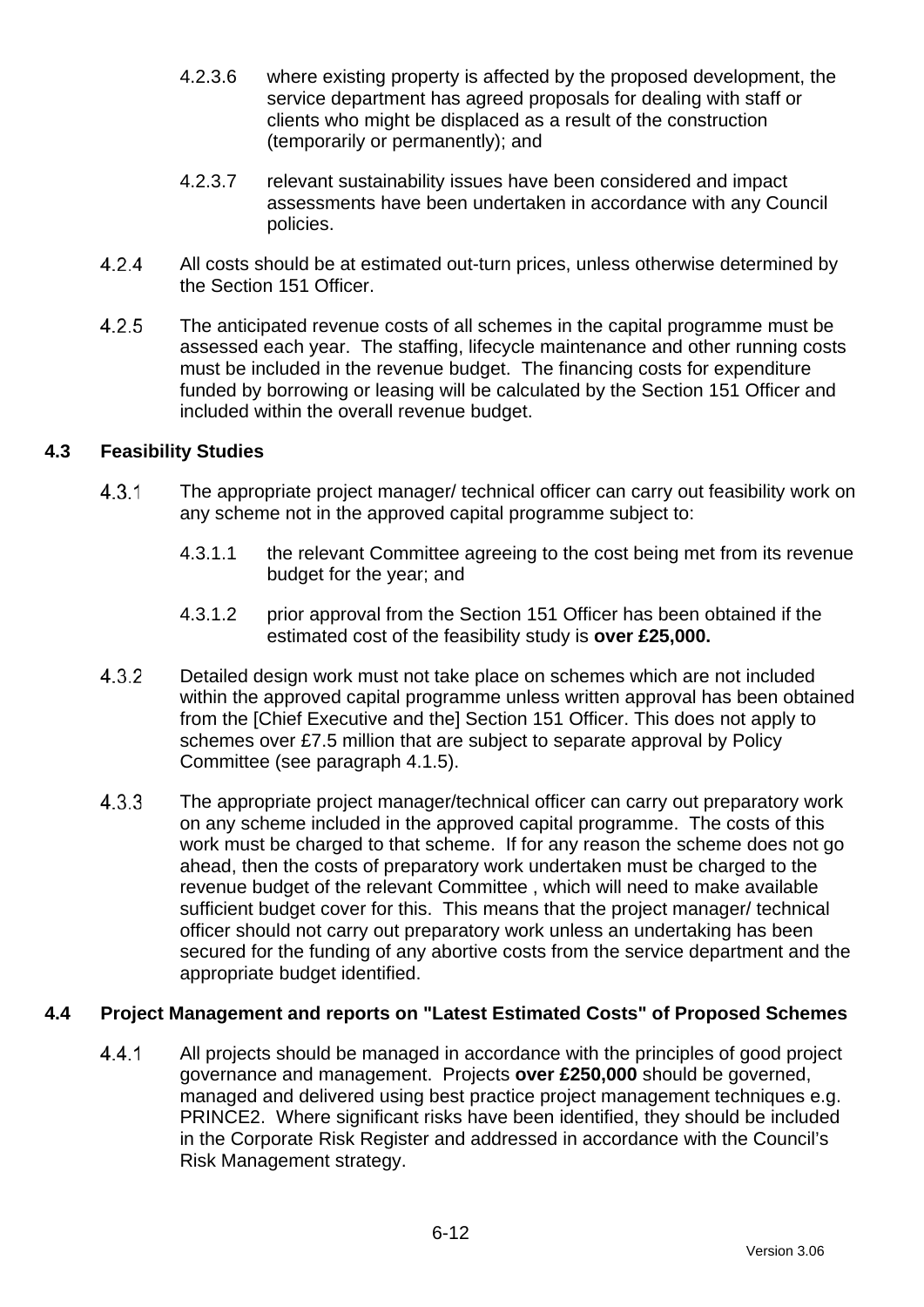4.2.3.6 where existing property is affected by the proposed development, the service department has agreed proposals for dealing with staff or clients who might be displaced as a result of the construction (temporarily or permanently); and

4.2.3.7 relevant sustainability issues have been considered and impact assessments have been undertaken in accordance with any Council policies.

4.2.4 All costs should be at estimated out-turn prices, unless otherwise determined by the Section 151 Officer.

4.2.5 The anticipated revenue costs of all schemes in the capital programme must be assessed each year. The staffing, lifecycle maintenance and other running costs must be included in the revenue budget. The financing costs for expenditure funded by borrowing or leasing will be calculated by the Section 151 Officer and included within the overall revenue budget.

## 4.3 Feasibility Studies

4.3.1 The appropriate project manager/ technical officer can carry out feasibility work on any scheme not in the approved capital programme subject to:

4.3.1.1 the relevant Committee agreeing to the cost being met from its revenue budget for the year; and

4.3.1.2 prior approval from the Section 151 Officer has been obtained if the estimated cost of the feasibility study is **over £25,000.**

4.3.2 Detailed design work must not take place on schemes which are not included within the approved capital programme unless written approval has been obtained from the [Chief Executive and the] Section 151 Officer. This does not apply to schemes over £7.5 million that are subject to separate approval by Policy Committee (see paragraph 4.1.5).

4.3.3 The appropriate project manager/technical officer can carry out preparatory work on any scheme included in the approved capital programme. The costs of this work must be charged to that scheme. If for any reason the scheme does not go ahead, then the costs of preparatory work undertaken must be charged to the revenue budget of the relevant Committee , which will need to make available sufficient budget cover for this. This means that the project manager/ technical officer should not carry out preparatory work unless an undertaking has been secured for the funding of any abortive costs from the service department and the appropriate budget identified.

## 4.4 Project Management and reports on "Latest Estimated Costs" of Proposed Schemes

4.4.1 All projects should be managed in accordance with the principles of good project governance and management. Projects **over £250,000** should be governed, managed and delivered using best practice project management techniques e.g. PRINCE2. Where significant risks have been identified, they should be included in the Corporate Risk Register and addressed in accordance with the Council's Risk Management strategy.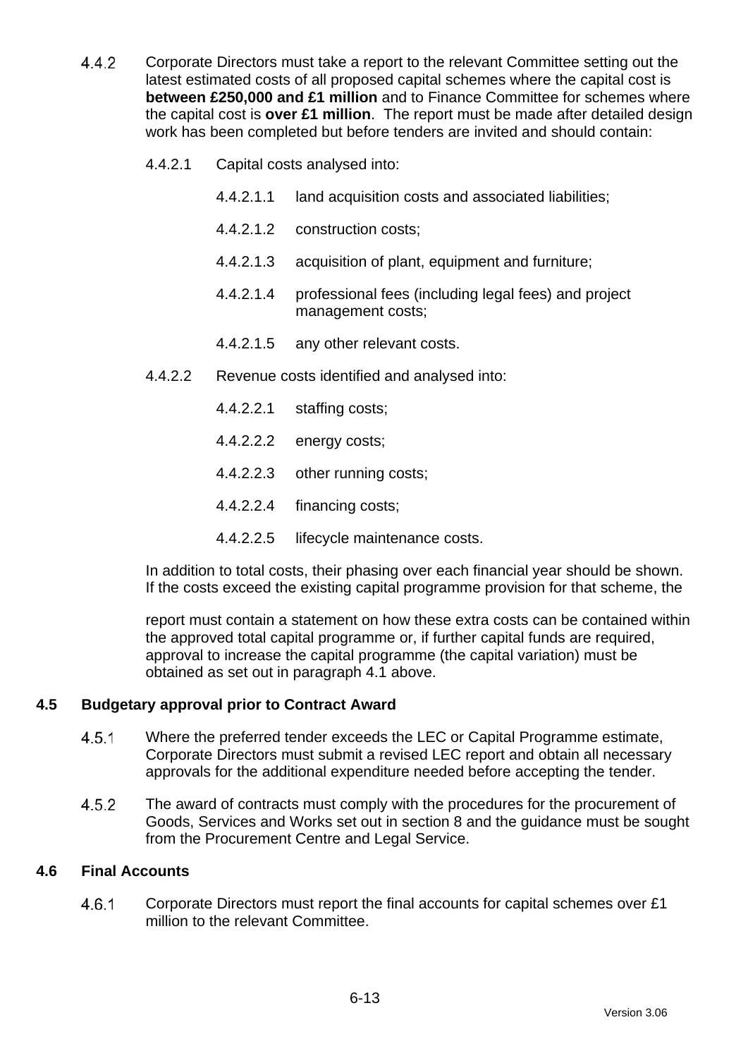4.4.2 Corporate Directors must take a report to the relevant Committee setting out the latest estimated costs of all proposed capital schemes where the capital cost is **between £250,000 and £1 million** and to Finance Committee for schemes where the capital cost is **over £1 million**. The report must be made after detailed design work has been completed but before tenders are invited and should contain:

4.4.2.1 Capital costs analysed into:

4.4.2.1.1 land acquisition costs and associated liabilities;

4.4.2.1.2 construction costs;

4.4.2.1.3 acquisition of plant, equipment and furniture;

4.4.2.1.4 professional fees (including legal fees) and project management costs;

4.4.2.1.5 any other relevant costs.

4.4.2.2 Revenue costs identified and analysed into:

4.4.2.2.1 staffing costs;

4.4.2.2.2 energy costs;

4.4.2.2.3 other running costs;

4.4.2.2.4 financing costs;

4.4.2.2.5 lifecycle maintenance costs.

In addition to total costs, their phasing over each financial year should be shown. If the costs exceed the existing capital programme provision for that scheme, the report must contain a statement on how these extra costs can be contained within the approved total capital programme or, if further capital funds are required, approval to increase the capital programme (the capital variation) must be obtained as set out in paragraph 4.1 above.

## 4.5 Budgetary approval prior to Contract Award

4.5.1 Where the preferred tender exceeds the LEC or Capital Programme estimate, Corporate Directors must submit a revised LEC report and obtain all necessary approvals for the additional expenditure needed before accepting the tender.

4.5.2 The award of contracts must comply with the procedures for the procurement of Goods, Services and Works set out in section 8 and the guidance must be sought from the Procurement Centre and Legal Service.

## 4.6 Final Accounts

4.6.1 Corporate Directors must report the final accounts for capital schemes over £1 million to the relevant Committee.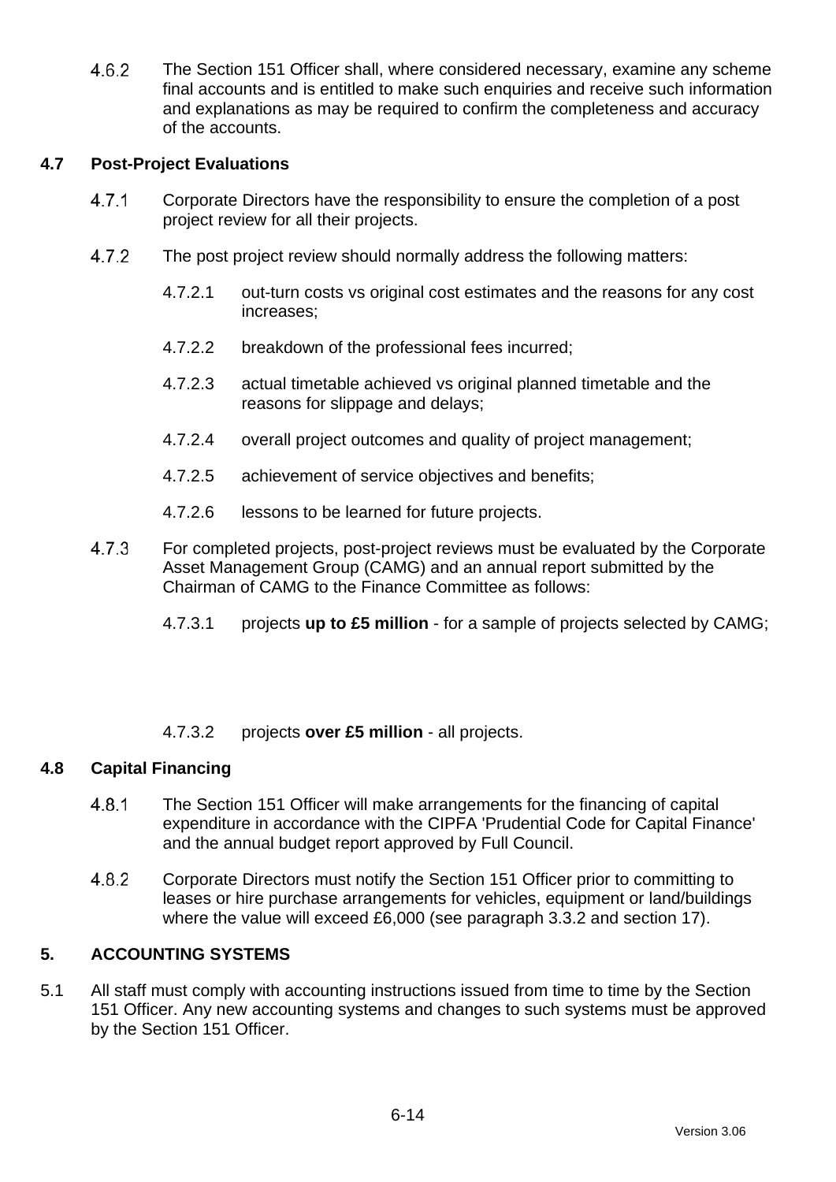4.6.2 The Section 151 Officer shall, where considered necessary, examine any scheme final accounts and is entitled to make such enquiries and receive such information and explanations as may be required to confirm the completeness and accuracy of the accounts.

## 4.7 Post-Project Evaluations

4.7.1 Corporate Directors have the responsibility to ensure the completion of a post project review for all their projects.

4.7.2 The post project review should normally address the following matters:

4.7.2.1 out-turn costs vs original cost estimates and the reasons for any cost increases;

4.7.2.2 breakdown of the professional fees incurred;

4.7.2.3 actual timetable achieved vs original planned timetable and the reasons for slippage and delays;

4.7.2.4 overall project outcomes and quality of project management;

4.7.2.5 achievement of service objectives and benefits;

4.7.2.6 lessons to be learned for future projects.

4.7.3 For completed projects, post-project reviews must be evaluated by the Corporate Asset Management Group (CAMG) and an annual report submitted by the Chairman of CAMG to the Finance Committee as follows:

4.7.3.1 projects **up to £5 million** - for a sample of projects selected by CAMG;

4.7.3.2 projects **over £5 million** - all projects.

## 4.8 Capital Financing

4.8.1 The Section 151 Officer will make arrangements for the financing of capital expenditure in accordance with the CIPFA 'Prudential Code for Capital Finance' and the annual budget report approved by Full Council.

4.8.2 Corporate Directors must notify the Section 151 Officer prior to committing to leases or hire purchase arrangements for vehicles, equipment or land/buildings where the value will exceed £6,000 (see paragraph 3.3.2 and section 17).

## 5. ACCOUNTING SYSTEMS

5.1 All staff must comply with accounting instructions issued from time to time by the Section 151 Officer. Any new accounting systems and changes to such systems must be approved by the Section 151 Officer.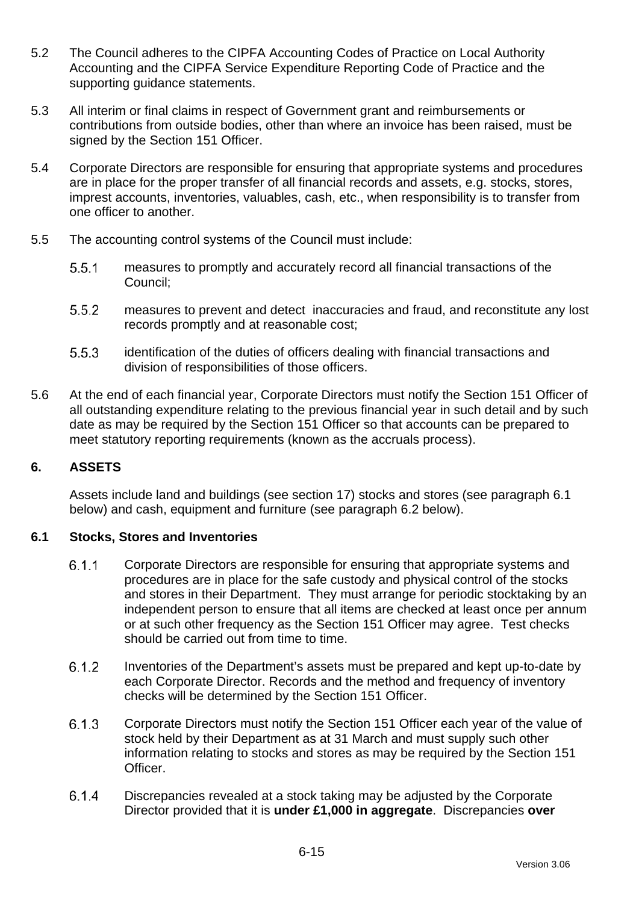5.2 The Council adheres to the CIPFA Accounting Codes of Practice on Local Authority Accounting and the CIPFA Service Expenditure Reporting Code of Practice and the supporting guidance statements.

5.3 All interim or final claims in respect of Government grant and reimbursements or contributions from outside bodies, other than where an invoice has been raised, must be signed by the Section 151 Officer.

5.4 Corporate Directors are responsible for ensuring that appropriate systems and procedures are in place for the proper transfer of all financial records and assets, e.g. stocks, stores, imprest accounts, inventories, valuables, cash, etc., when responsibility is to transfer from one officer to another.

5.5 The accounting control systems of the Council must include:

- 5.5.1 measures to promptly and accurately record all financial transactions of the Council;
- 5.5.2 measures to prevent and detect inaccuracies and fraud, and reconstitute any lost records promptly and at reasonable cost;
- 5.5.3 identification of the duties of officers dealing with financial transactions and division of responsibilities of those officers.

5.6 At the end of each financial year, Corporate Directors must notify the Section 151 Officer of all outstanding expenditure relating to the previous financial year in such detail and by such date as may be required by the Section 151 Officer so that accounts can be prepared to meet statutory reporting requirements (known as the accruals process).

## 6. ASSETS

Assets include land and buildings (see section 17) stocks and stores (see paragraph 6.1 below) and cash, equipment and furniture (see paragraph 6.2 below).

### 6.1 Stocks, Stores and Inventories

6.1.1 Corporate Directors are responsible for ensuring that appropriate systems and procedures are in place for the safe custody and physical control of the stocks and stores in their Department. They must arrange for periodic stocktaking by an independent person to ensure that all items are checked at least once per annum or at such other frequency as the Section 151 Officer may agree. Test checks should be carried out from time to time.

6.1.2 Inventories of the Department's assets must be prepared and kept up-to-date by each Corporate Director. Records and the method and frequency of inventory checks will be determined by the Section 151 Officer.

6.1.3 Corporate Directors must notify the Section 151 Officer each year of the value of stock held by their Department as at 31 March and must supply such other information relating to stocks and stores as may be required by the Section 151 Officer.

6.1.4 Discrepancies revealed at a stock taking may be adjusted by the Corporate Director provided that it is **under £1,000 in aggregate**. Discrepancies **over**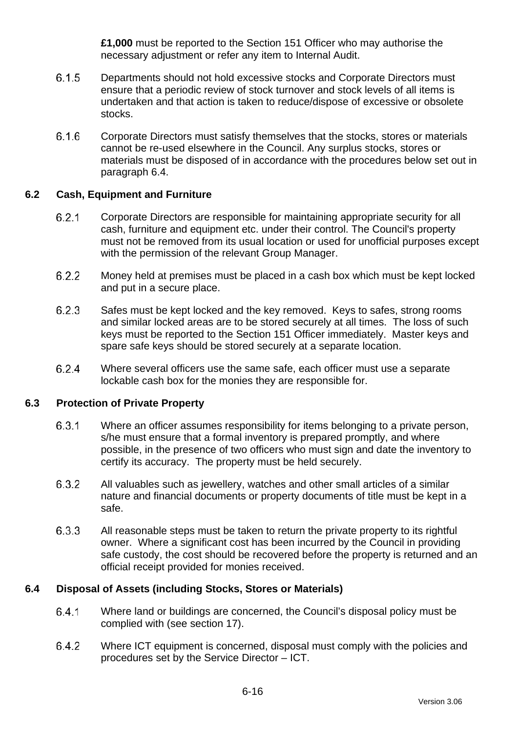**£1,000** must be reported to the Section 151 Officer who may authorise the necessary adjustment or refer any item to Internal Audit.

6.1.5 Departments should not hold excessive stocks and Corporate Directors must ensure that a periodic review of stock turnover and stock levels of all items is undertaken and that action is taken to reduce/dispose of excessive or obsolete stocks.

6.1.6 Corporate Directors must satisfy themselves that the stocks, stores or materials cannot be re-used elsewhere in the Council. Any surplus stocks, stores or materials must be disposed of in accordance with the procedures below set out in paragraph 6.4.

### 6.2 Cash, Equipment and Furniture

6.2.1 Corporate Directors are responsible for maintaining appropriate security for all cash, furniture and equipment etc. under their control. The Council's property must not be removed from its usual location or used for unofficial purposes except with the permission of the relevant Group Manager.

6.2.2 Money held at premises must be placed in a cash box which must be kept locked and put in a secure place.

6.2.3 Safes must be kept locked and the key removed. Keys to safes, strong rooms and similar locked areas are to be stored securely at all times. The loss of such keys must be reported to the Section 151 Officer immediately. Master keys and spare safe keys should be stored securely at a separate location.

6.2.4 Where several officers use the same safe, each officer must use a separate lockable cash box for the monies they are responsible for.

### 6.3 Protection of Private Property

6.3.1 Where an officer assumes responsibility for items belonging to a private person, s/he must ensure that a formal inventory is prepared promptly, and where possible, in the presence of two officers who must sign and date the inventory to certify its accuracy. The property must be held securely.

6.3.2 All valuables such as jewellery, watches and other small articles of a similar nature and financial documents or property documents of title must be kept in a safe.

6.3.3 All reasonable steps must be taken to return the private property to its rightful owner. Where a significant cost has been incurred by the Council in providing safe custody, the cost should be recovered before the property is returned and an official receipt provided for monies received.

### 6.4 Disposal of Assets (including Stocks, Stores or Materials)

6.4.1 Where land or buildings are concerned, the Council's disposal policy must be complied with (see section 17).

6.4.2 Where ICT equipment is concerned, disposal must comply with the policies and procedures set by the Service Director – ICT.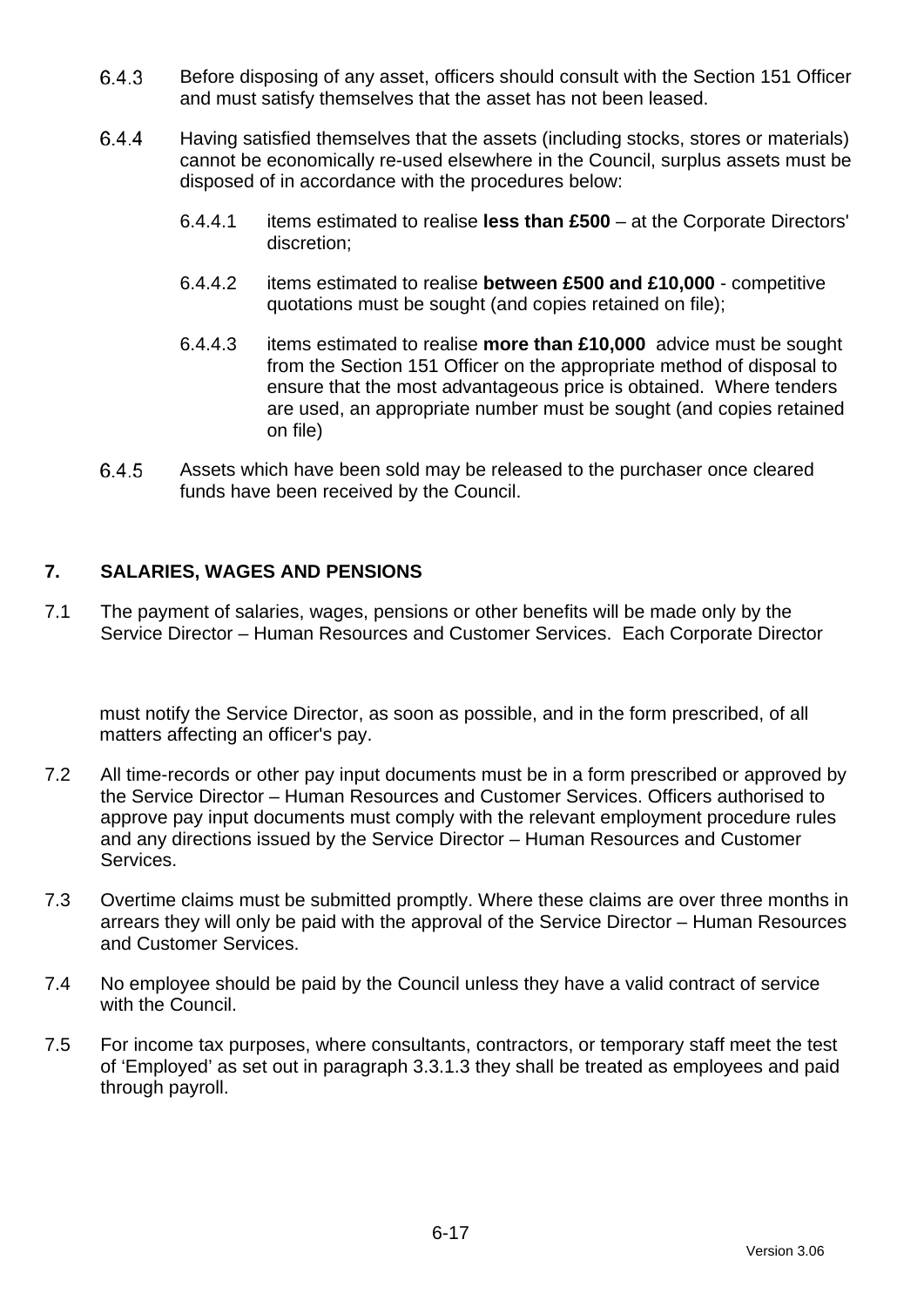6.4.3 Before disposing of any asset, officers should consult with the Section 151 Officer and must satisfy themselves that the asset has not been leased.

6.4.4 Having satisfied themselves that the assets (including stocks, stores or materials) cannot be economically re-used elsewhere in the Council, surplus assets must be disposed of in accordance with the procedures below:

- 6.4.4.1 items estimated to realise **less than £500** – at the Corporate Directors' discretion;
- 6.4.4.2 items estimated to realise **between £500 and £10,000** - competitive quotations must be sought (and copies retained on file);
- 6.4.4.3 items estimated to realise **more than £10,000** advice must be sought from the Section 151 Officer on the appropriate method of disposal to ensure that the most advantageous price is obtained. Where tenders are used, an appropriate number must be sought (and copies retained on file)

6.4.5 Assets which have been sold may be released to the purchaser once cleared funds have been received by the Council.

## 7. SALARIES, WAGES AND PENSIONS

7.1 The payment of salaries, wages, pensions or other benefits will be made only by the Service Director – Human Resources and Customer Services. Each Corporate Director must notify the Service Director, as soon as possible, and in the form prescribed, of all matters affecting an officer's pay.

7.2 All time-records or other pay input documents must be in a form prescribed or approved by the Service Director – Human Resources and Customer Services. Officers authorised to approve pay input documents must comply with the relevant employment procedure rules and any directions issued by the Service Director – Human Resources and Customer Services.

7.3 Overtime claims must be submitted promptly. Where these claims are over three months in arrears they will only be paid with the approval of the Service Director – Human Resources and Customer Services.

7.4 No employee should be paid by the Council unless they have a valid contract of service with the Council.

7.5 For income tax purposes, where consultants, contractors, or temporary staff meet the test of 'Employed' as set out in paragraph 3.3.1.3 they shall be treated as employees and paid through payroll.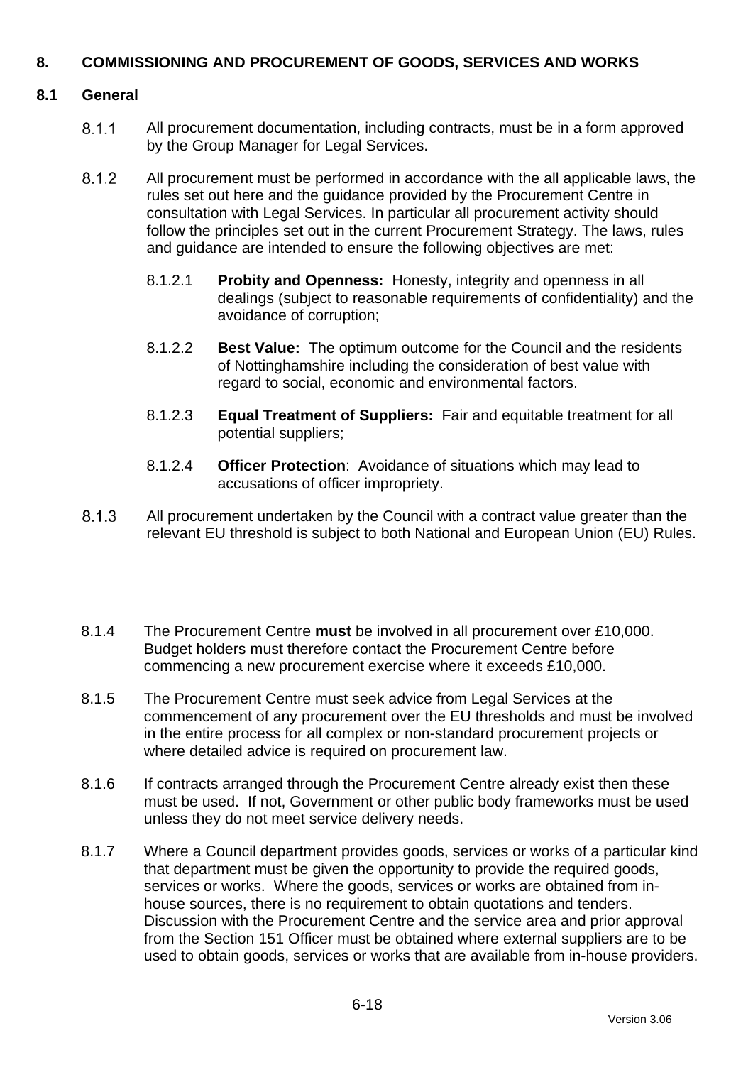## 8. COMMISSIONING AND PROCUREMENT OF GOODS, SERVICES AND WORKS

### 8.1 General

8.1.1 All procurement documentation, including contracts, must be in a form approved by the Group Manager for Legal Services.

8.1.2 All procurement must be performed in accordance with the all applicable laws, the rules set out here and the guidance provided by the Procurement Centre in consultation with Legal Services. In particular all procurement activity should follow the principles set out in the current Procurement Strategy. The laws, rules and guidance are intended to ensure the following objectives are met:

8.1.2.1 **Probity and Openness:** Honesty, integrity and openness in all dealings (subject to reasonable requirements of confidentiality) and the avoidance of corruption;

8.1.2.2 **Best Value:** The optimum outcome for the Council and the residents of Nottinghamshire including the consideration of best value with regard to social, economic and environmental factors.

8.1.2.3 **Equal Treatment of Suppliers:** Fair and equitable treatment for all potential suppliers;

8.1.2.4 **Officer Protection**: Avoidance of situations which may lead to accusations of officer impropriety.

8.1.3 All procurement undertaken by the Council with a contract value greater than the relevant EU threshold is subject to both National and European Union (EU) Rules.

8.1.4 The Procurement Centre **must** be involved in all procurement over £10,000. Budget holders must therefore contact the Procurement Centre before commencing a new procurement exercise where it exceeds £10,000.

8.1.5 The Procurement Centre must seek advice from Legal Services at the commencement of any procurement over the EU thresholds and must be involved in the entire process for all complex or non-standard procurement projects or where detailed advice is required on procurement law.

8.1.6 If contracts arranged through the Procurement Centre already exist then these must be used. If not, Government or other public body frameworks must be used unless they do not meet service delivery needs.

8.1.7 Where a Council department provides goods, services or works of a particular kind that department must be given the opportunity to provide the required goods, services or works. Where the goods, services or works are obtained from in-house sources, there is no requirement to obtain quotations and tenders. Discussion with the Procurement Centre and the service area and prior approval from the Section 151 Officer must be obtained where external suppliers are to be used to obtain goods, services or works that are available from in-house providers.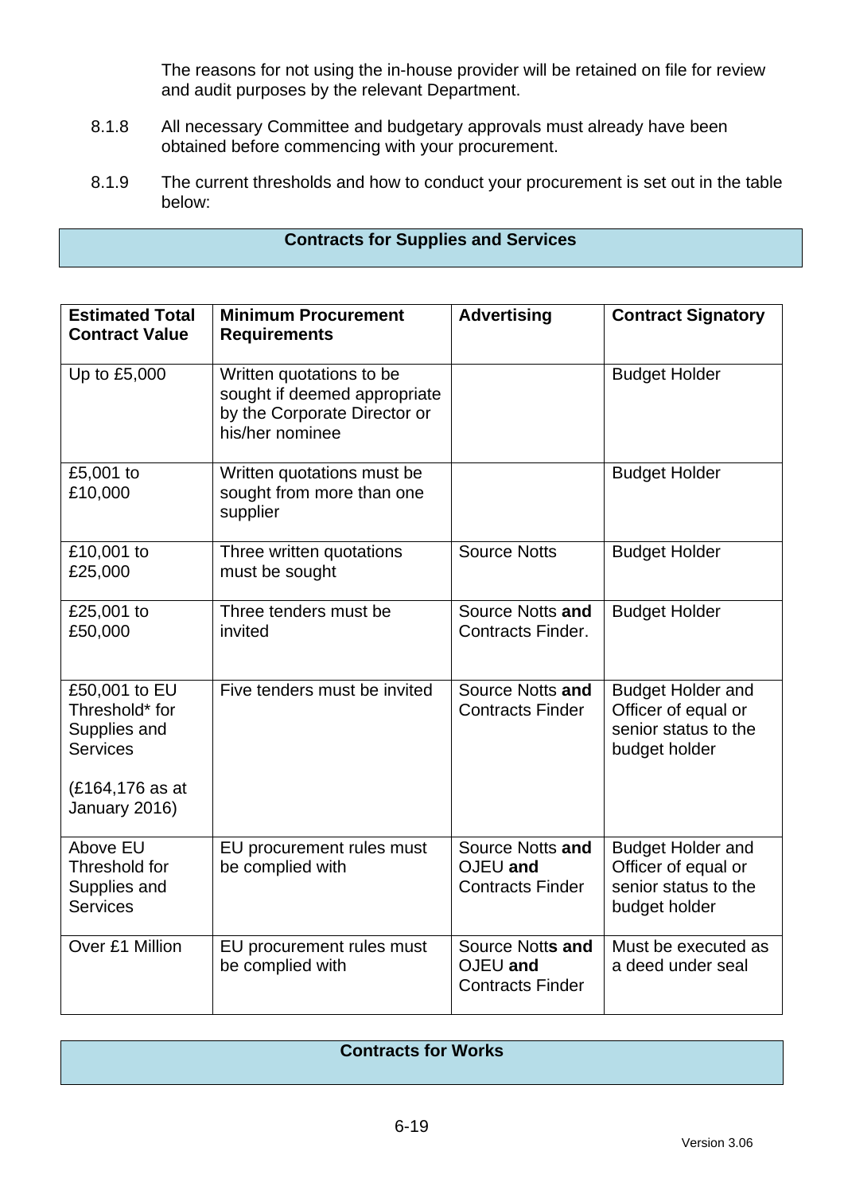The reasons for not using the in-house provider will be retained on file for review and audit purposes by the relevant Department.

8.1.8 All necessary Committee and budgetary approvals must already have been obtained before commencing with your procurement.

8.1.9 The current thresholds and how to conduct your procurement is set out in the table below:

**Contracts for Supplies and Services**

| **Estimated Total Contract Value** | **Minimum Procurement Requirements** | **Advertising** | **Contract Signatory** |
|---|---|---|---|
| Up to £5,000 | Written quotations to be sought if deemed appropriate by the Corporate Director or his/her nominee | | Budget Holder |
| £5,001 to £10,000 | Written quotations must be sought from more than one supplier | | Budget Holder |
| £10,001 to £25,000 | Three written quotations must be sought | Source Notts | Budget Holder |
| £25,001 to £50,000 | Three tenders must be invited | Source Notts **and** Contracts Finder. | Budget Holder |
| £50,001 to EU Threshold* for Supplies and Services (£164,176 as at January 2016) | Five tenders must be invited | Source Notts **and** Contracts Finder | Budget Holder and Officer of equal or senior status to the budget holder |
| Above EU Threshold for Supplies and Services | EU procurement rules must be complied with | Source Notts **and** OJEU **and** Contracts Finder | Budget Holder and Officer of equal or senior status to the budget holder |
| Over £1 Million | EU procurement rules must be complied with | Source Notts **and** OJEU **and** Contracts Finder | Must be executed as a deed under seal |

**Contracts for Works**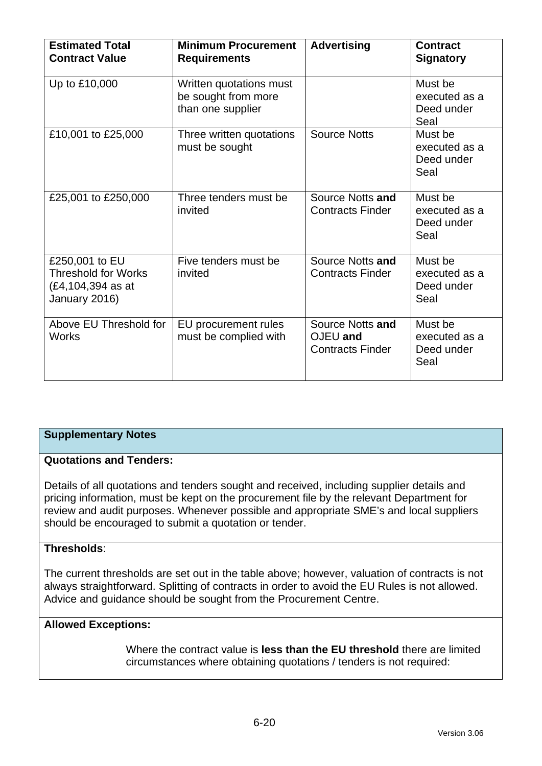| **Estimated Total Contract Value** | **Minimum Procurement Requirements** | **Advertising** | **Contract Signatory** |
|---|---|---|---|
| Up to £10,000 | Written quotations must be sought from more than one supplier | | Must be executed as a Deed under Seal |
| £10,001 to £25,000 | Three written quotations must be sought | Source Notts | Must be executed as a Deed under Seal |
| £25,001 to £250,000 | Three tenders must be invited | Source Notts **and** Contracts Finder | Must be executed as a Deed under Seal |
| £250,001 to EU Threshold for Works (£4,104,394 as at January 2016) | Five tenders must be invited | Source Notts **and** Contracts Finder | Must be executed as a Deed under Seal |
| Above EU Threshold for Works | EU procurement rules must be complied with | Source Notts **and** OJEU **and** Contracts Finder | Must be executed as a Deed under Seal |

**Supplementary Notes**

**Quotations and Tenders:**

Details of all quotations and tenders sought and received, including supplier details and pricing information, must be kept on the procurement file by the relevant Department for review and audit purposes. Whenever possible and appropriate SME's and local suppliers should be encouraged to submit a quotation or tender.

**Thresholds**:

The current thresholds are set out in the table above; however, valuation of contracts is not always straightforward. Splitting of contracts in order to avoid the EU Rules is not allowed. Advice and guidance should be sought from the Procurement Centre.

**Allowed Exceptions:**

Where the contract value is **less than the EU threshold** there are limited circumstances where obtaining quotations / tenders is not required: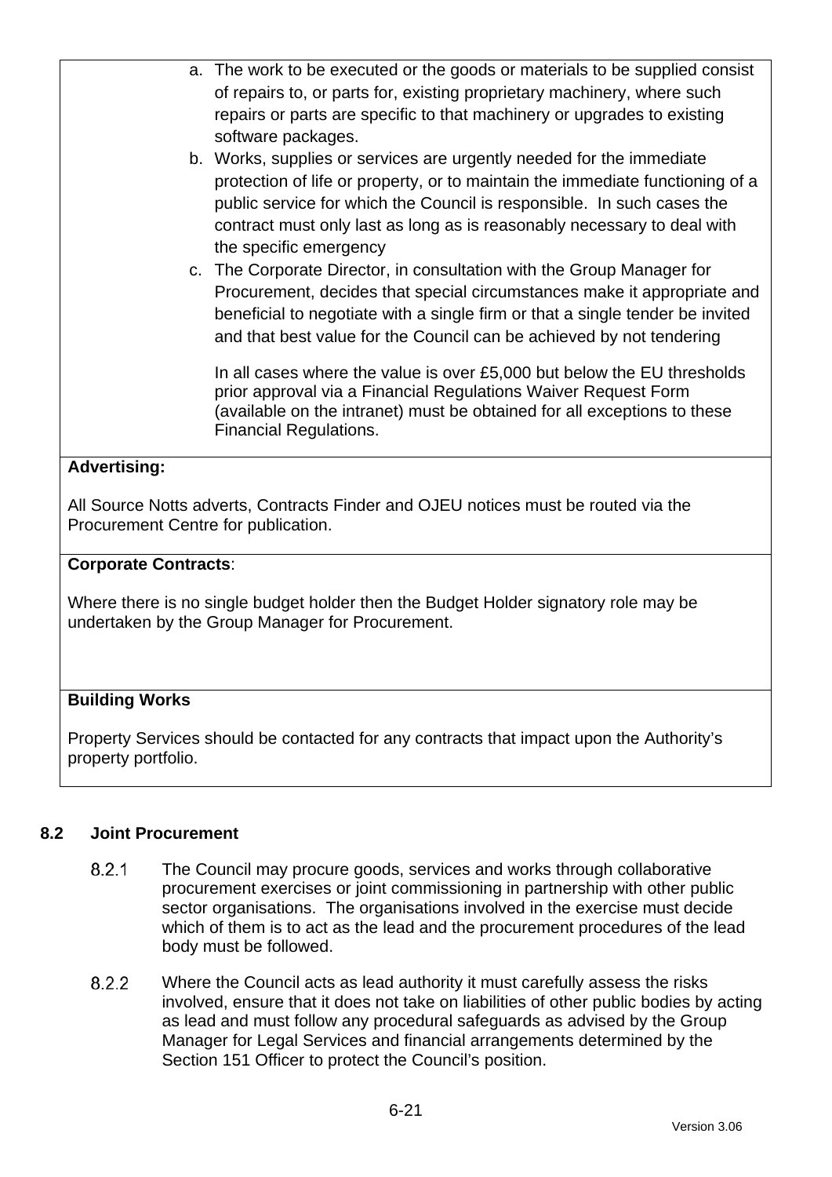a. The work to be executed or the goods or materials to be supplied consist of repairs to, or parts for, existing proprietary machinery, where such repairs or parts are specific to that machinery or upgrades to existing software packages.
b. Works, supplies or services are urgently needed for the immediate protection of life or property, or to maintain the immediate functioning of a public service for which the Council is responsible. In such cases the contract must only last as long as is reasonably necessary to deal with the specific emergency
c. The Corporate Director, in consultation with the Group Manager for Procurement, decides that special circumstances make it appropriate and beneficial to negotiate with a single firm or that a single tender be invited and that best value for the Council can be achieved by not tendering

In all cases where the value is over £5,000 but below the EU thresholds prior approval via a Financial Regulations Waiver Request Form (available on the intranet) must be obtained for all exceptions to these Financial Regulations.

**Advertising:**

All Source Notts adverts, Contracts Finder and OJEU notices must be routed via the Procurement Centre for publication.

**Corporate Contracts**:

Where there is no single budget holder then the Budget Holder signatory role may be undertaken by the Group Manager for Procurement.

**Building Works**

Property Services should be contacted for any contracts that impact upon the Authority's property portfolio.

## 8.2 Joint Procurement

8.2.1 The Council may procure goods, services and works through collaborative procurement exercises or joint commissioning in partnership with other public sector organisations. The organisations involved in the exercise must decide which of them is to act as the lead and the procurement procedures of the lead body must be followed.

8.2.2 Where the Council acts as lead authority it must carefully assess the risks involved, ensure that it does not take on liabilities of other public bodies by acting as lead and must follow any procedural safeguards as advised by the Group Manager for Legal Services and financial arrangements determined by the Section 151 Officer to protect the Council's position.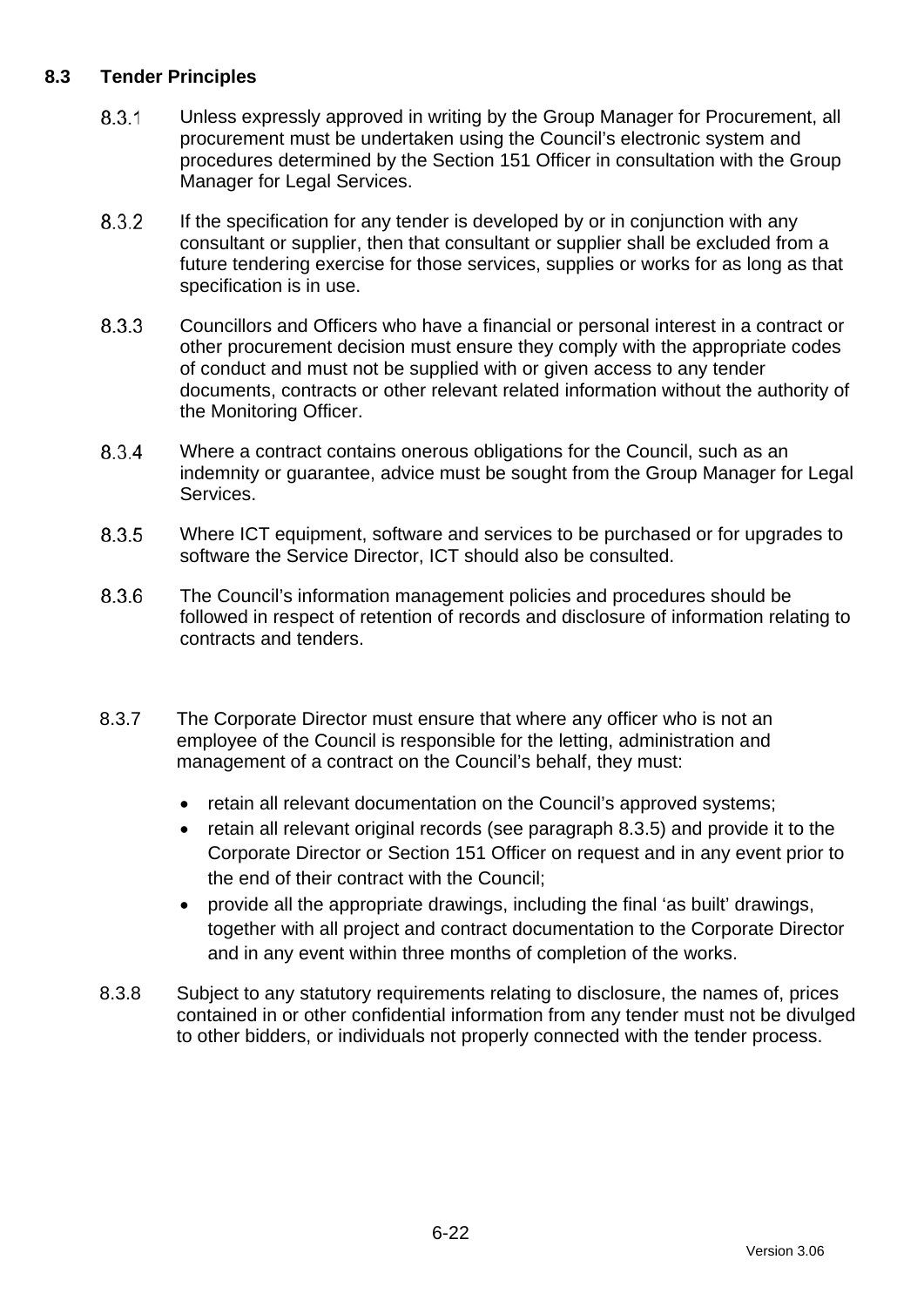### 8.3 Tender Principles

8.3.1 Unless expressly approved in writing by the Group Manager for Procurement, all procurement must be undertaken using the Council's electronic system and procedures determined by the Section 151 Officer in consultation with the Group Manager for Legal Services.

8.3.2 If the specification for any tender is developed by or in conjunction with any consultant or supplier, then that consultant or supplier shall be excluded from a future tendering exercise for those services, supplies or works for as long as that specification is in use.

8.3.3 Councillors and Officers who have a financial or personal interest in a contract or other procurement decision must ensure they comply with the appropriate codes of conduct and must not be supplied with or given access to any tender documents, contracts or other relevant related information without the authority of the Monitoring Officer.

8.3.4 Where a contract contains onerous obligations for the Council, such as an indemnity or guarantee, advice must be sought from the Group Manager for Legal Services.

8.3.5 Where ICT equipment, software and services to be purchased or for upgrades to software the Service Director, ICT should also be consulted.

8.3.6 The Council's information management policies and procedures should be followed in respect of retention of records and disclosure of information relating to contracts and tenders.

8.3.7 The Corporate Director must ensure that where any officer who is not an employee of the Council is responsible for the letting, administration and management of a contract on the Council's behalf, they must:

- retain all relevant documentation on the Council's approved systems;
- retain all relevant original records (see paragraph 8.3.5) and provide it to the Corporate Director or Section 151 Officer on request and in any event prior to the end of their contract with the Council;
- provide all the appropriate drawings, including the final 'as built' drawings, together with all project and contract documentation to the Corporate Director and in any event within three months of completion of the works.

8.3.8 Subject to any statutory requirements relating to disclosure, the names of, prices contained in or other confidential information from any tender must not be divulged to other bidders, or individuals not properly connected with the tender process.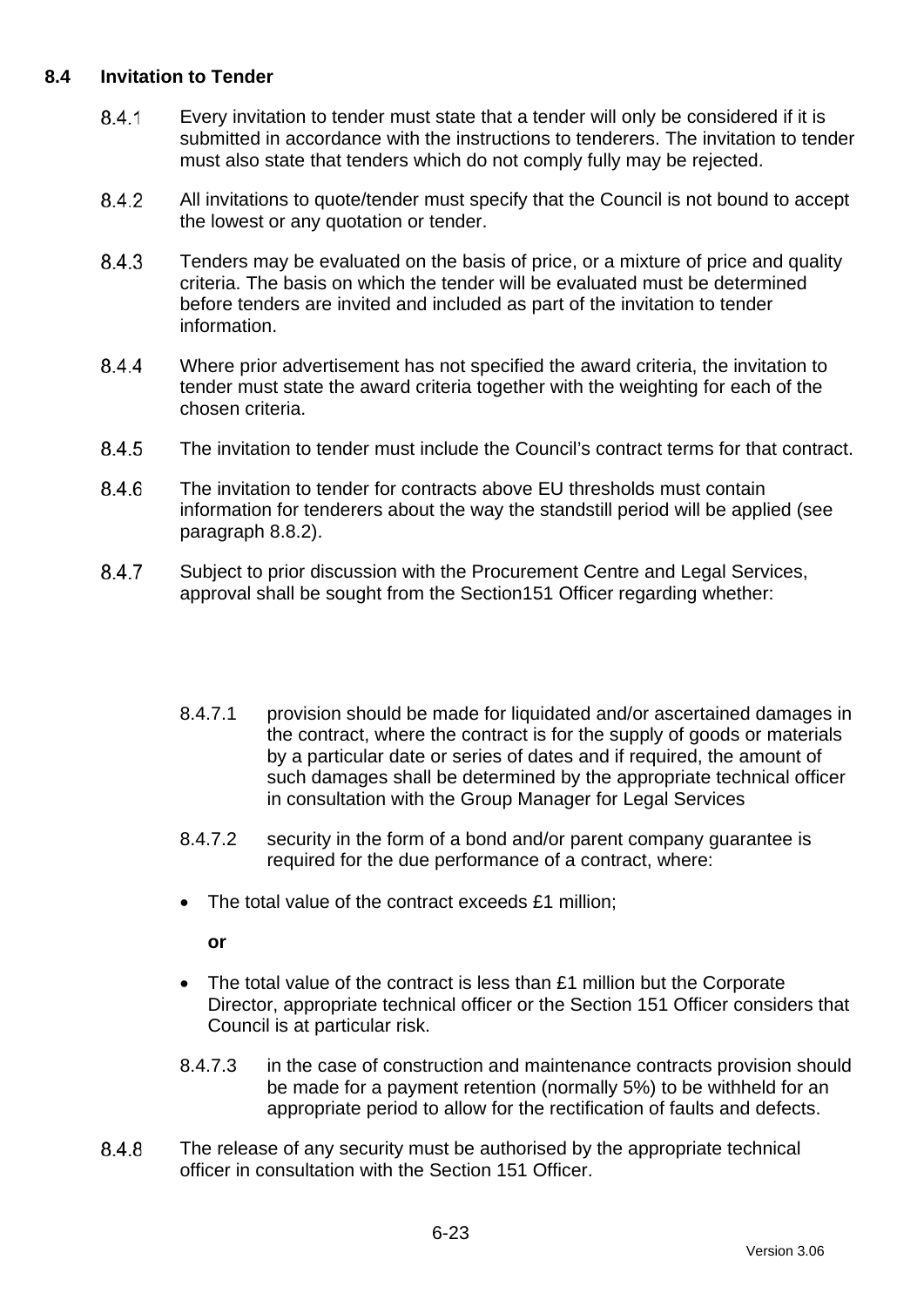### 8.4 Invitation to Tender

8.4.1 Every invitation to tender must state that a tender will only be considered if it is submitted in accordance with the instructions to tenderers. The invitation to tender must also state that tenders which do not comply fully may be rejected.

8.4.2 All invitations to quote/tender must specify that the Council is not bound to accept the lowest or any quotation or tender.

8.4.3 Tenders may be evaluated on the basis of price, or a mixture of price and quality criteria. The basis on which the tender will be evaluated must be determined before tenders are invited and included as part of the invitation to tender information.

8.4.4 Where prior advertisement has not specified the award criteria, the invitation to tender must state the award criteria together with the weighting for each of the chosen criteria.

8.4.5 The invitation to tender must include the Council's contract terms for that contract.

8.4.6 The invitation to tender for contracts above EU thresholds must contain information for tenderers about the way the standstill period will be applied (see paragraph 8.8.2).

8.4.7 Subject to prior discussion with the Procurement Centre and Legal Services, approval shall be sought from the Section151 Officer regarding whether:

8.4.7.1 provision should be made for liquidated and/or ascertained damages in the contract, where the contract is for the supply of goods or materials by a particular date or series of dates and if required, the amount of such damages shall be determined by the appropriate technical officer in consultation with the Group Manager for Legal Services

8.4.7.2 security in the form of a bond and/or parent company guarantee is required for the due performance of a contract, where:

- The total value of the contract exceeds £1 million;

  **or**

- The total value of the contract is less than £1 million but the Corporate Director, appropriate technical officer or the Section 151 Officer considers that Council is at particular risk.

8.4.7.3 in the case of construction and maintenance contracts provision should be made for a payment retention (normally 5%) to be withheld for an appropriate period to allow for the rectification of faults and defects.

8.4.8 The release of any security must be authorised by the appropriate technical officer in consultation with the Section 151 Officer.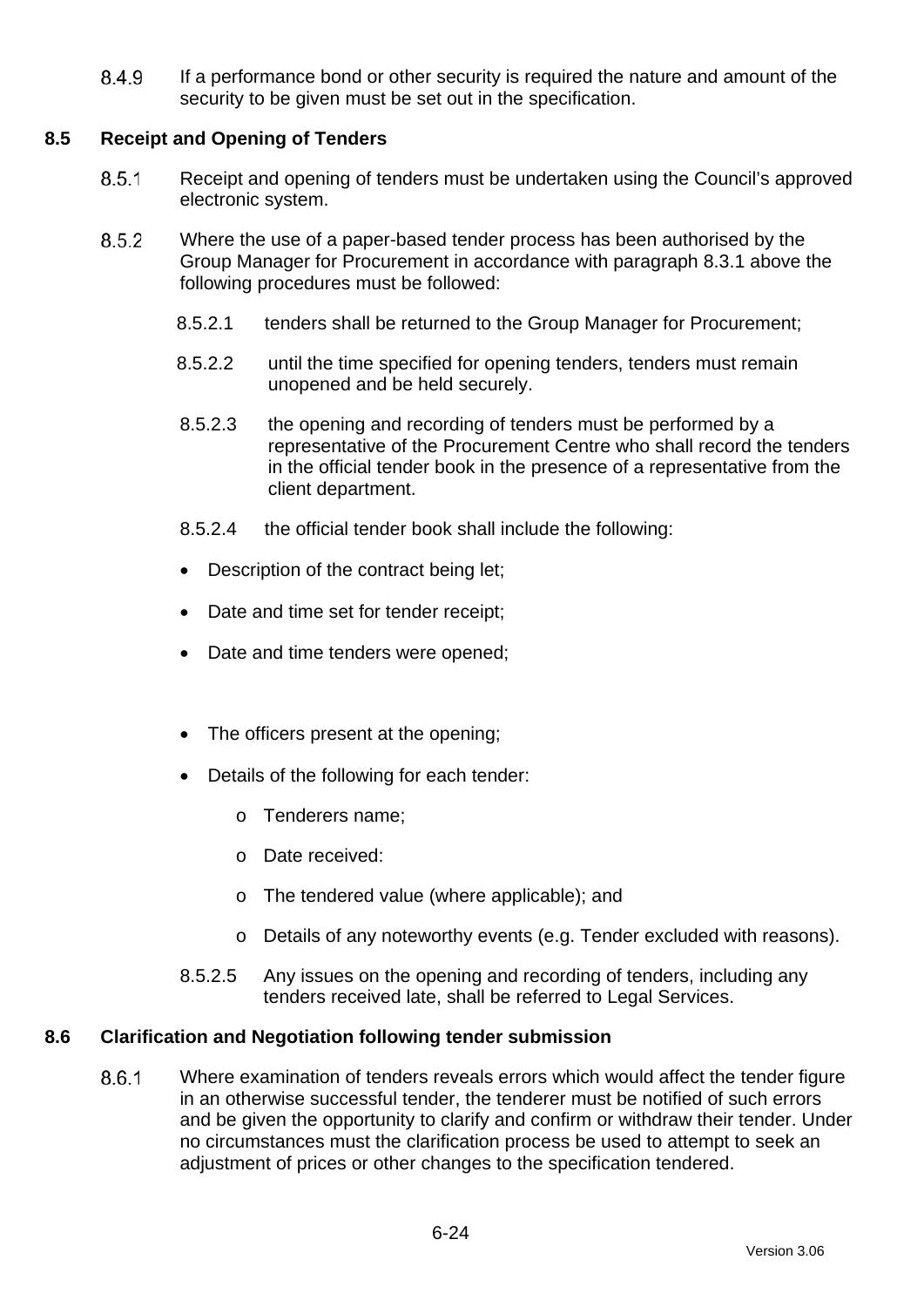8.4.9 If a performance bond or other security is required the nature and amount of the security to be given must be set out in the specification.

## 8.5 Receipt and Opening of Tenders

8.5.1 Receipt and opening of tenders must be undertaken using the Council's approved electronic system.

8.5.2 Where the use of a paper-based tender process has been authorised by the Group Manager for Procurement in accordance with paragraph 8.3.1 above the following procedures must be followed:

8.5.2.1 tenders shall be returned to the Group Manager for Procurement;

8.5.2.2 until the time specified for opening tenders, tenders must remain unopened and be held securely.

8.5.2.3 the opening and recording of tenders must be performed by a representative of the Procurement Centre who shall record the tenders in the official tender book in the presence of a representative from the client department.

8.5.2.4 the official tender book shall include the following:

- Description of the contract being let;
- Date and time set for tender receipt;
- Date and time tenders were opened;
- The officers present at the opening;
- Details of the following for each tender:
  - Tenderers name;
  - Date received:
  - The tendered value (where applicable); and
  - Details of any noteworthy events (e.g. Tender excluded with reasons).

8.5.2.5 Any issues on the opening and recording of tenders, including any tenders received late, shall be referred to Legal Services.

## 8.6 Clarification and Negotiation following tender submission

8.6.1 Where examination of tenders reveals errors which would affect the tender figure in an otherwise successful tender, the tenderer must be notified of such errors and be given the opportunity to clarify and confirm or withdraw their tender. Under no circumstances must the clarification process be used to attempt to seek an adjustment of prices or other changes to the specification tendered.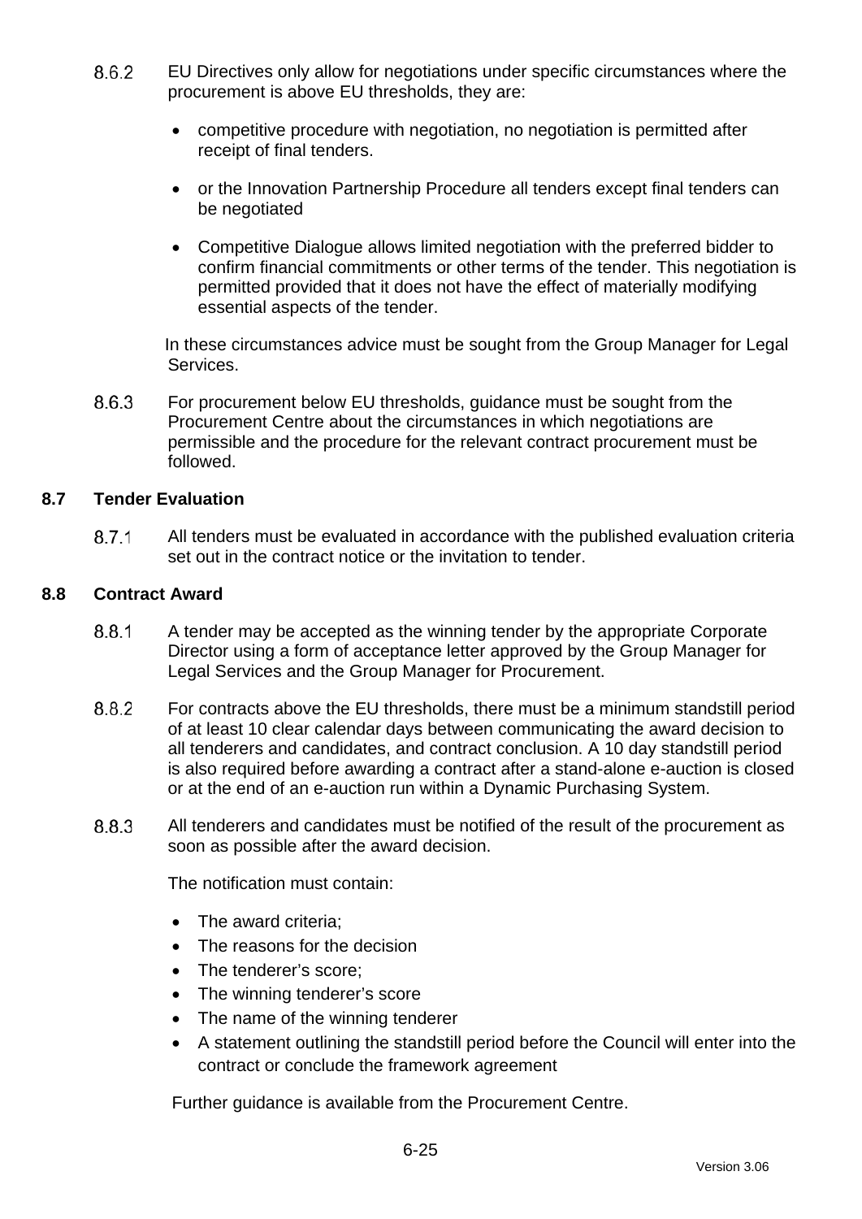8.6.2 EU Directives only allow for negotiations under specific circumstances where the procurement is above EU thresholds, they are:

- competitive procedure with negotiation, no negotiation is permitted after receipt of final tenders.
- or the Innovation Partnership Procedure all tenders except final tenders can be negotiated
- Competitive Dialogue allows limited negotiation with the preferred bidder to confirm financial commitments or other terms of the tender. This negotiation is permitted provided that it does not have the effect of materially modifying essential aspects of the tender.

In these circumstances advice must be sought from the Group Manager for Legal Services.

8.6.3 For procurement below EU thresholds, guidance must be sought from the Procurement Centre about the circumstances in which negotiations are permissible and the procedure for the relevant contract procurement must be followed.

## 8.7 Tender Evaluation

8.7.1 All tenders must be evaluated in accordance with the published evaluation criteria set out in the contract notice or the invitation to tender.

## 8.8 Contract Award

8.8.1 A tender may be accepted as the winning tender by the appropriate Corporate Director using a form of acceptance letter approved by the Group Manager for Legal Services and the Group Manager for Procurement.

8.8.2 For contracts above the EU thresholds, there must be a minimum standstill period of at least 10 clear calendar days between communicating the award decision to all tenderers and candidates, and contract conclusion. A 10 day standstill period is also required before awarding a contract after a stand-alone e-auction is closed or at the end of an e-auction run within a Dynamic Purchasing System.

8.8.3 All tenderers and candidates must be notified of the result of the procurement as soon as possible after the award decision.

The notification must contain:

- The award criteria;
- The reasons for the decision
- The tenderer's score;
- The winning tenderer's score
- The name of the winning tenderer
- A statement outlining the standstill period before the Council will enter into the contract or conclude the framework agreement

Further guidance is available from the Procurement Centre.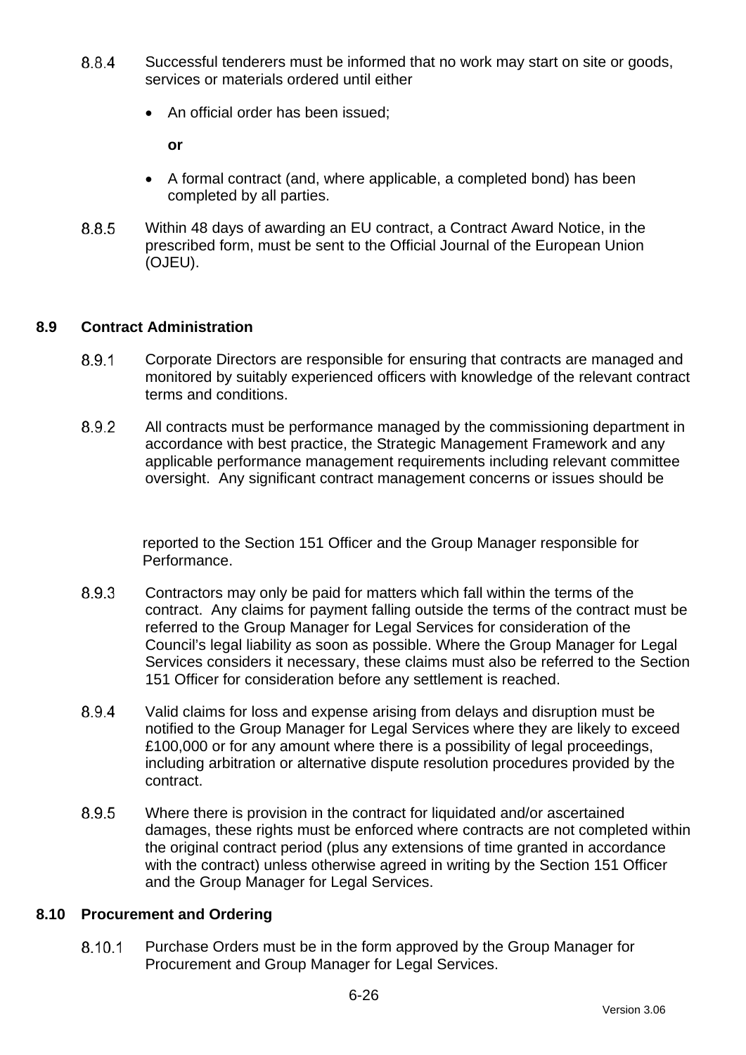8.8.4 Successful tenderers must be informed that no work may start on site or goods, services or materials ordered until either

- An official order has been issued;

  **or**

- A formal contract (and, where applicable, a completed bond) has been completed by all parties.

8.8.5 Within 48 days of awarding an EU contract, a Contract Award Notice, in the prescribed form, must be sent to the Official Journal of the European Union (OJEU).

## 8.9 Contract Administration

8.9.1 Corporate Directors are responsible for ensuring that contracts are managed and monitored by suitably experienced officers with knowledge of the relevant contract terms and conditions.

8.9.2 All contracts must be performance managed by the commissioning department in accordance with best practice, the Strategic Management Framework and any applicable performance management requirements including relevant committee oversight. Any significant contract management concerns or issues should be reported to the Section 151 Officer and the Group Manager responsible for Performance.

8.9.3 Contractors may only be paid for matters which fall within the terms of the contract. Any claims for payment falling outside the terms of the contract must be referred to the Group Manager for Legal Services for consideration of the Council's legal liability as soon as possible. Where the Group Manager for Legal Services considers it necessary, these claims must also be referred to the Section 151 Officer for consideration before any settlement is reached.

8.9.4 Valid claims for loss and expense arising from delays and disruption must be notified to the Group Manager for Legal Services where they are likely to exceed £100,000 or for any amount where there is a possibility of legal proceedings, including arbitration or alternative dispute resolution procedures provided by the contract.

8.9.5 Where there is provision in the contract for liquidated and/or ascertained damages, these rights must be enforced where contracts are not completed within the original contract period (plus any extensions of time granted in accordance with the contract) unless otherwise agreed in writing by the Section 151 Officer and the Group Manager for Legal Services.

## 8.10 Procurement and Ordering

8.10.1 Purchase Orders must be in the form approved by the Group Manager for Procurement and Group Manager for Legal Services.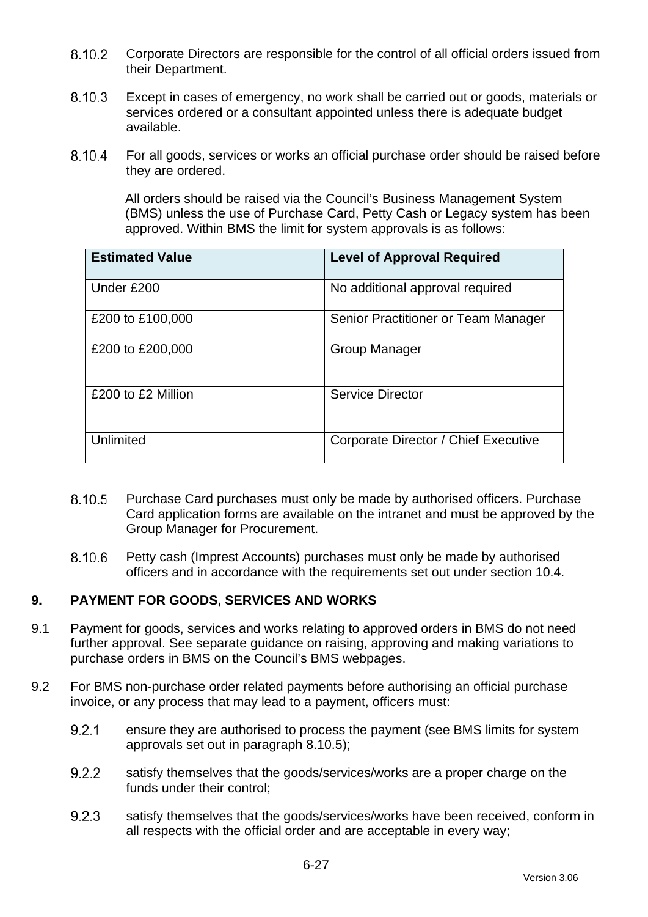8.10.2 Corporate Directors are responsible for the control of all official orders issued from their Department.

8.10.3 Except in cases of emergency, no work shall be carried out or goods, materials or services ordered or a consultant appointed unless there is adequate budget available.

8.10.4 For all goods, services or works an official purchase order should be raised before they are ordered.

All orders should be raised via the Council's Business Management System (BMS) unless the use of Purchase Card, Petty Cash or Legacy system has been approved. Within BMS the limit for system approvals is as follows:

| Estimated Value | Level of Approval Required |
|---|---|
| Under £200 | No additional approval required |
| £200 to £100,000 | Senior Practitioner or Team Manager |
| £200 to £200,000 | Group Manager |
| £200 to £2 Million | Service Director |
| Unlimited | Corporate Director / Chief Executive |

8.10.5 Purchase Card purchases must only be made by authorised officers. Purchase Card application forms are available on the intranet and must be approved by the Group Manager for Procurement.

8.10.6 Petty cash (Imprest Accounts) purchases must only be made by authorised officers and in accordance with the requirements set out under section 10.4.

## 9. PAYMENT FOR GOODS, SERVICES AND WORKS

9.1 Payment for goods, services and works relating to approved orders in BMS do not need further approval. See separate guidance on raising, approving and making variations to purchase orders in BMS on the Council's BMS webpages.

9.2 For BMS non-purchase order related payments before authorising an official purchase invoice, or any process that may lead to a payment, officers must:

9.2.1 ensure they are authorised to process the payment (see BMS limits for system approvals set out in paragraph 8.10.5);

9.2.2 satisfy themselves that the goods/services/works are a proper charge on the funds under their control;

9.2.3 satisfy themselves that the goods/services/works have been received, conform in all respects with the official order and are acceptable in every way;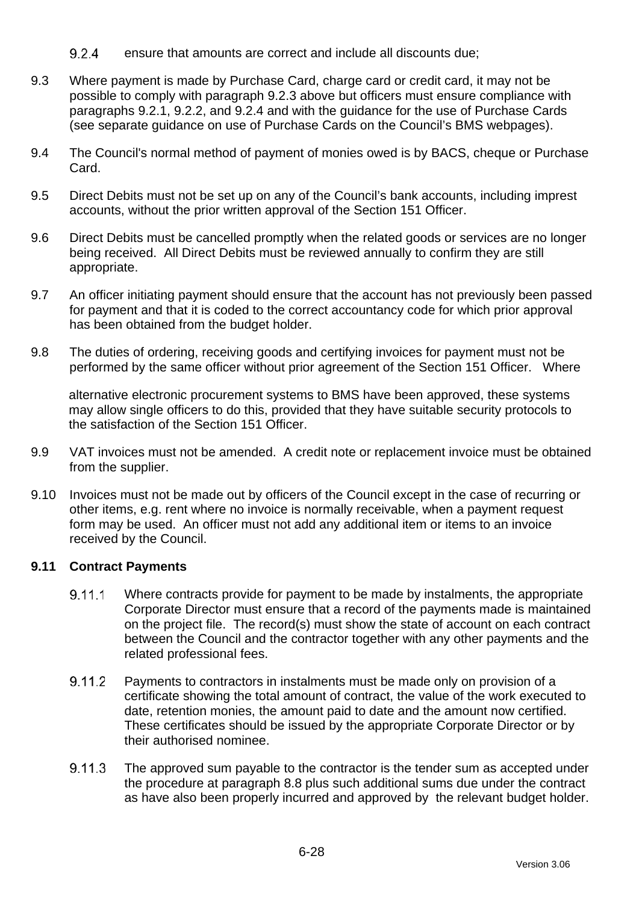9.2.4 ensure that amounts are correct and include all discounts due;

9.3 Where payment is made by Purchase Card, charge card or credit card, it may not be possible to comply with paragraph 9.2.3 above but officers must ensure compliance with paragraphs 9.2.1, 9.2.2, and 9.2.4 and with the guidance for the use of Purchase Cards (see separate guidance on use of Purchase Cards on the Council's BMS webpages).

9.4 The Council's normal method of payment of monies owed is by BACS, cheque or Purchase Card.

9.5 Direct Debits must not be set up on any of the Council's bank accounts, including imprest accounts, without the prior written approval of the Section 151 Officer.

9.6 Direct Debits must be cancelled promptly when the related goods or services are no longer being received. All Direct Debits must be reviewed annually to confirm they are still appropriate.

9.7 An officer initiating payment should ensure that the account has not previously been passed for payment and that it is coded to the correct accountancy code for which prior approval has been obtained from the budget holder.

9.8 The duties of ordering, receiving goods and certifying invoices for payment must not be performed by the same officer without prior agreement of the Section 151 Officer. Where alternative electronic procurement systems to BMS have been approved, these systems may allow single officers to do this, provided that they have suitable security protocols to the satisfaction of the Section 151 Officer.

9.9 VAT invoices must not be amended. A credit note or replacement invoice must be obtained from the supplier.

9.10 Invoices must not be made out by officers of the Council except in the case of recurring or other items, e.g. rent where no invoice is normally receivable, when a payment request form may be used. An officer must not add any additional item or items to an invoice received by the Council.

**9.11 Contract Payments**

9.11.1 Where contracts provide for payment to be made by instalments, the appropriate Corporate Director must ensure that a record of the payments made is maintained on the project file. The record(s) must show the state of account on each contract between the Council and the contractor together with any other payments and the related professional fees.

9.11.2 Payments to contractors in instalments must be made only on provision of a certificate showing the total amount of contract, the value of the work executed to date, retention monies, the amount paid to date and the amount now certified. These certificates should be issued by the appropriate Corporate Director or by their authorised nominee.

9.11.3 The approved sum payable to the contractor is the tender sum as accepted under the procedure at paragraph 8.8 plus such additional sums due under the contract as have also been properly incurred and approved by the relevant budget holder.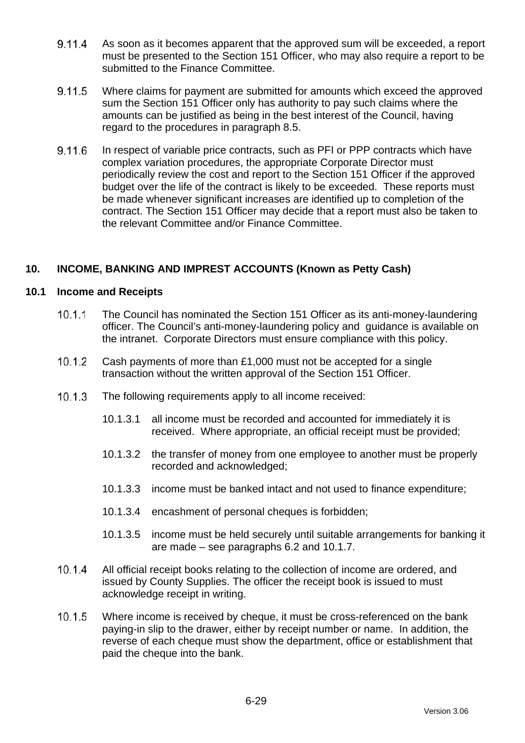9.11.4 As soon as it becomes apparent that the approved sum will be exceeded, a report must be presented to the Section 151 Officer, who may also require a report to be submitted to the Finance Committee.

9.11.5 Where claims for payment are submitted for amounts which exceed the approved sum the Section 151 Officer only has authority to pay such claims where the amounts can be justified as being in the best interest of the Council, having regard to the procedures in paragraph 8.5.

9.11.6 In respect of variable price contracts, such as PFI or PPP contracts which have complex variation procedures, the appropriate Corporate Director must periodically review the cost and report to the Section 151 Officer if the approved budget over the life of the contract is likely to be exceeded. These reports must be made whenever significant increases are identified up to completion of the contract. The Section 151 Officer may decide that a report must also be taken to the relevant Committee and/or Finance Committee.

## 10. INCOME, BANKING AND IMPREST ACCOUNTS (Known as Petty Cash)

### 10.1 Income and Receipts

10.1.1 The Council has nominated the Section 151 Officer as its anti-money-laundering officer. The Council's anti-money-laundering policy and guidance is available on the intranet. Corporate Directors must ensure compliance with this policy.

10.1.2 Cash payments of more than £1,000 must not be accepted for a single transaction without the written approval of the Section 151 Officer.

10.1.3 The following requirements apply to all income received:

- 10.1.3.1 all income must be recorded and accounted for immediately it is received. Where appropriate, an official receipt must be provided;
- 10.1.3.2 the transfer of money from one employee to another must be properly recorded and acknowledged;
- 10.1.3.3 income must be banked intact and not used to finance expenditure;
- 10.1.3.4 encashment of personal cheques is forbidden;
- 10.1.3.5 income must be held securely until suitable arrangements for banking it are made – see paragraphs 6.2 and 10.1.7.

10.1.4 All official receipt books relating to the collection of income are ordered, and issued by County Supplies. The officer the receipt book is issued to must acknowledge receipt in writing.

10.1.5 Where income is received by cheque, it must be cross-referenced on the bank paying-in slip to the drawer, either by receipt number or name. In addition, the reverse of each cheque must show the department, office or establishment that paid the cheque into the bank.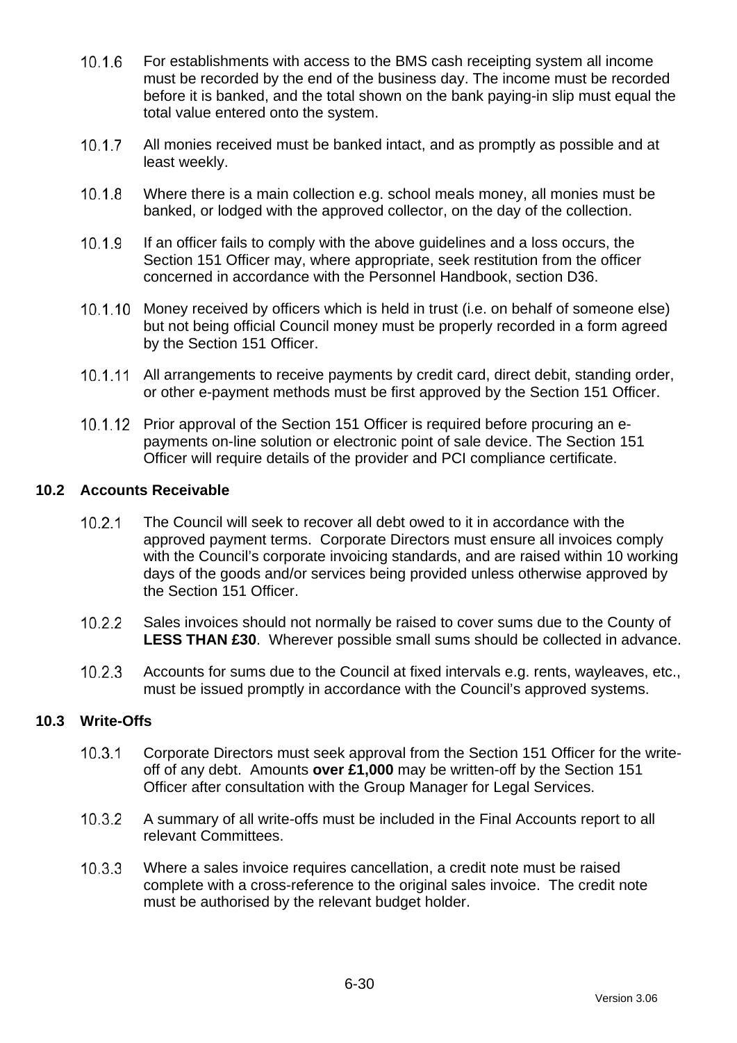10.1.6 For establishments with access to the BMS cash receipting system all income must be recorded by the end of the business day. The income must be recorded before it is banked, and the total shown on the bank paying-in slip must equal the total value entered onto the system.

10.1.7 All monies received must be banked intact, and as promptly as possible and at least weekly.

10.1.8 Where there is a main collection e.g. school meals money, all monies must be banked, or lodged with the approved collector, on the day of the collection.

10.1.9 If an officer fails to comply with the above guidelines and a loss occurs, the Section 151 Officer may, where appropriate, seek restitution from the officer concerned in accordance with the Personnel Handbook, section D36.

10.1.10 Money received by officers which is held in trust (i.e. on behalf of someone else) but not being official Council money must be properly recorded in a form agreed by the Section 151 Officer.

10.1.11 All arrangements to receive payments by credit card, direct debit, standing order, or other e-payment methods must be first approved by the Section 151 Officer.

10.1.12 Prior approval of the Section 151 Officer is required before procuring an e-payments on-line solution or electronic point of sale device. The Section 151 Officer will require details of the provider and PCI compliance certificate.

### 10.2 Accounts Receivable

10.2.1 The Council will seek to recover all debt owed to it in accordance with the approved payment terms. Corporate Directors must ensure all invoices comply with the Council's corporate invoicing standards, and are raised within 10 working days of the goods and/or services being provided unless otherwise approved by the Section 151 Officer.

10.2.2 Sales invoices should not normally be raised to cover sums due to the County of **LESS THAN £30**. Wherever possible small sums should be collected in advance.

10.2.3 Accounts for sums due to the Council at fixed intervals e.g. rents, wayleaves, etc., must be issued promptly in accordance with the Council's approved systems.

### 10.3 Write-Offs

10.3.1 Corporate Directors must seek approval from the Section 151 Officer for the write-off of any debt. Amounts **over £1,000** may be written-off by the Section 151 Officer after consultation with the Group Manager for Legal Services.

10.3.2 A summary of all write-offs must be included in the Final Accounts report to all relevant Committees.

10.3.3 Where a sales invoice requires cancellation, a credit note must be raised complete with a cross-reference to the original sales invoice. The credit note must be authorised by the relevant budget holder.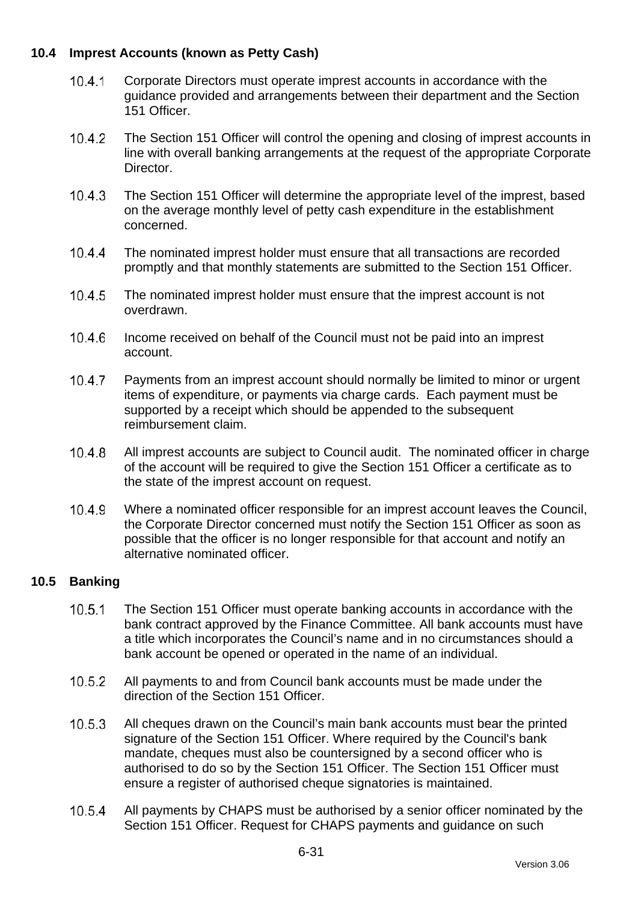### 10.4 Imprest Accounts (known as Petty Cash)

10.4.1 Corporate Directors must operate imprest accounts in accordance with the guidance provided and arrangements between their department and the Section 151 Officer.

10.4.2 The Section 151 Officer will control the opening and closing of imprest accounts in line with overall banking arrangements at the request of the appropriate Corporate Director.

10.4.3 The Section 151 Officer will determine the appropriate level of the imprest, based on the average monthly level of petty cash expenditure in the establishment concerned.

10.4.4 The nominated imprest holder must ensure that all transactions are recorded promptly and that monthly statements are submitted to the Section 151 Officer.

10.4.5 The nominated imprest holder must ensure that the imprest account is not overdrawn.

10.4.6 Income received on behalf of the Council must not be paid into an imprest account.

10.4.7 Payments from an imprest account should normally be limited to minor or urgent items of expenditure, or payments via charge cards. Each payment must be supported by a receipt which should be appended to the subsequent reimbursement claim.

10.4.8 All imprest accounts are subject to Council audit. The nominated officer in charge of the account will be required to give the Section 151 Officer a certificate as to the state of the imprest account on request.

10.4.9 Where a nominated officer responsible for an imprest account leaves the Council, the Corporate Director concerned must notify the Section 151 Officer as soon as possible that the officer is no longer responsible for that account and notify an alternative nominated officer.

### 10.5 Banking

10.5.1 The Section 151 Officer must operate banking accounts in accordance with the bank contract approved by the Finance Committee. All bank accounts must have a title which incorporates the Council's name and in no circumstances should a bank account be opened or operated in the name of an individual.

10.5.2 All payments to and from Council bank accounts must be made under the direction of the Section 151 Officer.

10.5.3 All cheques drawn on the Council's main bank accounts must bear the printed signature of the Section 151 Officer. Where required by the Council's bank mandate, cheques must also be countersigned by a second officer who is authorised to do so by the Section 151 Officer. The Section 151 Officer must ensure a register of authorised cheque signatories is maintained.

10.5.4 All payments by CHAPS must be authorised by a senior officer nominated by the Section 151 Officer. Request for CHAPS payments and guidance on such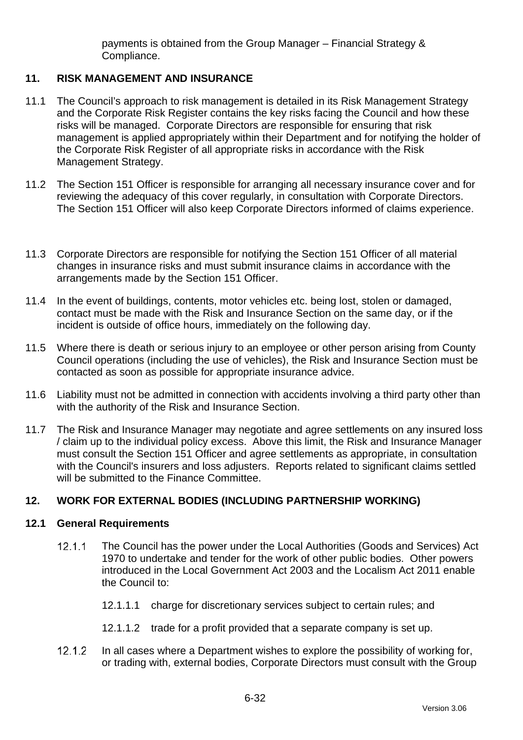payments is obtained from the Group Manager – Financial Strategy & Compliance.

## 11. RISK MANAGEMENT AND INSURANCE

11.1 The Council's approach to risk management is detailed in its Risk Management Strategy and the Corporate Risk Register contains the key risks facing the Council and how these risks will be managed. Corporate Directors are responsible for ensuring that risk management is applied appropriately within their Department and for notifying the holder of the Corporate Risk Register of all appropriate risks in accordance with the Risk Management Strategy.

11.2 The Section 151 Officer is responsible for arranging all necessary insurance cover and for reviewing the adequacy of this cover regularly, in consultation with Corporate Directors. The Section 151 Officer will also keep Corporate Directors informed of claims experience.

11.3 Corporate Directors are responsible for notifying the Section 151 Officer of all material changes in insurance risks and must submit insurance claims in accordance with the arrangements made by the Section 151 Officer.

11.4 In the event of buildings, contents, motor vehicles etc. being lost, stolen or damaged, contact must be made with the Risk and Insurance Section on the same day, or if the incident is outside of office hours, immediately on the following day.

11.5 Where there is death or serious injury to an employee or other person arising from County Council operations (including the use of vehicles), the Risk and Insurance Section must be contacted as soon as possible for appropriate insurance advice.

11.6 Liability must not be admitted in connection with accidents involving a third party other than with the authority of the Risk and Insurance Section.

11.7 The Risk and Insurance Manager may negotiate and agree settlements on any insured loss / claim up to the individual policy excess. Above this limit, the Risk and Insurance Manager must consult the Section 151 Officer and agree settlements as appropriate, in consultation with the Council's insurers and loss adjusters. Reports related to significant claims settled will be submitted to the Finance Committee.

## 12. WORK FOR EXTERNAL BODIES (INCLUDING PARTNERSHIP WORKING)

### 12.1 General Requirements

12.1.1 The Council has the power under the Local Authorities (Goods and Services) Act 1970 to undertake and tender for the work of other public bodies. Other powers introduced in the Local Government Act 2003 and the Localism Act 2011 enable the Council to:

12.1.1.1 charge for discretionary services subject to certain rules; and

12.1.1.2 trade for a profit provided that a separate company is set up.

12.1.2 In all cases where a Department wishes to explore the possibility of working for, or trading with, external bodies, Corporate Directors must consult with the Group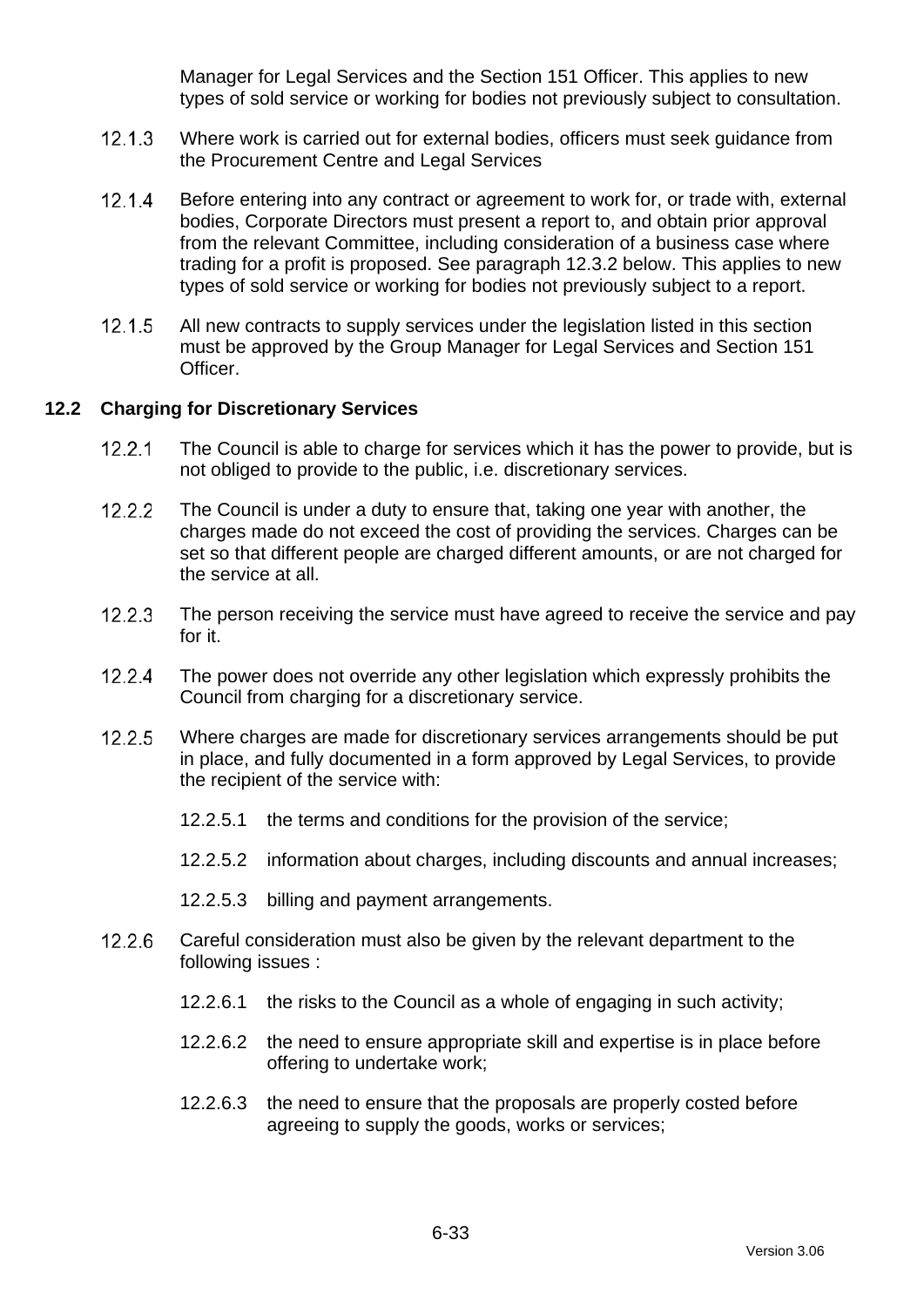Manager for Legal Services and the Section 151 Officer. This applies to new types of sold service or working for bodies not previously subject to consultation.

12.1.3 Where work is carried out for external bodies, officers must seek guidance from the Procurement Centre and Legal Services

12.1.4 Before entering into any contract or agreement to work for, or trade with, external bodies, Corporate Directors must present a report to, and obtain prior approval from the relevant Committee, including consideration of a business case where trading for a profit is proposed. See paragraph 12.3.2 below. This applies to new types of sold service or working for bodies not previously subject to a report.

12.1.5 All new contracts to supply services under the legislation listed in this section must be approved by the Group Manager for Legal Services and Section 151 Officer.

**12.2 Charging for Discretionary Services**

12.2.1 The Council is able to charge for services which it has the power to provide, but is not obliged to provide to the public, i.e. discretionary services.

12.2.2 The Council is under a duty to ensure that, taking one year with another, the charges made do not exceed the cost of providing the services. Charges can be set so that different people are charged different amounts, or are not charged for the service at all.

12.2.3 The person receiving the service must have agreed to receive the service and pay for it.

12.2.4 The power does not override any other legislation which expressly prohibits the Council from charging for a discretionary service.

12.2.5 Where charges are made for discretionary services arrangements should be put in place, and fully documented in a form approved by Legal Services, to provide the recipient of the service with:

12.2.5.1 the terms and conditions for the provision of the service;

12.2.5.2 information about charges, including discounts and annual increases;

12.2.5.3 billing and payment arrangements.

12.2.6 Careful consideration must also be given by the relevant department to the following issues :

12.2.6.1 the risks to the Council as a whole of engaging in such activity;

12.2.6.2 the need to ensure appropriate skill and expertise is in place before offering to undertake work;

12.2.6.3 the need to ensure that the proposals are properly costed before agreeing to supply the goods, works or services;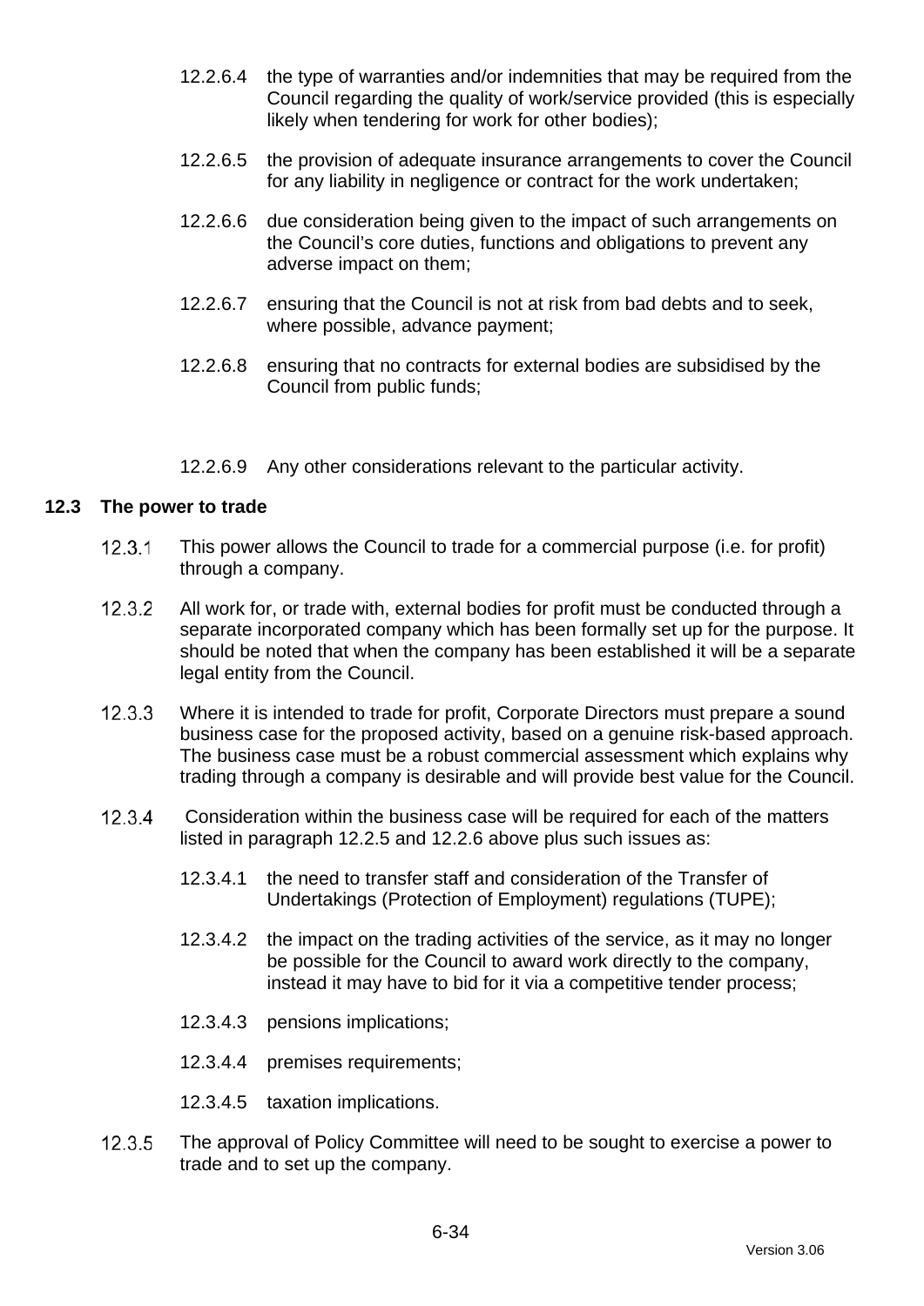12.2.6.4 the type of warranties and/or indemnities that may be required from the Council regarding the quality of work/service provided (this is especially likely when tendering for work for other bodies);

12.2.6.5 the provision of adequate insurance arrangements to cover the Council for any liability in negligence or contract for the work undertaken;

12.2.6.6 due consideration being given to the impact of such arrangements on the Council's core duties, functions and obligations to prevent any adverse impact on them;

12.2.6.7 ensuring that the Council is not at risk from bad debts and to seek, where possible, advance payment;

12.2.6.8 ensuring that no contracts for external bodies are subsidised by the Council from public funds;

12.2.6.9 Any other considerations relevant to the particular activity.

### 12.3 The power to trade

12.3.1 This power allows the Council to trade for a commercial purpose (i.e. for profit) through a company.

12.3.2 All work for, or trade with, external bodies for profit must be conducted through a separate incorporated company which has been formally set up for the purpose. It should be noted that when the company has been established it will be a separate legal entity from the Council.

12.3.3 Where it is intended to trade for profit, Corporate Directors must prepare a sound business case for the proposed activity, based on a genuine risk-based approach. The business case must be a robust commercial assessment which explains why trading through a company is desirable and will provide best value for the Council.

12.3.4 Consideration within the business case will be required for each of the matters listed in paragraph 12.2.5 and 12.2.6 above plus such issues as:

12.3.4.1 the need to transfer staff and consideration of the Transfer of Undertakings (Protection of Employment) regulations (TUPE);

12.3.4.2 the impact on the trading activities of the service, as it may no longer be possible for the Council to award work directly to the company, instead it may have to bid for it via a competitive tender process;

12.3.4.3 pensions implications;

12.3.4.4 premises requirements;

12.3.4.5 taxation implications.

12.3.5 The approval of Policy Committee will need to be sought to exercise a power to trade and to set up the company.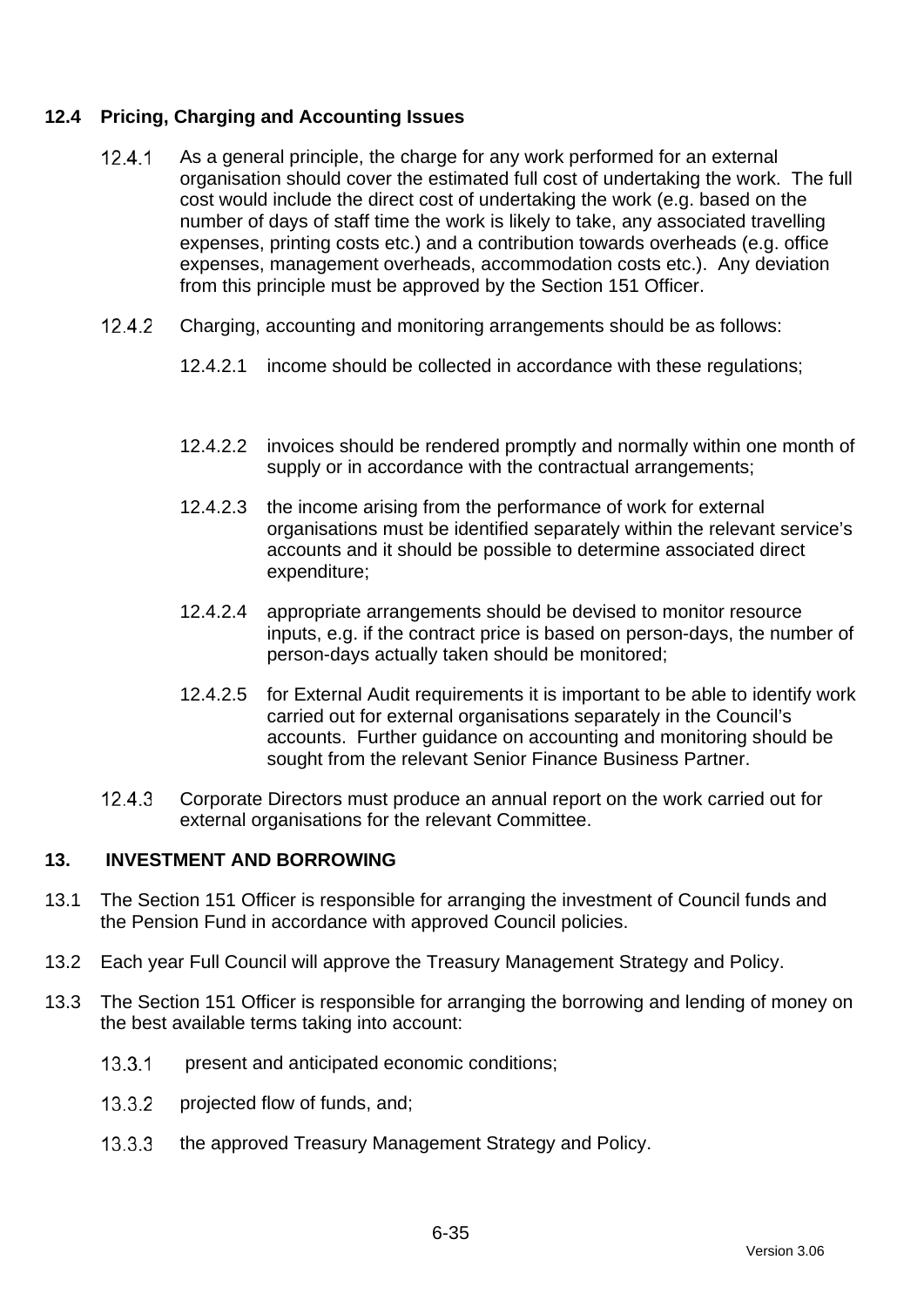## 12.4 Pricing, Charging and Accounting Issues

12.4.1 As a general principle, the charge for any work performed for an external organisation should cover the estimated full cost of undertaking the work. The full cost would include the direct cost of undertaking the work (e.g. based on the number of days of staff time the work is likely to take, any associated travelling expenses, printing costs etc.) and a contribution towards overheads (e.g. office expenses, management overheads, accommodation costs etc.). Any deviation from this principle must be approved by the Section 151 Officer.

12.4.2 Charging, accounting and monitoring arrangements should be as follows:

12.4.2.1 income should be collected in accordance with these regulations;

12.4.2.2 invoices should be rendered promptly and normally within one month of supply or in accordance with the contractual arrangements;

12.4.2.3 the income arising from the performance of work for external organisations must be identified separately within the relevant service's accounts and it should be possible to determine associated direct expenditure;

12.4.2.4 appropriate arrangements should be devised to monitor resource inputs, e.g. if the contract price is based on person-days, the number of person-days actually taken should be monitored;

12.4.2.5 for External Audit requirements it is important to be able to identify work carried out for external organisations separately in the Council's accounts. Further guidance on accounting and monitoring should be sought from the relevant Senior Finance Business Partner.

12.4.3 Corporate Directors must produce an annual report on the work carried out for external organisations for the relevant Committee.

## 13. INVESTMENT AND BORROWING

13.1 The Section 151 Officer is responsible for arranging the investment of Council funds and the Pension Fund in accordance with approved Council policies.

13.2 Each year Full Council will approve the Treasury Management Strategy and Policy.

13.3 The Section 151 Officer is responsible for arranging the borrowing and lending of money on the best available terms taking into account:

13.3.1 present and anticipated economic conditions;

13.3.2 projected flow of funds, and;

13.3.3 the approved Treasury Management Strategy and Policy.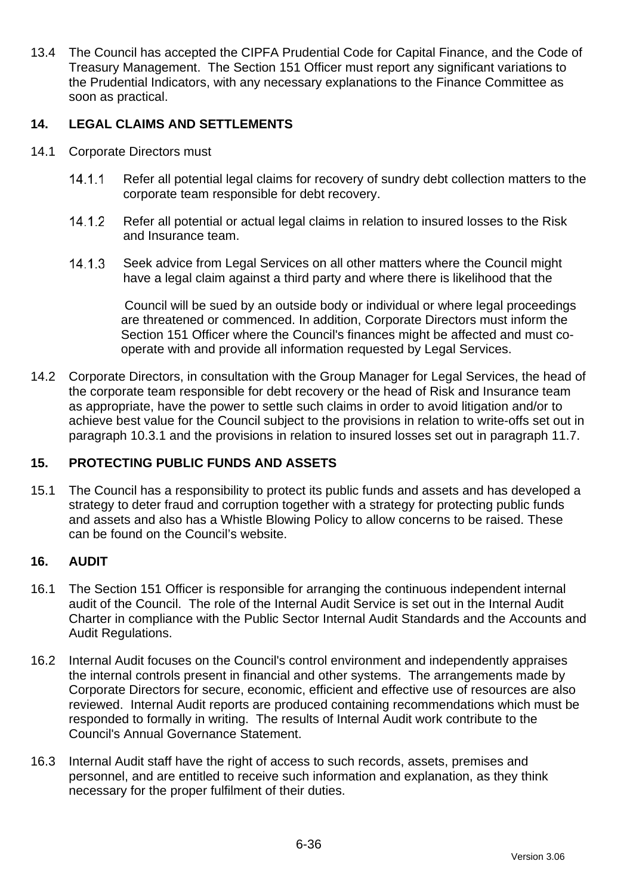13.4 The Council has accepted the CIPFA Prudential Code for Capital Finance, and the Code of Treasury Management. The Section 151 Officer must report any significant variations to the Prudential Indicators, with any necessary explanations to the Finance Committee as soon as practical.

## 14. LEGAL CLAIMS AND SETTLEMENTS

14.1 Corporate Directors must

14.1.1 Refer all potential legal claims for recovery of sundry debt collection matters to the corporate team responsible for debt recovery.

14.1.2 Refer all potential or actual legal claims in relation to insured losses to the Risk and Insurance team.

14.1.3 Seek advice from Legal Services on all other matters where the Council might have a legal claim against a third party and where there is likelihood that the Council will be sued by an outside body or individual or where legal proceedings are threatened or commenced. In addition, Corporate Directors must inform the Section 151 Officer where the Council's finances might be affected and must co-operate with and provide all information requested by Legal Services.

14.2 Corporate Directors, in consultation with the Group Manager for Legal Services, the head of the corporate team responsible for debt recovery or the head of Risk and Insurance team as appropriate, have the power to settle such claims in order to avoid litigation and/or to achieve best value for the Council subject to the provisions in relation to write-offs set out in paragraph 10.3.1 and the provisions in relation to insured losses set out in paragraph 11.7.

## 15. PROTECTING PUBLIC FUNDS AND ASSETS

15.1 The Council has a responsibility to protect its public funds and assets and has developed a strategy to deter fraud and corruption together with a strategy for protecting public funds and assets and also has a Whistle Blowing Policy to allow concerns to be raised. These can be found on the Council's website.

## 16. AUDIT

16.1 The Section 151 Officer is responsible for arranging the continuous independent internal audit of the Council. The role of the Internal Audit Service is set out in the Internal Audit Charter in compliance with the Public Sector Internal Audit Standards and the Accounts and Audit Regulations.

16.2 Internal Audit focuses on the Council's control environment and independently appraises the internal controls present in financial and other systems. The arrangements made by Corporate Directors for secure, economic, efficient and effective use of resources are also reviewed. Internal Audit reports are produced containing recommendations which must be responded to formally in writing. The results of Internal Audit work contribute to the Council's Annual Governance Statement.

16.3 Internal Audit staff have the right of access to such records, assets, premises and personnel, and are entitled to receive such information and explanation, as they think necessary for the proper fulfilment of their duties.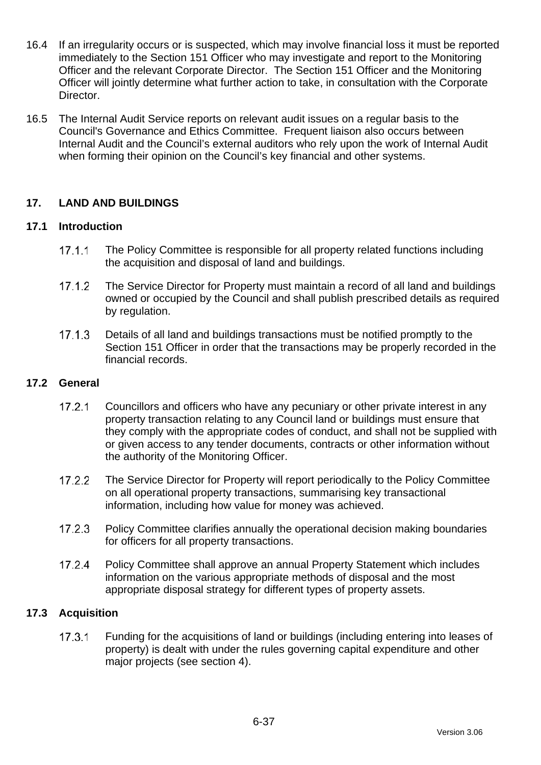16.4 If an irregularity occurs or is suspected, which may involve financial loss it must be reported immediately to the Section 151 Officer who may investigate and report to the Monitoring Officer and the relevant Corporate Director. The Section 151 Officer and the Monitoring Officer will jointly determine what further action to take, in consultation with the Corporate Director.

16.5 The Internal Audit Service reports on relevant audit issues on a regular basis to the Council's Governance and Ethics Committee. Frequent liaison also occurs between Internal Audit and the Council's external auditors who rely upon the work of Internal Audit when forming their opinion on the Council's key financial and other systems.

## 17. LAND AND BUILDINGS

### 17.1 Introduction

17.1.1 The Policy Committee is responsible for all property related functions including the acquisition and disposal of land and buildings.

17.1.2 The Service Director for Property must maintain a record of all land and buildings owned or occupied by the Council and shall publish prescribed details as required by regulation.

17.1.3 Details of all land and buildings transactions must be notified promptly to the Section 151 Officer in order that the transactions may be properly recorded in the financial records.

### 17.2 General

17.2.1 Councillors and officers who have any pecuniary or other private interest in any property transaction relating to any Council land or buildings must ensure that they comply with the appropriate codes of conduct, and shall not be supplied with or given access to any tender documents, contracts or other information without the authority of the Monitoring Officer.

17.2.2 The Service Director for Property will report periodically to the Policy Committee on all operational property transactions, summarising key transactional information, including how value for money was achieved.

17.2.3 Policy Committee clarifies annually the operational decision making boundaries for officers for all property transactions.

17.2.4 Policy Committee shall approve an annual Property Statement which includes information on the various appropriate methods of disposal and the most appropriate disposal strategy for different types of property assets.

### 17.3 Acquisition

17.3.1 Funding for the acquisitions of land or buildings (including entering into leases of property) is dealt with under the rules governing capital expenditure and other major projects (see section 4).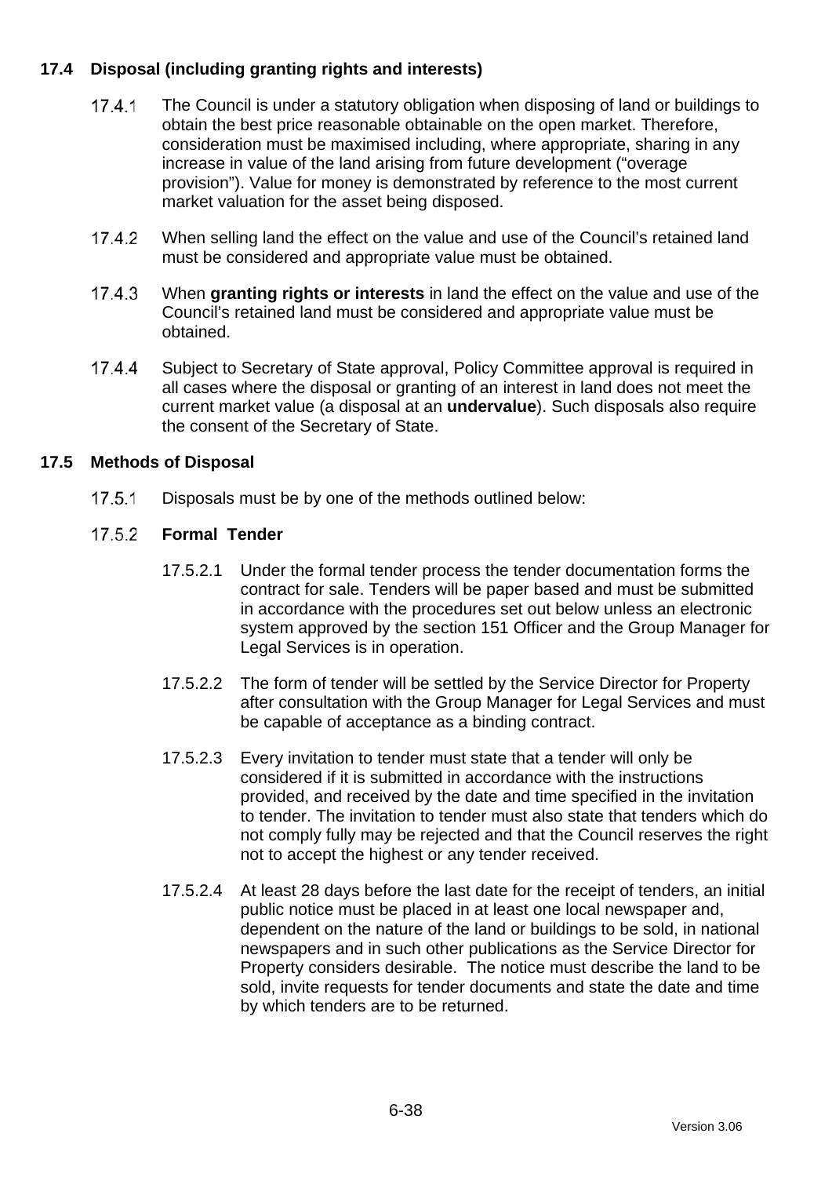## 17.4 Disposal (including granting rights and interests)

17.4.1 The Council is under a statutory obligation when disposing of land or buildings to obtain the best price reasonable obtainable on the open market. Therefore, consideration must be maximised including, where appropriate, sharing in any increase in value of the land arising from future development ("overage provision"). Value for money is demonstrated by reference to the most current market valuation for the asset being disposed.

17.4.2 When selling land the effect on the value and use of the Council's retained land must be considered and appropriate value must be obtained.

17.4.3 When **granting rights or interests** in land the effect on the value and use of the Council's retained land must be considered and appropriate value must be obtained.

17.4.4 Subject to Secretary of State approval, Policy Committee approval is required in all cases where the disposal or granting of an interest in land does not meet the current market value (a disposal at an **undervalue**). Such disposals also require the consent of the Secretary of State.

## 17.5 Methods of Disposal

17.5.1 Disposals must be by one of the methods outlined below:

17.5.2 **Formal Tender**

17.5.2.1 Under the formal tender process the tender documentation forms the contract for sale. Tenders will be paper based and must be submitted in accordance with the procedures set out below unless an electronic system approved by the section 151 Officer and the Group Manager for Legal Services is in operation.

17.5.2.2 The form of tender will be settled by the Service Director for Property after consultation with the Group Manager for Legal Services and must be capable of acceptance as a binding contract.

17.5.2.3 Every invitation to tender must state that a tender will only be considered if it is submitted in accordance with the instructions provided, and received by the date and time specified in the invitation to tender. The invitation to tender must also state that tenders which do not comply fully may be rejected and that the Council reserves the right not to accept the highest or any tender received.

17.5.2.4 At least 28 days before the last date for the receipt of tenders, an initial public notice must be placed in at least one local newspaper and, dependent on the nature of the land or buildings to be sold, in national newspapers and in such other publications as the Service Director for Property considers desirable. The notice must describe the land to be sold, invite requests for tender documents and state the date and time by which tenders are to be returned.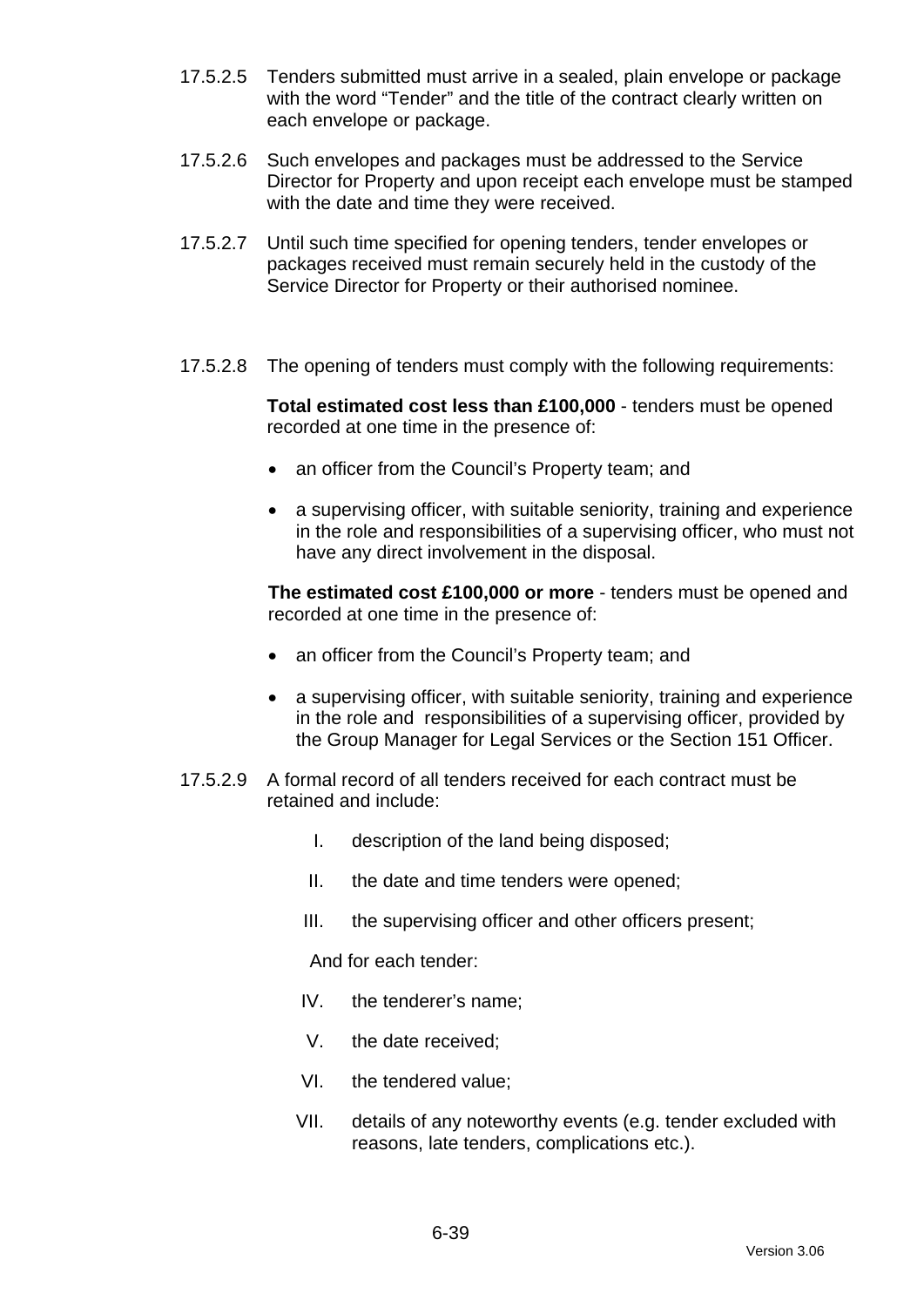17.5.2.5 Tenders submitted must arrive in a sealed, plain envelope or package with the word “Tender” and the title of the contract clearly written on each envelope or package.

17.5.2.6 Such envelopes and packages must be addressed to the Service Director for Property and upon receipt each envelope must be stamped with the date and time they were received.

17.5.2.7 Until such time specified for opening tenders, tender envelopes or packages received must remain securely held in the custody of the Service Director for Property or their authorised nominee.

17.5.2.8 The opening of tenders must comply with the following requirements:

**Total estimated cost less than £100,000** - tenders must be opened recorded at one time in the presence of:

- an officer from the Council’s Property team; and
- a supervising officer, with suitable seniority, training and experience in the role and responsibilities of a supervising officer, who must not have any direct involvement in the disposal.

**The estimated cost £100,000 or more** - tenders must be opened and recorded at one time in the presence of:

- an officer from the Council’s Property team; and
- a supervising officer, with suitable seniority, training and experience in the role and responsibilities of a supervising officer, provided by the Group Manager for Legal Services or the Section 151 Officer.

17.5.2.9 A formal record of all tenders received for each contract must be retained and include:

I. description of the land being disposed;

II. the date and time tenders were opened;

III. the supervising officer and other officers present;

And for each tender:

IV. the tenderer’s name;

V. the date received;

VI. the tendered value;

VII. details of any noteworthy events (e.g. tender excluded with reasons, late tenders, complications etc.).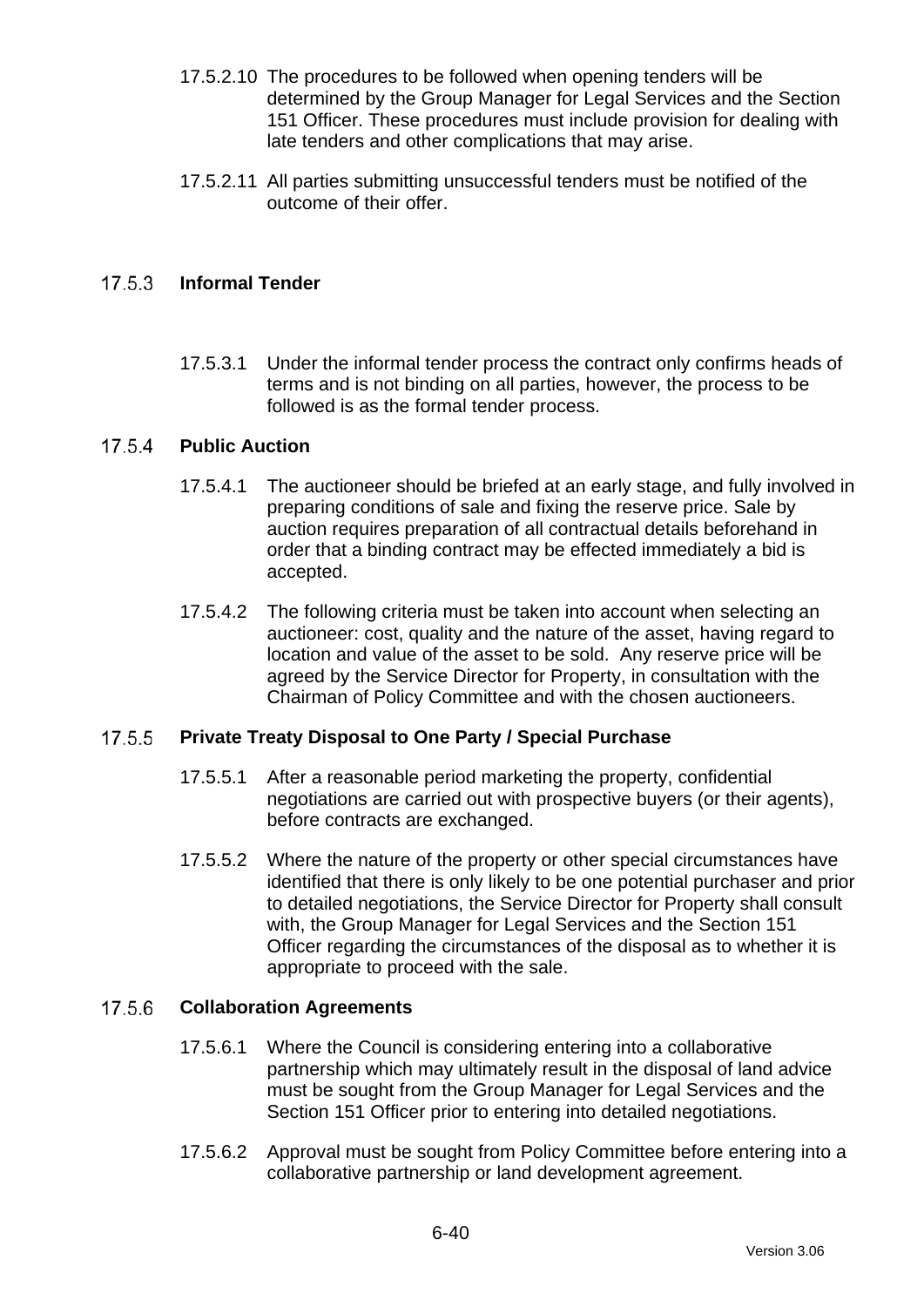17.5.2.10 The procedures to be followed when opening tenders will be determined by the Group Manager for Legal Services and the Section 151 Officer. These procedures must include provision for dealing with late tenders and other complications that may arise.

17.5.2.11 All parties submitting unsuccessful tenders must be notified of the outcome of their offer.

#### 17.5.3 Informal Tender

17.5.3.1 Under the informal tender process the contract only confirms heads of terms and is not binding on all parties, however, the process to be followed is as the formal tender process.

#### 17.5.4 Public Auction

17.5.4.1 The auctioneer should be briefed at an early stage, and fully involved in preparing conditions of sale and fixing the reserve price. Sale by auction requires preparation of all contractual details beforehand in order that a binding contract may be effected immediately a bid is accepted.

17.5.4.2 The following criteria must be taken into account when selecting an auctioneer: cost, quality and the nature of the asset, having regard to location and value of the asset to be sold. Any reserve price will be agreed by the Service Director for Property, in consultation with the Chairman of Policy Committee and with the chosen auctioneers.

#### 17.5.5 Private Treaty Disposal to One Party / Special Purchase

17.5.5.1 After a reasonable period marketing the property, confidential negotiations are carried out with prospective buyers (or their agents), before contracts are exchanged.

17.5.5.2 Where the nature of the property or other special circumstances have identified that there is only likely to be one potential purchaser and prior to detailed negotiations, the Service Director for Property shall consult with, the Group Manager for Legal Services and the Section 151 Officer regarding the circumstances of the disposal as to whether it is appropriate to proceed with the sale.

#### 17.5.6 Collaboration Agreements

17.5.6.1 Where the Council is considering entering into a collaborative partnership which may ultimately result in the disposal of land advice must be sought from the Group Manager for Legal Services and the Section 151 Officer prior to entering into detailed negotiations.

17.5.6.2 Approval must be sought from Policy Committee before entering into a collaborative partnership or land development agreement.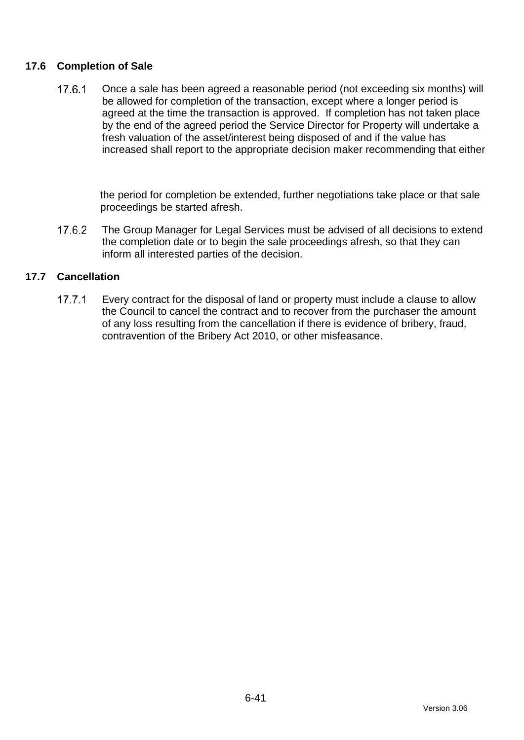## 17.6 Completion of Sale

17.6.1 Once a sale has been agreed a reasonable period (not exceeding six months) will be allowed for completion of the transaction, except where a longer period is agreed at the time the transaction is approved. If completion has not taken place by the end of the agreed period the Service Director for Property will undertake a fresh valuation of the asset/interest being disposed of and if the value has increased shall report to the appropriate decision maker recommending that either

the period for completion be extended, further negotiations take place or that sale proceedings be started afresh.

17.6.2 The Group Manager for Legal Services must be advised of all decisions to extend the completion date or to begin the sale proceedings afresh, so that they can inform all interested parties of the decision.

## 17.7 Cancellation

17.7.1 Every contract for the disposal of land or property must include a clause to allow the Council to cancel the contract and to recover from the purchaser the amount of any loss resulting from the cancellation if there is evidence of bribery, fraud, contravention of the Bribery Act 2010, or other misfeasance.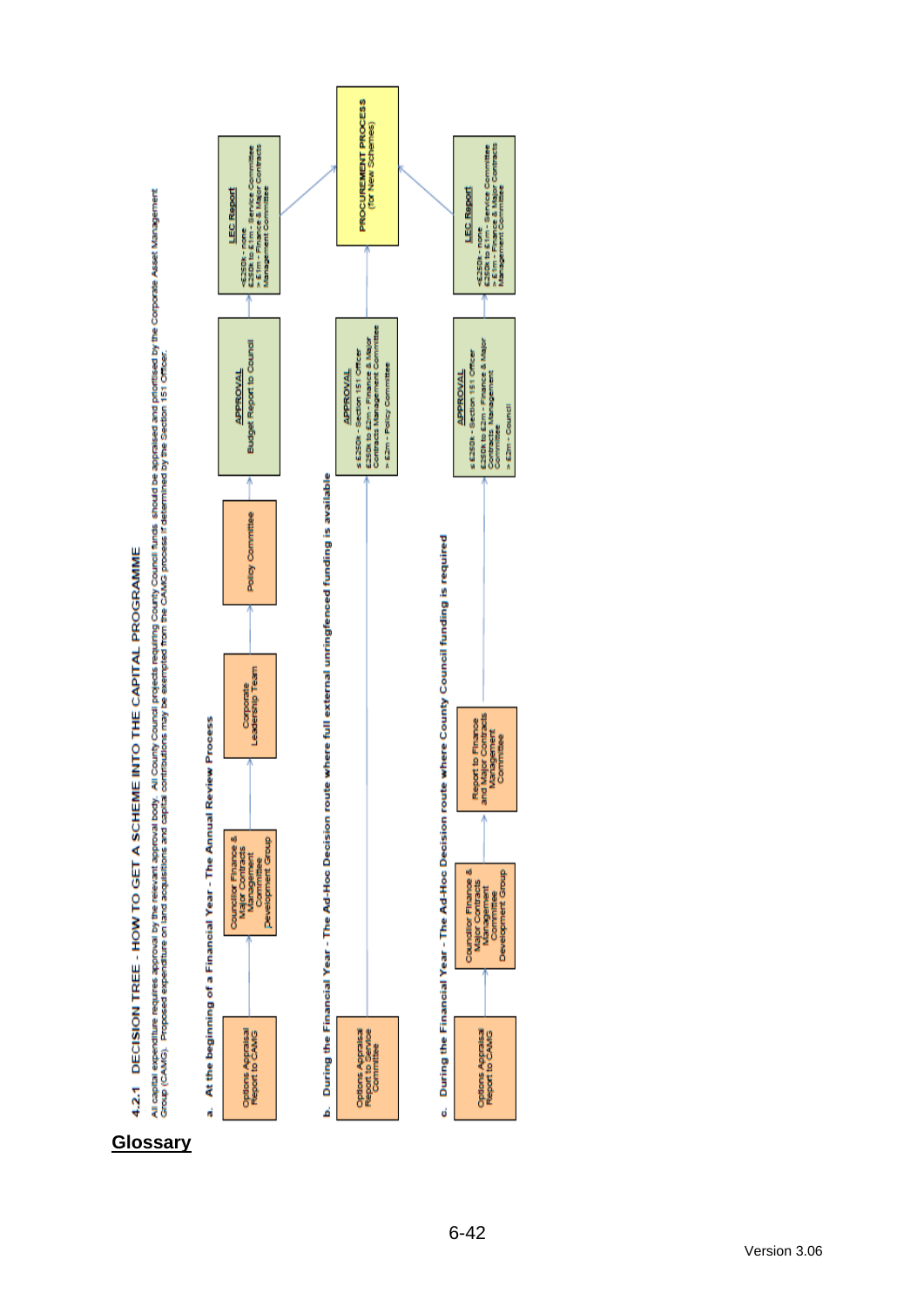### 4.2.1 DECISION TREE - HOW TO GET A SCHEME INTO THE CAPITAL PROGRAMME

All capital expenditure requires approval by the relevant approval body. All County Council projects requiring County Council funds should be appraised and prioritised by the Corporate Asset Management Group (CAMG). Proposed expenditure on land acquisitions and capital contributions may be exempted from the CAMG process if determined by the Section 151 Officer.

**a. At the beginning of a Financial Year - The Annual Review Process**

Options Appraisal Report to CAMG → Councillor Finance & Major Contracts Management Committee Development Group → Corporate Leadership Team → Policy Committee → **APPROVAL** Budget Report to Council → **LEC Report** <£250k - none; £250k to £1m - Service Committee; > £1m - Finance & Major Contracts Management Committee → **PROCUREMENT PROCESS** (for New Schemes)

**b. During the Financial Year - The Ad-Hoc Decision route where full external unringfenced funding is available**

Options Appraisal Report to Service Committee → **APPROVAL** ≤ £250k - Section 151 Officer; £250k to £2m - Finance & Major Contracts Management Committee; > £2m - Policy Committee → **PROCUREMENT PROCESS** (for New Schemes)

**c. During the Financial Year - The Ad-Hoc Decision route where County Council funding is required**

Options Appraisal Report to CAMG → Councillor Finance & Major Contracts Management Committee Development Group → Report to Finance and Major Contracts Management Committee → **APPROVAL** ≤ £250k - Section 151 Officer; £250k to £2m - Finance & Major Contracts Management Committee; > £2m - Council → **LEC Report** <£250k - none; £250k to £1m - Service Committee; > £1m - Finance & Major Contracts Management Committee → **PROCUREMENT PROCESS** (for New Schemes)

## Glossary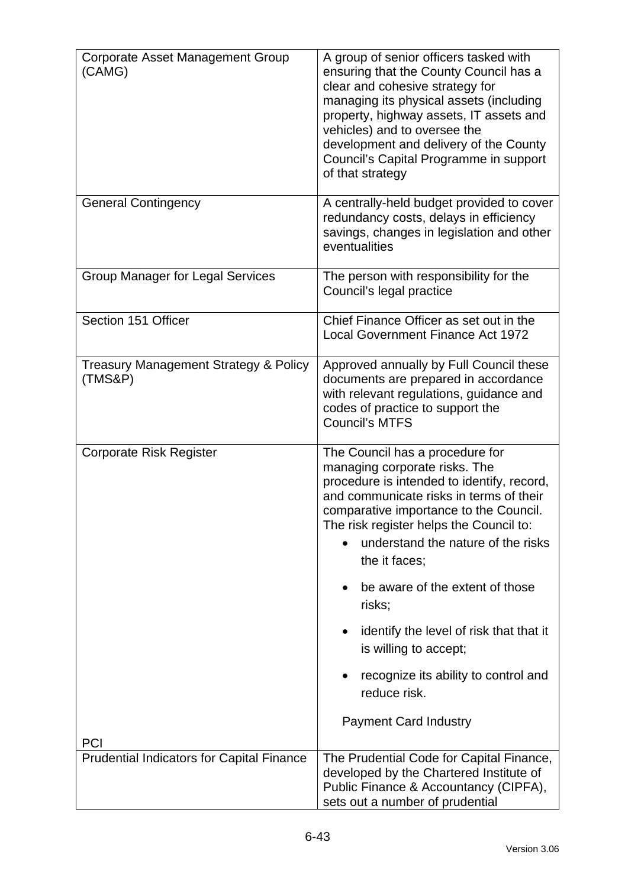| | |
|---|---|
| Corporate Asset Management Group (CAMG) | A group of senior officers tasked with ensuring that the County Council has a clear and cohesive strategy for managing its physical assets (including property, highway assets, IT assets and vehicles) and to oversee the development and delivery of the County Council's Capital Programme in support of that strategy |
| General Contingency | A centrally-held budget provided to cover redundancy costs, delays in efficiency savings, changes in legislation and other eventualities |
| Group Manager for Legal Services | The person with responsibility for the Council's legal practice |
| Section 151 Officer | Chief Finance Officer as set out in the Local Government Finance Act 1972 |
| Treasury Management Strategy & Policy (TMS&P) | Approved annually by Full Council these documents are prepared in accordance with relevant regulations, guidance and codes of practice to support the Council's MTFS |
| Corporate Risk Register | The Council has a procedure for managing corporate risks. The procedure is intended to identify, record, and communicate risks in terms of their comparative importance to the Council. The risk register helps the Council to: <br>• understand the nature of the risks the it faces; <br>• be aware of the extent of those risks; <br>• identify the level of risk that that it is willing to accept; <br>• recognize its ability to control and reduce risk. |
| PCI | Payment Card Industry |
| Prudential Indicators for Capital Finance | The Prudential Code for Capital Finance, developed by the Chartered Institute of Public Finance & Accountancy (CIPFA), sets out a number of prudential |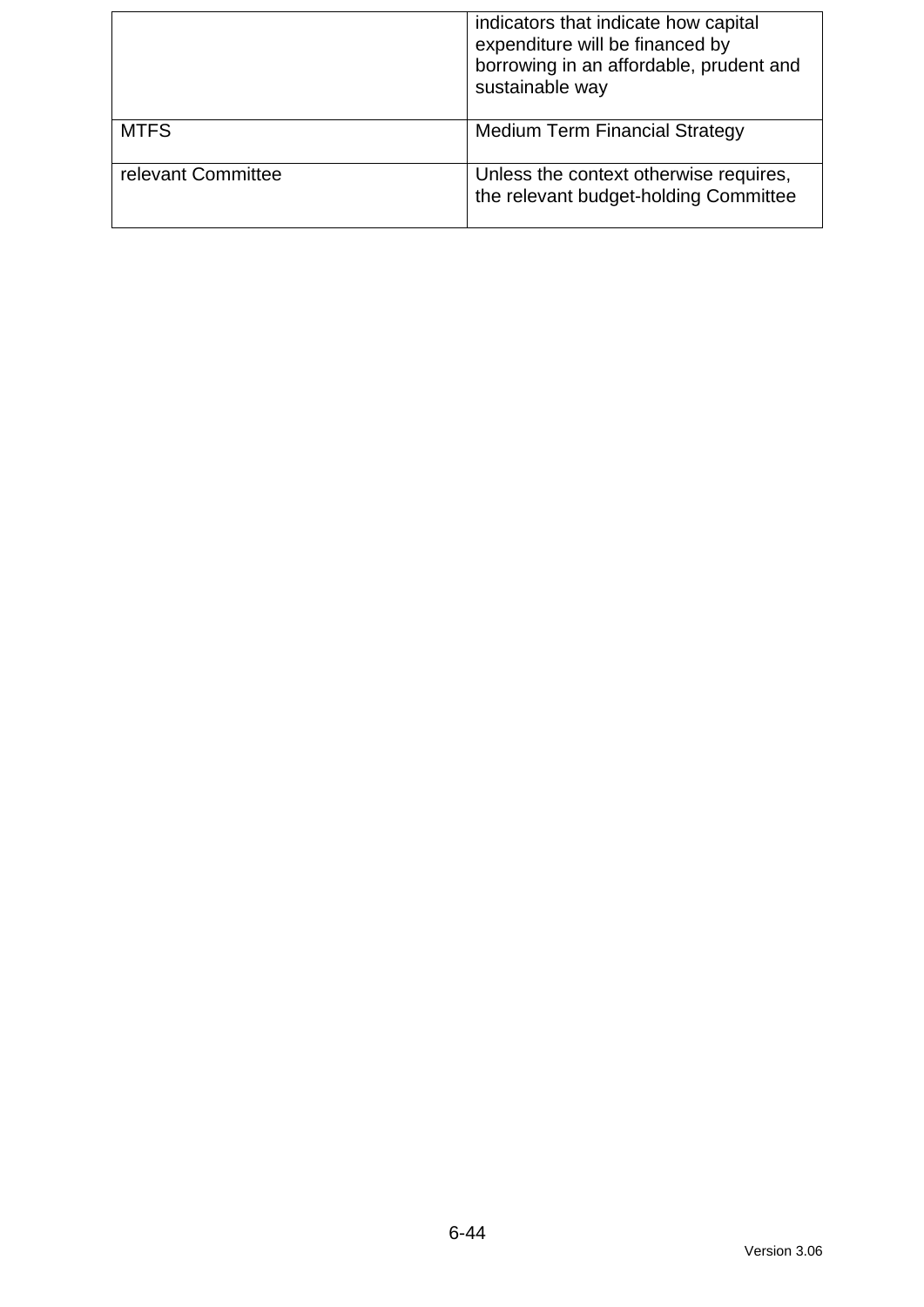| | |
|---|---|
| | indicators that indicate how capital expenditure will be financed by borrowing in an affordable, prudent and sustainable way |
| MTFS | Medium Term Financial Strategy |
| relevant Committee | Unless the context otherwise requires, the relevant budget-holding Committee |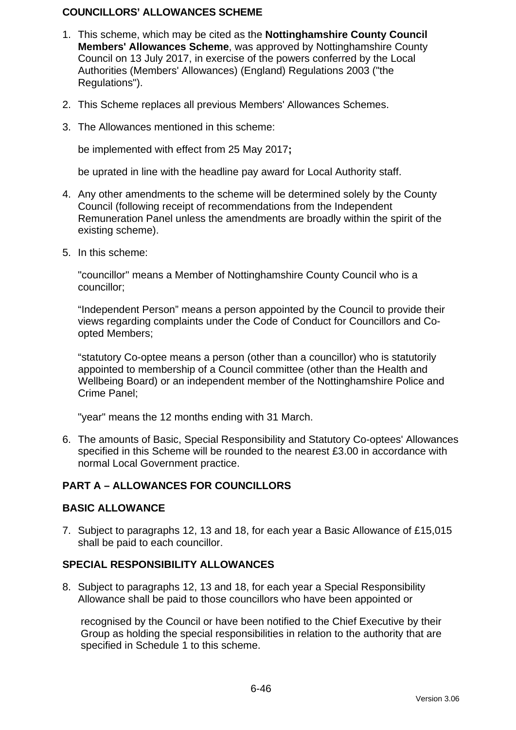**COUNCILLORS' ALLOWANCES SCHEME**

1. This scheme, which may be cited as the **Nottinghamshire County Council Members' Allowances Scheme**, was approved by Nottinghamshire County Council on 13 July 2017, in exercise of the powers conferred by the Local Authorities (Members' Allowances) (England) Regulations 2003 ("the Regulations").

2. This Scheme replaces all previous Members' Allowances Schemes.

3. The Allowances mentioned in this scheme:

   be implemented with effect from 25 May 2017**;**

   be uprated in line with the headline pay award for Local Authority staff.

4. Any other amendments to the scheme will be determined solely by the County Council (following receipt of recommendations from the Independent Remuneration Panel unless the amendments are broadly within the spirit of the existing scheme).

5. In this scheme:

   "councillor" means a Member of Nottinghamshire County Council who is a councillor;

   "Independent Person" means a person appointed by the Council to provide their views regarding complaints under the Code of Conduct for Councillors and Co-opted Members;

   "statutory Co-optee means a person (other than a councillor) who is statutorily appointed to membership of a Council committee (other than the Health and Wellbeing Board) or an independent member of the Nottinghamshire Police and Crime Panel;

   "year" means the 12 months ending with 31 March.

6. The amounts of Basic, Special Responsibility and Statutory Co-optees' Allowances specified in this Scheme will be rounded to the nearest £3.00 in accordance with normal Local Government practice.

## PART A – ALLOWANCES FOR COUNCILLORS

### BASIC ALLOWANCE

7. Subject to paragraphs 12, 13 and 18, for each year a Basic Allowance of £15,015 shall be paid to each councillor.

### SPECIAL RESPONSIBILITY ALLOWANCES

8. Subject to paragraphs 12, 13 and 18, for each year a Special Responsibility Allowance shall be paid to those councillors who have been appointed or

   recognised by the Council or have been notified to the Chief Executive by their Group as holding the special responsibilities in relation to the authority that are specified in Schedule 1 to this scheme.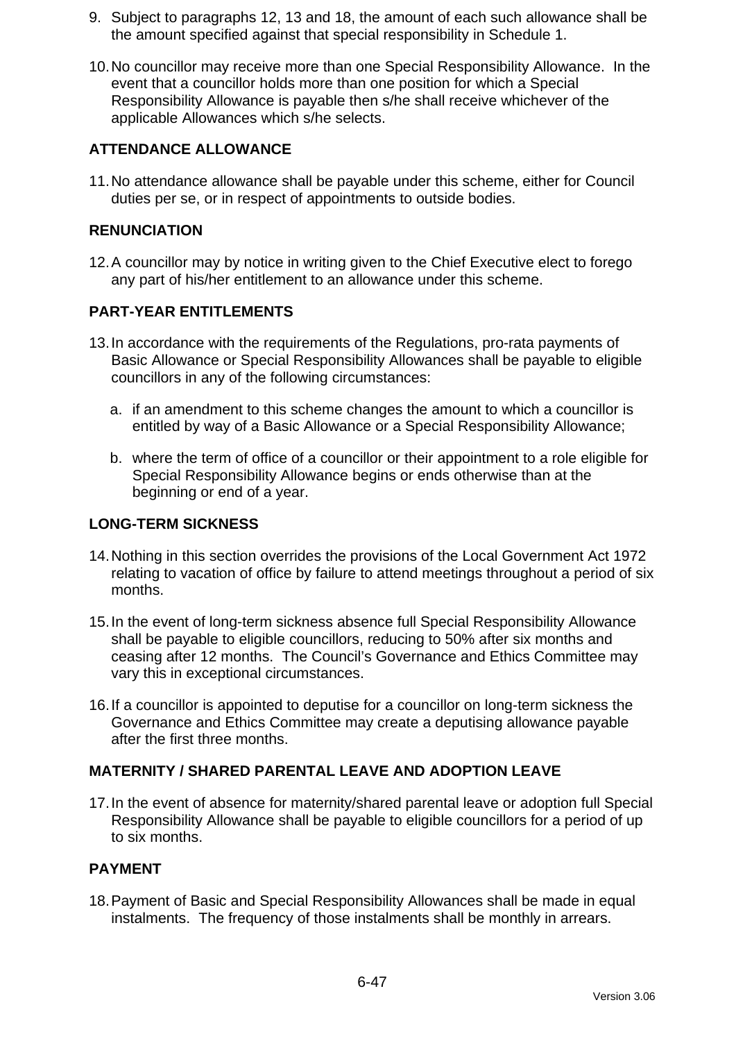9. Subject to paragraphs 12, 13 and 18, the amount of each such allowance shall be the amount specified against that special responsibility in Schedule 1.

10. No councillor may receive more than one Special Responsibility Allowance. In the event that a councillor holds more than one position for which a Special Responsibility Allowance is payable then s/he shall receive whichever of the applicable Allowances which s/he selects.

**ATTENDANCE ALLOWANCE**

11. No attendance allowance shall be payable under this scheme, either for Council duties per se, or in respect of appointments to outside bodies.

**RENUNCIATION**

12. A councillor may by notice in writing given to the Chief Executive elect to forego any part of his/her entitlement to an allowance under this scheme.

**PART-YEAR ENTITLEMENTS**

13. In accordance with the requirements of the Regulations, pro-rata payments of Basic Allowance or Special Responsibility Allowances shall be payable to eligible councillors in any of the following circumstances:

    a. if an amendment to this scheme changes the amount to which a councillor is entitled by way of a Basic Allowance or a Special Responsibility Allowance;

    b. where the term of office of a councillor or their appointment to a role eligible for Special Responsibility Allowance begins or ends otherwise than at the beginning or end of a year.

**LONG-TERM SICKNESS**

14. Nothing in this section overrides the provisions of the Local Government Act 1972 relating to vacation of office by failure to attend meetings throughout a period of six months.

15. In the event of long-term sickness absence full Special Responsibility Allowance shall be payable to eligible councillors, reducing to 50% after six months and ceasing after 12 months. The Council's Governance and Ethics Committee may vary this in exceptional circumstances.

16. If a councillor is appointed to deputise for a councillor on long-term sickness the Governance and Ethics Committee may create a deputising allowance payable after the first three months.

**MATERNITY / SHARED PARENTAL LEAVE AND ADOPTION LEAVE**

17. In the event of absence for maternity/shared parental leave or adoption full Special Responsibility Allowance shall be payable to eligible councillors for a period of up to six months.

**PAYMENT**

18. Payment of Basic and Special Responsibility Allowances shall be made in equal instalments. The frequency of those instalments shall be monthly in arrears.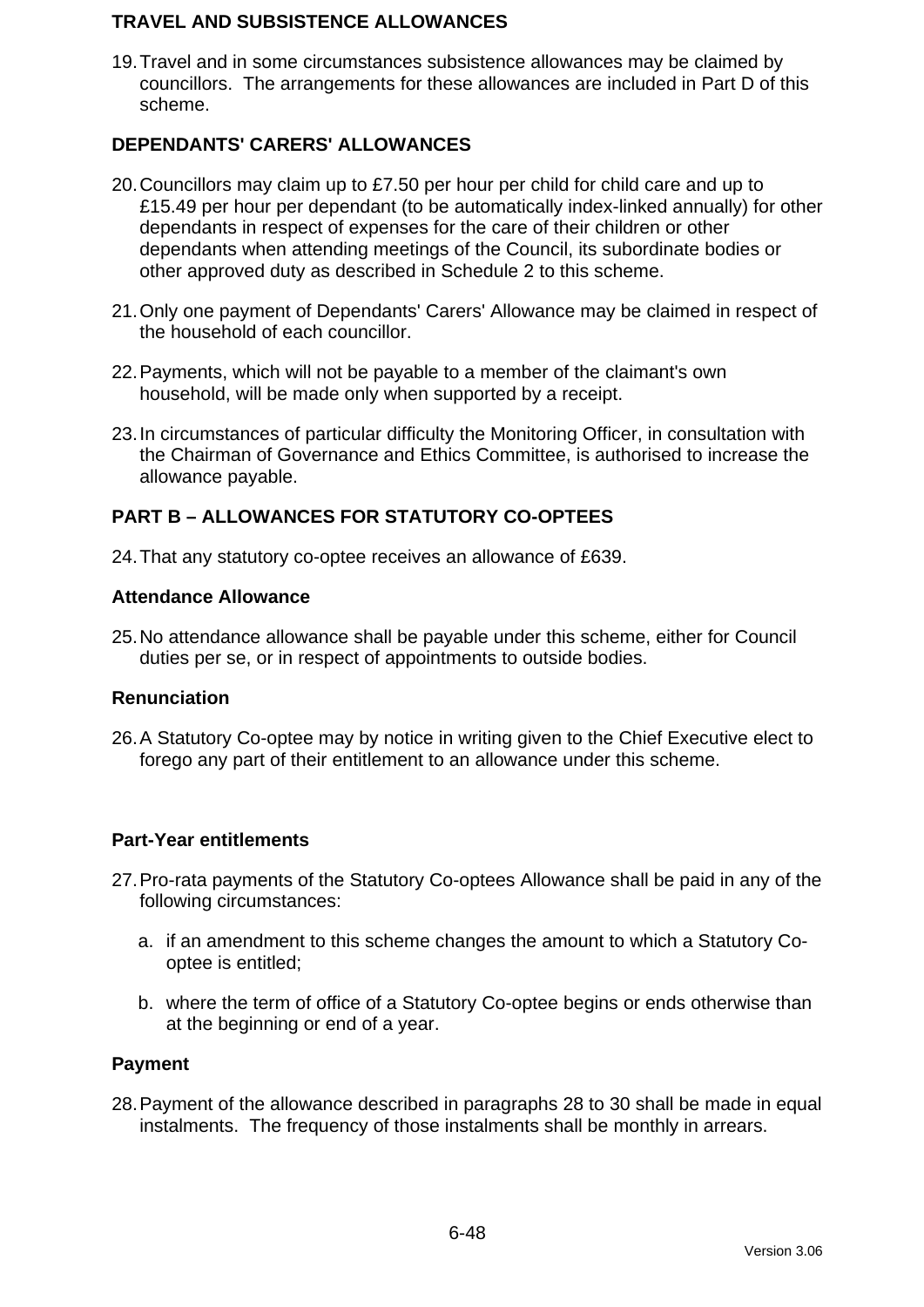## TRAVEL AND SUBSISTENCE ALLOWANCES

19. Travel and in some circumstances subsistence allowances may be claimed by councillors. The arrangements for these allowances are included in Part D of this scheme.

## DEPENDANTS' CARERS' ALLOWANCES

20. Councillors may claim up to £7.50 per hour per child for child care and up to £15.49 per hour per dependant (to be automatically index-linked annually) for other dependants in respect of expenses for the care of their children or other dependants when attending meetings of the Council, its subordinate bodies or other approved duty as described in Schedule 2 to this scheme.

21. Only one payment of Dependants' Carers' Allowance may be claimed in respect of the household of each councillor.

22. Payments, which will not be payable to a member of the claimant's own household, will be made only when supported by a receipt.

23. In circumstances of particular difficulty the Monitoring Officer, in consultation with the Chairman of Governance and Ethics Committee, is authorised to increase the allowance payable.

## PART B – ALLOWANCES FOR STATUTORY CO-OPTEES

24. That any statutory co-optee receives an allowance of £639.

### Attendance Allowance

25. No attendance allowance shall be payable under this scheme, either for Council duties per se, or in respect of appointments to outside bodies.

### Renunciation

26. A Statutory Co-optee may by notice in writing given to the Chief Executive elect to forego any part of their entitlement to an allowance under this scheme.

### Part-Year entitlements

27. Pro-rata payments of the Statutory Co-optees Allowance shall be paid in any of the following circumstances:

    a. if an amendment to this scheme changes the amount to which a Statutory Co-optee is entitled;

    b. where the term of office of a Statutory Co-optee begins or ends otherwise than at the beginning or end of a year.

### Payment

28. Payment of the allowance described in paragraphs 28 to 30 shall be made in equal instalments. The frequency of those instalments shall be monthly in arrears.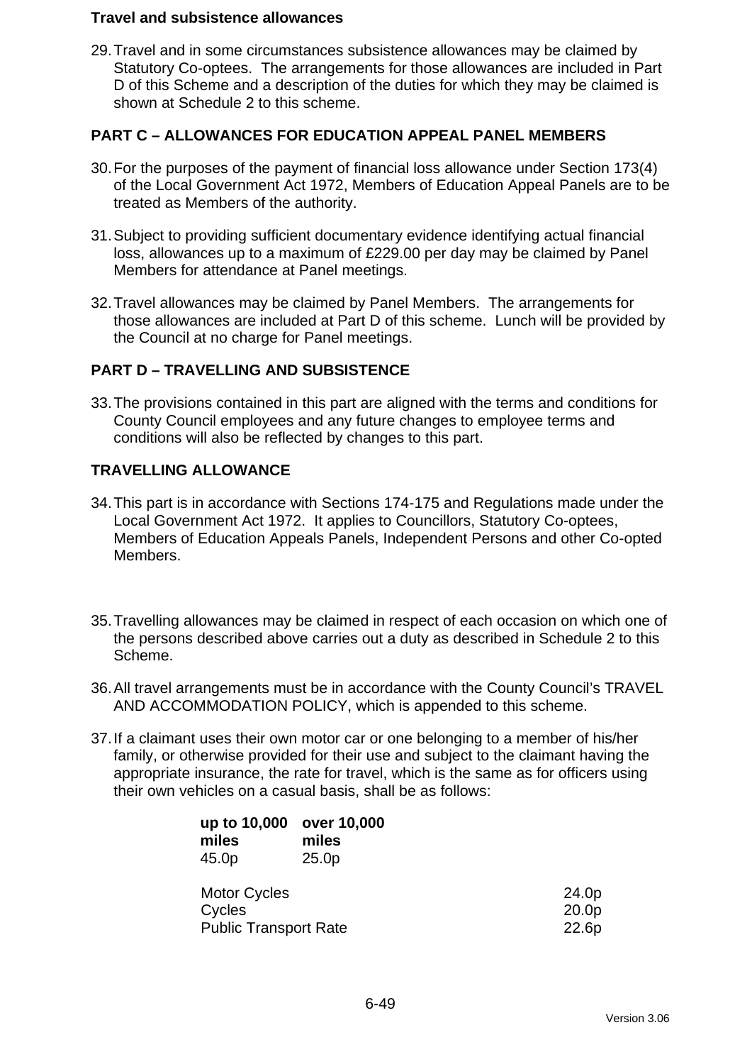**Travel and subsistence allowances**

29. Travel and in some circumstances subsistence allowances may be claimed by Statutory Co-optees. The arrangements for those allowances are included in Part D of this Scheme and a description of the duties for which they may be claimed is shown at Schedule 2 to this scheme.

## PART C – ALLOWANCES FOR EDUCATION APPEAL PANEL MEMBERS

30. For the purposes of the payment of financial loss allowance under Section 173(4) of the Local Government Act 1972, Members of Education Appeal Panels are to be treated as Members of the authority.

31. Subject to providing sufficient documentary evidence identifying actual financial loss, allowances up to a maximum of £229.00 per day may be claimed by Panel Members for attendance at Panel meetings.

32. Travel allowances may be claimed by Panel Members. The arrangements for those allowances are included at Part D of this scheme. Lunch will be provided by the Council at no charge for Panel meetings.

## PART D – TRAVELLING AND SUBSISTENCE

33. The provisions contained in this part are aligned with the terms and conditions for County Council employees and any future changes to employee terms and conditions will also be reflected by changes to this part.

### TRAVELLING ALLOWANCE

34. This part is in accordance with Sections 174-175 and Regulations made under the Local Government Act 1972. It applies to Councillors, Statutory Co-optees, Members of Education Appeals Panels, Independent Persons and other Co-opted Members.

35. Travelling allowances may be claimed in respect of each occasion on which one of the persons described above carries out a duty as described in Schedule 2 to this Scheme.

36. All travel arrangements must be in accordance with the County Council's TRAVEL AND ACCOMMODATION POLICY, which is appended to this scheme.

37. If a claimant uses their own motor car or one belonging to a member of his/her family, or otherwise provided for their use and subject to the claimant having the appropriate insurance, the rate for travel, which is the same as for officers using their own vehicles on a casual basis, shall be as follows:

| **up to 10,000 miles** | **over 10,000 miles** |
|---|---|
| 45.0p | 25.0p |

| | |
|---|---|
| Motor Cycles | 24.0p |
| Cycles | 20.0p |
| Public Transport Rate | 22.6p |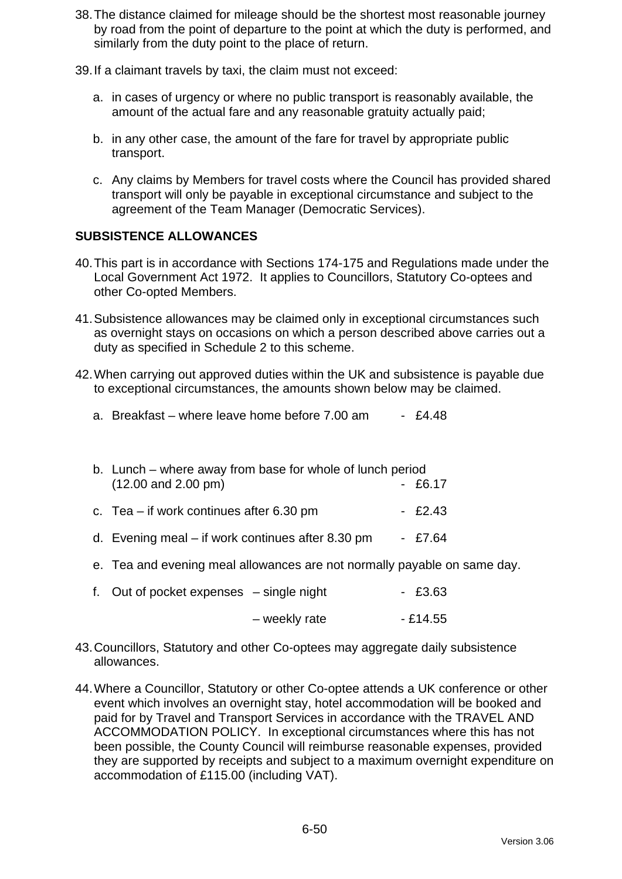38. The distance claimed for mileage should be the shortest most reasonable journey by road from the point of departure to the point at which the duty is performed, and similarly from the duty point to the place of return.

39. If a claimant travels by taxi, the claim must not exceed:

    a. in cases of urgency or where no public transport is reasonably available, the amount of the actual fare and any reasonable gratuity actually paid;

    b. in any other case, the amount of the fare for travel by appropriate public transport.

    c. Any claims by Members for travel costs where the Council has provided shared transport will only be payable in exceptional circumstance and subject to the agreement of the Team Manager (Democratic Services).

## SUBSISTENCE ALLOWANCES

40. This part is in accordance with Sections 174-175 and Regulations made under the Local Government Act 1972. It applies to Councillors, Statutory Co-optees and other Co-opted Members.

41. Subsistence allowances may be claimed only in exceptional circumstances such as overnight stays on occasions on which a person described above carries out a duty as specified in Schedule 2 to this scheme.

42. When carrying out approved duties within the UK and subsistence is payable due to exceptional circumstances, the amounts shown below may be claimed.

    a. Breakfast – where leave home before 7.00 am - £4.48

    b. Lunch – where away from base for whole of lunch period (12.00 and 2.00 pm) - £6.17

    c. Tea – if work continues after 6.30 pm - £2.43

    d. Evening meal – if work continues after 8.30 pm - £7.64

    e. Tea and evening meal allowances are not normally payable on same day.

    f. Out of pocket expenses – single night - £3.63

       – weekly rate - £14.55

43. Councillors, Statutory and other Co-optees may aggregate daily subsistence allowances.

44. Where a Councillor, Statutory or other Co-optee attends a UK conference or other event which involves an overnight stay, hotel accommodation will be booked and paid for by Travel and Transport Services in accordance with the TRAVEL AND ACCOMMODATION POLICY. In exceptional circumstances where this has not been possible, the County Council will reimburse reasonable expenses, provided they are supported by receipts and subject to a maximum overnight expenditure on accommodation of £115.00 (including VAT).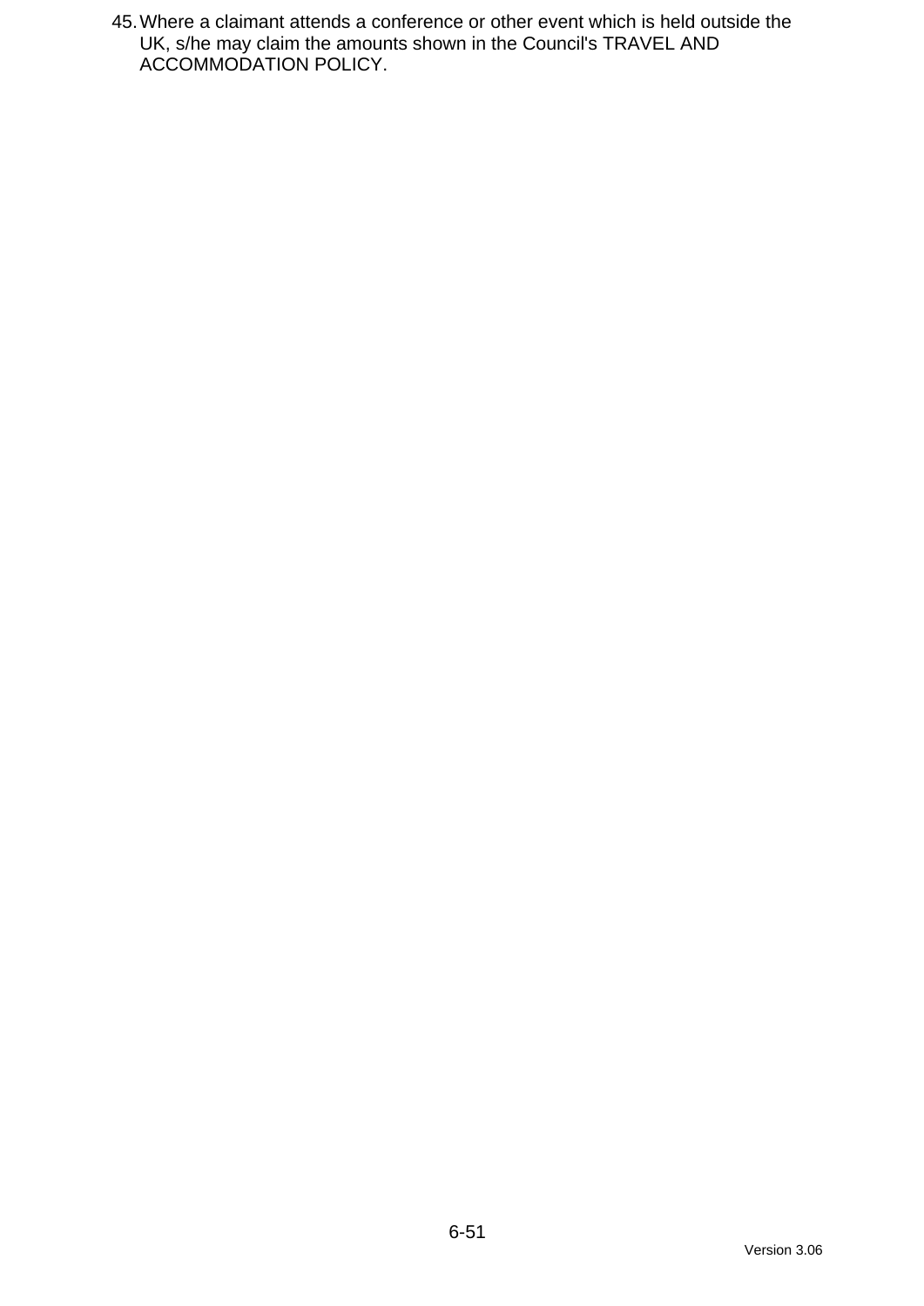45. Where a claimant attends a conference or other event which is held outside the UK, s/he may claim the amounts shown in the Council's TRAVEL AND ACCOMMODATION POLICY.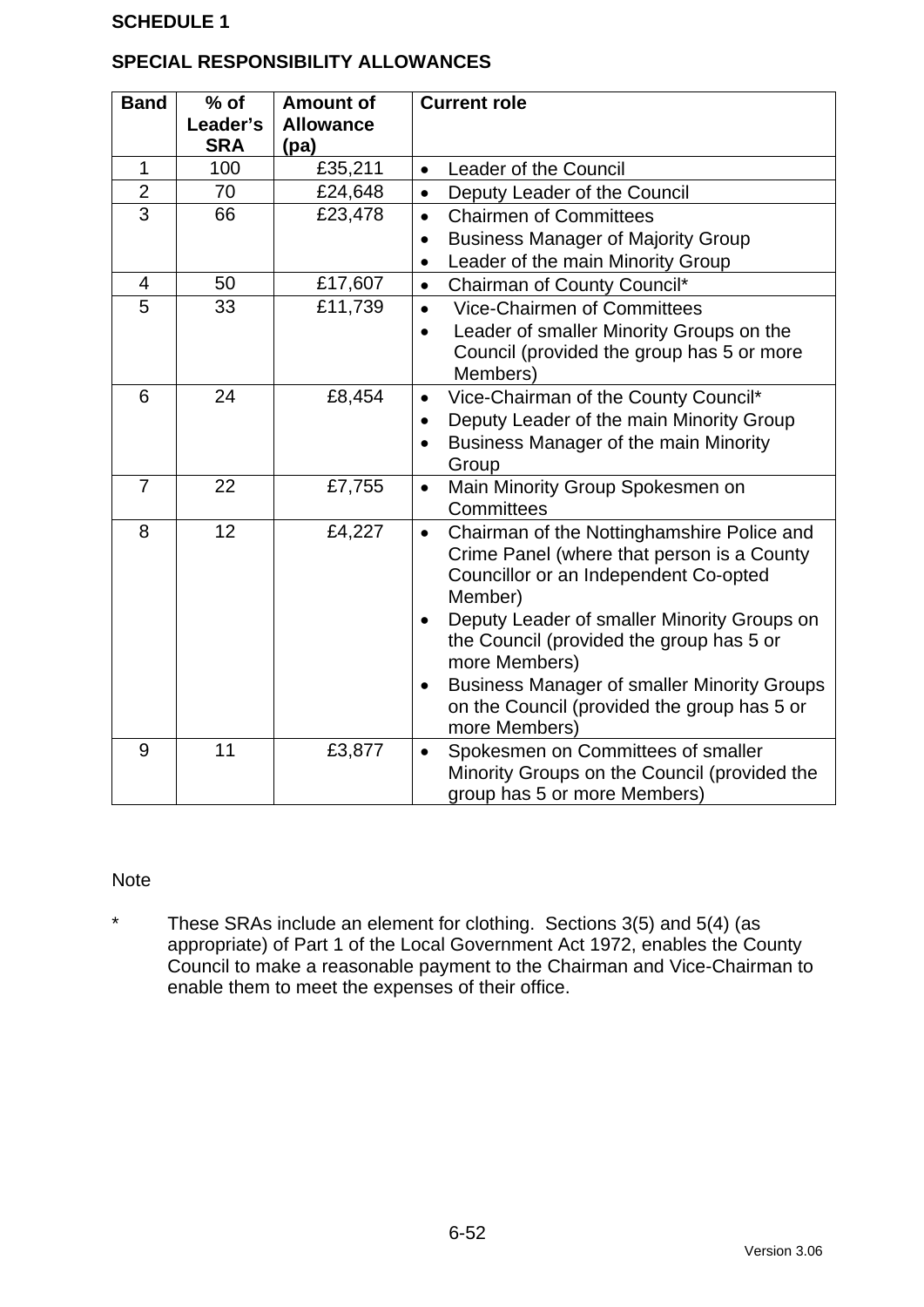**SCHEDULE 1**

**SPECIAL RESPONSIBILITY ALLOWANCES**

| Band | % of Leader's SRA | Amount of Allowance (pa) | Current role |
|---|---|---|---|
| 1 | 100 | £35,211 | • Leader of the Council |
| 2 | 70 | £24,648 | • Deputy Leader of the Council |
| 3 | 66 | £23,478 | • Chairmen of Committees<br>• Business Manager of Majority Group<br>• Leader of the main Minority Group |
| 4 | 50 | £17,607 | • Chairman of County Council* |
| 5 | 33 | £11,739 | • Vice-Chairmen of Committees<br>• Leader of smaller Minority Groups on the Council (provided the group has 5 or more Members) |
| 6 | 24 | £8,454 | • Vice-Chairman of the County Council*<br>• Deputy Leader of the main Minority Group<br>• Business Manager of the main Minority Group |
| 7 | 22 | £7,755 | • Main Minority Group Spokesmen on Committees |
| 8 | 12 | £4,227 | • Chairman of the Nottinghamshire Police and Crime Panel (where that person is a County Councillor or an Independent Co-opted Member)<br>• Deputy Leader of smaller Minority Groups on the Council (provided the group has 5 or more Members)<br>• Business Manager of smaller Minority Groups on the Council (provided the group has 5 or more Members) |
| 9 | 11 | £3,877 | • Spokesmen on Committees of smaller Minority Groups on the Council (provided the group has 5 or more Members) |

Note

\* These SRAs include an element for clothing. Sections 3(5) and 5(4) (as appropriate) of Part 1 of the Local Government Act 1972, enables the County Council to make a reasonable payment to the Chairman and Vice-Chairman to enable them to meet the expenses of their office.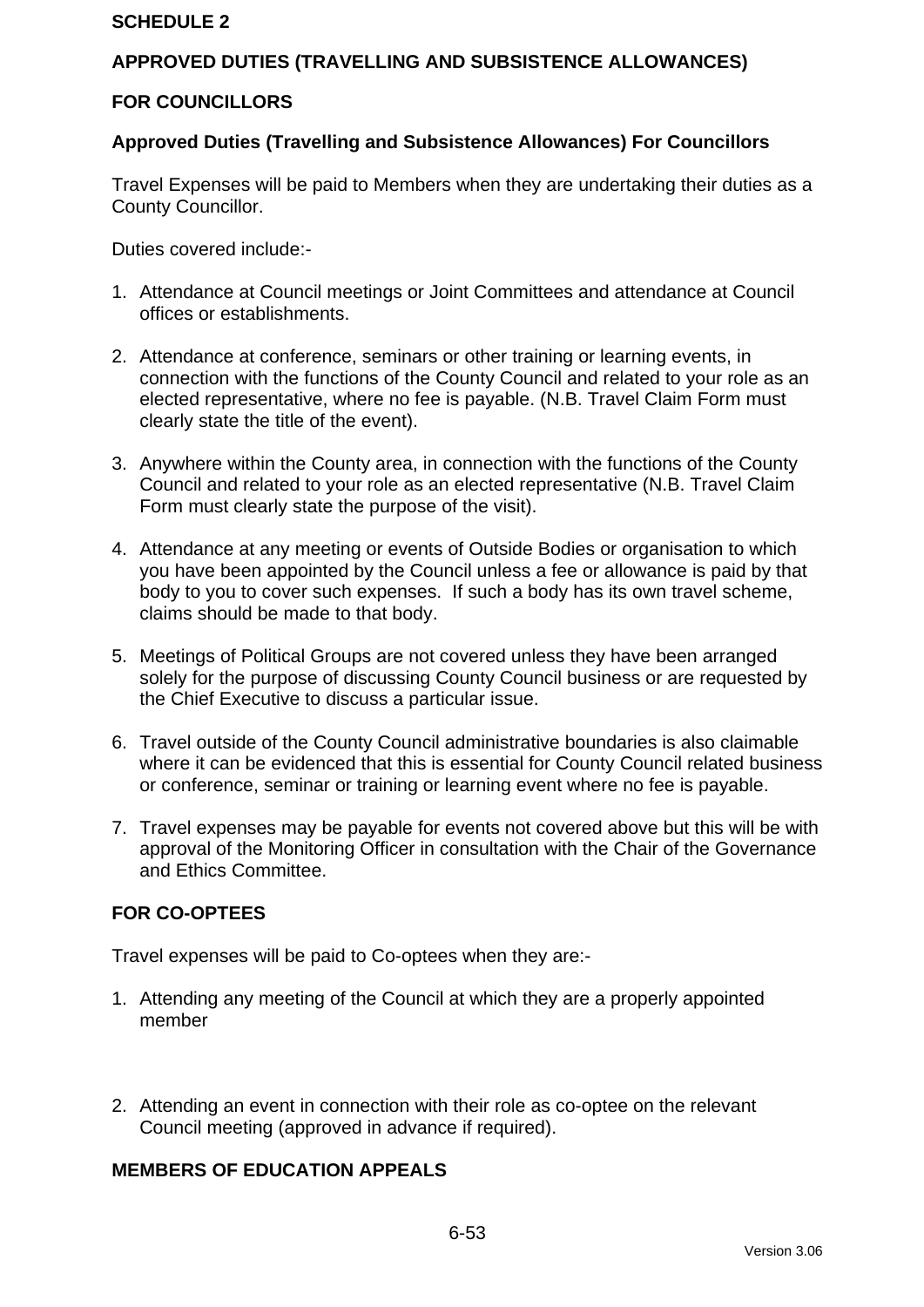**SCHEDULE 2**

**APPROVED DUTIES (TRAVELLING AND SUBSISTENCE ALLOWANCES)**

**FOR COUNCILLORS**

**Approved Duties (Travelling and Subsistence Allowances) For Councillors**

Travel Expenses will be paid to Members when they are undertaking their duties as a County Councillor.

Duties covered include:-

1. Attendance at Council meetings or Joint Committees and attendance at Council offices or establishments.

2. Attendance at conference, seminars or other training or learning events, in connection with the functions of the County Council and related to your role as an elected representative, where no fee is payable. (N.B. Travel Claim Form must clearly state the title of the event).

3. Anywhere within the County area, in connection with the functions of the County Council and related to your role as an elected representative (N.B. Travel Claim Form must clearly state the purpose of the visit).

4. Attendance at any meeting or events of Outside Bodies or organisation to which you have been appointed by the Council unless a fee or allowance is paid by that body to you to cover such expenses. If such a body has its own travel scheme, claims should be made to that body.

5. Meetings of Political Groups are not covered unless they have been arranged solely for the purpose of discussing County Council business or are requested by the Chief Executive to discuss a particular issue.

6. Travel outside of the County Council administrative boundaries is also claimable where it can be evidenced that this is essential for County Council related business or conference, seminar or training or learning event where no fee is payable.

7. Travel expenses may be payable for events not covered above but this will be with approval of the Monitoring Officer in consultation with the Chair of the Governance and Ethics Committee.

**FOR CO-OPTEES**

Travel expenses will be paid to Co-optees when they are:-

1. Attending any meeting of the Council at which they are a properly appointed member

2. Attending an event in connection with their role as co-optee on the relevant Council meeting (approved in advance if required).

**MEMBERS OF EDUCATION APPEALS**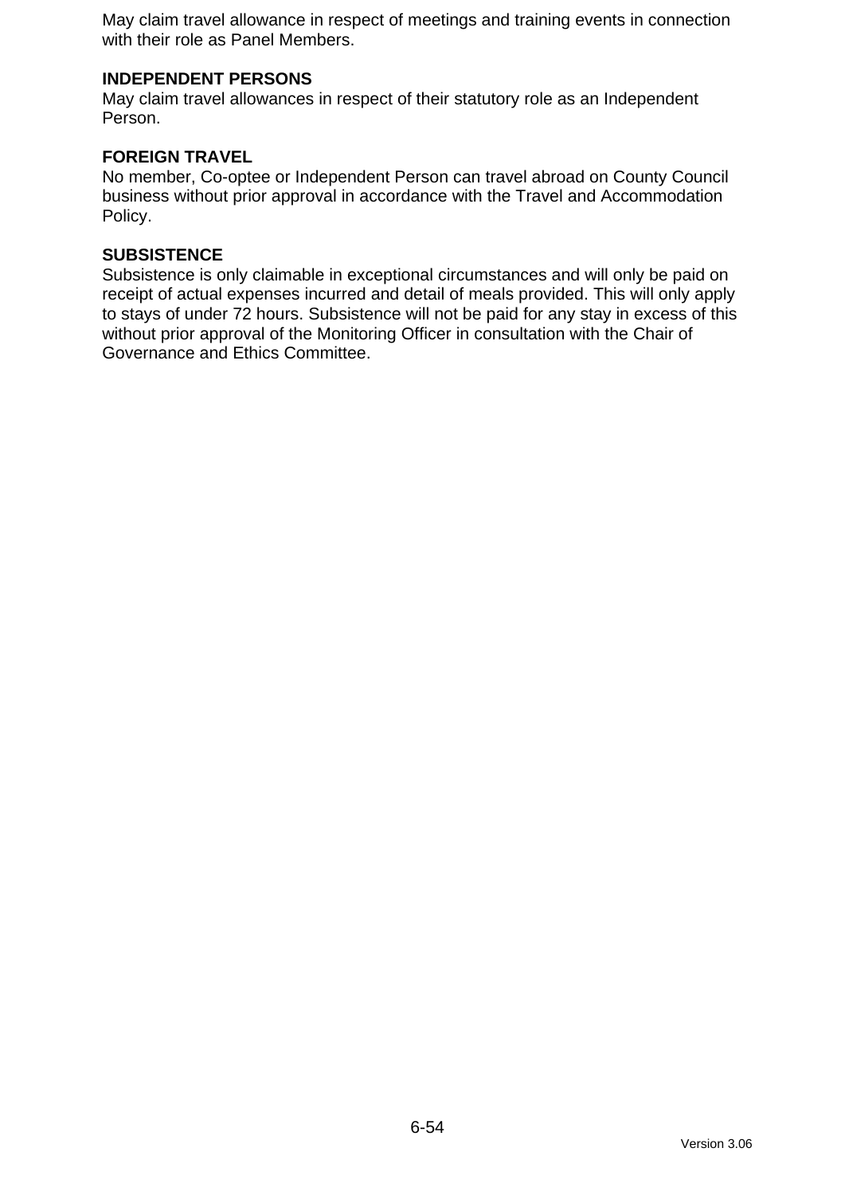May claim travel allowance in respect of meetings and training events in connection with their role as Panel Members.

**INDEPENDENT PERSONS**

May claim travel allowances in respect of their statutory role as an Independent Person.

**FOREIGN TRAVEL**

No member, Co-optee or Independent Person can travel abroad on County Council business without prior approval in accordance with the Travel and Accommodation Policy.

**SUBSISTENCE**

Subsistence is only claimable in exceptional circumstances and will only be paid on receipt of actual expenses incurred and detail of meals provided. This will only apply to stays of under 72 hours. Subsistence will not be paid for any stay in excess of this without prior approval of the Monitoring Officer in consultation with the Chair of Governance and Ethics Committee.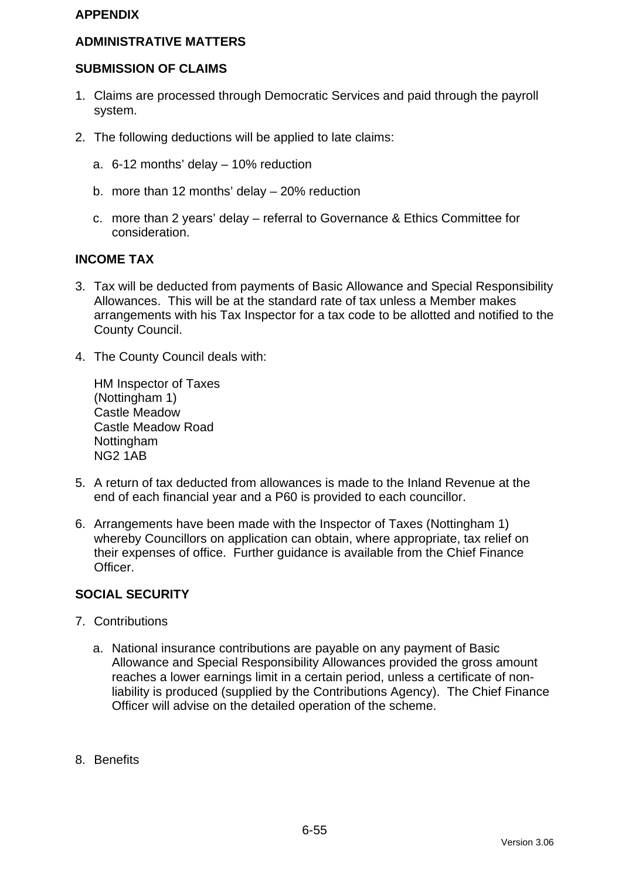**APPENDIX**

**ADMINISTRATIVE MATTERS**

**SUBMISSION OF CLAIMS**

1. Claims are processed through Democratic Services and paid through the payroll system.

2. The following deductions will be applied to late claims:

   a. 6-12 months' delay – 10% reduction

   b. more than 12 months' delay – 20% reduction

   c. more than 2 years' delay – referral to Governance & Ethics Committee for consideration.

**INCOME TAX**

3. Tax will be deducted from payments of Basic Allowance and Special Responsibility Allowances. This will be at the standard rate of tax unless a Member makes arrangements with his Tax Inspector for a tax code to be allotted and notified to the County Council.

4. The County Council deals with:

   HM Inspector of Taxes
   (Nottingham 1)
   Castle Meadow
   Castle Meadow Road
   Nottingham
   NG2 1AB

5. A return of tax deducted from allowances is made to the Inland Revenue at the end of each financial year and a P60 is provided to each councillor.

6. Arrangements have been made with the Inspector of Taxes (Nottingham 1) whereby Councillors on application can obtain, where appropriate, tax relief on their expenses of office. Further guidance is available from the Chief Finance Officer.

**SOCIAL SECURITY**

7. Contributions

   a. National insurance contributions are payable on any payment of Basic Allowance and Special Responsibility Allowances provided the gross amount reaches a lower earnings limit in a certain period, unless a certificate of non-liability is produced (supplied by the Contributions Agency). The Chief Finance Officer will advise on the detailed operation of the scheme.

8. Benefits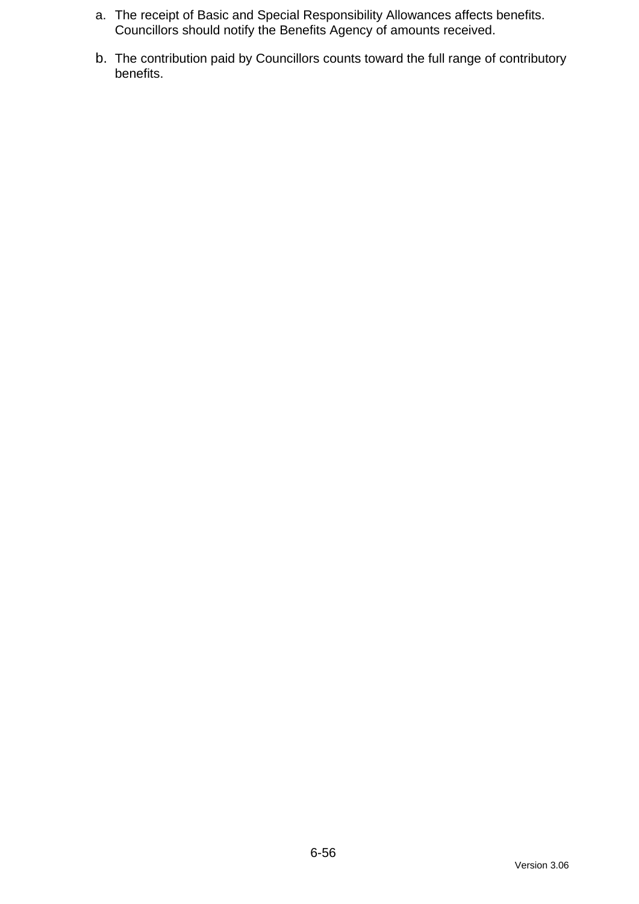a. The receipt of Basic and Special Responsibility Allowances affects benefits. Councillors should notify the Benefits Agency of amounts received.

b. The contribution paid by Councillors counts toward the full range of contributory benefits.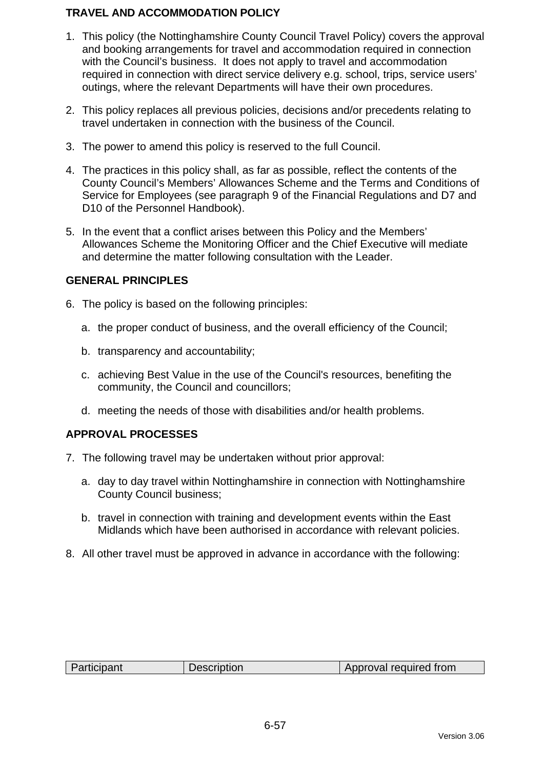# TRAVEL AND ACCOMMODATION POLICY

1. This policy (the Nottinghamshire County Council Travel Policy) covers the approval and booking arrangements for travel and accommodation required in connection with the Council's business. It does not apply to travel and accommodation required in connection with direct service delivery e.g. school, trips, service users' outings, where the relevant Departments will have their own procedures.

2. This policy replaces all previous policies, decisions and/or precedents relating to travel undertaken in connection with the business of the Council.

3. The power to amend this policy is reserved to the full Council.

4. The practices in this policy shall, as far as possible, reflect the contents of the County Council's Members' Allowances Scheme and the Terms and Conditions of Service for Employees (see paragraph 9 of the Financial Regulations and D7 and D10 of the Personnel Handbook).

5. In the event that a conflict arises between this Policy and the Members' Allowances Scheme the Monitoring Officer and the Chief Executive will mediate and determine the matter following consultation with the Leader.

## GENERAL PRINCIPLES

6. The policy is based on the following principles:

   a. the proper conduct of business, and the overall efficiency of the Council;

   b. transparency and accountability;

   c. achieving Best Value in the use of the Council's resources, benefiting the community, the Council and councillors;

   d. meeting the needs of those with disabilities and/or health problems.

## APPROVAL PROCESSES

7. The following travel may be undertaken without prior approval:

   a. day to day travel within Nottinghamshire in connection with Nottinghamshire County Council business;

   b. travel in connection with training and development events within the East Midlands which have been authorised in accordance with relevant policies.

8. All other travel must be approved in advance in accordance with the following:

| Participant | Description | Approval required from |
|---|---|---|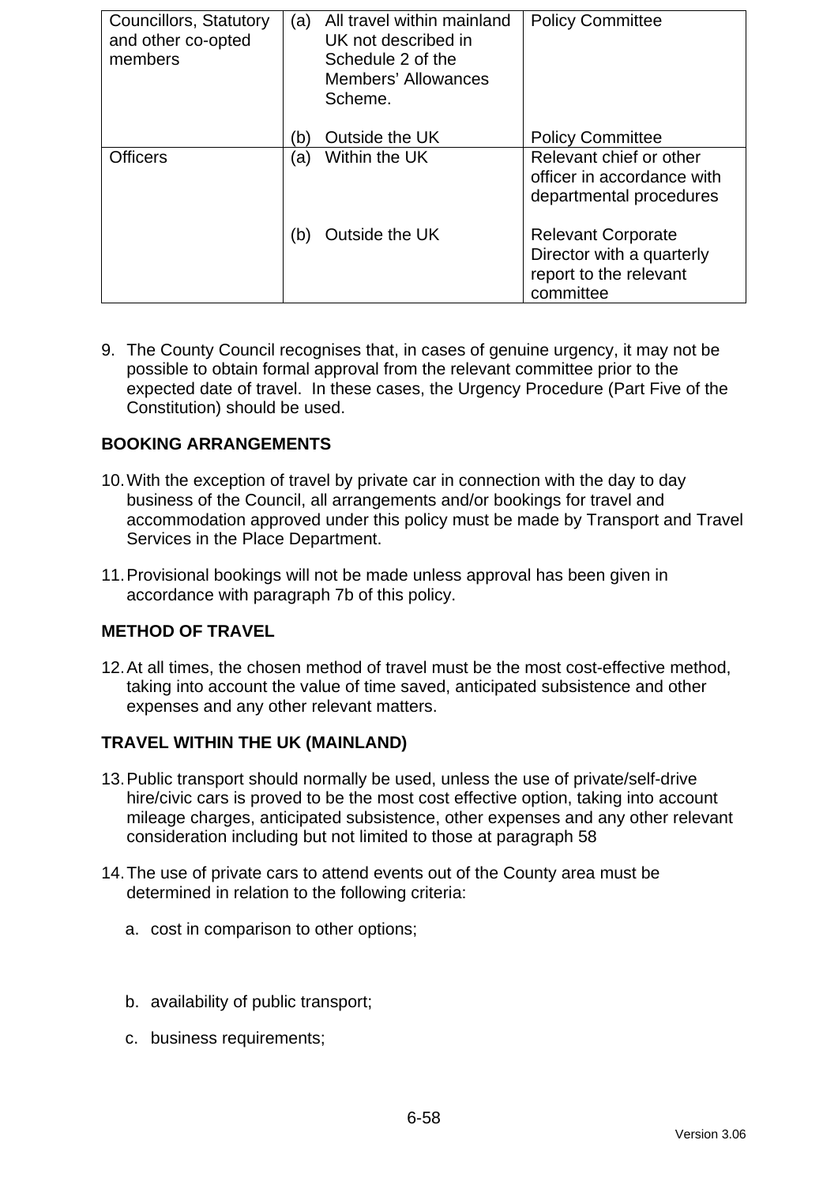| | | |
|---|---|---|
| Councillors, Statutory and other co-opted members | (a) All travel within mainland UK not described in Schedule 2 of the Members' Allowances Scheme.<br><br>(b) Outside the UK | Policy Committee<br><br><br><br><br>Policy Committee |
| Officers | (a) Within the UK<br><br><br><br>(b) Outside the UK | Relevant chief or other officer in accordance with departmental procedures<br><br>Relevant Corporate Director with a quarterly report to the relevant committee |

9. The County Council recognises that, in cases of genuine urgency, it may not be possible to obtain formal approval from the relevant committee prior to the expected date of travel. In these cases, the Urgency Procedure (Part Five of the Constitution) should be used.

**BOOKING ARRANGEMENTS**

10. With the exception of travel by private car in connection with the day to day business of the Council, all arrangements and/or bookings for travel and accommodation approved under this policy must be made by Transport and Travel Services in the Place Department.

11. Provisional bookings will not be made unless approval has been given in accordance with paragraph 7b of this policy.

**METHOD OF TRAVEL**

12. At all times, the chosen method of travel must be the most cost-effective method, taking into account the value of time saved, anticipated subsistence and other expenses and any other relevant matters.

**TRAVEL WITHIN THE UK (MAINLAND)**

13. Public transport should normally be used, unless the use of private/self-drive hire/civic cars is proved to be the most cost effective option, taking into account mileage charges, anticipated subsistence, other expenses and any other relevant consideration including but not limited to those at paragraph 58

14. The use of private cars to attend events out of the County area must be determined in relation to the following criteria:

    a. cost in comparison to other options;

    b. availability of public transport;

    c. business requirements;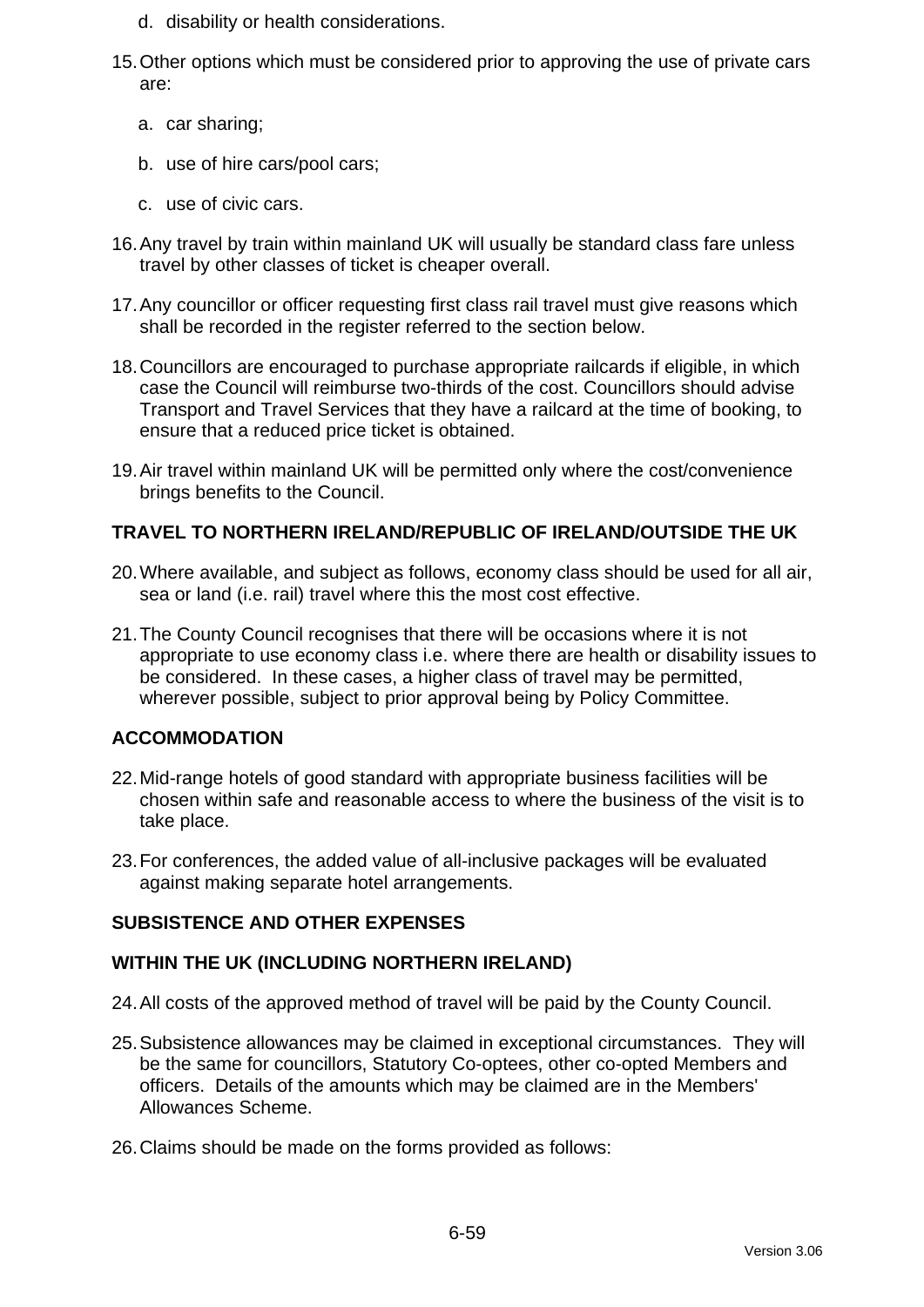d. disability or health considerations.

15. Other options which must be considered prior to approving the use of private cars are:

    a. car sharing;

    b. use of hire cars/pool cars;

    c. use of civic cars.

16. Any travel by train within mainland UK will usually be standard class fare unless travel by other classes of ticket is cheaper overall.

17. Any councillor or officer requesting first class rail travel must give reasons which shall be recorded in the register referred to the section below.

18. Councillors are encouraged to purchase appropriate railcards if eligible, in which case the Council will reimburse two-thirds of the cost. Councillors should advise Transport and Travel Services that they have a railcard at the time of booking, to ensure that a reduced price ticket is obtained.

19. Air travel within mainland UK will be permitted only where the cost/convenience brings benefits to the Council.

**TRAVEL TO NORTHERN IRELAND/REPUBLIC OF IRELAND/OUTSIDE THE UK**

20. Where available, and subject as follows, economy class should be used for all air, sea or land (i.e. rail) travel where this the most cost effective.

21. The County Council recognises that there will be occasions where it is not appropriate to use economy class i.e. where there are health or disability issues to be considered. In these cases, a higher class of travel may be permitted, wherever possible, subject to prior approval being by Policy Committee.

**ACCOMMODATION**

22. Mid-range hotels of good standard with appropriate business facilities will be chosen within safe and reasonable access to where the business of the visit is to take place.

23. For conferences, the added value of all-inclusive packages will be evaluated against making separate hotel arrangements.

**SUBSISTENCE AND OTHER EXPENSES**

**WITHIN THE UK (INCLUDING NORTHERN IRELAND)**

24. All costs of the approved method of travel will be paid by the County Council.

25. Subsistence allowances may be claimed in exceptional circumstances. They will be the same for councillors, Statutory Co-optees, other co-opted Members and officers. Details of the amounts which may be claimed are in the Members' Allowances Scheme.

26. Claims should be made on the forms provided as follows: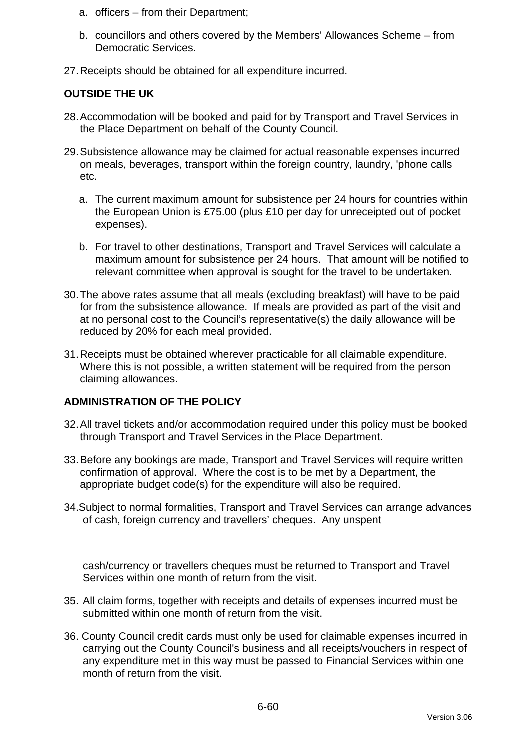a. officers – from their Department;

b. councillors and others covered by the Members' Allowances Scheme – from Democratic Services.

27. Receipts should be obtained for all expenditure incurred.

**OUTSIDE THE UK**

28. Accommodation will be booked and paid for by Transport and Travel Services in the Place Department on behalf of the County Council.

29. Subsistence allowance may be claimed for actual reasonable expenses incurred on meals, beverages, transport within the foreign country, laundry, 'phone calls etc.

   a. The current maximum amount for subsistence per 24 hours for countries within the European Union is £75.00 (plus £10 per day for unreceipted out of pocket expenses).

   b. For travel to other destinations, Transport and Travel Services will calculate a maximum amount for subsistence per 24 hours. That amount will be notified to relevant committee when approval is sought for the travel to be undertaken.

30. The above rates assume that all meals (excluding breakfast) will have to be paid for from the subsistence allowance. If meals are provided as part of the visit and at no personal cost to the Council's representative(s) the daily allowance will be reduced by 20% for each meal provided.

31. Receipts must be obtained wherever practicable for all claimable expenditure. Where this is not possible, a written statement will be required from the person claiming allowances.

**ADMINISTRATION OF THE POLICY**

32. All travel tickets and/or accommodation required under this policy must be booked through Transport and Travel Services in the Place Department.

33. Before any bookings are made, Transport and Travel Services will require written confirmation of approval. Where the cost is to be met by a Department, the appropriate budget code(s) for the expenditure will also be required.

34. Subject to normal formalities, Transport and Travel Services can arrange advances of cash, foreign currency and travellers' cheques. Any unspent cash/currency or travellers cheques must be returned to Transport and Travel Services within one month of return from the visit.

35. All claim forms, together with receipts and details of expenses incurred must be submitted within one month of return from the visit.

36. County Council credit cards must only be used for claimable expenses incurred in carrying out the County Council's business and all receipts/vouchers in respect of any expenditure met in this way must be passed to Financial Services within one month of return from the visit.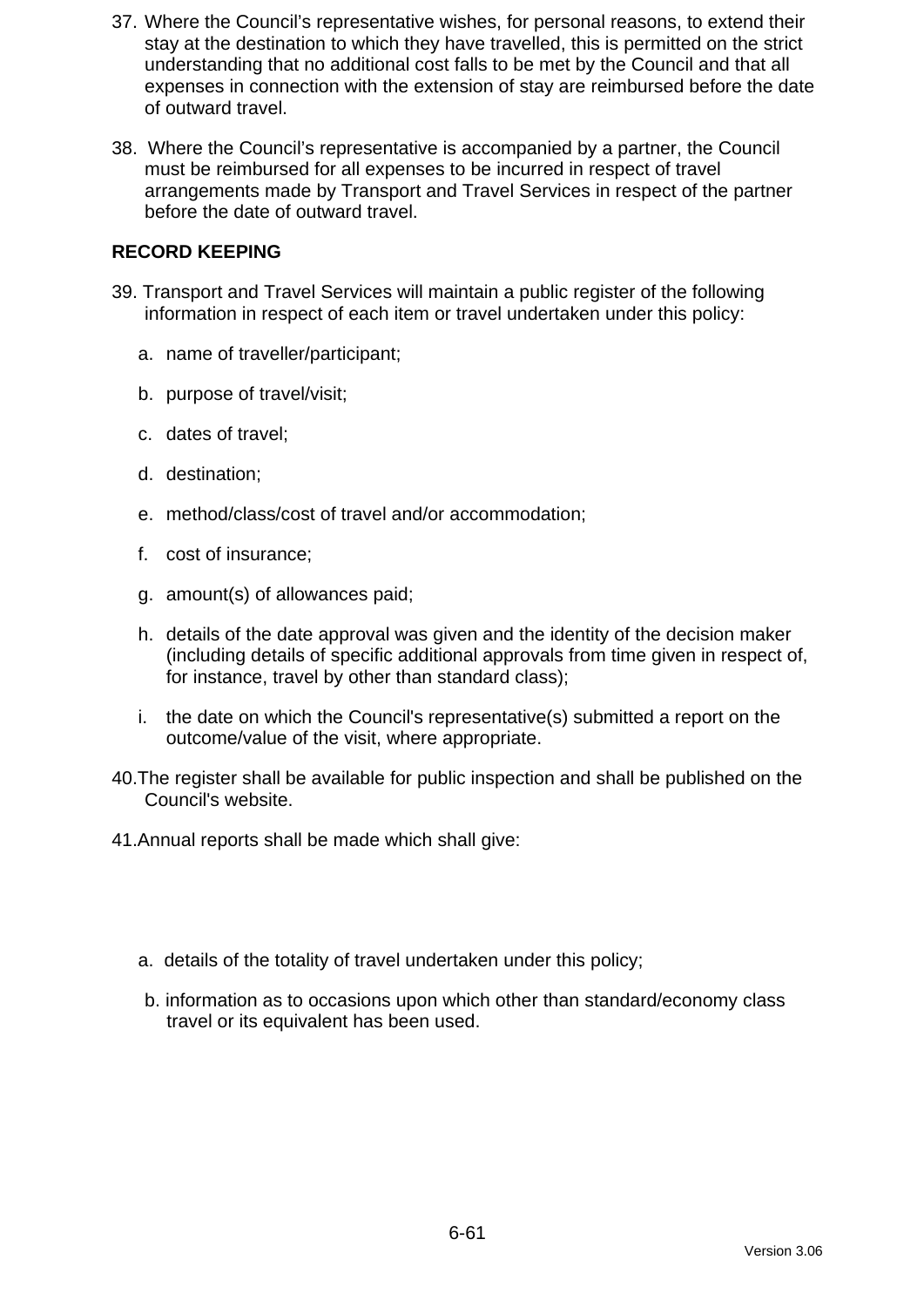37. Where the Council's representative wishes, for personal reasons, to extend their stay at the destination to which they have travelled, this is permitted on the strict understanding that no additional cost falls to be met by the Council and that all expenses in connection with the extension of stay are reimbursed before the date of outward travel.

38. Where the Council's representative is accompanied by a partner, the Council must be reimbursed for all expenses to be incurred in respect of travel arrangements made by Transport and Travel Services in respect of the partner before the date of outward travel.

**RECORD KEEPING**

39. Transport and Travel Services will maintain a public register of the following information in respect of each item or travel undertaken under this policy:

    a. name of traveller/participant;

    b. purpose of travel/visit;

    c. dates of travel;

    d. destination;

    e. method/class/cost of travel and/or accommodation;

    f. cost of insurance;

    g. amount(s) of allowances paid;

    h. details of the date approval was given and the identity of the decision maker (including details of specific additional approvals from time given in respect of, for instance, travel by other than standard class);

    i. the date on which the Council's representative(s) submitted a report on the outcome/value of the visit, where appropriate.

40. The register shall be available for public inspection and shall be published on the Council's website.

41. Annual reports shall be made which shall give:

    a. details of the totality of travel undertaken under this policy;

    b. information as to occasions upon which other than standard/economy class travel or its equivalent has been used.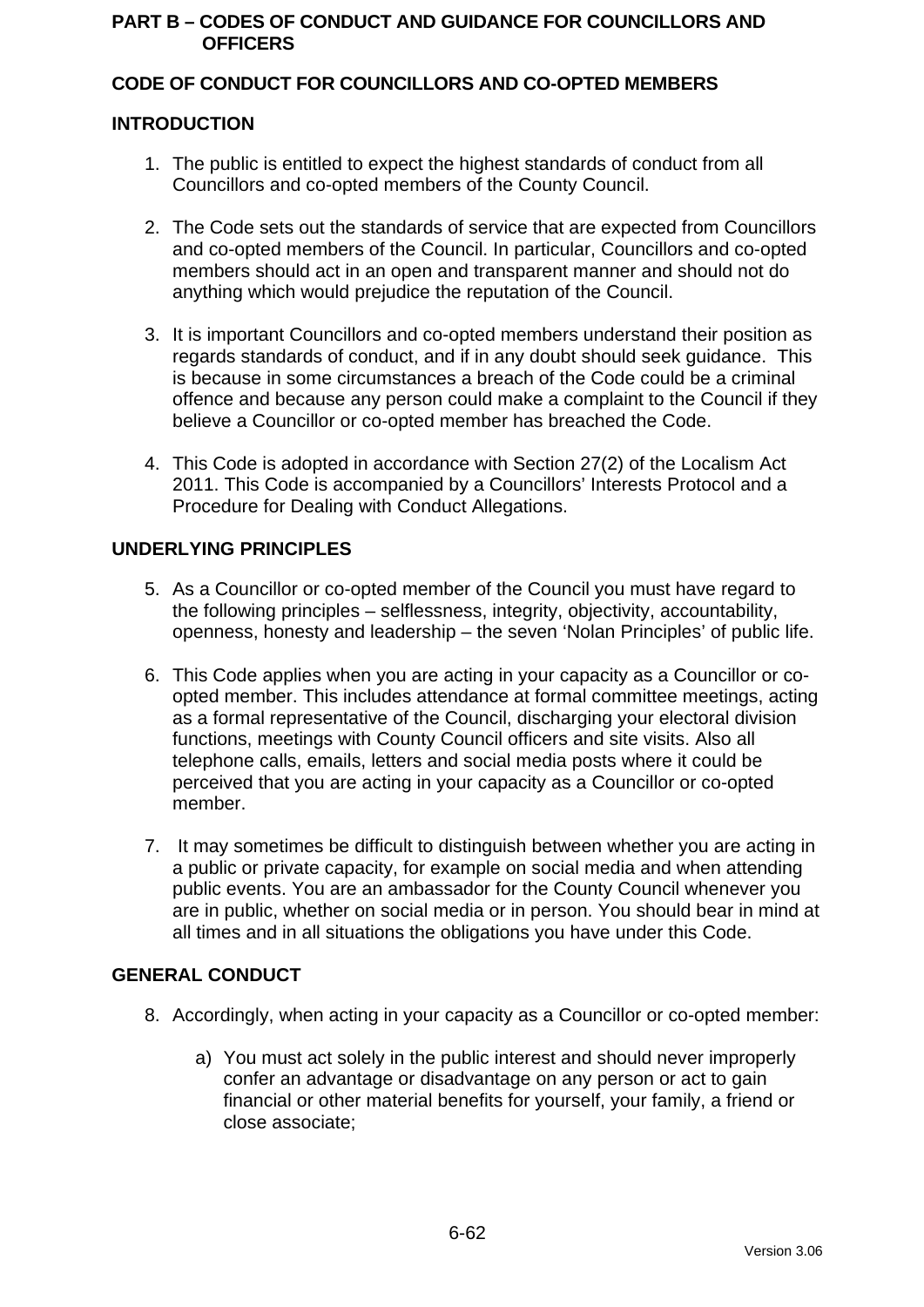# PART B – CODES OF CONDUCT AND GUIDANCE FOR COUNCILLORS AND OFFICERS

## CODE OF CONDUCT FOR COUNCILLORS AND CO-OPTED MEMBERS

### INTRODUCTION

1. The public is entitled to expect the highest standards of conduct from all Councillors and co-opted members of the County Council.

2. The Code sets out the standards of service that are expected from Councillors and co-opted members of the Council. In particular, Councillors and co-opted members should act in an open and transparent manner and should not do anything which would prejudice the reputation of the Council.

3. It is important Councillors and co-opted members understand their position as regards standards of conduct, and if in any doubt should seek guidance. This is because in some circumstances a breach of the Code could be a criminal offence and because any person could make a complaint to the Council if they believe a Councillor or co-opted member has breached the Code.

4. This Code is adopted in accordance with Section 27(2) of the Localism Act 2011. This Code is accompanied by a Councillors' Interests Protocol and a Procedure for Dealing with Conduct Allegations.

### UNDERLYING PRINCIPLES

5. As a Councillor or co-opted member of the Council you must have regard to the following principles – selflessness, integrity, objectivity, accountability, openness, honesty and leadership – the seven 'Nolan Principles' of public life.

6. This Code applies when you are acting in your capacity as a Councillor or co-opted member. This includes attendance at formal committee meetings, acting as a formal representative of the Council, discharging your electoral division functions, meetings with County Council officers and site visits. Also all telephone calls, emails, letters and social media posts where it could be perceived that you are acting in your capacity as a Councillor or co-opted member.

7. It may sometimes be difficult to distinguish between whether you are acting in a public or private capacity, for example on social media and when attending public events. You are an ambassador for the County Council whenever you are in public, whether on social media or in person. You should bear in mind at all times and in all situations the obligations you have under this Code.

### GENERAL CONDUCT

8. Accordingly, when acting in your capacity as a Councillor or co-opted member:

    a) You must act solely in the public interest and should never improperly confer an advantage or disadvantage on any person or act to gain financial or other material benefits for yourself, your family, a friend or close associate;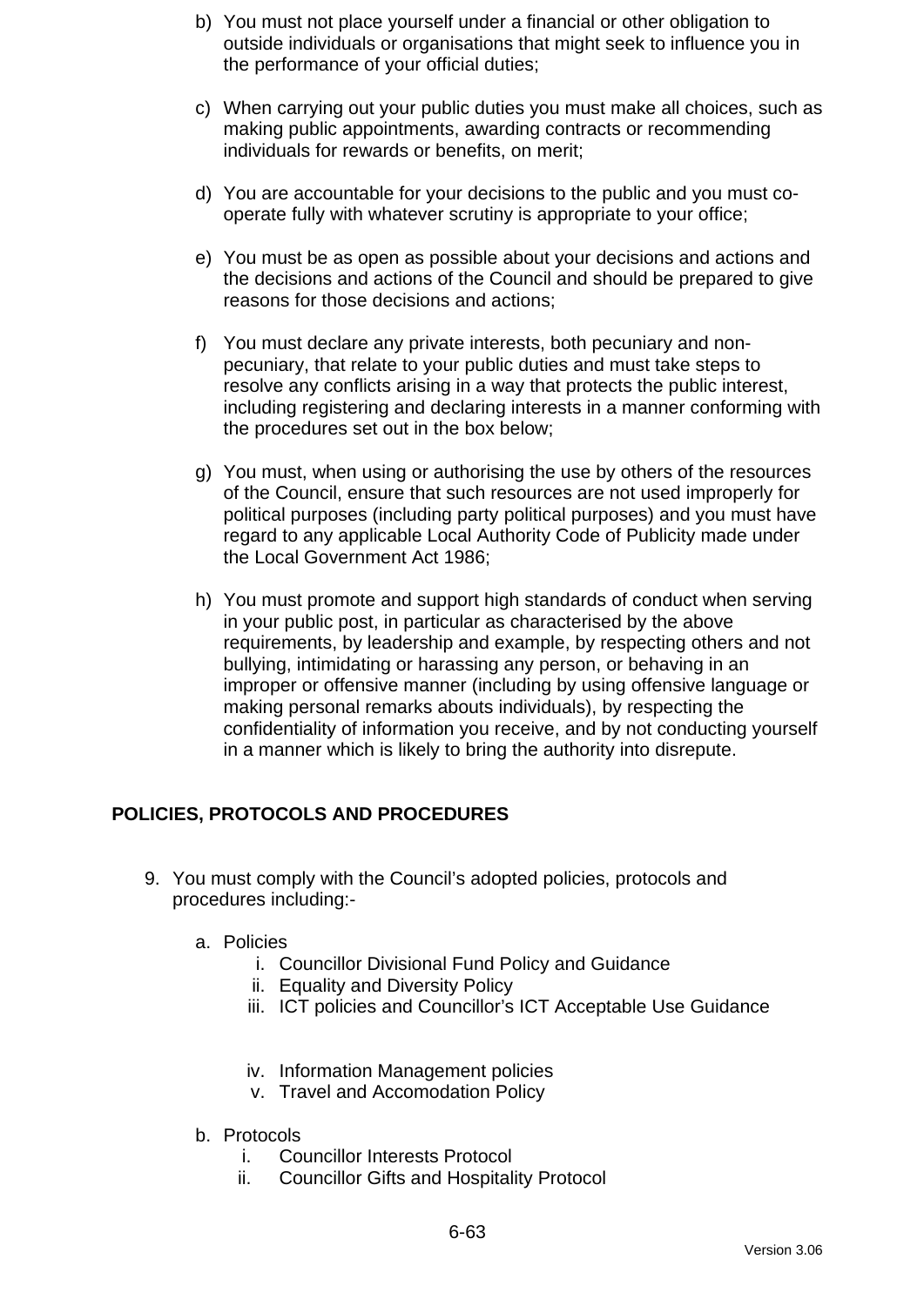b) You must not place yourself under a financial or other obligation to outside individuals or organisations that might seek to influence you in the performance of your official duties;

c) When carrying out your public duties you must make all choices, such as making public appointments, awarding contracts or recommending individuals for rewards or benefits, on merit;

d) You are accountable for your decisions to the public and you must co-operate fully with whatever scrutiny is appropriate to your office;

e) You must be as open as possible about your decisions and actions and the decisions and actions of the Council and should be prepared to give reasons for those decisions and actions;

f) You must declare any private interests, both pecuniary and non-pecuniary, that relate to your public duties and must take steps to resolve any conflicts arising in a way that protects the public interest, including registering and declaring interests in a manner conforming with the procedures set out in the box below;

g) You must, when using or authorising the use by others of the resources of the Council, ensure that such resources are not used improperly for political purposes (including party political purposes) and you must have regard to any applicable Local Authority Code of Publicity made under the Local Government Act 1986;

h) You must promote and support high standards of conduct when serving in your public post, in particular as characterised by the above requirements, by leadership and example, by respecting others and not bullying, intimidating or harassing any person, or behaving in an improper or offensive manner (including by using offensive language or making personal remarks abouts individuals), by respecting the confidentiality of information you receive, and by not conducting yourself in a manner which is likely to bring the authority into disrepute.

## POLICIES, PROTOCOLS AND PROCEDURES

9. You must comply with the Council's adopted policies, protocols and procedures including:-

   a. Policies
      i. Councillor Divisional Fund Policy and Guidance
      ii. Equality and Diversity Policy
      iii. ICT policies and Councillor's ICT Acceptable Use Guidance
      iv. Information Management policies
      v. Travel and Accomodation Policy

   b. Protocols
      i. Councillor Interests Protocol
      ii. Councillor Gifts and Hospitality Protocol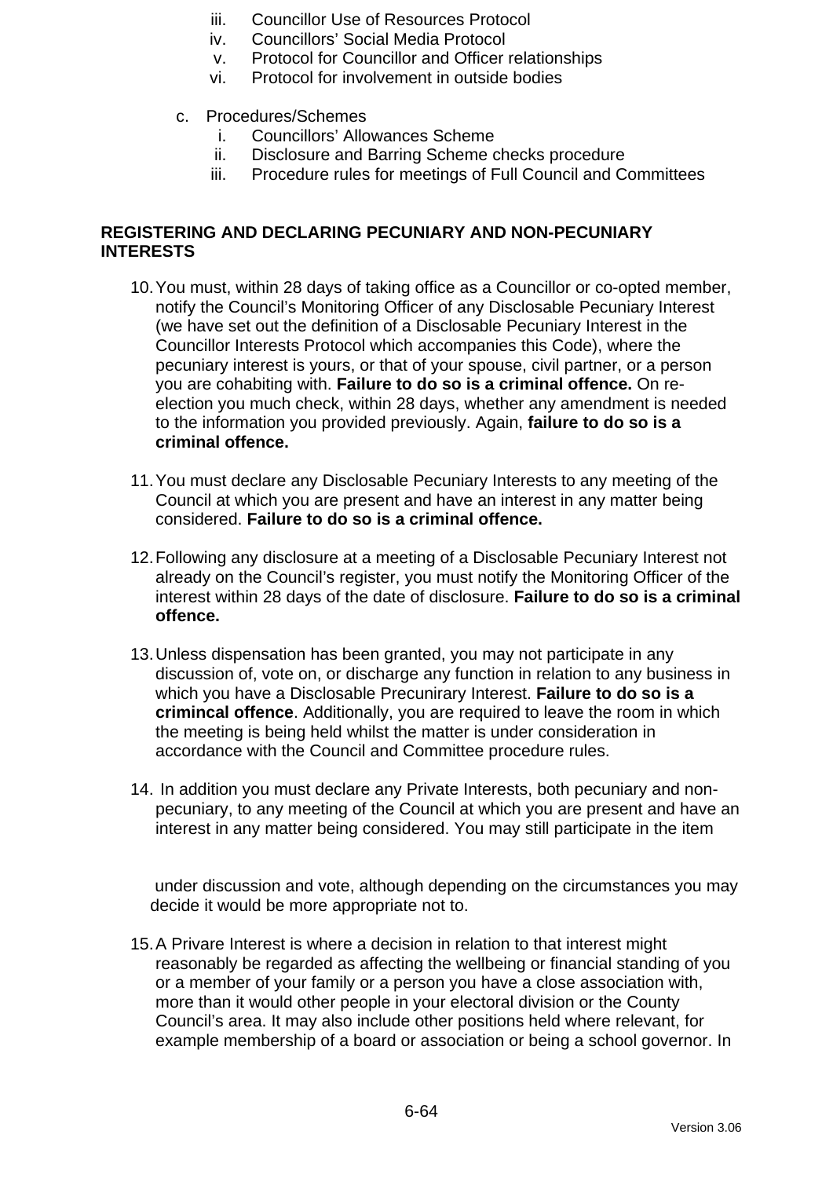iii. Councillor Use of Resources Protocol
   iv. Councillors' Social Media Protocol
   v. Protocol for Councillor and Officer relationships
   vi. Protocol for involvement in outside bodies

c. Procedures/Schemes
   i. Councillors' Allowances Scheme
   ii. Disclosure and Barring Scheme checks procedure
   iii. Procedure rules for meetings of Full Council and Committees

**REGISTERING AND DECLARING PECUNIARY AND NON-PECUNIARY INTERESTS**

10. You must, within 28 days of taking office as a Councillor or co-opted member, notify the Council's Monitoring Officer of any Disclosable Pecuniary Interest (we have set out the definition of a Disclosable Pecuniary Interest in the Councillor Interests Protocol which accompanies this Code), where the pecuniary interest is yours, or that of your spouse, civil partner, or a person you are cohabiting with. **Failure to do so is a criminal offence.** On re-election you much check, within 28 days, whether any amendment is needed to the information you provided previously. Again, **failure to do so is a criminal offence.**

11. You must declare any Disclosable Pecuniary Interests to any meeting of the Council at which you are present and have an interest in any matter being considered. **Failure to do so is a criminal offence.**

12. Following any disclosure at a meeting of a Disclosable Pecuniary Interest not already on the Council's register, you must notify the Monitoring Officer of the interest within 28 days of the date of disclosure. **Failure to do so is a criminal offence.**

13. Unless dispensation has been granted, you may not participate in any discussion of, vote on, or discharge any function in relation to any business in which you have a Disclosable Precunirary Interest. **Failure to do so is a crimincal offence**. Additionally, you are required to leave the room in which the meeting is being held whilst the matter is under consideration in accordance with the Council and Committee procedure rules.

14. In addition you must declare any Private Interests, both pecuniary and non-pecuniary, to any meeting of the Council at which you are present and have an interest in any matter being considered. You may still participate in the item under discussion and vote, although depending on the circumstances you may decide it would be more appropriate not to.

15. A Privare Interest is where a decision in relation to that interest might reasonably be regarded as affecting the wellbeing or financial standing of you or a member of your family or a person you have a close association with, more than it would other people in your electoral division or the County Council's area. It may also include other positions held where relevant, for example membership of a board or association or being a school governor. In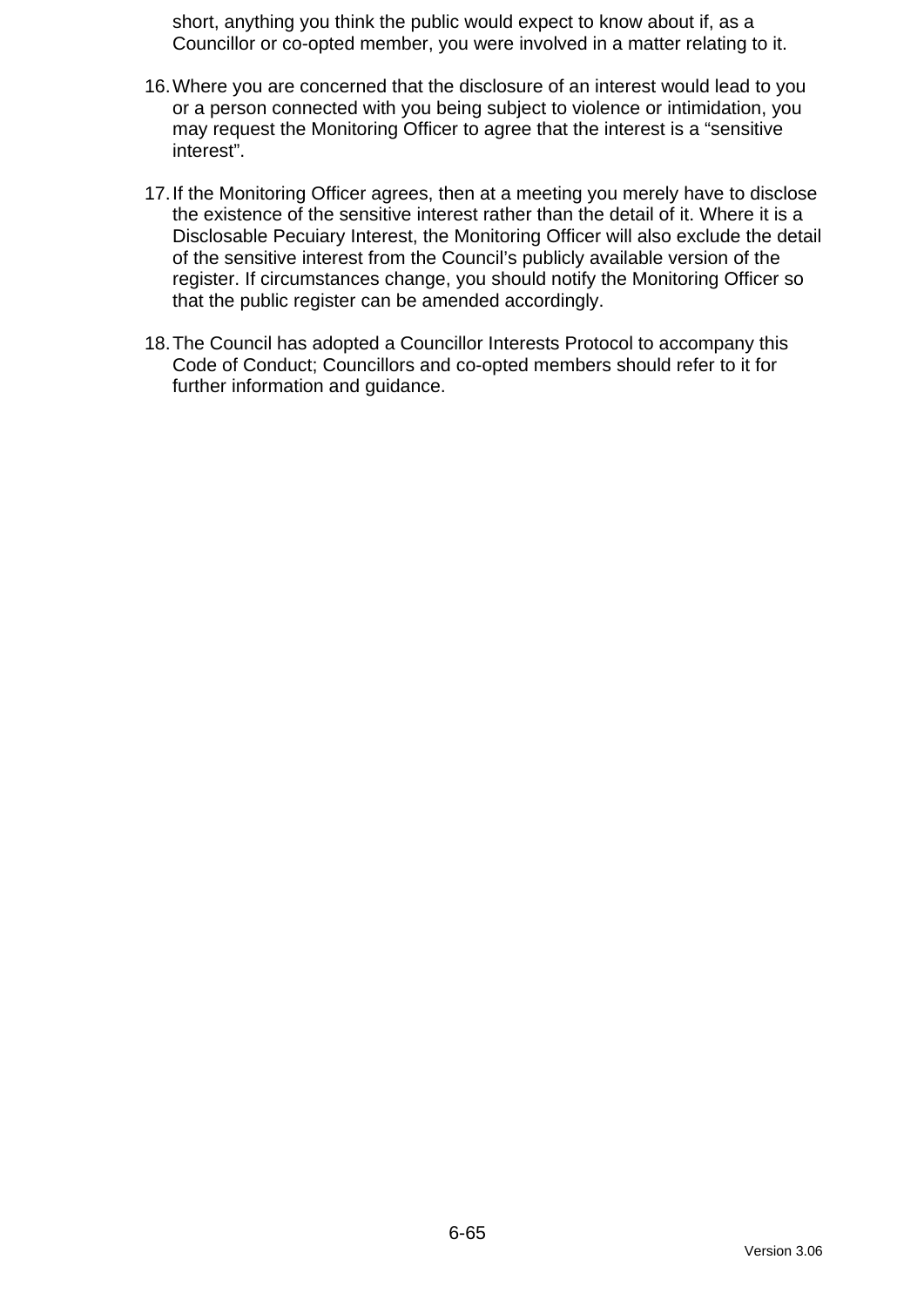short, anything you think the public would expect to know about if, as a Councillor or co-opted member, you were involved in a matter relating to it.

16. Where you are concerned that the disclosure of an interest would lead to you or a person connected with you being subject to violence or intimidation, you may request the Monitoring Officer to agree that the interest is a "sensitive interest".

17. If the Monitoring Officer agrees, then at a meeting you merely have to disclose the existence of the sensitive interest rather than the detail of it. Where it is a Disclosable Pecuiary Interest, the Monitoring Officer will also exclude the detail of the sensitive interest from the Council's publicly available version of the register. If circumstances change, you should notify the Monitoring Officer so that the public register can be amended accordingly.

18. The Council has adopted a Councillor Interests Protocol to accompany this Code of Conduct; Councillors and co-opted members should refer to it for further information and guidance.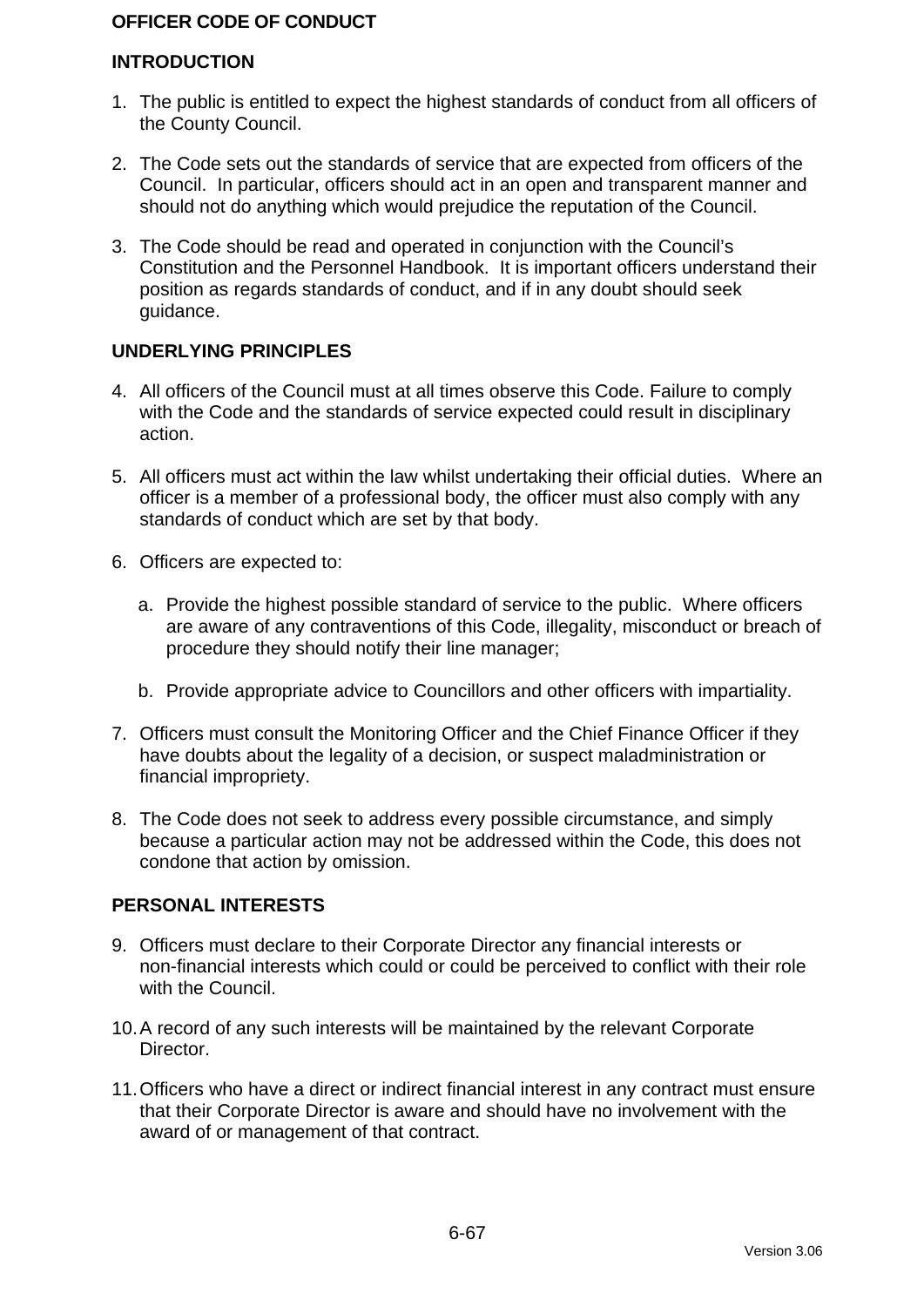# OFFICER CODE OF CONDUCT

## INTRODUCTION

1. The public is entitled to expect the highest standards of conduct from all officers of the County Council.

2. The Code sets out the standards of service that are expected from officers of the Council. In particular, officers should act in an open and transparent manner and should not do anything which would prejudice the reputation of the Council.

3. The Code should be read and operated in conjunction with the Council's Constitution and the Personnel Handbook. It is important officers understand their position as regards standards of conduct, and if in any doubt should seek guidance.

## UNDERLYING PRINCIPLES

4. All officers of the Council must at all times observe this Code. Failure to comply with the Code and the standards of service expected could result in disciplinary action.

5. All officers must act within the law whilst undertaking their official duties. Where an officer is a member of a professional body, the officer must also comply with any standards of conduct which are set by that body.

6. Officers are expected to:

   a. Provide the highest possible standard of service to the public. Where officers are aware of any contraventions of this Code, illegality, misconduct or breach of procedure they should notify their line manager;

   b. Provide appropriate advice to Councillors and other officers with impartiality.

7. Officers must consult the Monitoring Officer and the Chief Finance Officer if they have doubts about the legality of a decision, or suspect maladministration or financial impropriety.

8. The Code does not seek to address every possible circumstance, and simply because a particular action may not be addressed within the Code, this does not condone that action by omission.

## PERSONAL INTERESTS

9. Officers must declare to their Corporate Director any financial interests or non-financial interests which could or could be perceived to conflict with their role with the Council.

10. A record of any such interests will be maintained by the relevant Corporate Director.

11. Officers who have a direct or indirect financial interest in any contract must ensure that their Corporate Director is aware and should have no involvement with the award of or management of that contract.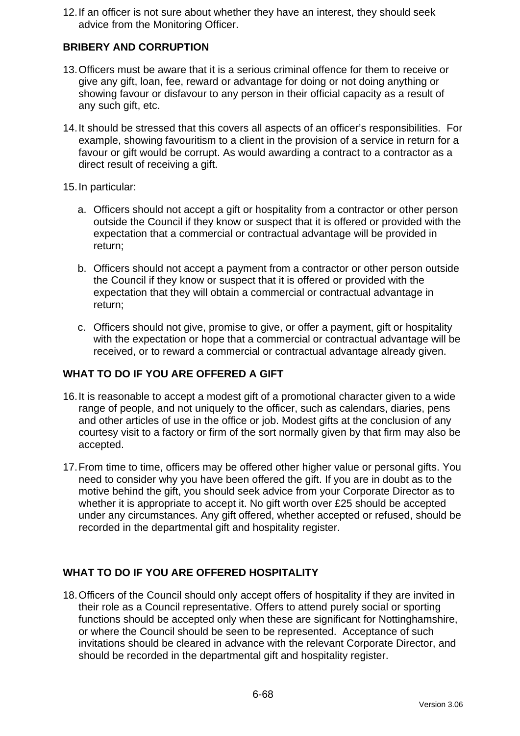12. If an officer is not sure about whether they have an interest, they should seek advice from the Monitoring Officer.

## BRIBERY AND CORRUPTION

13. Officers must be aware that it is a serious criminal offence for them to receive or give any gift, loan, fee, reward or advantage for doing or not doing anything or showing favour or disfavour to any person in their official capacity as a result of any such gift, etc.

14. It should be stressed that this covers all aspects of an officer's responsibilities. For example, showing favouritism to a client in the provision of a service in return for a favour or gift would be corrupt. As would awarding a contract to a contractor as a direct result of receiving a gift.

15. In particular:

    a. Officers should not accept a gift or hospitality from a contractor or other person outside the Council if they know or suspect that it is offered or provided with the expectation that a commercial or contractual advantage will be provided in return;

    b. Officers should not accept a payment from a contractor or other person outside the Council if they know or suspect that it is offered or provided with the expectation that they will obtain a commercial or contractual advantage in return;

    c. Officers should not give, promise to give, or offer a payment, gift or hospitality with the expectation or hope that a commercial or contractual advantage will be received, or to reward a commercial or contractual advantage already given.

## WHAT TO DO IF YOU ARE OFFERED A GIFT

16. It is reasonable to accept a modest gift of a promotional character given to a wide range of people, and not uniquely to the officer, such as calendars, diaries, pens and other articles of use in the office or job. Modest gifts at the conclusion of any courtesy visit to a factory or firm of the sort normally given by that firm may also be accepted.

17. From time to time, officers may be offered other higher value or personal gifts. You need to consider why you have been offered the gift. If you are in doubt as to the motive behind the gift, you should seek advice from your Corporate Director as to whether it is appropriate to accept it. No gift worth over £25 should be accepted under any circumstances. Any gift offered, whether accepted or refused, should be recorded in the departmental gift and hospitality register.

## WHAT TO DO IF YOU ARE OFFERED HOSPITALITY

18. Officers of the Council should only accept offers of hospitality if they are invited in their role as a Council representative. Offers to attend purely social or sporting functions should be accepted only when these are significant for Nottinghamshire, or where the Council should be seen to be represented. Acceptance of such invitations should be cleared in advance with the relevant Corporate Director, and should be recorded in the departmental gift and hospitality register.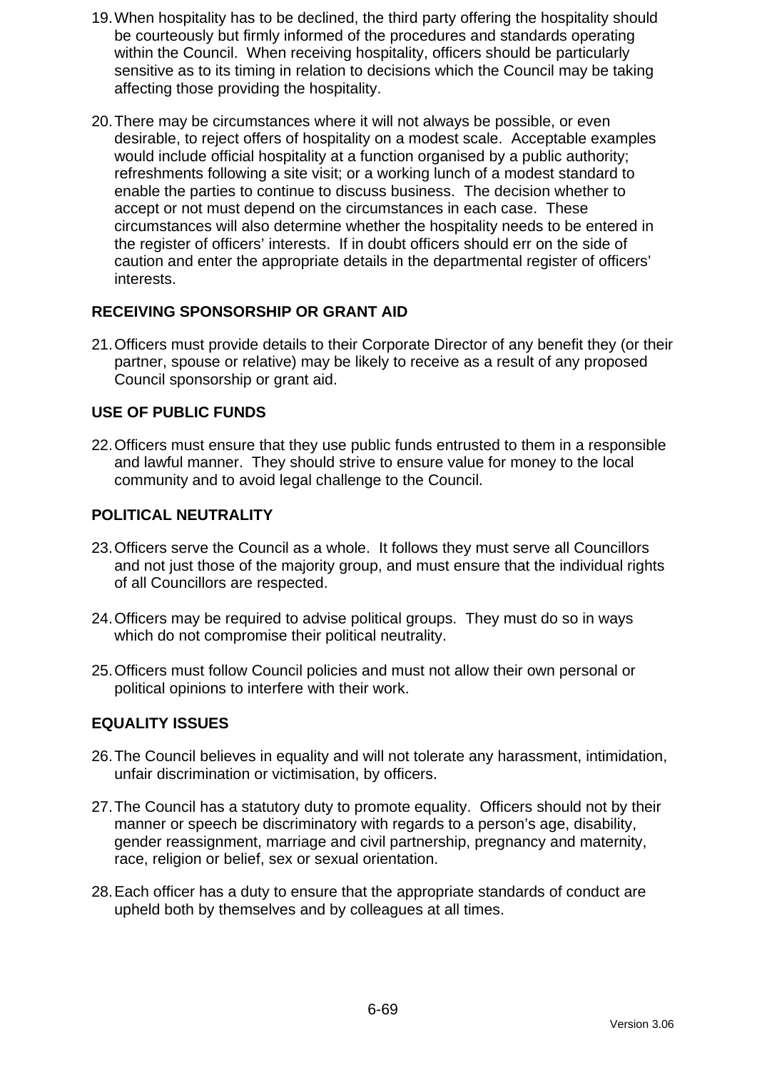19. When hospitality has to be declined, the third party offering the hospitality should be courteously but firmly informed of the procedures and standards operating within the Council. When receiving hospitality, officers should be particularly sensitive as to its timing in relation to decisions which the Council may be taking affecting those providing the hospitality.

20. There may be circumstances where it will not always be possible, or even desirable, to reject offers of hospitality on a modest scale. Acceptable examples would include official hospitality at a function organised by a public authority; refreshments following a site visit; or a working lunch of a modest standard to enable the parties to continue to discuss business. The decision whether to accept or not must depend on the circumstances in each case. These circumstances will also determine whether the hospitality needs to be entered in the register of officers' interests. If in doubt officers should err on the side of caution and enter the appropriate details in the departmental register of officers' interests.

## RECEIVING SPONSORSHIP OR GRANT AID

21. Officers must provide details to their Corporate Director of any benefit they (or their partner, spouse or relative) may be likely to receive as a result of any proposed Council sponsorship or grant aid.

## USE OF PUBLIC FUNDS

22. Officers must ensure that they use public funds entrusted to them in a responsible and lawful manner. They should strive to ensure value for money to the local community and to avoid legal challenge to the Council.

## POLITICAL NEUTRALITY

23. Officers serve the Council as a whole. It follows they must serve all Councillors and not just those of the majority group, and must ensure that the individual rights of all Councillors are respected.

24. Officers may be required to advise political groups. They must do so in ways which do not compromise their political neutrality.

25. Officers must follow Council policies and must not allow their own personal or political opinions to interfere with their work.

## EQUALITY ISSUES

26. The Council believes in equality and will not tolerate any harassment, intimidation, unfair discrimination or victimisation, by officers.

27. The Council has a statutory duty to promote equality. Officers should not by their manner or speech be discriminatory with regards to a person's age, disability, gender reassignment, marriage and civil partnership, pregnancy and maternity, race, religion or belief, sex or sexual orientation.

28. Each officer has a duty to ensure that the appropriate standards of conduct are upheld both by themselves and by colleagues at all times.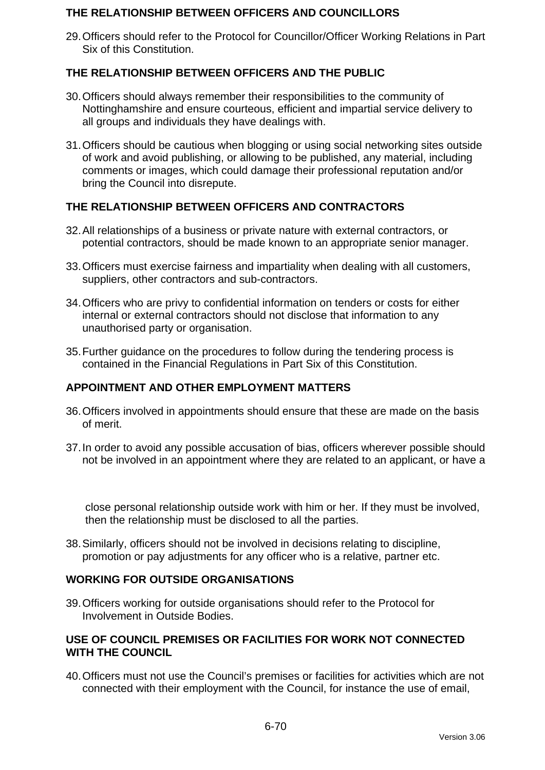## THE RELATIONSHIP BETWEEN OFFICERS AND COUNCILLORS

29. Officers should refer to the Protocol for Councillor/Officer Working Relations in Part Six of this Constitution.

## THE RELATIONSHIP BETWEEN OFFICERS AND THE PUBLIC

30. Officers should always remember their responsibilities to the community of Nottinghamshire and ensure courteous, efficient and impartial service delivery to all groups and individuals they have dealings with.

31. Officers should be cautious when blogging or using social networking sites outside of work and avoid publishing, or allowing to be published, any material, including comments or images, which could damage their professional reputation and/or bring the Council into disrepute.

## THE RELATIONSHIP BETWEEN OFFICERS AND CONTRACTORS

32. All relationships of a business or private nature with external contractors, or potential contractors, should be made known to an appropriate senior manager.

33. Officers must exercise fairness and impartiality when dealing with all customers, suppliers, other contractors and sub-contractors.

34. Officers who are privy to confidential information on tenders or costs for either internal or external contractors should not disclose that information to any unauthorised party or organisation.

35. Further guidance on the procedures to follow during the tendering process is contained in the Financial Regulations in Part Six of this Constitution.

## APPOINTMENT AND OTHER EMPLOYMENT MATTERS

36. Officers involved in appointments should ensure that these are made on the basis of merit.

37. In order to avoid any possible accusation of bias, officers wherever possible should not be involved in an appointment where they are related to an applicant, or have a close personal relationship outside work with him or her. If they must be involved, then the relationship must be disclosed to all the parties.

38. Similarly, officers should not be involved in decisions relating to discipline, promotion or pay adjustments for any officer who is a relative, partner etc.

## WORKING FOR OUTSIDE ORGANISATIONS

39. Officers working for outside organisations should refer to the Protocol for Involvement in Outside Bodies.

## USE OF COUNCIL PREMISES OR FACILITIES FOR WORK NOT CONNECTED WITH THE COUNCIL

40. Officers must not use the Council's premises or facilities for activities which are not connected with their employment with the Council, for instance the use of email,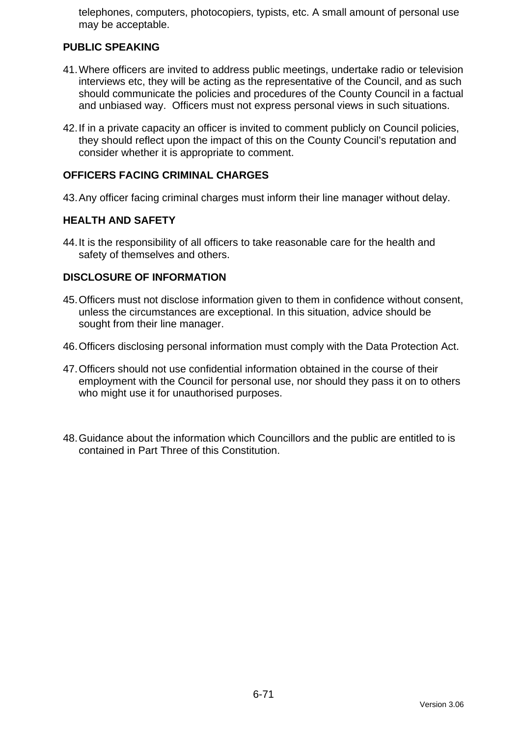telephones, computers, photocopiers, typists, etc. A small amount of personal use may be acceptable.

## PUBLIC SPEAKING

41. Where officers are invited to address public meetings, undertake radio or television interviews etc, they will be acting as the representative of the Council, and as such should communicate the policies and procedures of the County Council in a factual and unbiased way. Officers must not express personal views in such situations.

42. If in a private capacity an officer is invited to comment publicly on Council policies, they should reflect upon the impact of this on the County Council's reputation and consider whether it is appropriate to comment.

## OFFICERS FACING CRIMINAL CHARGES

43. Any officer facing criminal charges must inform their line manager without delay.

## HEALTH AND SAFETY

44. It is the responsibility of all officers to take reasonable care for the health and safety of themselves and others.

## DISCLOSURE OF INFORMATION

45. Officers must not disclose information given to them in confidence without consent, unless the circumstances are exceptional. In this situation, advice should be sought from their line manager.

46. Officers disclosing personal information must comply with the Data Protection Act.

47. Officers should not use confidential information obtained in the course of their employment with the Council for personal use, nor should they pass it on to others who might use it for unauthorised purposes.

48. Guidance about the information which Councillors and the public are entitled to is contained in Part Three of this Constitution.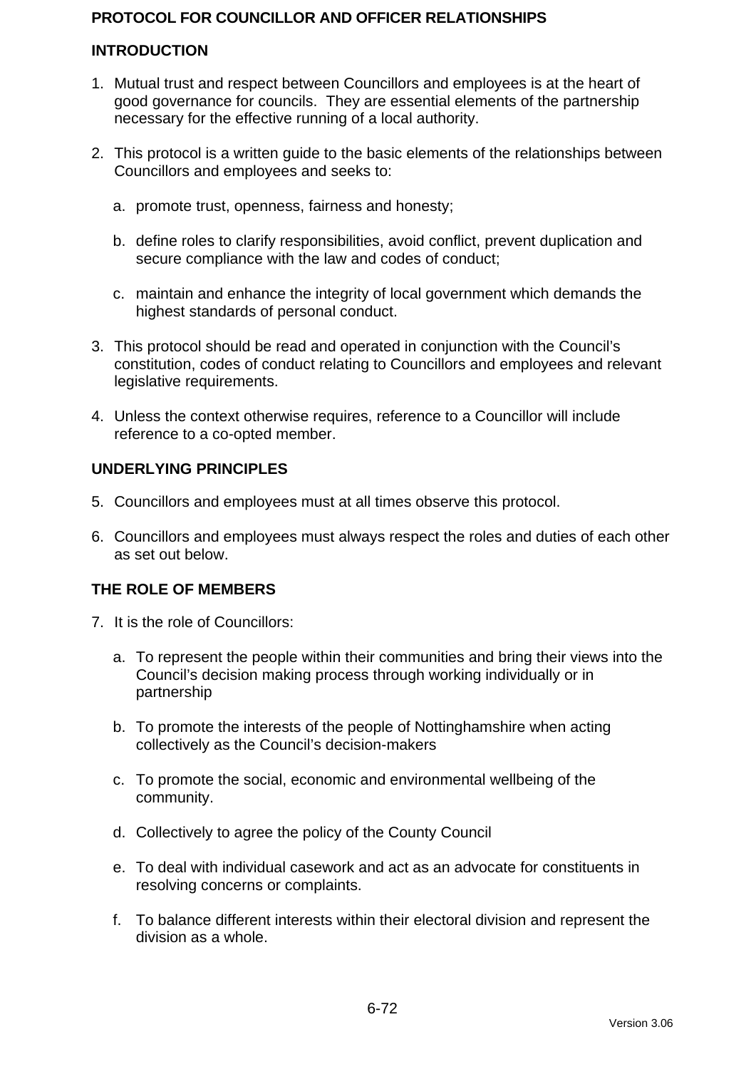# PROTOCOL FOR COUNCILLOR AND OFFICER RELATIONSHIPS

## INTRODUCTION

1. Mutual trust and respect between Councillors and employees is at the heart of good governance for councils. They are essential elements of the partnership necessary for the effective running of a local authority.

2. This protocol is a written guide to the basic elements of the relationships between Councillors and employees and seeks to:

   a. promote trust, openness, fairness and honesty;

   b. define roles to clarify responsibilities, avoid conflict, prevent duplication and secure compliance with the law and codes of conduct;

   c. maintain and enhance the integrity of local government which demands the highest standards of personal conduct.

3. This protocol should be read and operated in conjunction with the Council's constitution, codes of conduct relating to Councillors and employees and relevant legislative requirements.

4. Unless the context otherwise requires, reference to a Councillor will include reference to a co-opted member.

## UNDERLYING PRINCIPLES

5. Councillors and employees must at all times observe this protocol.

6. Councillors and employees must always respect the roles and duties of each other as set out below.

## THE ROLE OF MEMBERS

7. It is the role of Councillors:

   a. To represent the people within their communities and bring their views into the Council's decision making process through working individually or in partnership

   b. To promote the interests of the people of Nottinghamshire when acting collectively as the Council's decision-makers

   c. To promote the social, economic and environmental wellbeing of the community.

   d. Collectively to agree the policy of the County Council

   e. To deal with individual casework and act as an advocate for constituents in resolving concerns or complaints.

   f. To balance different interests within their electoral division and represent the division as a whole.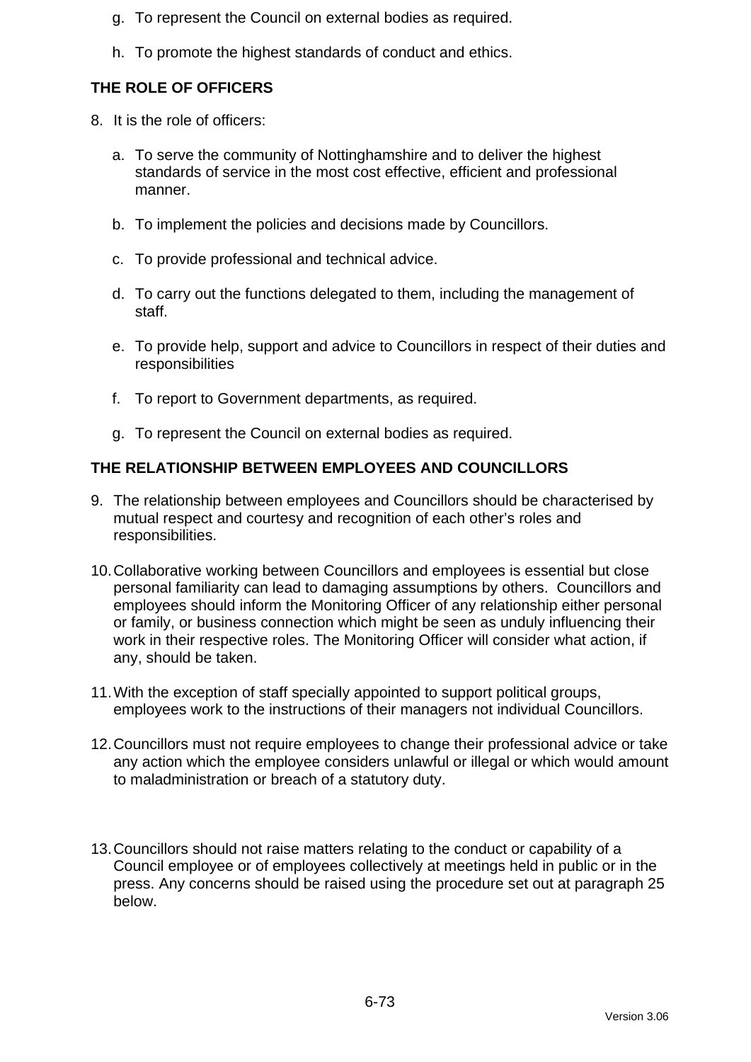g. To represent the Council on external bodies as required.

h. To promote the highest standards of conduct and ethics.

**THE ROLE OF OFFICERS**

8. It is the role of officers:

   a. To serve the community of Nottinghamshire and to deliver the highest standards of service in the most cost effective, efficient and professional manner.

   b. To implement the policies and decisions made by Councillors.

   c. To provide professional and technical advice.

   d. To carry out the functions delegated to them, including the management of staff.

   e. To provide help, support and advice to Councillors in respect of their duties and responsibilities

   f. To report to Government departments, as required.

   g. To represent the Council on external bodies as required.

**THE RELATIONSHIP BETWEEN EMPLOYEES AND COUNCILLORS**

9. The relationship between employees and Councillors should be characterised by mutual respect and courtesy and recognition of each other's roles and responsibilities.

10. Collaborative working between Councillors and employees is essential but close personal familiarity can lead to damaging assumptions by others. Councillors and employees should inform the Monitoring Officer of any relationship either personal or family, or business connection which might be seen as unduly influencing their work in their respective roles. The Monitoring Officer will consider what action, if any, should be taken.

11. With the exception of staff specially appointed to support political groups, employees work to the instructions of their managers not individual Councillors.

12. Councillors must not require employees to change their professional advice or take any action which the employee considers unlawful or illegal or which would amount to maladministration or breach of a statutory duty.

13. Councillors should not raise matters relating to the conduct or capability of a Council employee or of employees collectively at meetings held in public or in the press. Any concerns should be raised using the procedure set out at paragraph 25 below.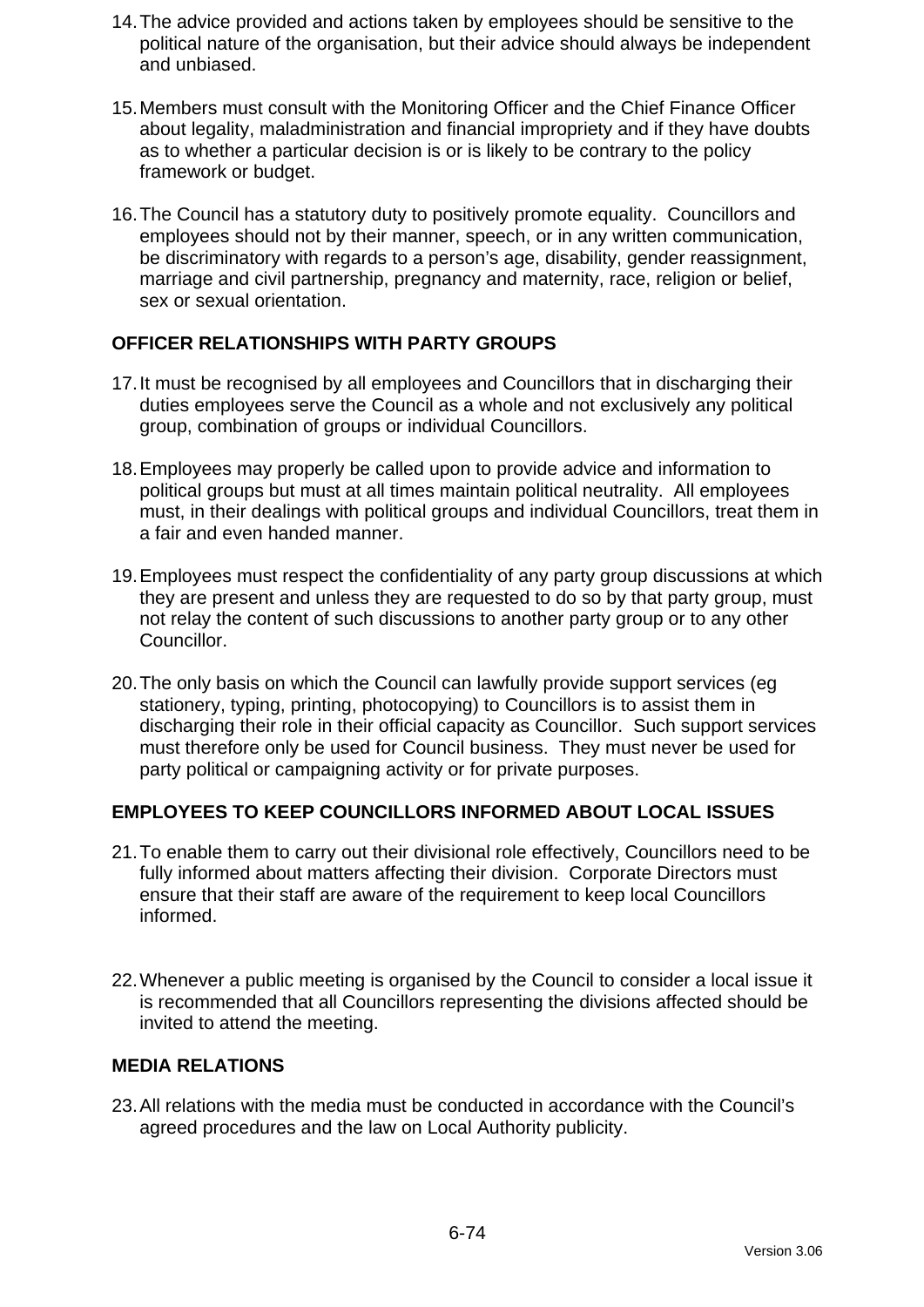14. The advice provided and actions taken by employees should be sensitive to the political nature of the organisation, but their advice should always be independent and unbiased.

15. Members must consult with the Monitoring Officer and the Chief Finance Officer about legality, maladministration and financial impropriety and if they have doubts as to whether a particular decision is or is likely to be contrary to the policy framework or budget.

16. The Council has a statutory duty to positively promote equality. Councillors and employees should not by their manner, speech, or in any written communication, be discriminatory with regards to a person's age, disability, gender reassignment, marriage and civil partnership, pregnancy and maternity, race, religion or belief, sex or sexual orientation.

## OFFICER RELATIONSHIPS WITH PARTY GROUPS

17. It must be recognised by all employees and Councillors that in discharging their duties employees serve the Council as a whole and not exclusively any political group, combination of groups or individual Councillors.

18. Employees may properly be called upon to provide advice and information to political groups but must at all times maintain political neutrality. All employees must, in their dealings with political groups and individual Councillors, treat them in a fair and even handed manner.

19. Employees must respect the confidentiality of any party group discussions at which they are present and unless they are requested to do so by that party group, must not relay the content of such discussions to another party group or to any other Councillor.

20. The only basis on which the Council can lawfully provide support services (eg stationery, typing, printing, photocopying) to Councillors is to assist them in discharging their role in their official capacity as Councillor. Such support services must therefore only be used for Council business. They must never be used for party political or campaigning activity or for private purposes.

## EMPLOYEES TO KEEP COUNCILLORS INFORMED ABOUT LOCAL ISSUES

21. To enable them to carry out their divisional role effectively, Councillors need to be fully informed about matters affecting their division. Corporate Directors must ensure that their staff are aware of the requirement to keep local Councillors informed.

22. Whenever a public meeting is organised by the Council to consider a local issue it is recommended that all Councillors representing the divisions affected should be invited to attend the meeting.

## MEDIA RELATIONS

23. All relations with the media must be conducted in accordance with the Council's agreed procedures and the law on Local Authority publicity.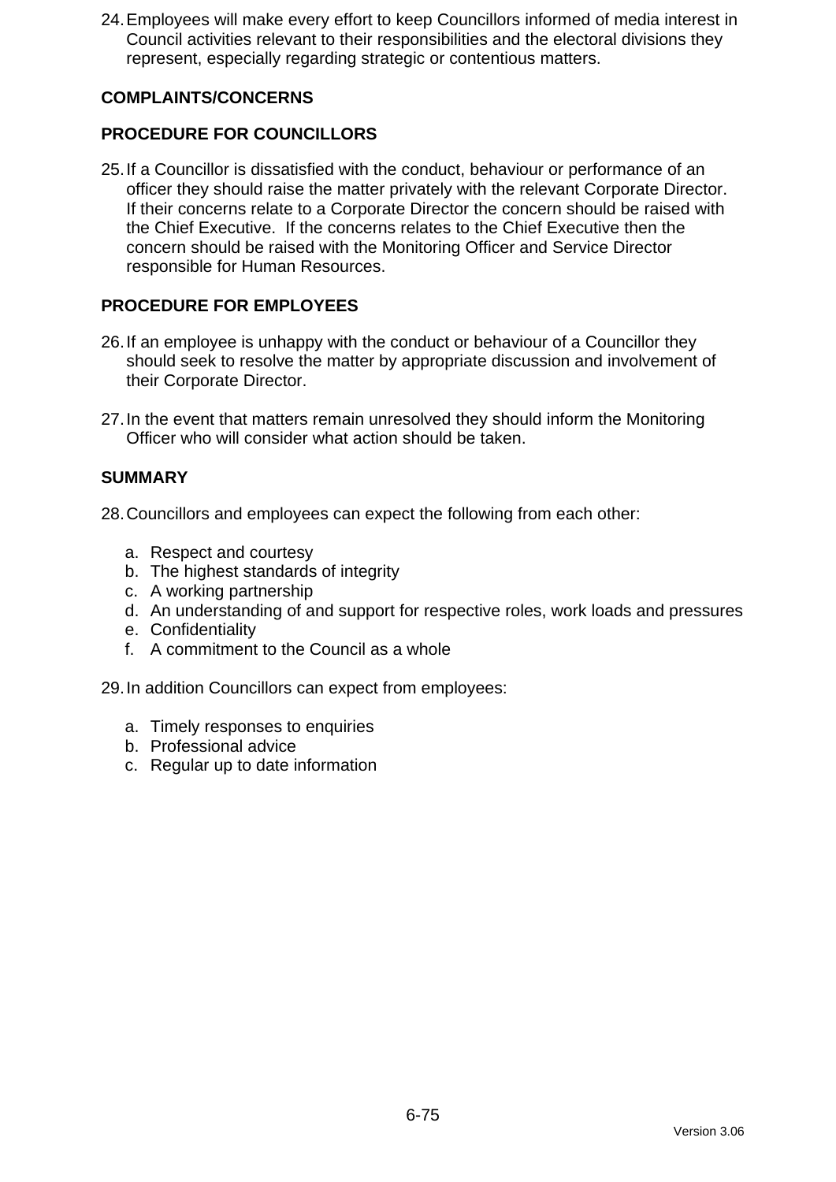24. Employees will make every effort to keep Councillors informed of media interest in Council activities relevant to their responsibilities and the electoral divisions they represent, especially regarding strategic or contentious matters.

## COMPLAINTS/CONCERNS

## PROCEDURE FOR COUNCILLORS

25. If a Councillor is dissatisfied with the conduct, behaviour or performance of an officer they should raise the matter privately with the relevant Corporate Director. If their concerns relate to a Corporate Director the concern should be raised with the Chief Executive. If the concerns relates to the Chief Executive then the concern should be raised with the Monitoring Officer and Service Director responsible for Human Resources.

## PROCEDURE FOR EMPLOYEES

26. If an employee is unhappy with the conduct or behaviour of a Councillor they should seek to resolve the matter by appropriate discussion and involvement of their Corporate Director.

27. In the event that matters remain unresolved they should inform the Monitoring Officer who will consider what action should be taken.

## SUMMARY

28. Councillors and employees can expect the following from each other:

    a. Respect and courtesy
    b. The highest standards of integrity
    c. A working partnership
    d. An understanding of and support for respective roles, work loads and pressures
    e. Confidentiality
    f. A commitment to the Council as a whole

29. In addition Councillors can expect from employees:

    a. Timely responses to enquiries
    b. Professional advice
    c. Regular up to date information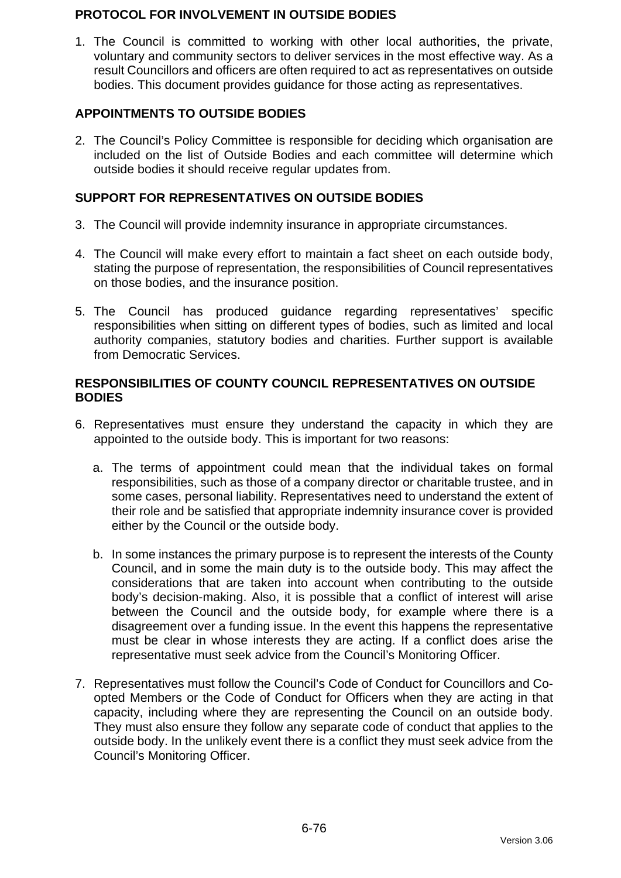## PROTOCOL FOR INVOLVEMENT IN OUTSIDE BODIES

1. The Council is committed to working with other local authorities, the private, voluntary and community sectors to deliver services in the most effective way. As a result Councillors and officers are often required to act as representatives on outside bodies. This document provides guidance for those acting as representatives.

## APPOINTMENTS TO OUTSIDE BODIES

2. The Council's Policy Committee is responsible for deciding which organisation are included on the list of Outside Bodies and each committee will determine which outside bodies it should receive regular updates from.

## SUPPORT FOR REPRESENTATIVES ON OUTSIDE BODIES

3. The Council will provide indemnity insurance in appropriate circumstances.

4. The Council will make every effort to maintain a fact sheet on each outside body, stating the purpose of representation, the responsibilities of Council representatives on those bodies, and the insurance position.

5. The Council has produced guidance regarding representatives' specific responsibilities when sitting on different types of bodies, such as limited and local authority companies, statutory bodies and charities. Further support is available from Democratic Services.

## RESPONSIBILITIES OF COUNTY COUNCIL REPRESENTATIVES ON OUTSIDE BODIES

6. Representatives must ensure they understand the capacity in which they are appointed to the outside body. This is important for two reasons:

   a. The terms of appointment could mean that the individual takes on formal responsibilities, such as those of a company director or charitable trustee, and in some cases, personal liability. Representatives need to understand the extent of their role and be satisfied that appropriate indemnity insurance cover is provided either by the Council or the outside body.

   b. In some instances the primary purpose is to represent the interests of the County Council, and in some the main duty is to the outside body. This may affect the considerations that are taken into account when contributing to the outside body's decision-making. Also, it is possible that a conflict of interest will arise between the Council and the outside body, for example where there is a disagreement over a funding issue. In the event this happens the representative must be clear in whose interests they are acting. If a conflict does arise the representative must seek advice from the Council's Monitoring Officer.

7. Representatives must follow the Council's Code of Conduct for Councillors and Co-opted Members or the Code of Conduct for Officers when they are acting in that capacity, including where they are representing the Council on an outside body. They must also ensure they follow any separate code of conduct that applies to the outside body. In the unlikely event there is a conflict they must seek advice from the Council's Monitoring Officer.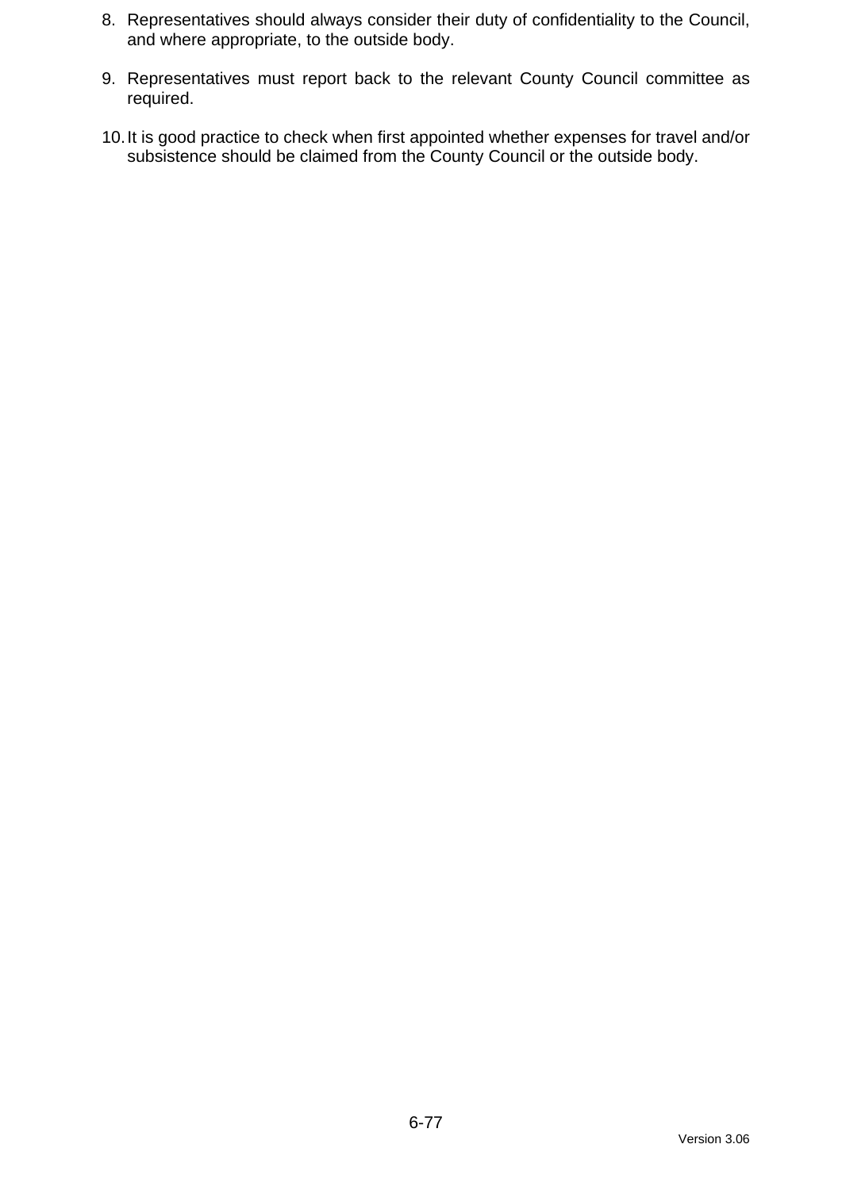8. Representatives should always consider their duty of confidentiality to the Council, and where appropriate, to the outside body.

9. Representatives must report back to the relevant County Council committee as required.

10. It is good practice to check when first appointed whether expenses for travel and/or subsistence should be claimed from the County Council or the outside body.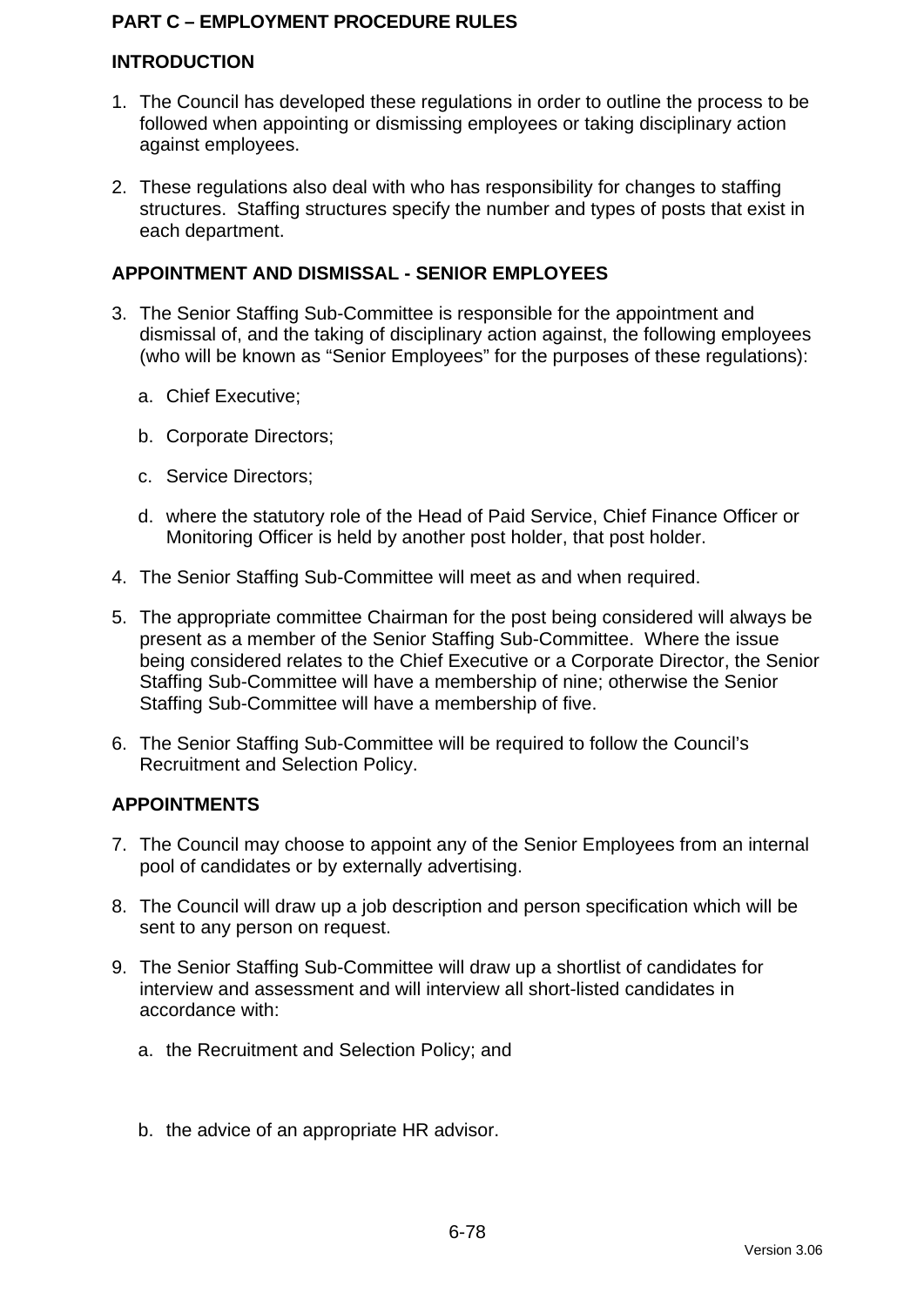# PART C – EMPLOYMENT PROCEDURE RULES

## INTRODUCTION

1. The Council has developed these regulations in order to outline the process to be followed when appointing or dismissing employees or taking disciplinary action against employees.

2. These regulations also deal with who has responsibility for changes to staffing structures. Staffing structures specify the number and types of posts that exist in each department.

## APPOINTMENT AND DISMISSAL - SENIOR EMPLOYEES

3. The Senior Staffing Sub-Committee is responsible for the appointment and dismissal of, and the taking of disciplinary action against, the following employees (who will be known as "Senior Employees" for the purposes of these regulations):

   a. Chief Executive;

   b. Corporate Directors;

   c. Service Directors;

   d. where the statutory role of the Head of Paid Service, Chief Finance Officer or Monitoring Officer is held by another post holder, that post holder.

4. The Senior Staffing Sub-Committee will meet as and when required.

5. The appropriate committee Chairman for the post being considered will always be present as a member of the Senior Staffing Sub-Committee. Where the issue being considered relates to the Chief Executive or a Corporate Director, the Senior Staffing Sub-Committee will have a membership of nine; otherwise the Senior Staffing Sub-Committee will have a membership of five.

6. The Senior Staffing Sub-Committee will be required to follow the Council's Recruitment and Selection Policy.

## APPOINTMENTS

7. The Council may choose to appoint any of the Senior Employees from an internal pool of candidates or by externally advertising.

8. The Council will draw up a job description and person specification which will be sent to any person on request.

9. The Senior Staffing Sub-Committee will draw up a shortlist of candidates for interview and assessment and will interview all short-listed candidates in accordance with:

   a. the Recruitment and Selection Policy; and

   b. the advice of an appropriate HR advisor.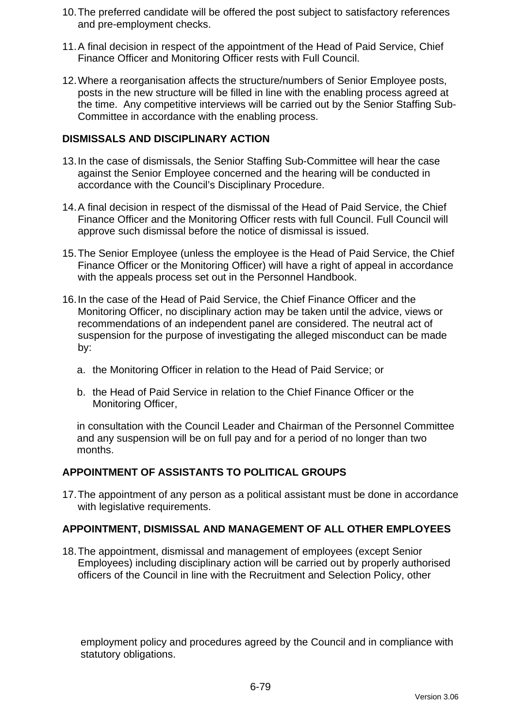10. The preferred candidate will be offered the post subject to satisfactory references and pre-employment checks.

11. A final decision in respect of the appointment of the Head of Paid Service, Chief Finance Officer and Monitoring Officer rests with Full Council.

12. Where a reorganisation affects the structure/numbers of Senior Employee posts, posts in the new structure will be filled in line with the enabling process agreed at the time. Any competitive interviews will be carried out by the Senior Staffing Sub-Committee in accordance with the enabling process.

**DISMISSALS AND DISCIPLINARY ACTION**

13. In the case of dismissals, the Senior Staffing Sub-Committee will hear the case against the Senior Employee concerned and the hearing will be conducted in accordance with the Council's Disciplinary Procedure.

14. A final decision in respect of the dismissal of the Head of Paid Service, the Chief Finance Officer and the Monitoring Officer rests with full Council. Full Council will approve such dismissal before the notice of dismissal is issued.

15. The Senior Employee (unless the employee is the Head of Paid Service, the Chief Finance Officer or the Monitoring Officer) will have a right of appeal in accordance with the appeals process set out in the Personnel Handbook.

16. In the case of the Head of Paid Service, the Chief Finance Officer and the Monitoring Officer, no disciplinary action may be taken until the advice, views or recommendations of an independent panel are considered. The neutral act of suspension for the purpose of investigating the alleged misconduct can be made by:

    a. the Monitoring Officer in relation to the Head of Paid Service; or

    b. the Head of Paid Service in relation to the Chief Finance Officer or the Monitoring Officer,

    in consultation with the Council Leader and Chairman of the Personnel Committee and any suspension will be on full pay and for a period of no longer than two months.

**APPOINTMENT OF ASSISTANTS TO POLITICAL GROUPS**

17. The appointment of any person as a political assistant must be done in accordance with legislative requirements.

**APPOINTMENT, DISMISSAL AND MANAGEMENT OF ALL OTHER EMPLOYEES**

18. The appointment, dismissal and management of employees (except Senior Employees) including disciplinary action will be carried out by properly authorised officers of the Council in line with the Recruitment and Selection Policy, other employment policy and procedures agreed by the Council and in compliance with statutory obligations.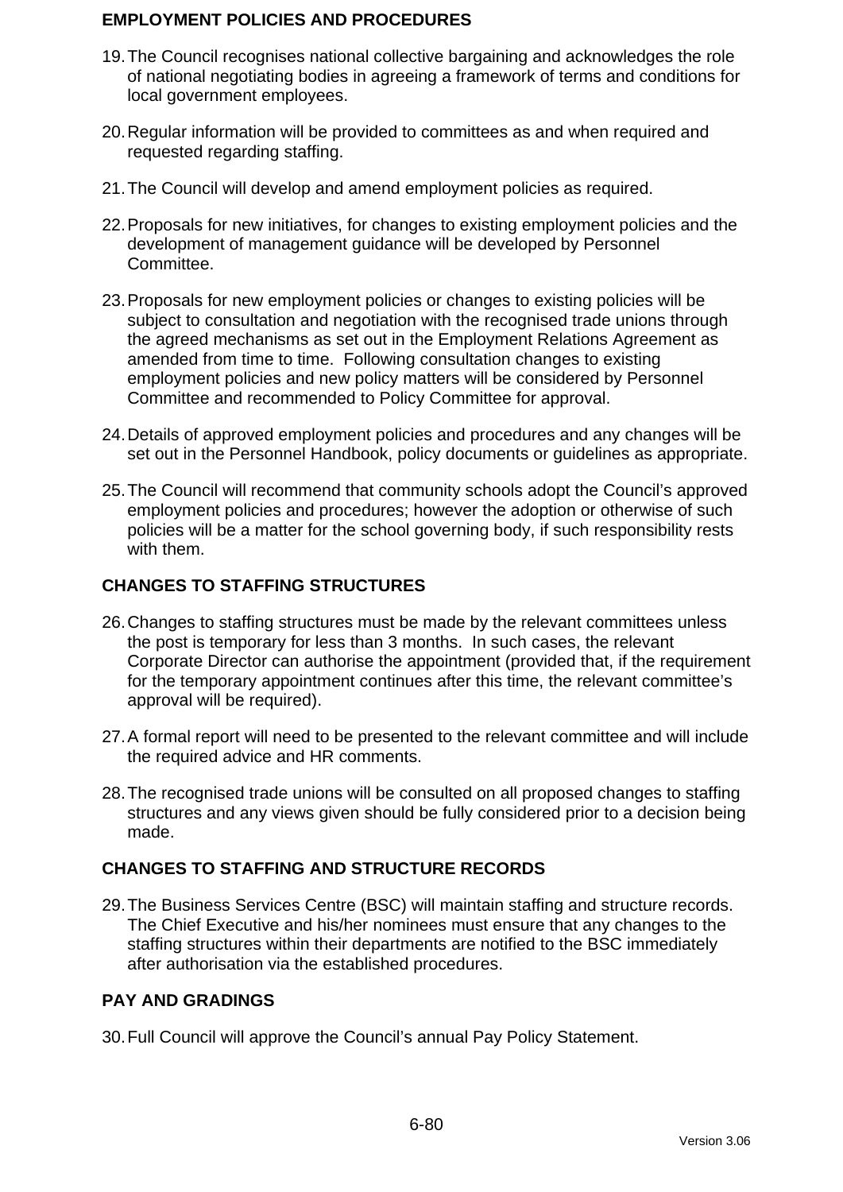## EMPLOYMENT POLICIES AND PROCEDURES

19. The Council recognises national collective bargaining and acknowledges the role of national negotiating bodies in agreeing a framework of terms and conditions for local government employees.

20. Regular information will be provided to committees as and when required and requested regarding staffing.

21. The Council will develop and amend employment policies as required.

22. Proposals for new initiatives, for changes to existing employment policies and the development of management guidance will be developed by Personnel Committee.

23. Proposals for new employment policies or changes to existing policies will be subject to consultation and negotiation with the recognised trade unions through the agreed mechanisms as set out in the Employment Relations Agreement as amended from time to time. Following consultation changes to existing employment policies and new policy matters will be considered by Personnel Committee and recommended to Policy Committee for approval.

24. Details of approved employment policies and procedures and any changes will be set out in the Personnel Handbook, policy documents or guidelines as appropriate.

25. The Council will recommend that community schools adopt the Council's approved employment policies and procedures; however the adoption or otherwise of such policies will be a matter for the school governing body, if such responsibility rests with them.

## CHANGES TO STAFFING STRUCTURES

26. Changes to staffing structures must be made by the relevant committees unless the post is temporary for less than 3 months. In such cases, the relevant Corporate Director can authorise the appointment (provided that, if the requirement for the temporary appointment continues after this time, the relevant committee's approval will be required).

27. A formal report will need to be presented to the relevant committee and will include the required advice and HR comments.

28. The recognised trade unions will be consulted on all proposed changes to staffing structures and any views given should be fully considered prior to a decision being made.

## CHANGES TO STAFFING AND STRUCTURE RECORDS

29. The Business Services Centre (BSC) will maintain staffing and structure records. The Chief Executive and his/her nominees must ensure that any changes to the staffing structures within their departments are notified to the BSC immediately after authorisation via the established procedures.

## PAY AND GRADINGS

30. Full Council will approve the Council's annual Pay Policy Statement.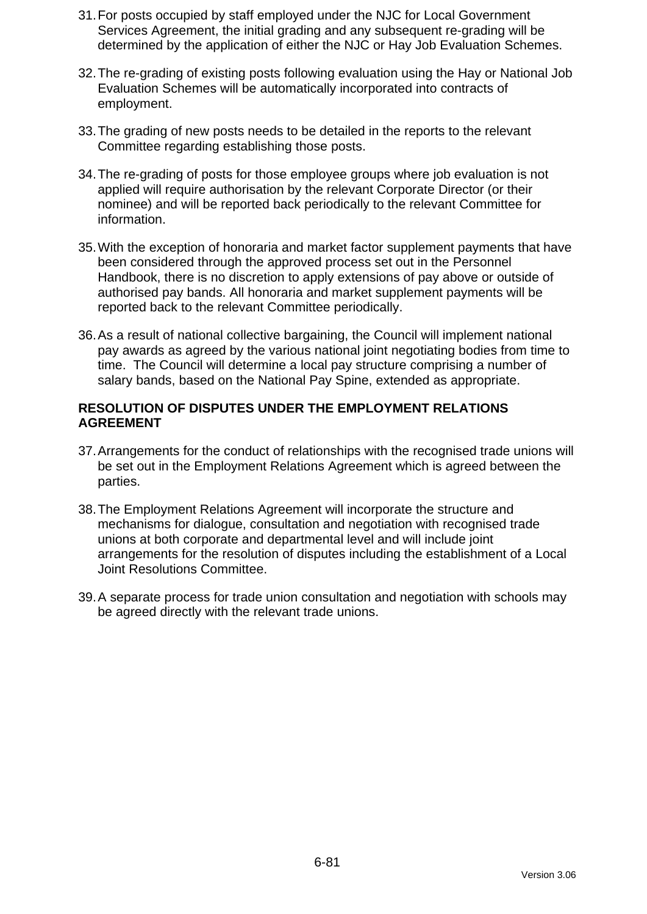31. For posts occupied by staff employed under the NJC for Local Government Services Agreement, the initial grading and any subsequent re-grading will be determined by the application of either the NJC or Hay Job Evaluation Schemes.

32. The re-grading of existing posts following evaluation using the Hay or National Job Evaluation Schemes will be automatically incorporated into contracts of employment.

33. The grading of new posts needs to be detailed in the reports to the relevant Committee regarding establishing those posts.

34. The re-grading of posts for those employee groups where job evaluation is not applied will require authorisation by the relevant Corporate Director (or their nominee) and will be reported back periodically to the relevant Committee for information.

35. With the exception of honoraria and market factor supplement payments that have been considered through the approved process set out in the Personnel Handbook, there is no discretion to apply extensions of pay above or outside of authorised pay bands. All honoraria and market supplement payments will be reported back to the relevant Committee periodically.

36. As a result of national collective bargaining, the Council will implement national pay awards as agreed by the various national joint negotiating bodies from time to time. The Council will determine a local pay structure comprising a number of salary bands, based on the National Pay Spine, extended as appropriate.

**RESOLUTION OF DISPUTES UNDER THE EMPLOYMENT RELATIONS AGREEMENT**

37. Arrangements for the conduct of relationships with the recognised trade unions will be set out in the Employment Relations Agreement which is agreed between the parties.

38. The Employment Relations Agreement will incorporate the structure and mechanisms for dialogue, consultation and negotiation with recognised trade unions at both corporate and departmental level and will include joint arrangements for the resolution of disputes including the establishment of a Local Joint Resolutions Committee.

39. A separate process for trade union consultation and negotiation with schools may be agreed directly with the relevant trade unions.